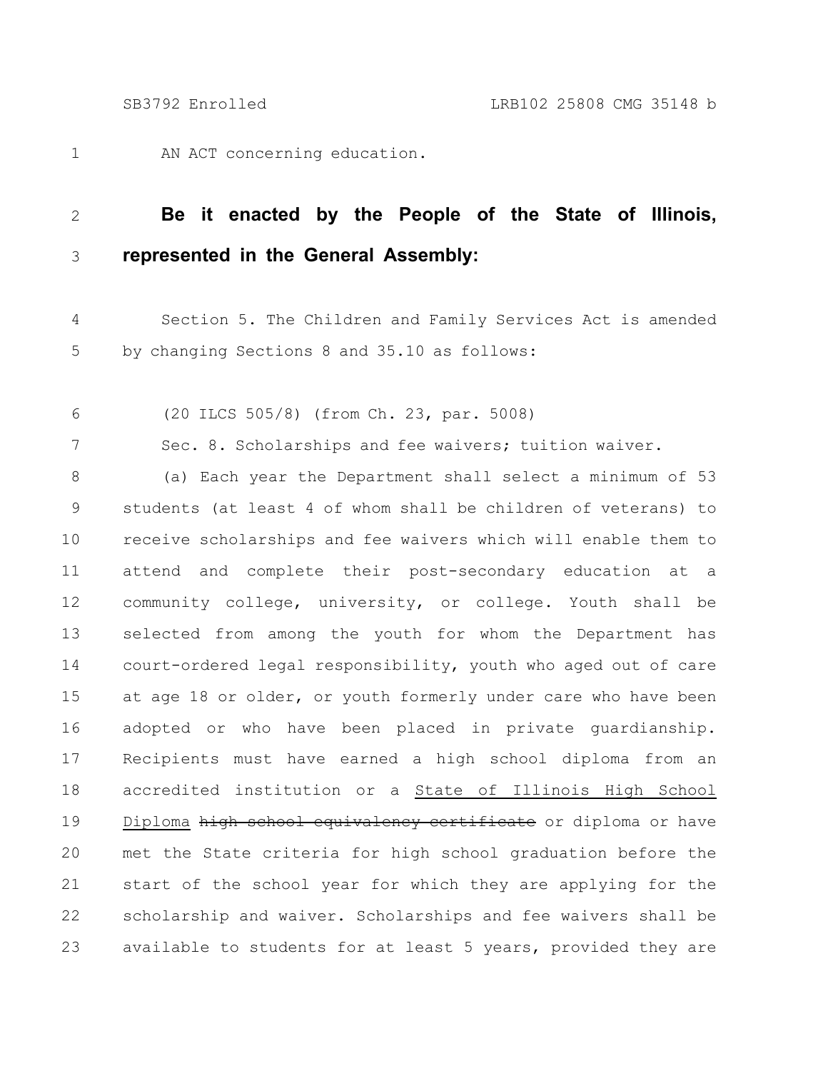AN ACT concerning education.

**Be it enacted by the People of the State of Illinois, represented in the General Assembly:**

Section 5. The Children and Family Services Act is amended by changing Sections 8 and 35.10 as follows:

(20 ILCS 505/8) (from Ch. 23, par. 5008)

Sec. 8. Scholarships and fee waivers; tuition waiver.

(a) Each year the Department shall select a minimum of 53 students (at least 4 of whom shall be children of veterans) to receive scholarships and fee waivers which will enable them to attend and complete their post-secondary education at a community college, university, or college. Youth shall be selected from among the youth for whom the Department has court-ordered legal responsibility, youth who aged out of care at age 18 or older, or youth formerly under care who have been adopted or who have been placed in private guardianship. Recipients must have earned a high school diploma from an accredited institution or a <u>State of Illinois High School Diploma</u> ~~high school equivalency certificate~~ or diploma or have met the State criteria for high school graduation before the start of the school year for which they are applying for the scholarship and waiver. Scholarships and fee waivers shall be available to students for at least 5 years, provided they are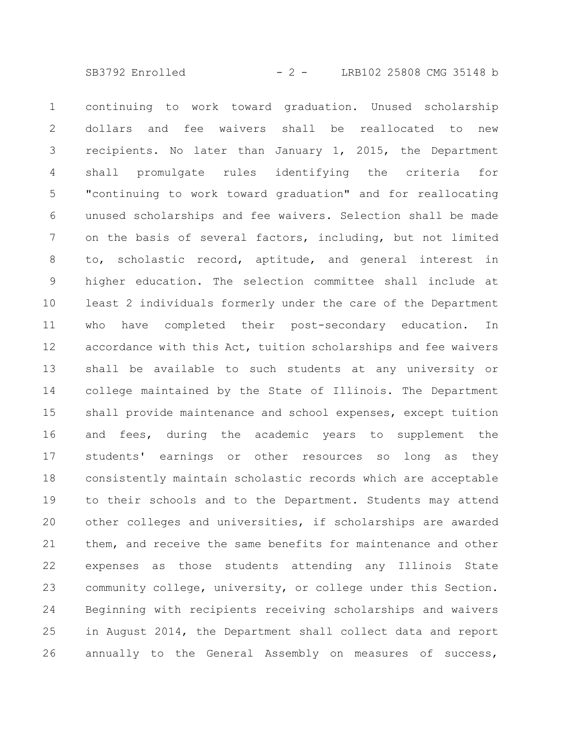continuing to work toward graduation. Unused scholarship dollars and fee waivers shall be reallocated to new recipients. No later than January 1, 2015, the Department shall promulgate rules identifying the criteria for "continuing to work toward graduation" and for reallocating unused scholarships and fee waivers. Selection shall be made on the basis of several factors, including, but not limited to, scholastic record, aptitude, and general interest in higher education. The selection committee shall include at least 2 individuals formerly under the care of the Department who have completed their post-secondary education. In accordance with this Act, tuition scholarships and fee waivers shall be available to such students at any university or college maintained by the State of Illinois. The Department shall provide maintenance and school expenses, except tuition and fees, during the academic years to supplement the students' earnings or other resources so long as they consistently maintain scholastic records which are acceptable to their schools and to the Department. Students may attend other colleges and universities, if scholarships are awarded them, and receive the same benefits for maintenance and other expenses as those students attending any Illinois State community college, university, or college under this Section. Beginning with recipients receiving scholarships and waivers in August 2014, the Department shall collect data and report annually to the General Assembly on measures of success,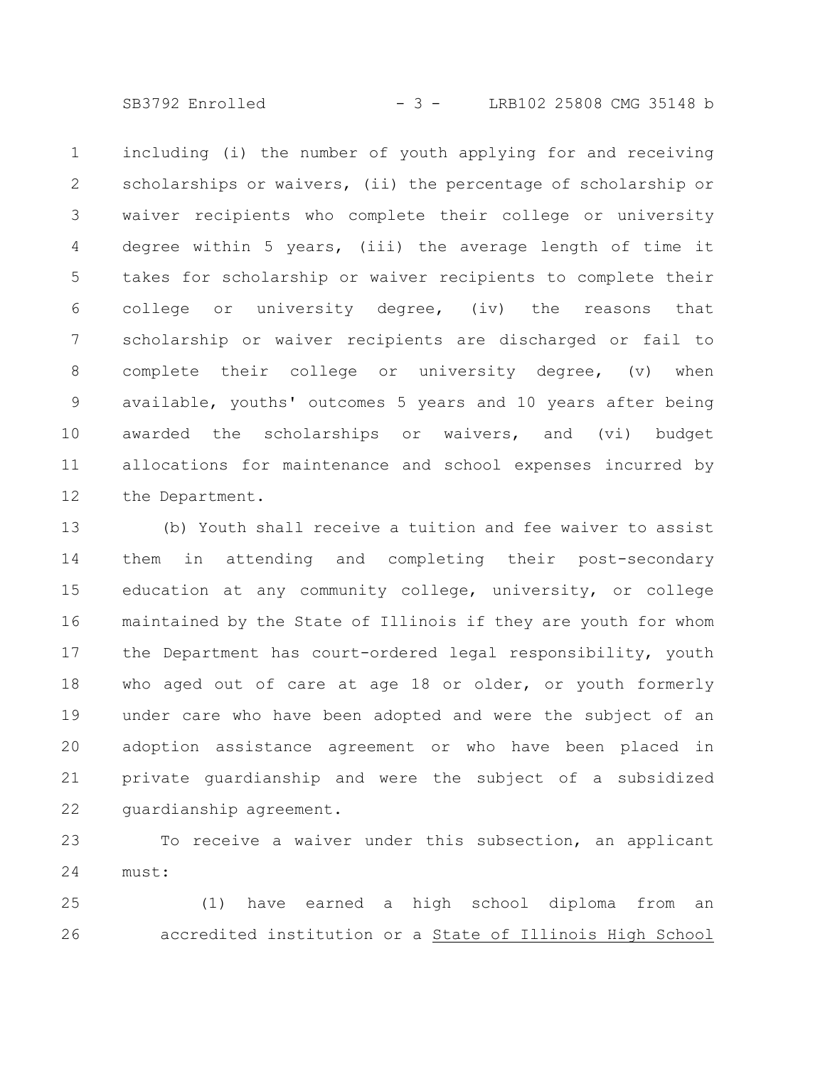including (i) the number of youth applying for and receiving scholarships or waivers, (ii) the percentage of scholarship or waiver recipients who complete their college or university degree within 5 years, (iii) the average length of time it takes for scholarship or waiver recipients to complete their college or university degree, (iv) the reasons that scholarship or waiver recipients are discharged or fail to complete their college or university degree, (v) when available, youths' outcomes 5 years and 10 years after being awarded the scholarships or waivers, and (vi) budget allocations for maintenance and school expenses incurred by the Department.

(b) Youth shall receive a tuition and fee waiver to assist them in attending and completing their post-secondary education at any community college, university, or college maintained by the State of Illinois if they are youth for whom the Department has court-ordered legal responsibility, youth who aged out of care at age 18 or older, or youth formerly under care who have been adopted and were the subject of an adoption assistance agreement or who have been placed in private guardianship and were the subject of a subsidized guardianship agreement.

To receive a waiver under this subsection, an applicant must:

(1) have earned a high school diploma from an accredited institution or a State of Illinois High School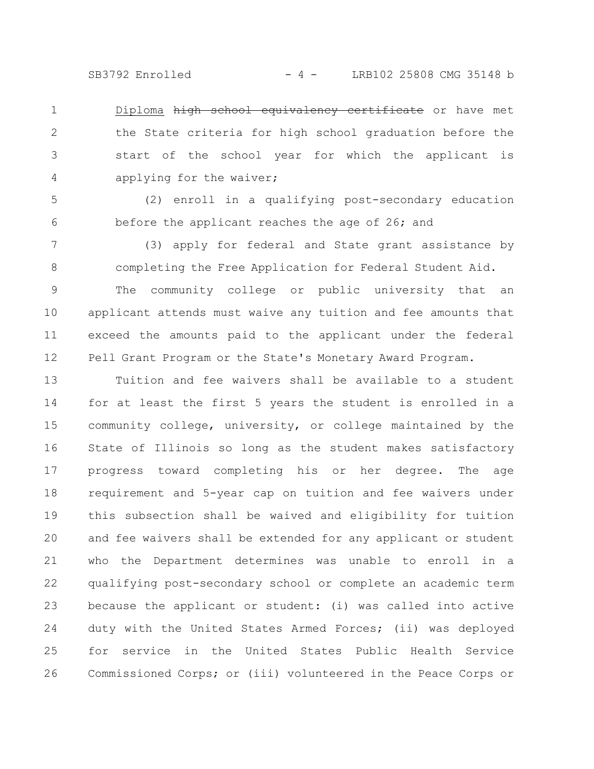Diploma ~~high school equivalency certificate~~ or have met the State criteria for high school graduation before the start of the school year for which the applicant is applying for the waiver;

(2) enroll in a qualifying post-secondary education before the applicant reaches the age of 26; and

(3) apply for federal and State grant assistance by completing the Free Application for Federal Student Aid.

The community college or public university that an applicant attends must waive any tuition and fee amounts that exceed the amounts paid to the applicant under the federal Pell Grant Program or the State's Monetary Award Program.

Tuition and fee waivers shall be available to a student for at least the first 5 years the student is enrolled in a community college, university, or college maintained by the State of Illinois so long as the student makes satisfactory progress toward completing his or her degree. The age requirement and 5-year cap on tuition and fee waivers under this subsection shall be waived and eligibility for tuition and fee waivers shall be extended for any applicant or student who the Department determines was unable to enroll in a qualifying post-secondary school or complete an academic term because the applicant or student: (i) was called into active duty with the United States Armed Forces; (ii) was deployed for service in the United States Public Health Service Commissioned Corps; or (iii) volunteered in the Peace Corps or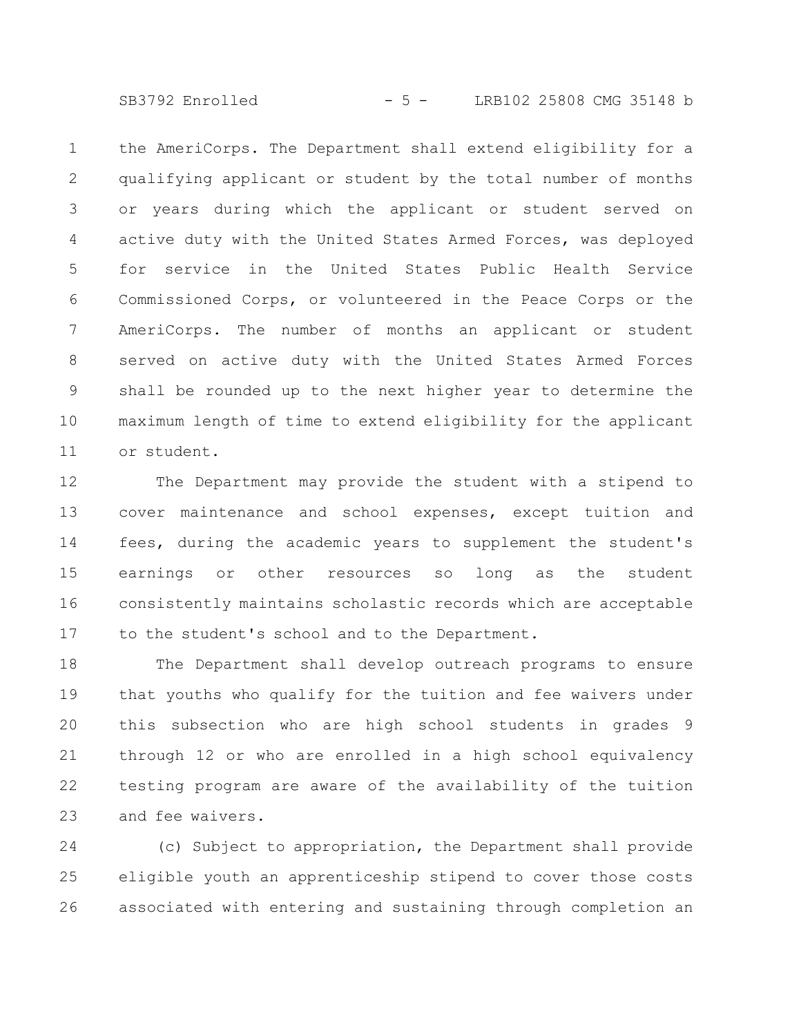the AmeriCorps. The Department shall extend eligibility for a qualifying applicant or student by the total number of months or years during which the applicant or student served on active duty with the United States Armed Forces, was deployed for service in the United States Public Health Service Commissioned Corps, or volunteered in the Peace Corps or the AmeriCorps. The number of months an applicant or student served on active duty with the United States Armed Forces shall be rounded up to the next higher year to determine the maximum length of time to extend eligibility for the applicant or student.

The Department may provide the student with a stipend to cover maintenance and school expenses, except tuition and fees, during the academic years to supplement the student's earnings or other resources so long as the student consistently maintains scholastic records which are acceptable to the student's school and to the Department.

The Department shall develop outreach programs to ensure that youths who qualify for the tuition and fee waivers under this subsection who are high school students in grades 9 through 12 or who are enrolled in a high school equivalency testing program are aware of the availability of the tuition and fee waivers.

(c) Subject to appropriation, the Department shall provide eligible youth an apprenticeship stipend to cover those costs associated with entering and sustaining through completion an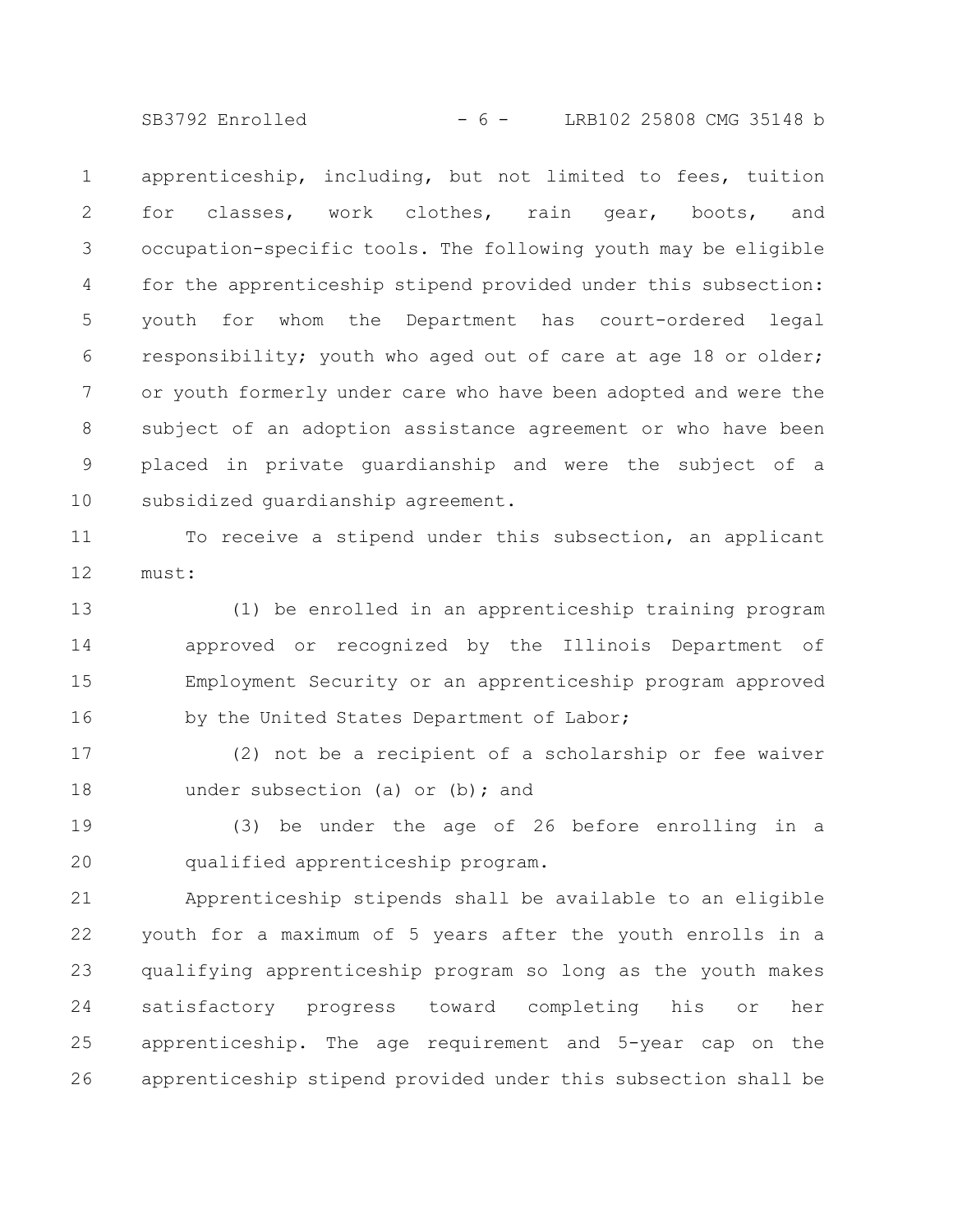apprenticeship, including, but not limited to fees, tuition for classes, work clothes, rain gear, boots, and occupation-specific tools. The following youth may be eligible for the apprenticeship stipend provided under this subsection: youth for whom the Department has court-ordered legal responsibility; youth who aged out of care at age 18 or older; or youth formerly under care who have been adopted and were the subject of an adoption assistance agreement or who have been placed in private guardianship and were the subject of a subsidized guardianship agreement.

To receive a stipend under this subsection, an applicant must:

(1) be enrolled in an apprenticeship training program approved or recognized by the Illinois Department of Employment Security or an apprenticeship program approved by the United States Department of Labor;

(2) not be a recipient of a scholarship or fee waiver under subsection (a) or (b); and

(3) be under the age of 26 before enrolling in a qualified apprenticeship program.

Apprenticeship stipends shall be available to an eligible youth for a maximum of 5 years after the youth enrolls in a qualifying apprenticeship program so long as the youth makes satisfactory progress toward completing his or her apprenticeship. The age requirement and 5-year cap on the apprenticeship stipend provided under this subsection shall be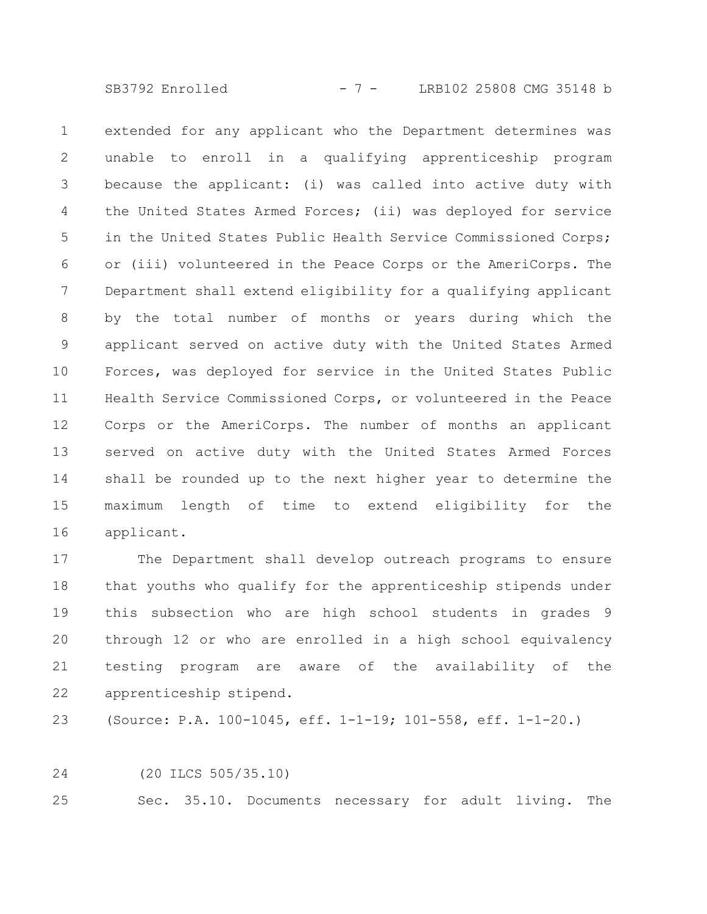extended for any applicant who the Department determines was unable to enroll in a qualifying apprenticeship program because the applicant: (i) was called into active duty with the United States Armed Forces; (ii) was deployed for service in the United States Public Health Service Commissioned Corps; or (iii) volunteered in the Peace Corps or the AmeriCorps. The Department shall extend eligibility for a qualifying applicant by the total number of months or years during which the applicant served on active duty with the United States Armed Forces, was deployed for service in the United States Public Health Service Commissioned Corps, or volunteered in the Peace Corps or the AmeriCorps. The number of months an applicant served on active duty with the United States Armed Forces shall be rounded up to the next higher year to determine the maximum length of time to extend eligibility for the applicant.

The Department shall develop outreach programs to ensure that youths who qualify for the apprenticeship stipends under this subsection who are high school students in grades 9 through 12 or who are enrolled in a high school equivalency testing program are aware of the availability of the apprenticeship stipend.

(Source: P.A. 100-1045, eff. 1-1-19; 101-558, eff. 1-1-20.)

(20 ILCS 505/35.10)

Sec. 35.10. Documents necessary for adult living. The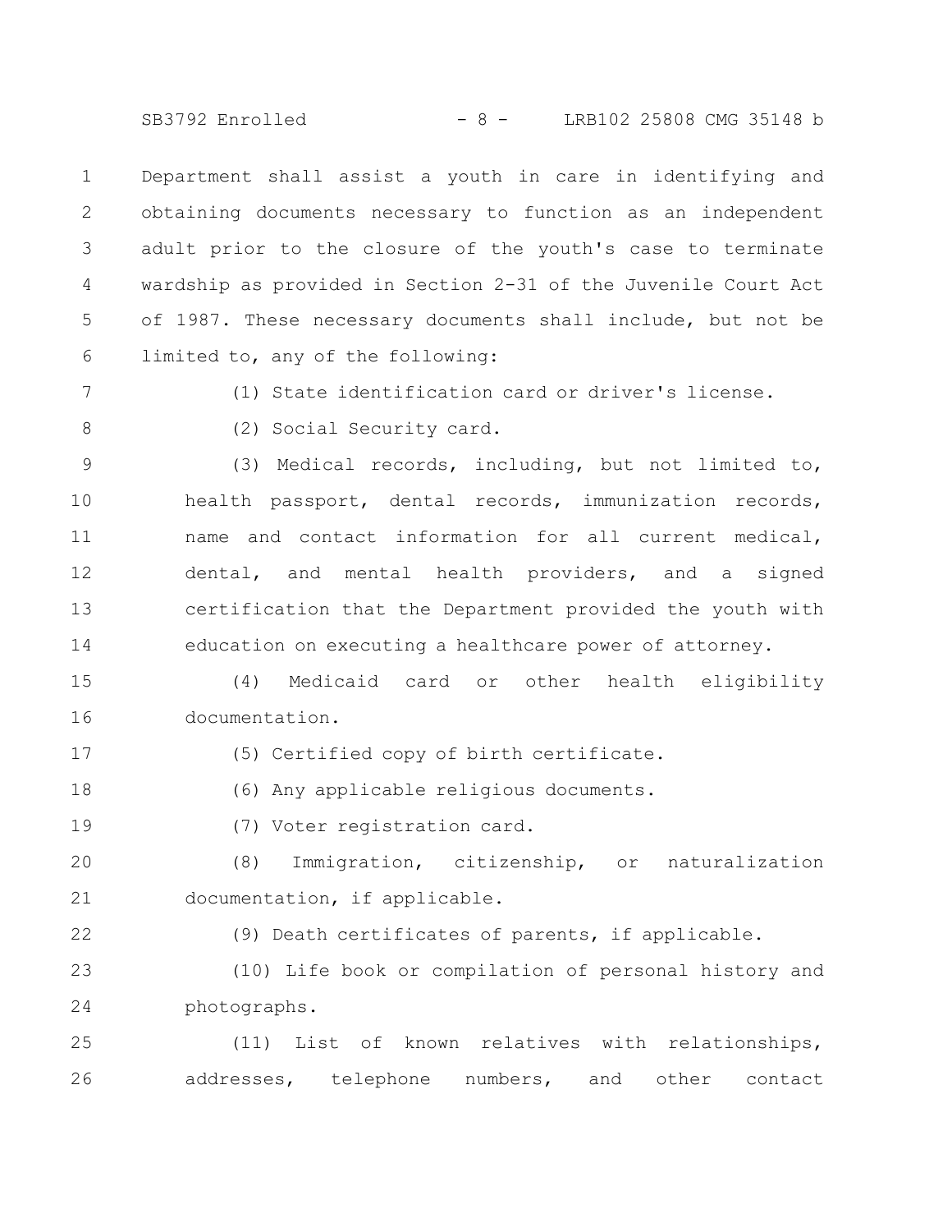Department shall assist a youth in care in identifying and obtaining documents necessary to function as an independent adult prior to the closure of the youth's case to terminate wardship as provided in Section 2-31 of the Juvenile Court Act of 1987. These necessary documents shall include, but not be limited to, any of the following:

(1) State identification card or driver's license.

(2) Social Security card.

(3) Medical records, including, but not limited to, health passport, dental records, immunization records, name and contact information for all current medical, dental, and mental health providers, and a signed certification that the Department provided the youth with education on executing a healthcare power of attorney.

(4) Medicaid card or other health eligibility documentation.

(5) Certified copy of birth certificate.

(6) Any applicable religious documents.

(7) Voter registration card.

(8) Immigration, citizenship, or naturalization documentation, if applicable.

(9) Death certificates of parents, if applicable.

(10) Life book or compilation of personal history and photographs.

(11) List of known relatives with relationships, addresses, telephone numbers, and other contact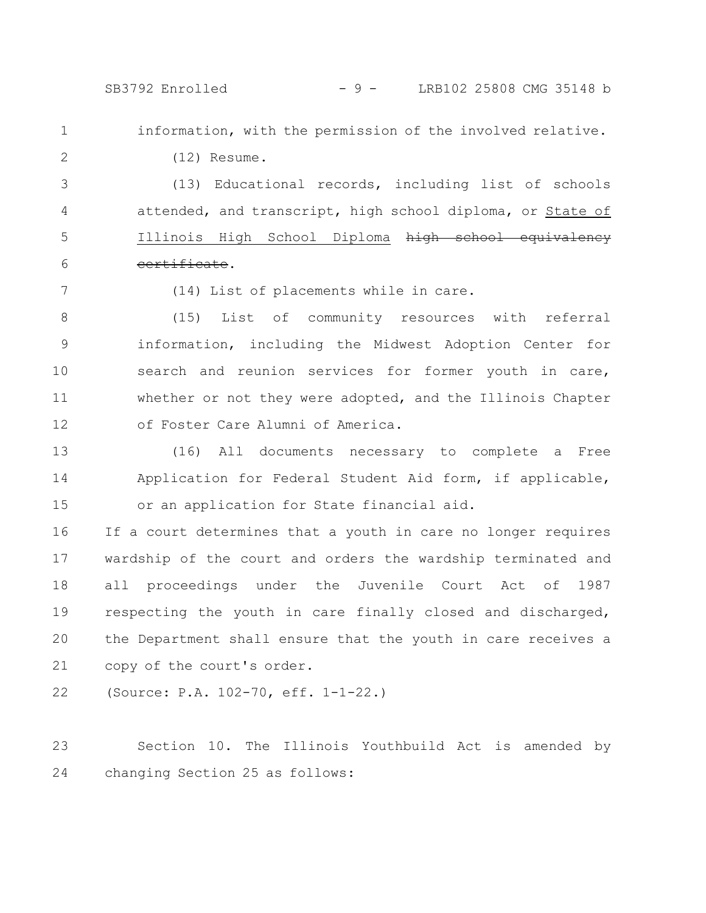information, with the permission of the involved relative.

(12) Resume.

(13) Educational records, including list of schools attended, and transcript, high school diploma, or State of Illinois High School Diploma ~~high school equivalency certificate~~.

(14) List of placements while in care.

(15) List of community resources with referral information, including the Midwest Adoption Center for search and reunion services for former youth in care, whether or not they were adopted, and the Illinois Chapter of Foster Care Alumni of America.

(16) All documents necessary to complete a Free Application for Federal Student Aid form, if applicable, or an application for State financial aid.

If a court determines that a youth in care no longer requires wardship of the court and orders the wardship terminated and all proceedings under the Juvenile Court Act of 1987 respecting the youth in care finally closed and discharged, the Department shall ensure that the youth in care receives a copy of the court's order.

(Source: P.A. 102-70, eff. 1-1-22.)

Section 10. The Illinois Youthbuild Act is amended by changing Section 25 as follows: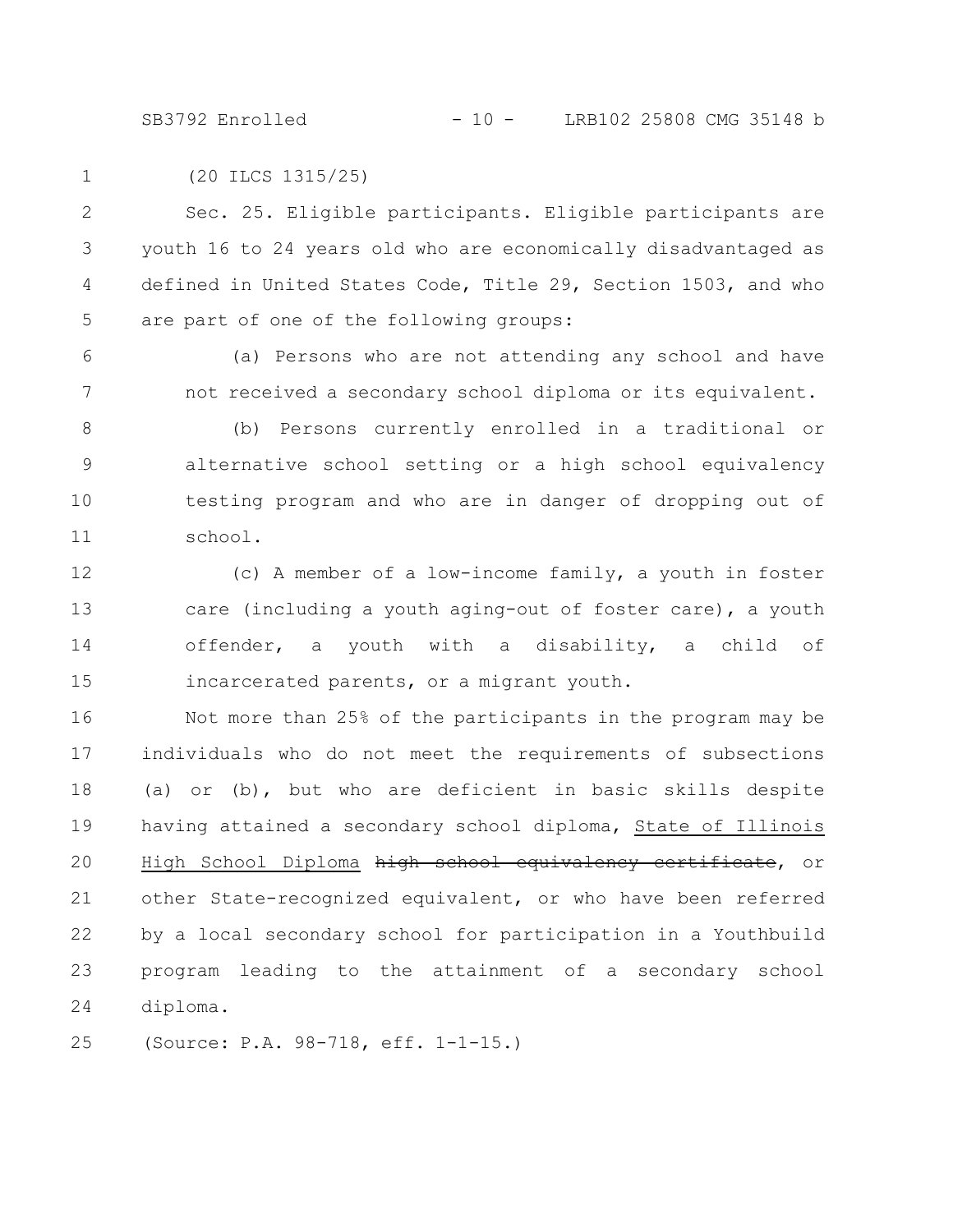(20 ILCS 1315/25)

Sec. 25. Eligible participants. Eligible participants are youth 16 to 24 years old who are economically disadvantaged as defined in United States Code, Title 29, Section 1503, and who are part of one of the following groups:

(a) Persons who are not attending any school and have not received a secondary school diploma or its equivalent.

(b) Persons currently enrolled in a traditional or alternative school setting or a high school equivalency testing program and who are in danger of dropping out of school.

(c) A member of a low-income family, a youth in foster care (including a youth aging-out of foster care), a youth offender, a youth with a disability, a child of incarcerated parents, or a migrant youth.

Not more than 25% of the participants in the program may be individuals who do not meet the requirements of subsections (a) or (b), but who are deficient in basic skills despite having attained a secondary school diploma, State of Illinois High School Diploma ~~high school equivalency certificate~~, or other State-recognized equivalent, or who have been referred by a local secondary school for participation in a Youthbuild program leading to the attainment of a secondary school diploma.

(Source: P.A. 98-718, eff. 1-1-15.)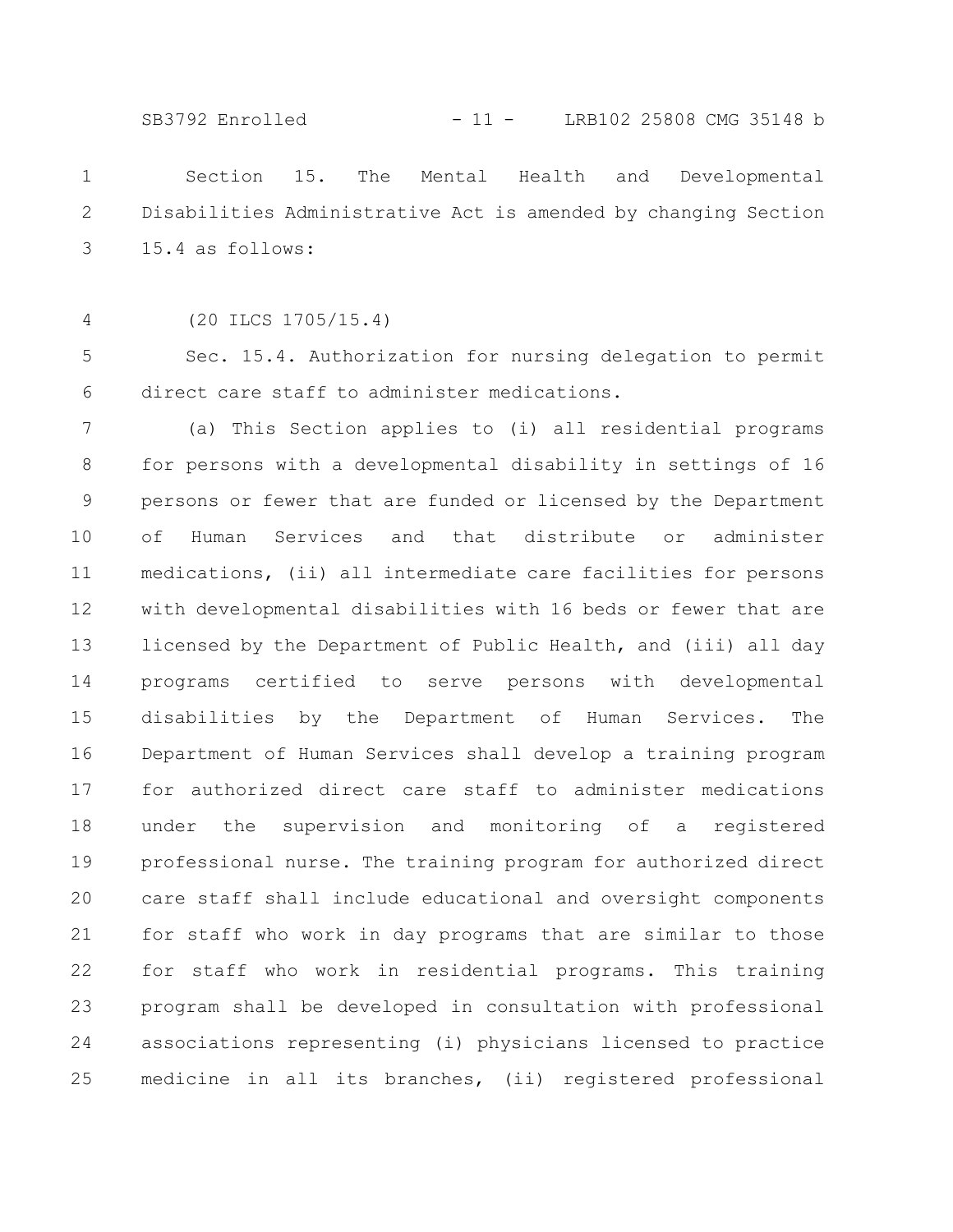Section 15. The Mental Health and Developmental Disabilities Administrative Act is amended by changing Section 15.4 as follows:

(20 ILCS 1705/15.4)

Sec. 15.4. Authorization for nursing delegation to permit direct care staff to administer medications.

(a) This Section applies to (i) all residential programs for persons with a developmental disability in settings of 16 persons or fewer that are funded or licensed by the Department of Human Services and that distribute or administer medications, (ii) all intermediate care facilities for persons with developmental disabilities with 16 beds or fewer that are licensed by the Department of Public Health, and (iii) all day programs certified to serve persons with developmental disabilities by the Department of Human Services. The Department of Human Services shall develop a training program for authorized direct care staff to administer medications under the supervision and monitoring of a registered professional nurse. The training program for authorized direct care staff shall include educational and oversight components for staff who work in day programs that are similar to those for staff who work in residential programs. This training program shall be developed in consultation with professional associations representing (i) physicians licensed to practice medicine in all its branches, (ii) registered professional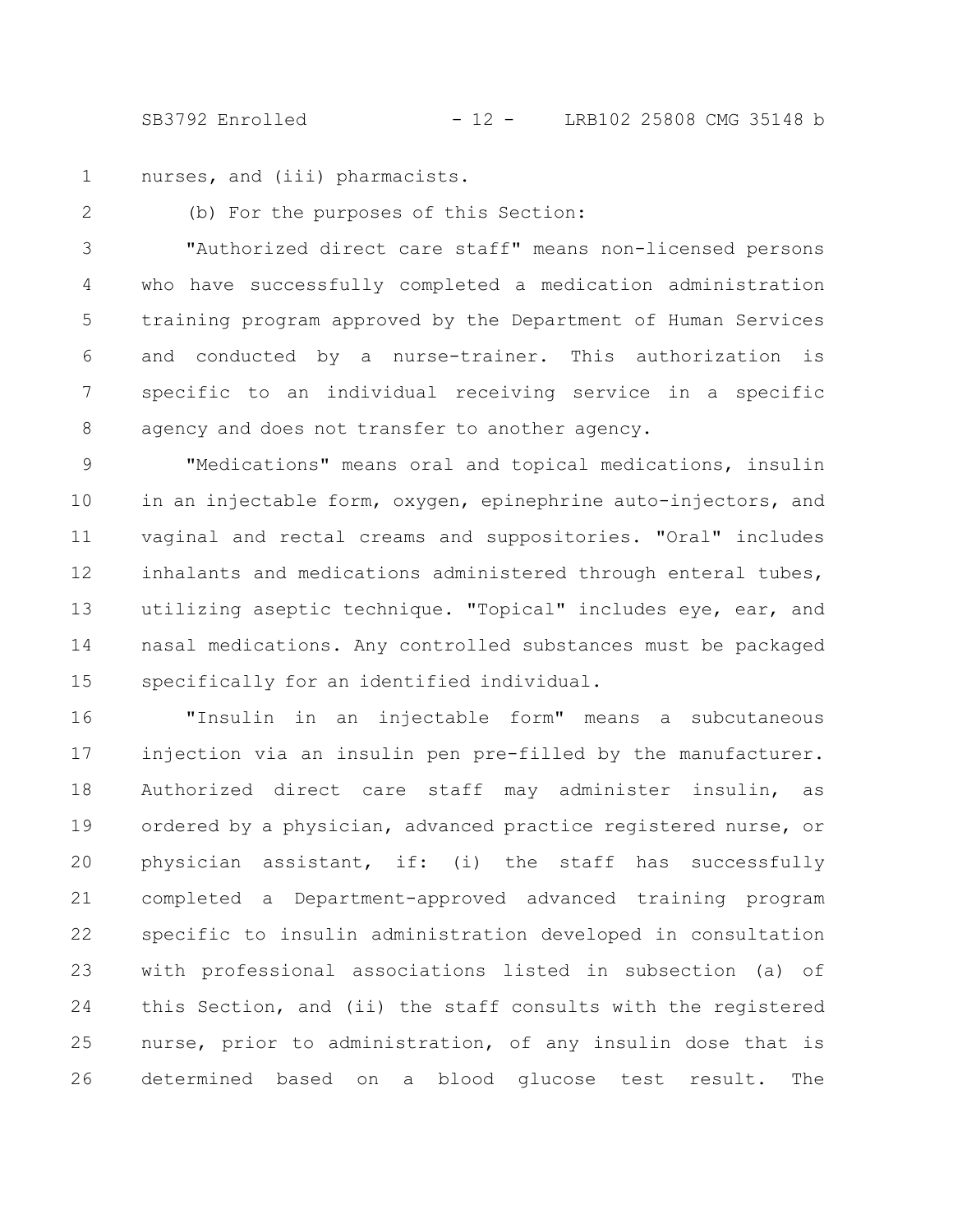nurses, and (iii) pharmacists.

(b) For the purposes of this Section:

"Authorized direct care staff" means non-licensed persons who have successfully completed a medication administration training program approved by the Department of Human Services and conducted by a nurse-trainer. This authorization is specific to an individual receiving service in a specific agency and does not transfer to another agency.

"Medications" means oral and topical medications, insulin in an injectable form, oxygen, epinephrine auto-injectors, and vaginal and rectal creams and suppositories. "Oral" includes inhalants and medications administered through enteral tubes, utilizing aseptic technique. "Topical" includes eye, ear, and nasal medications. Any controlled substances must be packaged specifically for an identified individual.

"Insulin in an injectable form" means a subcutaneous injection via an insulin pen pre-filled by the manufacturer. Authorized direct care staff may administer insulin, as ordered by a physician, advanced practice registered nurse, or physician assistant, if: (i) the staff has successfully completed a Department-approved advanced training program specific to insulin administration developed in consultation with professional associations listed in subsection (a) of this Section, and (ii) the staff consults with the registered nurse, prior to administration, of any insulin dose that is determined based on a blood glucose test result. The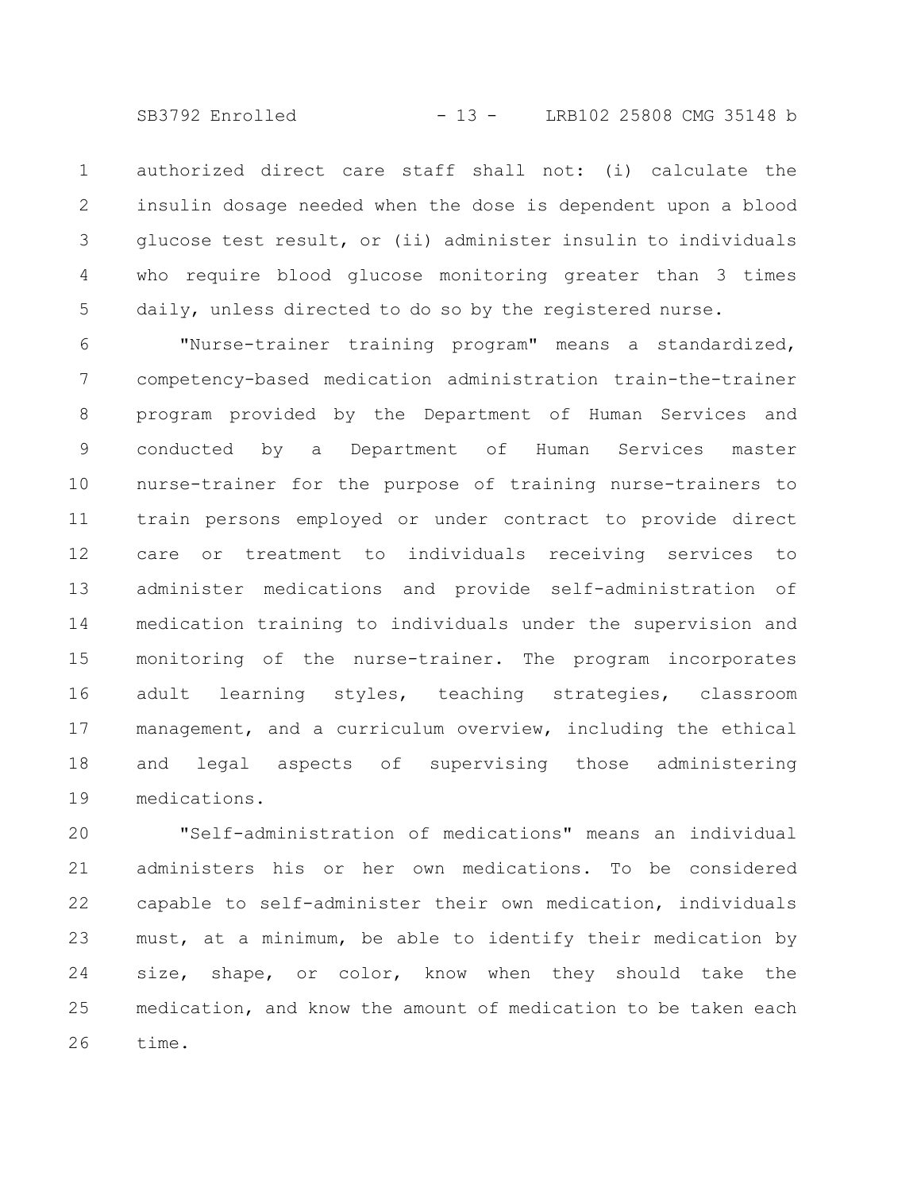authorized direct care staff shall not: (i) calculate the insulin dosage needed when the dose is dependent upon a blood glucose test result, or (ii) administer insulin to individuals who require blood glucose monitoring greater than 3 times daily, unless directed to do so by the registered nurse.

"Nurse-trainer training program" means a standardized, competency-based medication administration train-the-trainer program provided by the Department of Human Services and conducted by a Department of Human Services master nurse-trainer for the purpose of training nurse-trainers to train persons employed or under contract to provide direct care or treatment to individuals receiving services to administer medications and provide self-administration of medication training to individuals under the supervision and monitoring of the nurse-trainer. The program incorporates adult learning styles, teaching strategies, classroom management, and a curriculum overview, including the ethical and legal aspects of supervising those administering medications.

"Self-administration of medications" means an individual administers his or her own medications. To be considered capable to self-administer their own medication, individuals must, at a minimum, be able to identify their medication by size, shape, or color, know when they should take the medication, and know the amount of medication to be taken each time.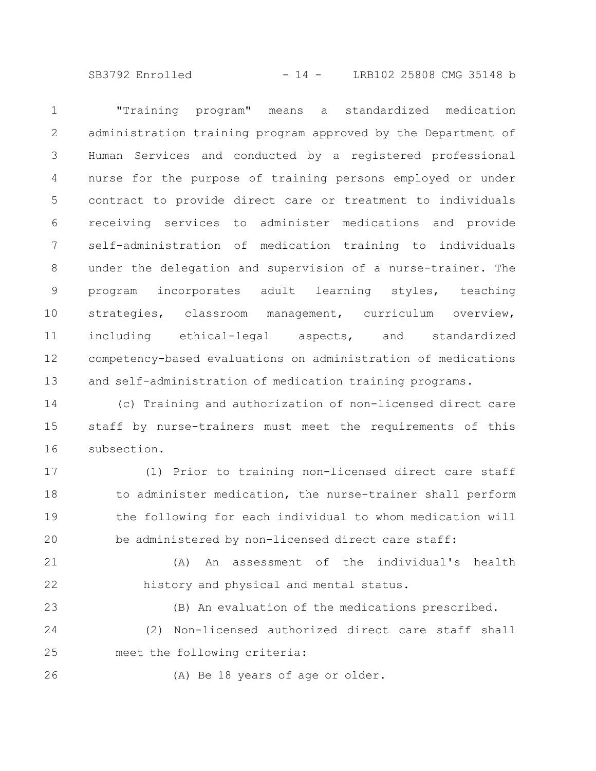"Training program" means a standardized medication administration training program approved by the Department of Human Services and conducted by a registered professional nurse for the purpose of training persons employed or under contract to provide direct care or treatment to individuals receiving services to administer medications and provide self-administration of medication training to individuals under the delegation and supervision of a nurse-trainer. The program incorporates adult learning styles, teaching strategies, classroom management, curriculum overview, including ethical-legal aspects, and standardized competency-based evaluations on administration of medications and self-administration of medication training programs.

(c) Training and authorization of non-licensed direct care staff by nurse-trainers must meet the requirements of this subsection.

(1) Prior to training non-licensed direct care staff to administer medication, the nurse-trainer shall perform the following for each individual to whom medication will be administered by non-licensed direct care staff:

(A) An assessment of the individual's health history and physical and mental status.

(B) An evaluation of the medications prescribed.

(2) Non-licensed authorized direct care staff shall meet the following criteria:

(A) Be 18 years of age or older.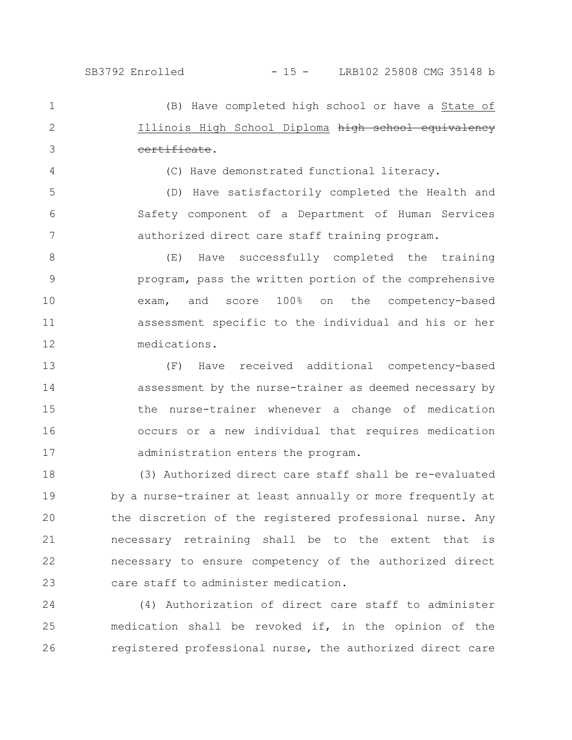(B) Have completed high school or have a State of Illinois High School Diploma ~~high school equivalency certificate~~.

(C) Have demonstrated functional literacy.

(D) Have satisfactorily completed the Health and Safety component of a Department of Human Services authorized direct care staff training program.

(E) Have successfully completed the training program, pass the written portion of the comprehensive exam, and score 100% on the competency-based assessment specific to the individual and his or her medications.

(F) Have received additional competency-based assessment by the nurse-trainer as deemed necessary by the nurse-trainer whenever a change of medication occurs or a new individual that requires medication administration enters the program.

(3) Authorized direct care staff shall be re-evaluated by a nurse-trainer at least annually or more frequently at the discretion of the registered professional nurse. Any necessary retraining shall be to the extent that is necessary to ensure competency of the authorized direct care staff to administer medication.

(4) Authorization of direct care staff to administer medication shall be revoked if, in the opinion of the registered professional nurse, the authorized direct care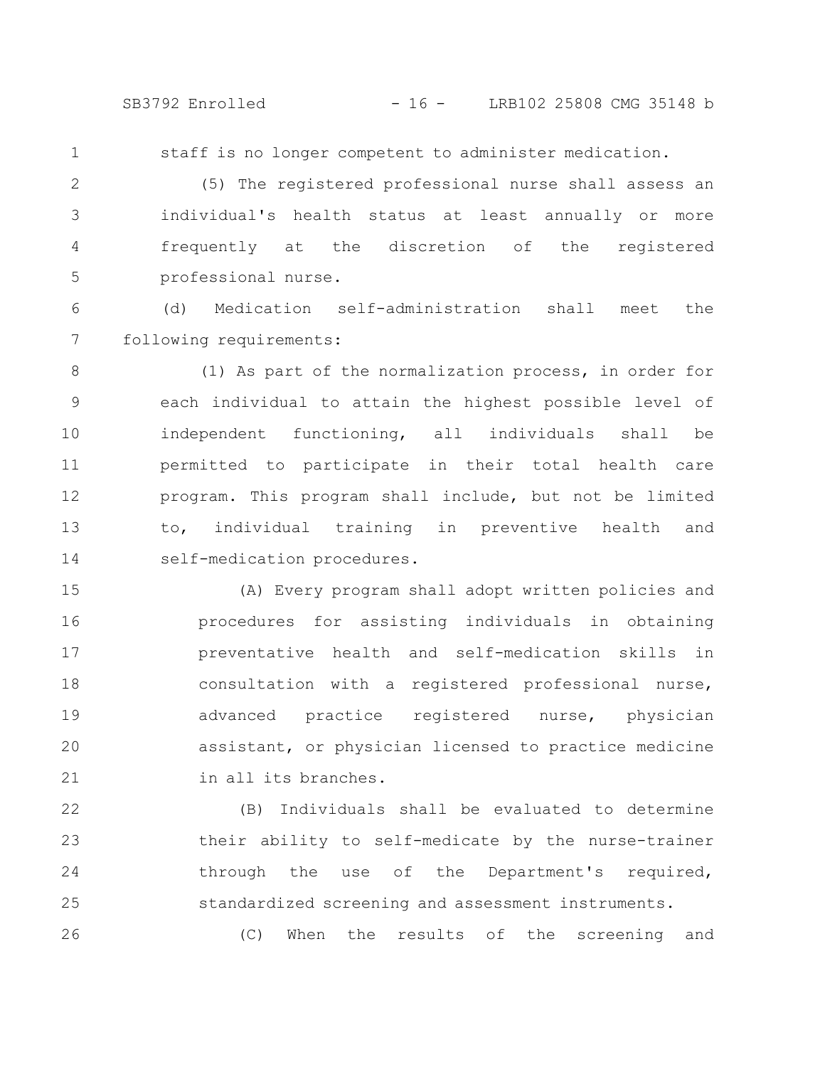staff is no longer competent to administer medication.

(5) The registered professional nurse shall assess an individual's health status at least annually or more frequently at the discretion of the registered professional nurse.

(d) Medication self-administration shall meet the following requirements:

(1) As part of the normalization process, in order for each individual to attain the highest possible level of independent functioning, all individuals shall be permitted to participate in their total health care program. This program shall include, but not be limited to, individual training in preventive health and self-medication procedures.

(A) Every program shall adopt written policies and procedures for assisting individuals in obtaining preventative health and self-medication skills in consultation with a registered professional nurse, advanced practice registered nurse, physician assistant, or physician licensed to practice medicine in all its branches.

(B) Individuals shall be evaluated to determine their ability to self-medicate by the nurse-trainer through the use of the Department's required, standardized screening and assessment instruments.

(C) When the results of the screening and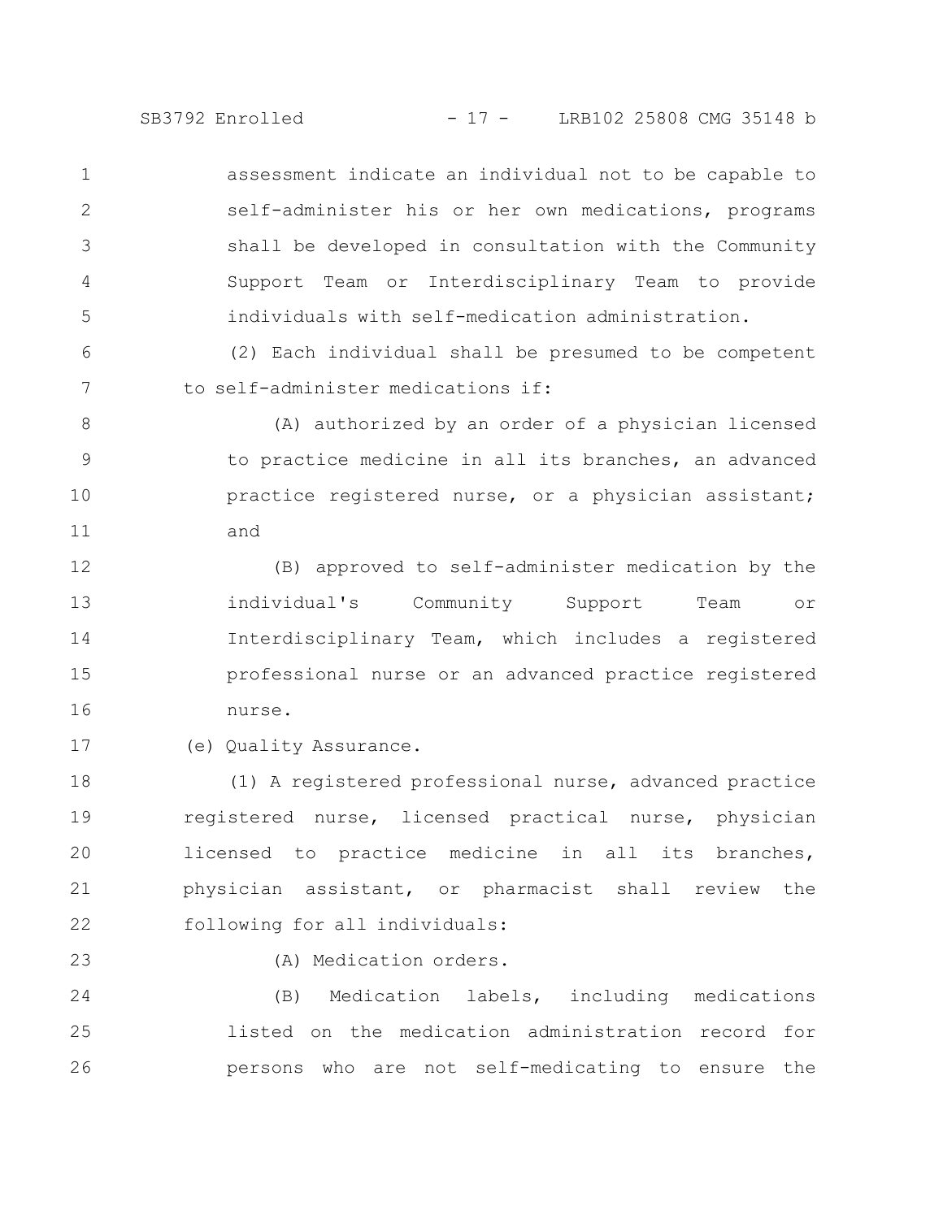assessment indicate an individual not to be capable to self-administer his or her own medications, programs shall be developed in consultation with the Community Support Team or Interdisciplinary Team to provide individuals with self-medication administration.

(2) Each individual shall be presumed to be competent to self-administer medications if:

(A) authorized by an order of a physician licensed to practice medicine in all its branches, an advanced practice registered nurse, or a physician assistant; and

(B) approved to self-administer medication by the individual's Community Support Team or Interdisciplinary Team, which includes a registered professional nurse or an advanced practice registered nurse.

(e) Quality Assurance.

(1) A registered professional nurse, advanced practice registered nurse, licensed practical nurse, physician licensed to practice medicine in all its branches, physician assistant, or pharmacist shall review the following for all individuals:

(A) Medication orders.

(B) Medication labels, including medications listed on the medication administration record for persons who are not self-medicating to ensure the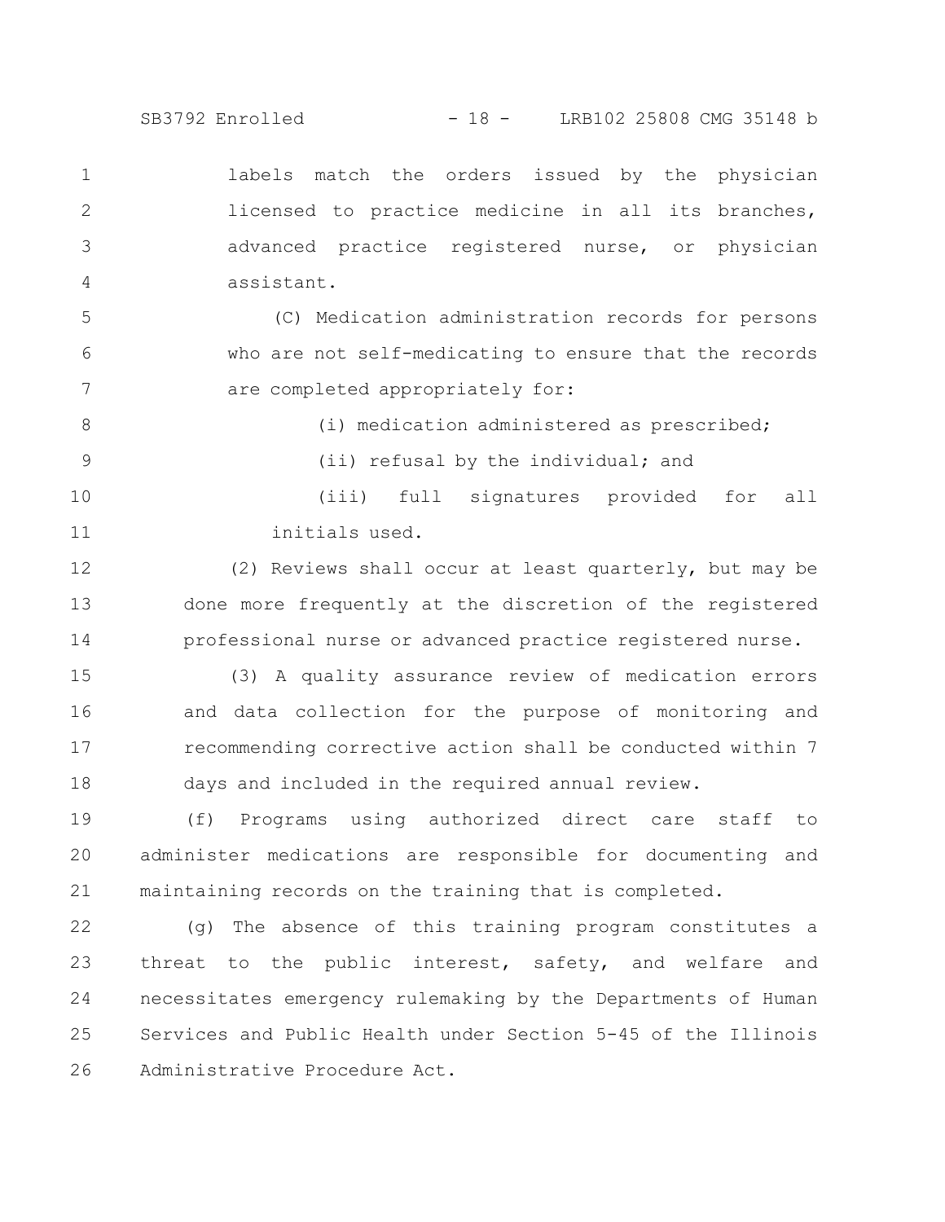labels match the orders issued by the physician licensed to practice medicine in all its branches, advanced practice registered nurse, or physician assistant.

(C) Medication administration records for persons who are not self-medicating to ensure that the records are completed appropriately for:

(i) medication administered as prescribed;

(ii) refusal by the individual; and

(iii) full signatures provided for all initials used.

(2) Reviews shall occur at least quarterly, but may be done more frequently at the discretion of the registered professional nurse or advanced practice registered nurse.

(3) A quality assurance review of medication errors and data collection for the purpose of monitoring and recommending corrective action shall be conducted within 7 days and included in the required annual review.

(f) Programs using authorized direct care staff to administer medications are responsible for documenting and maintaining records on the training that is completed.

(g) The absence of this training program constitutes a threat to the public interest, safety, and welfare and necessitates emergency rulemaking by the Departments of Human Services and Public Health under Section 5-45 of the Illinois Administrative Procedure Act.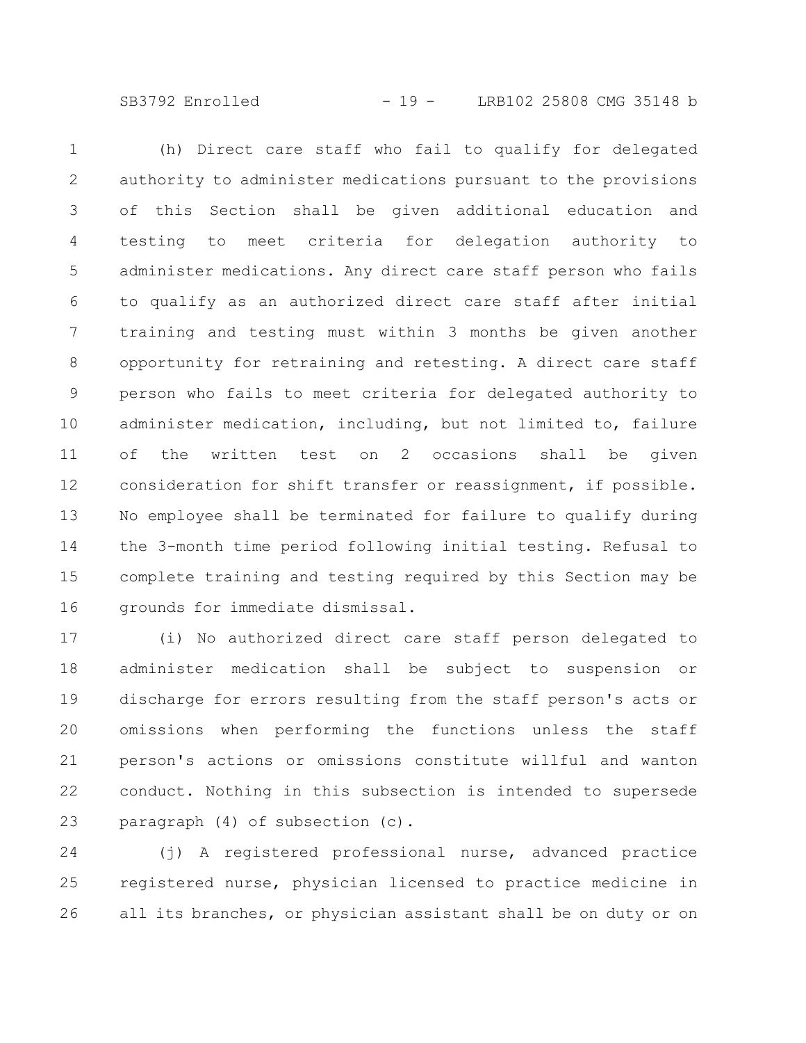(h) Direct care staff who fail to qualify for delegated authority to administer medications pursuant to the provisions of this Section shall be given additional education and testing to meet criteria for delegation authority to administer medications. Any direct care staff person who fails to qualify as an authorized direct care staff after initial training and testing must within 3 months be given another opportunity for retraining and retesting. A direct care staff person who fails to meet criteria for delegated authority to administer medication, including, but not limited to, failure of the written test on 2 occasions shall be given consideration for shift transfer or reassignment, if possible. No employee shall be terminated for failure to qualify during the 3-month time period following initial testing. Refusal to complete training and testing required by this Section may be grounds for immediate dismissal.

(i) No authorized direct care staff person delegated to administer medication shall be subject to suspension or discharge for errors resulting from the staff person's acts or omissions when performing the functions unless the staff person's actions or omissions constitute willful and wanton conduct. Nothing in this subsection is intended to supersede paragraph (4) of subsection (c).

(j) A registered professional nurse, advanced practice registered nurse, physician licensed to practice medicine in all its branches, or physician assistant shall be on duty or on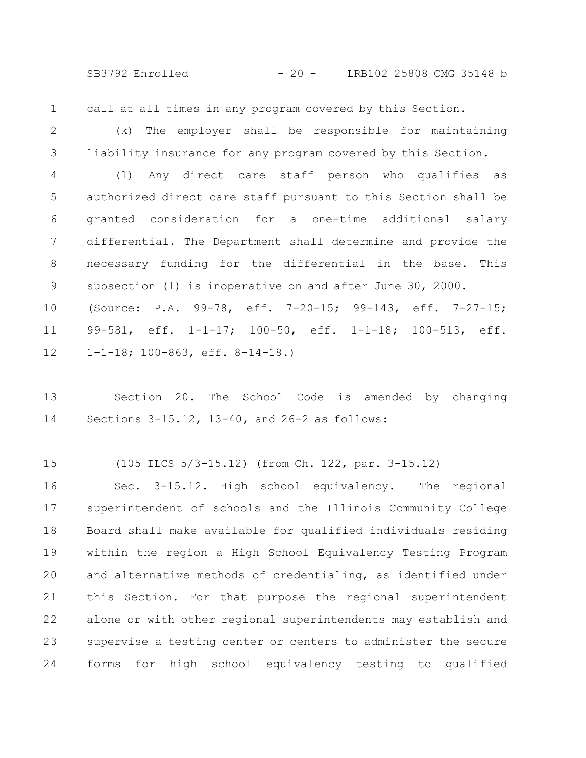call at all times in any program covered by this Section.

(k) The employer shall be responsible for maintaining liability insurance for any program covered by this Section.

(l) Any direct care staff person who qualifies as authorized direct care staff pursuant to this Section shall be granted consideration for a one-time additional salary differential. The Department shall determine and provide the necessary funding for the differential in the base. This subsection (l) is inoperative on and after June 30, 2000.

(Source: P.A. 99-78, eff. 7-20-15; 99-143, eff. 7-27-15; 99-581, eff. 1-1-17; 100-50, eff. 1-1-18; 100-513, eff. 1-1-18; 100-863, eff. 8-14-18.)

Section 20. The School Code is amended by changing Sections 3-15.12, 13-40, and 26-2 as follows:

(105 ILCS 5/3-15.12) (from Ch. 122, par. 3-15.12)

Sec. 3-15.12. High school equivalency. The regional superintendent of schools and the Illinois Community College Board shall make available for qualified individuals residing within the region a High School Equivalency Testing Program and alternative methods of credentialing, as identified under this Section. For that purpose the regional superintendent alone or with other regional superintendents may establish and supervise a testing center or centers to administer the secure forms for high school equivalency testing to qualified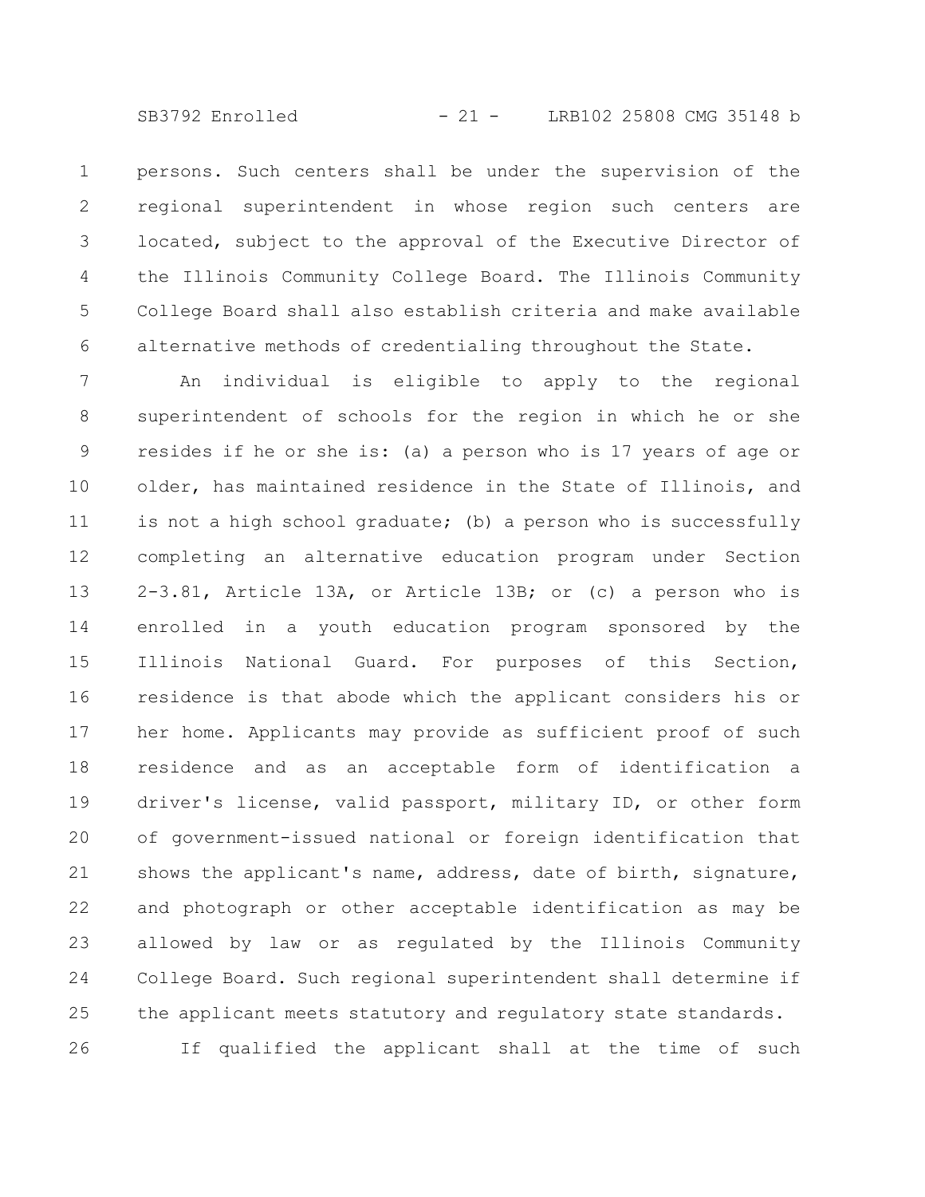persons. Such centers shall be under the supervision of the regional superintendent in whose region such centers are located, subject to the approval of the Executive Director of the Illinois Community College Board. The Illinois Community College Board shall also establish criteria and make available alternative methods of credentialing throughout the State.

An individual is eligible to apply to the regional superintendent of schools for the region in which he or she resides if he or she is: (a) a person who is 17 years of age or older, has maintained residence in the State of Illinois, and is not a high school graduate; (b) a person who is successfully completing an alternative education program under Section 2-3.81, Article 13A, or Article 13B; or (c) a person who is enrolled in a youth education program sponsored by the Illinois National Guard. For purposes of this Section, residence is that abode which the applicant considers his or her home. Applicants may provide as sufficient proof of such residence and as an acceptable form of identification a driver's license, valid passport, military ID, or other form of government-issued national or foreign identification that shows the applicant's name, address, date of birth, signature, and photograph or other acceptable identification as may be allowed by law or as regulated by the Illinois Community College Board. Such regional superintendent shall determine if the applicant meets statutory and regulatory state standards.

If qualified the applicant shall at the time of such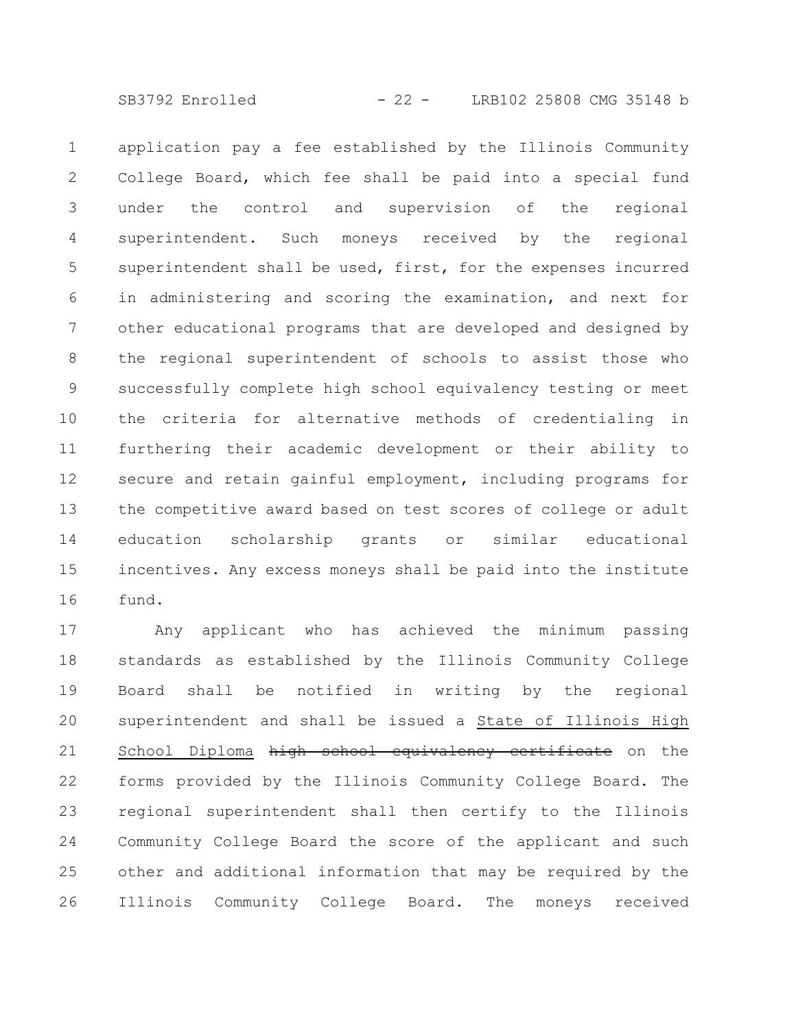application pay a fee established by the Illinois Community College Board, which fee shall be paid into a special fund under the control and supervision of the regional superintendent. Such moneys received by the regional superintendent shall be used, first, for the expenses incurred in administering and scoring the examination, and next for other educational programs that are developed and designed by the regional superintendent of schools to assist those who successfully complete high school equivalency testing or meet the criteria for alternative methods of credentialing in furthering their academic development or their ability to secure and retain gainful employment, including programs for the competitive award based on test scores of college or adult education scholarship grants or similar educational incentives. Any excess moneys shall be paid into the institute fund.

Any applicant who has achieved the minimum passing standards as established by the Illinois Community College Board shall be notified in writing by the regional superintendent and shall be issued a <u>State of Illinois High School Diploma</u> ~~high school equivalency certificate~~ on the forms provided by the Illinois Community College Board. The regional superintendent shall then certify to the Illinois Community College Board the score of the applicant and such other and additional information that may be required by the Illinois Community College Board. The moneys received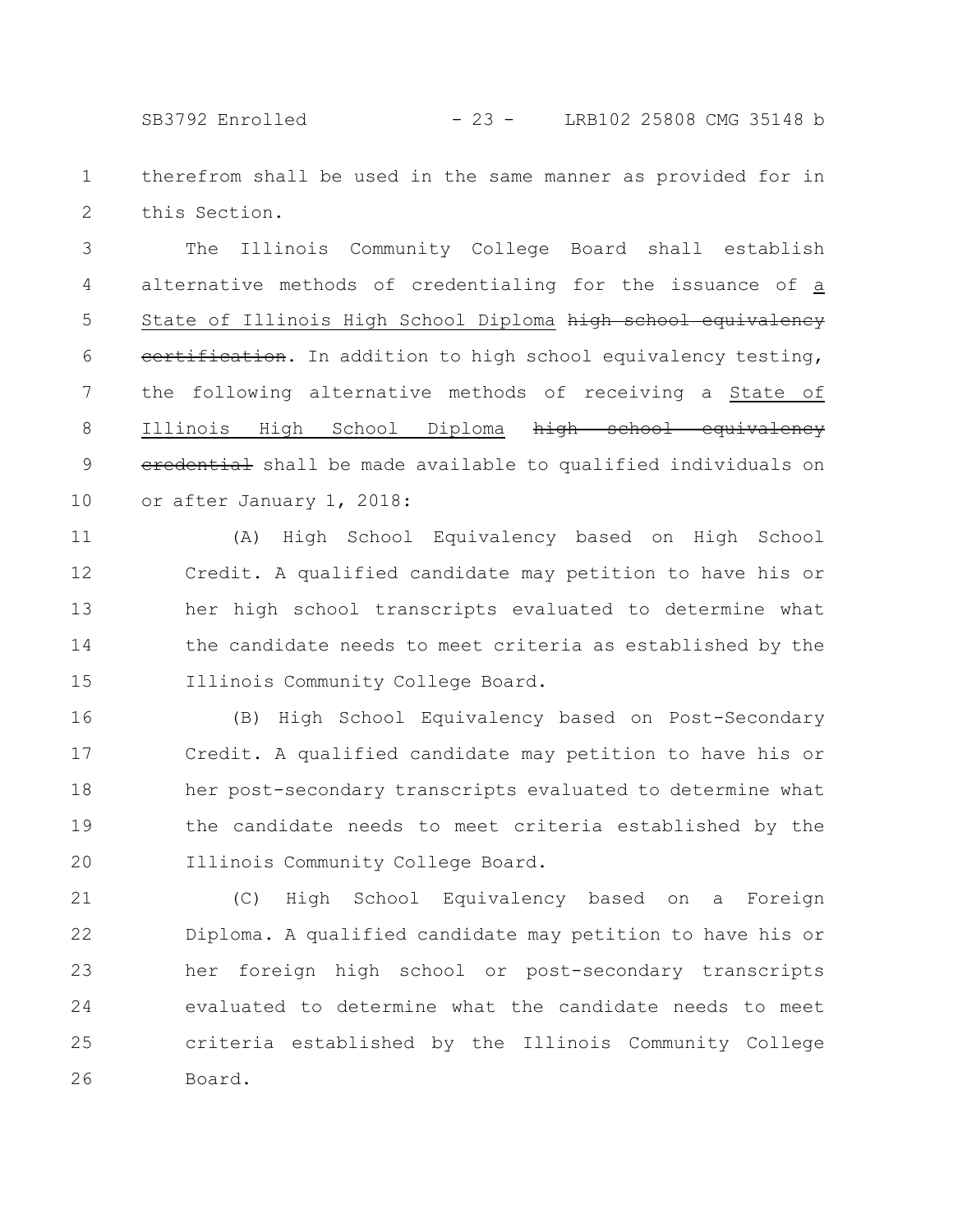therefrom shall be used in the same manner as provided for in this Section.

The Illinois Community College Board shall establish alternative methods of credentialing for the issuance of a State of Illinois High School Diploma ~~high school equivalency certification~~. In addition to high school equivalency testing, the following alternative methods of receiving a State of Illinois High School Diploma ~~high school equivalency credential~~ shall be made available to qualified individuals on or after January 1, 2018:

(A) High School Equivalency based on High School Credit. A qualified candidate may petition to have his or her high school transcripts evaluated to determine what the candidate needs to meet criteria as established by the Illinois Community College Board.

(B) High School Equivalency based on Post-Secondary Credit. A qualified candidate may petition to have his or her post-secondary transcripts evaluated to determine what the candidate needs to meet criteria established by the Illinois Community College Board.

(C) High School Equivalency based on a Foreign Diploma. A qualified candidate may petition to have his or her foreign high school or post-secondary transcripts evaluated to determine what the candidate needs to meet criteria established by the Illinois Community College Board.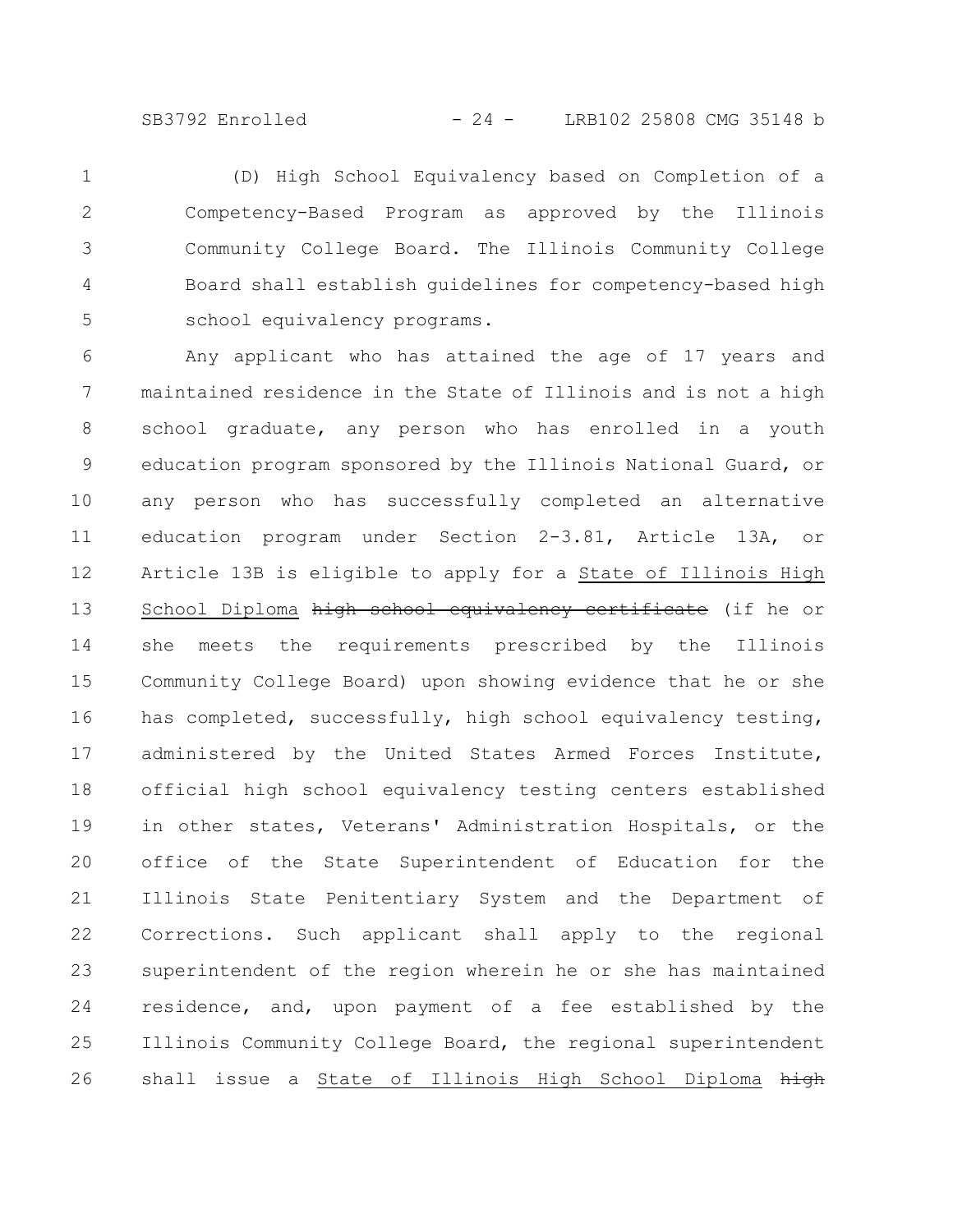(D) High School Equivalency based on Completion of a Competency-Based Program as approved by the Illinois Community College Board. The Illinois Community College Board shall establish guidelines for competency-based high school equivalency programs.

Any applicant who has attained the age of 17 years and maintained residence in the State of Illinois and is not a high school graduate, any person who has enrolled in a youth education program sponsored by the Illinois National Guard, or any person who has successfully completed an alternative education program under Section 2-3.81, Article 13A, or Article 13B is eligible to apply for a <u>State of Illinois High School Diploma</u> ~~high school equivalency certificate~~ (if he or she meets the requirements prescribed by the Illinois Community College Board) upon showing evidence that he or she has completed, successfully, high school equivalency testing, administered by the United States Armed Forces Institute, official high school equivalency testing centers established in other states, Veterans' Administration Hospitals, or the office of the State Superintendent of Education for the Illinois State Penitentiary System and the Department of Corrections. Such applicant shall apply to the regional superintendent of the region wherein he or she has maintained residence, and, upon payment of a fee established by the Illinois Community College Board, the regional superintendent shall issue a <u>State of Illinois High School Diploma</u> ~~high~~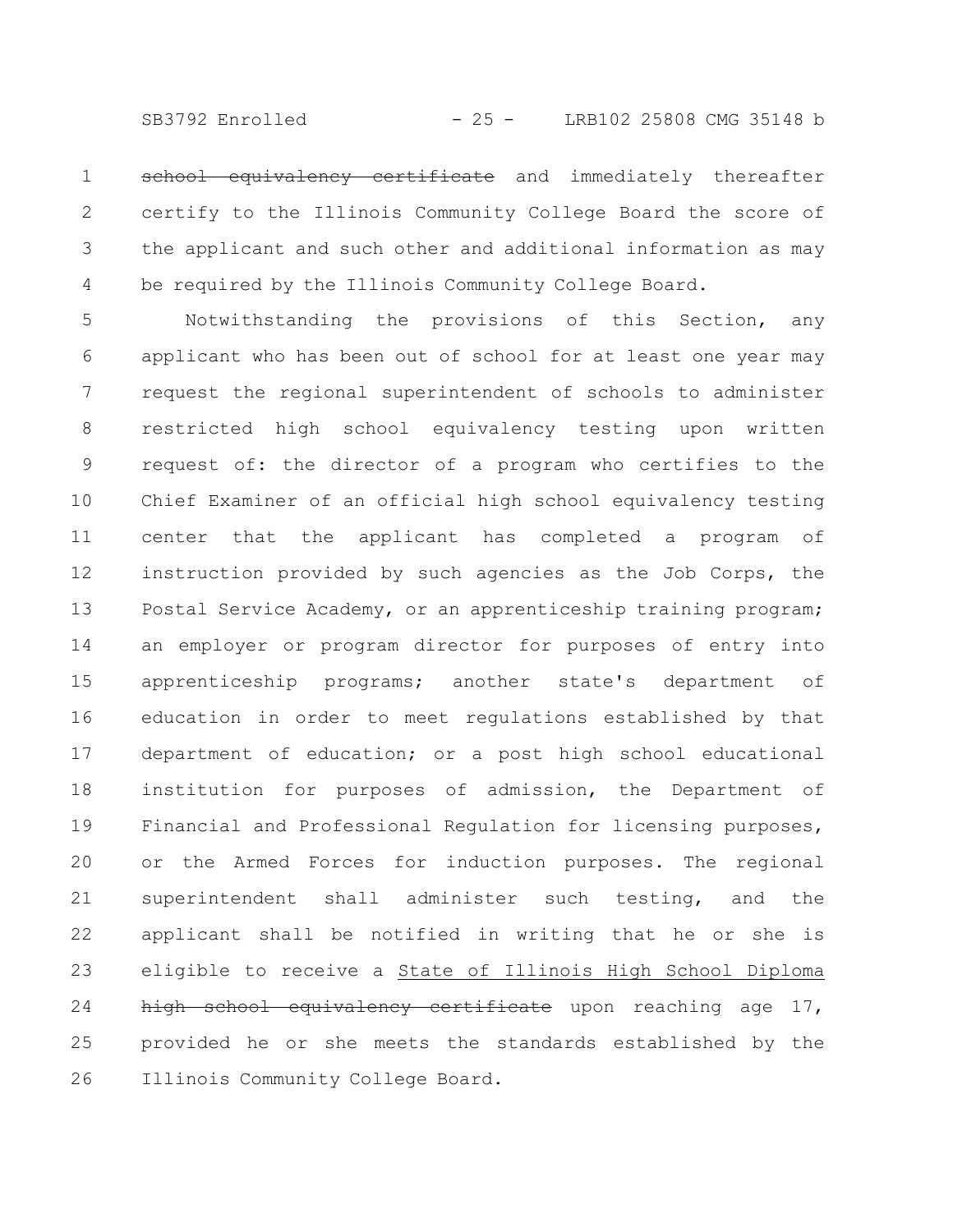~~school equivalency certificate~~ and immediately thereafter certify to the Illinois Community College Board the score of the applicant and such other and additional information as may be required by the Illinois Community College Board.

Notwithstanding the provisions of this Section, any applicant who has been out of school for at least one year may request the regional superintendent of schools to administer restricted high school equivalency testing upon written request of: the director of a program who certifies to the Chief Examiner of an official high school equivalency testing center that the applicant has completed a program of instruction provided by such agencies as the Job Corps, the Postal Service Academy, or an apprenticeship training program; an employer or program director for purposes of entry into apprenticeship programs; another state's department of education in order to meet regulations established by that department of education; or a post high school educational institution for purposes of admission, the Department of Financial and Professional Regulation for licensing purposes, or the Armed Forces for induction purposes. The regional superintendent shall administer such testing, and the applicant shall be notified in writing that he or she is eligible to receive a <u>State of Illinois High School Diploma</u> ~~high school equivalency certificate~~ upon reaching age 17, provided he or she meets the standards established by the Illinois Community College Board.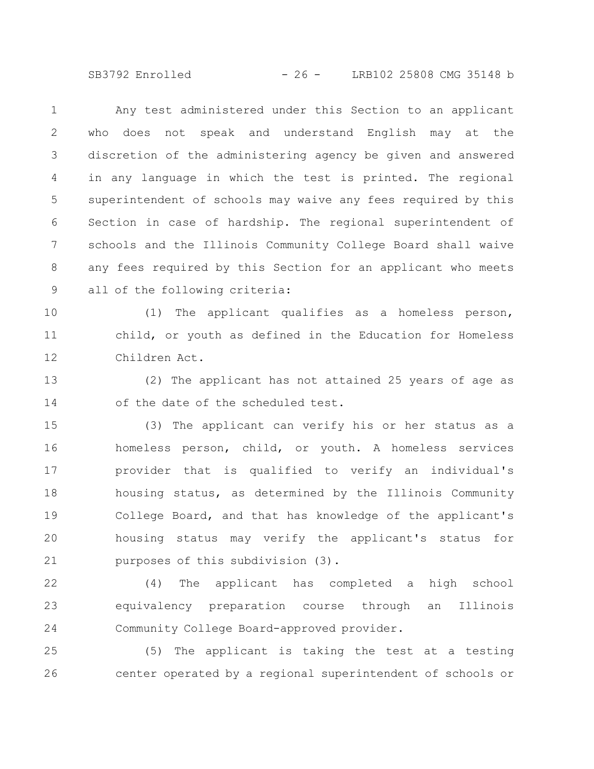Any test administered under this Section to an applicant who does not speak and understand English may at the discretion of the administering agency be given and answered in any language in which the test is printed. The regional superintendent of schools may waive any fees required by this Section in case of hardship. The regional superintendent of schools and the Illinois Community College Board shall waive any fees required by this Section for an applicant who meets all of the following criteria:

(1) The applicant qualifies as a homeless person, child, or youth as defined in the Education for Homeless Children Act.

(2) The applicant has not attained 25 years of age as of the date of the scheduled test.

(3) The applicant can verify his or her status as a homeless person, child, or youth. A homeless services provider that is qualified to verify an individual's housing status, as determined by the Illinois Community College Board, and that has knowledge of the applicant's housing status may verify the applicant's status for purposes of this subdivision (3).

(4) The applicant has completed a high school equivalency preparation course through an Illinois Community College Board-approved provider.

(5) The applicant is taking the test at a testing center operated by a regional superintendent of schools or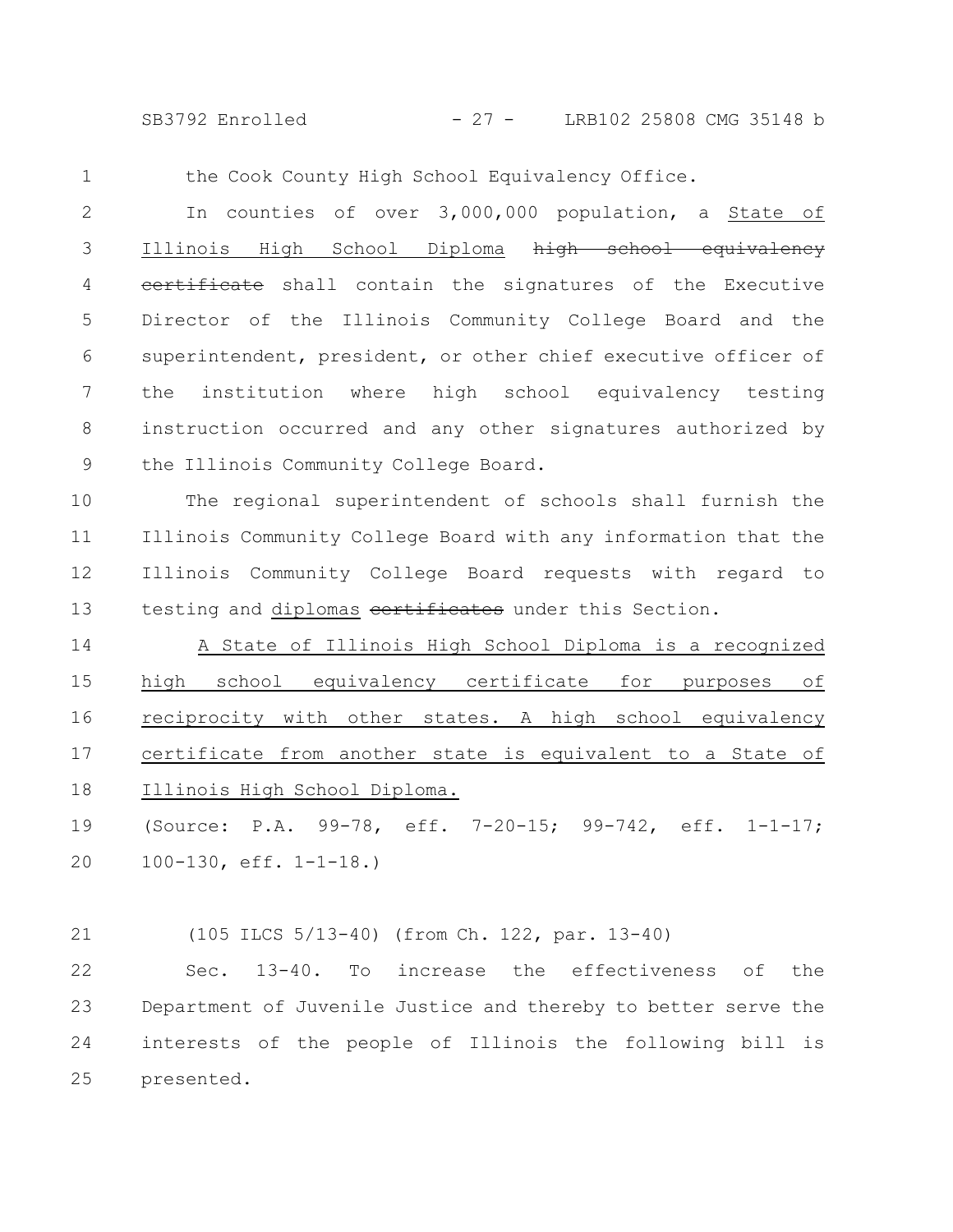the Cook County High School Equivalency Office.

In counties of over 3,000,000 population, a <u>State of Illinois High School Diploma</u> ~~high school equivalency certificate~~ shall contain the signatures of the Executive Director of the Illinois Community College Board and the superintendent, president, or other chief executive officer of the institution where high school equivalency testing instruction occurred and any other signatures authorized by the Illinois Community College Board.

The regional superintendent of schools shall furnish the Illinois Community College Board with any information that the Illinois Community College Board requests with regard to testing and <u>diplomas</u> ~~certificates~~ under this Section.

<u>A State of Illinois High School Diploma is a recognized high school equivalency certificate for purposes of reciprocity with other states. A high school equivalency certificate from another state is equivalent to a State of Illinois High School Diploma.</u>

(Source: P.A. 99-78, eff. 7-20-15; 99-742, eff. 1-1-17; 100-130, eff. 1-1-18.)

(105 ILCS 5/13-40) (from Ch. 122, par. 13-40)

Sec. 13-40. To increase the effectiveness of the Department of Juvenile Justice and thereby to better serve the interests of the people of Illinois the following bill is presented.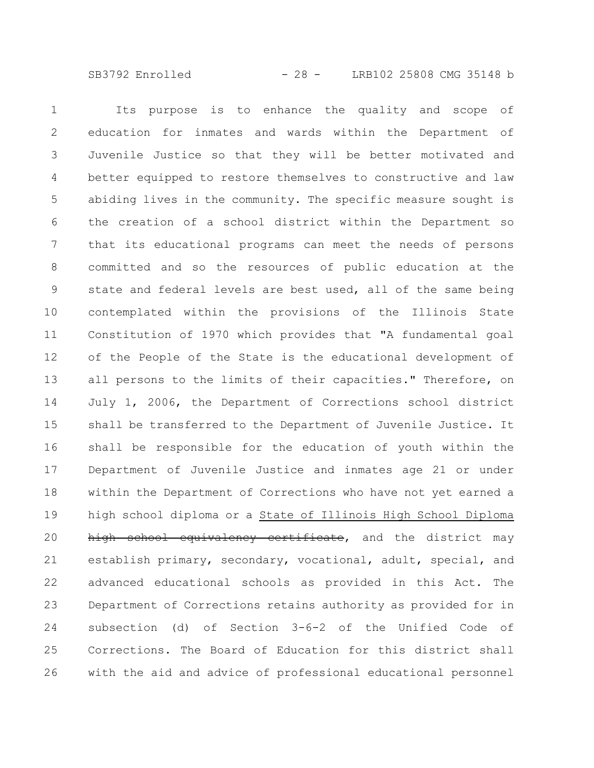Its purpose is to enhance the quality and scope of education for inmates and wards within the Department of Juvenile Justice so that they will be better motivated and better equipped to restore themselves to constructive and law abiding lives in the community. The specific measure sought is the creation of a school district within the Department so that its educational programs can meet the needs of persons committed and so the resources of public education at the state and federal levels are best used, all of the same being contemplated within the provisions of the Illinois State Constitution of 1970 which provides that "A fundamental goal of the People of the State is the educational development of all persons to the limits of their capacities." Therefore, on July 1, 2006, the Department of Corrections school district shall be transferred to the Department of Juvenile Justice. It shall be responsible for the education of youth within the Department of Juvenile Justice and inmates age 21 or under within the Department of Corrections who have not yet earned a high school diploma or a <u>State of Illinois High School Diploma</u> ~~high school equivalency certificate~~, and the district may establish primary, secondary, vocational, adult, special, and advanced educational schools as provided in this Act. The Department of Corrections retains authority as provided for in subsection (d) of Section 3-6-2 of the Unified Code of Corrections. The Board of Education for this district shall with the aid and advice of professional educational personnel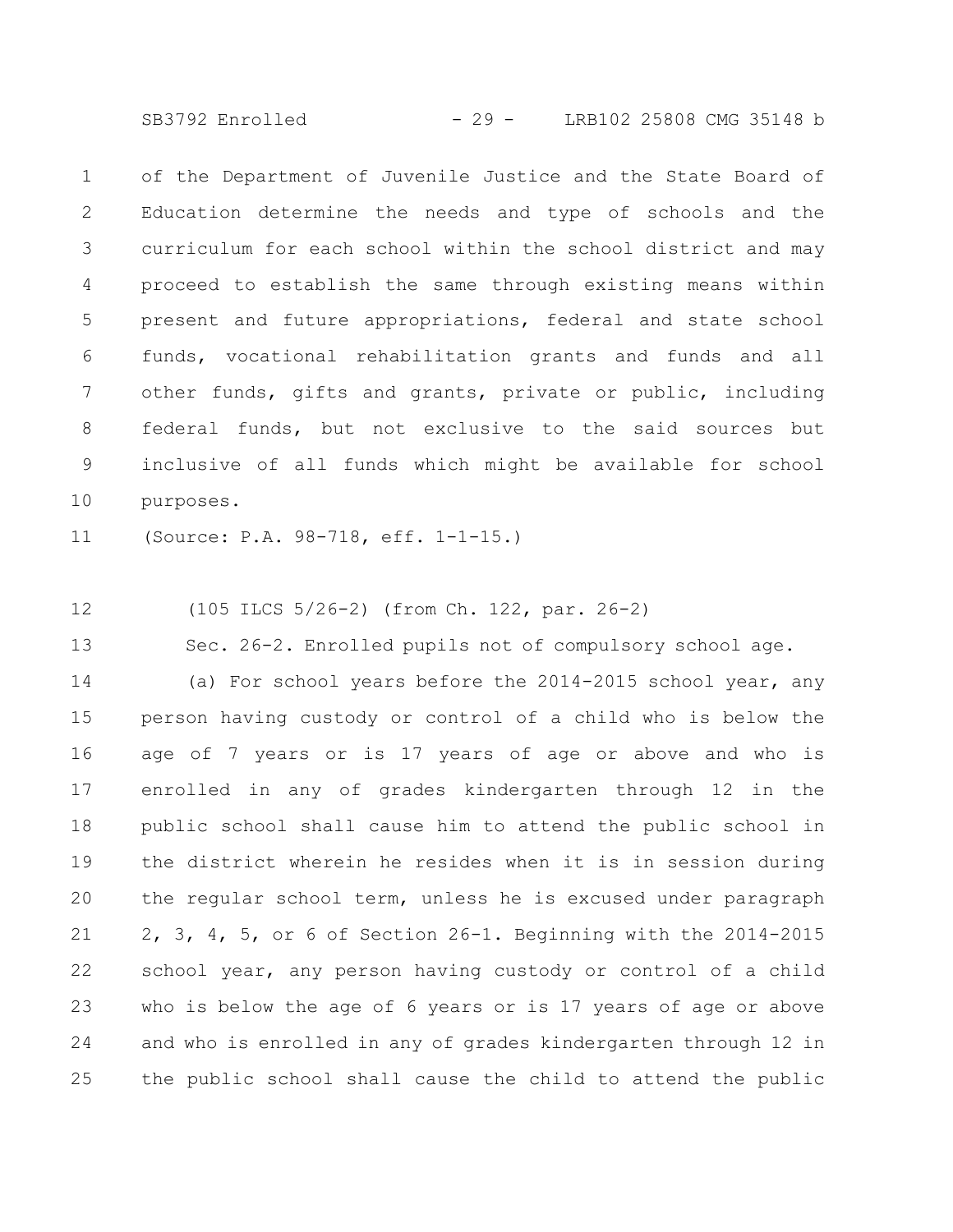of the Department of Juvenile Justice and the State Board of Education determine the needs and type of schools and the curriculum for each school within the school district and may proceed to establish the same through existing means within present and future appropriations, federal and state school funds, vocational rehabilitation grants and funds and all other funds, gifts and grants, private or public, including federal funds, but not exclusive to the said sources but inclusive of all funds which might be available for school purposes.

(Source: P.A. 98-718, eff. 1-1-15.)

(105 ILCS 5/26-2) (from Ch. 122, par. 26-2)

Sec. 26-2. Enrolled pupils not of compulsory school age.

(a) For school years before the 2014-2015 school year, any person having custody or control of a child who is below the age of 7 years or is 17 years of age or above and who is enrolled in any of grades kindergarten through 12 in the public school shall cause him to attend the public school in the district wherein he resides when it is in session during the regular school term, unless he is excused under paragraph 2, 3, 4, 5, or 6 of Section 26-1. Beginning with the 2014-2015 school year, any person having custody or control of a child who is below the age of 6 years or is 17 years of age or above and who is enrolled in any of grades kindergarten through 12 in the public school shall cause the child to attend the public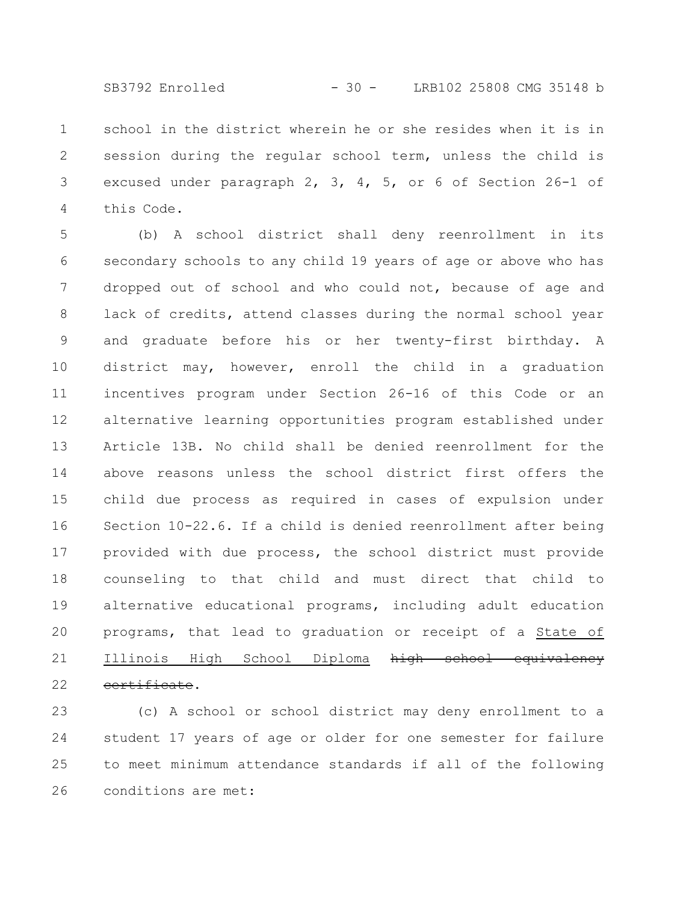school in the district wherein he or she resides when it is in session during the regular school term, unless the child is excused under paragraph 2, 3, 4, 5, or 6 of Section 26-1 of this Code.

(b) A school district shall deny reenrollment in its secondary schools to any child 19 years of age or above who has dropped out of school and who could not, because of age and lack of credits, attend classes during the normal school year and graduate before his or her twenty-first birthday. A district may, however, enroll the child in a graduation incentives program under Section 26-16 of this Code or an alternative learning opportunities program established under Article 13B. No child shall be denied reenrollment for the above reasons unless the school district first offers the child due process as required in cases of expulsion under Section 10-22.6. If a child is denied reenrollment after being provided with due process, the school district must provide counseling to that child and must direct that child to alternative educational programs, including adult education programs, that lead to graduation or receipt of a <u>State of Illinois High School Diploma</u> ~~high school equivalency certificate~~.

(c) A school or school district may deny enrollment to a student 17 years of age or older for one semester for failure to meet minimum attendance standards if all of the following conditions are met: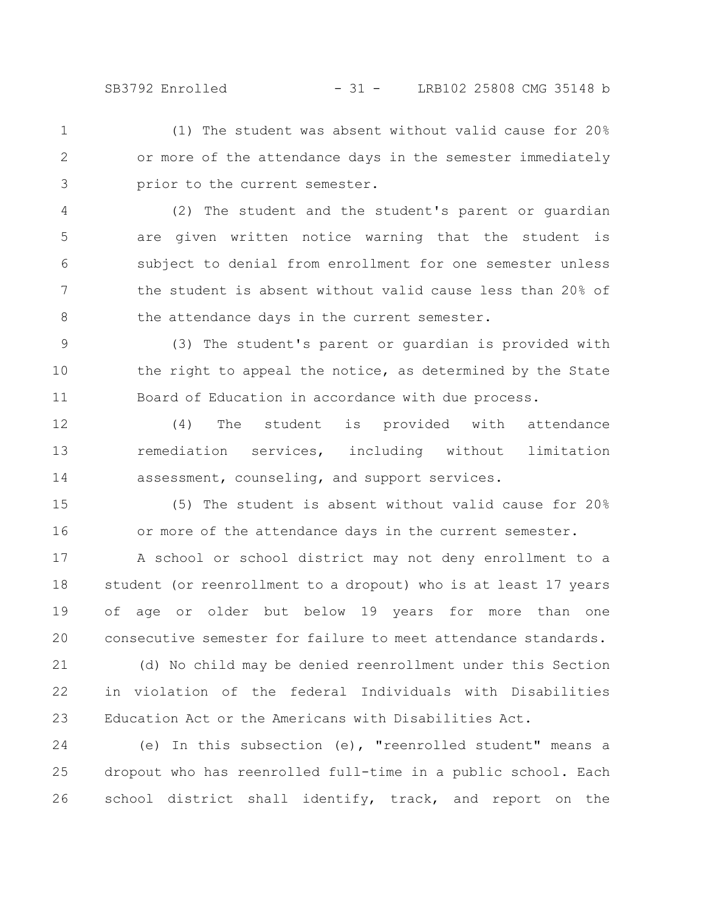(1) The student was absent without valid cause for 20% or more of the attendance days in the semester immediately prior to the current semester.

(2) The student and the student's parent or guardian are given written notice warning that the student is subject to denial from enrollment for one semester unless the student is absent without valid cause less than 20% of the attendance days in the current semester.

(3) The student's parent or guardian is provided with the right to appeal the notice, as determined by the State Board of Education in accordance with due process.

(4) The student is provided with attendance remediation services, including without limitation assessment, counseling, and support services.

(5) The student is absent without valid cause for 20% or more of the attendance days in the current semester.

A school or school district may not deny enrollment to a student (or reenrollment to a dropout) who is at least 17 years of age or older but below 19 years for more than one consecutive semester for failure to meet attendance standards.

(d) No child may be denied reenrollment under this Section in violation of the federal Individuals with Disabilities Education Act or the Americans with Disabilities Act.

(e) In this subsection (e), "reenrolled student" means a dropout who has reenrolled full-time in a public school. Each school district shall identify, track, and report on the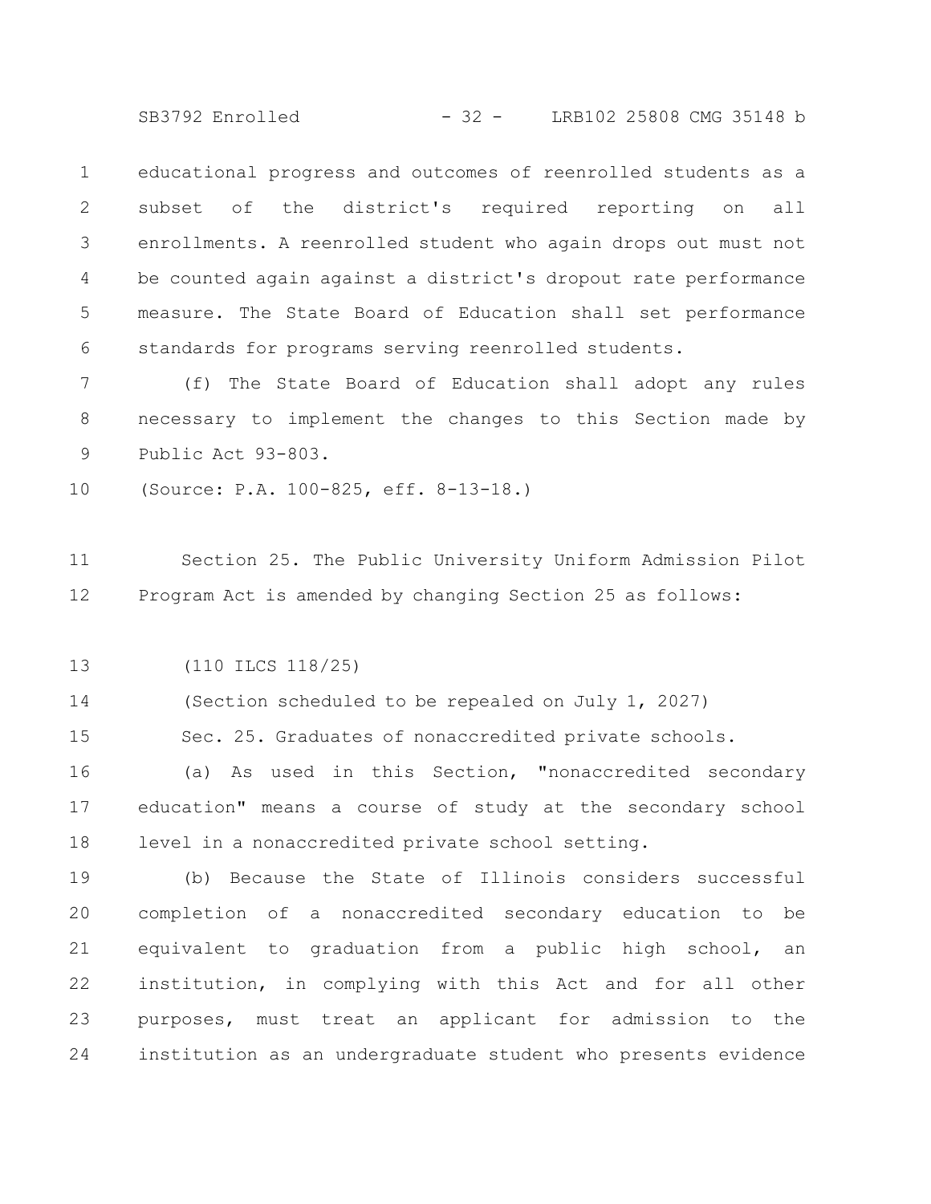educational progress and outcomes of reenrolled students as a subset of the district's required reporting on all enrollments. A reenrolled student who again drops out must not be counted again against a district's dropout rate performance measure. The State Board of Education shall set performance standards for programs serving reenrolled students.

(f) The State Board of Education shall adopt any rules necessary to implement the changes to this Section made by Public Act 93-803.

(Source: P.A. 100-825, eff. 8-13-18.)

Section 25. The Public University Uniform Admission Pilot Program Act is amended by changing Section 25 as follows:

(110 ILCS 118/25)

(Section scheduled to be repealed on July 1, 2027)

Sec. 25. Graduates of nonaccredited private schools.

(a) As used in this Section, "nonaccredited secondary education" means a course of study at the secondary school level in a nonaccredited private school setting.

(b) Because the State of Illinois considers successful completion of a nonaccredited secondary education to be equivalent to graduation from a public high school, an institution, in complying with this Act and for all other purposes, must treat an applicant for admission to the institution as an undergraduate student who presents evidence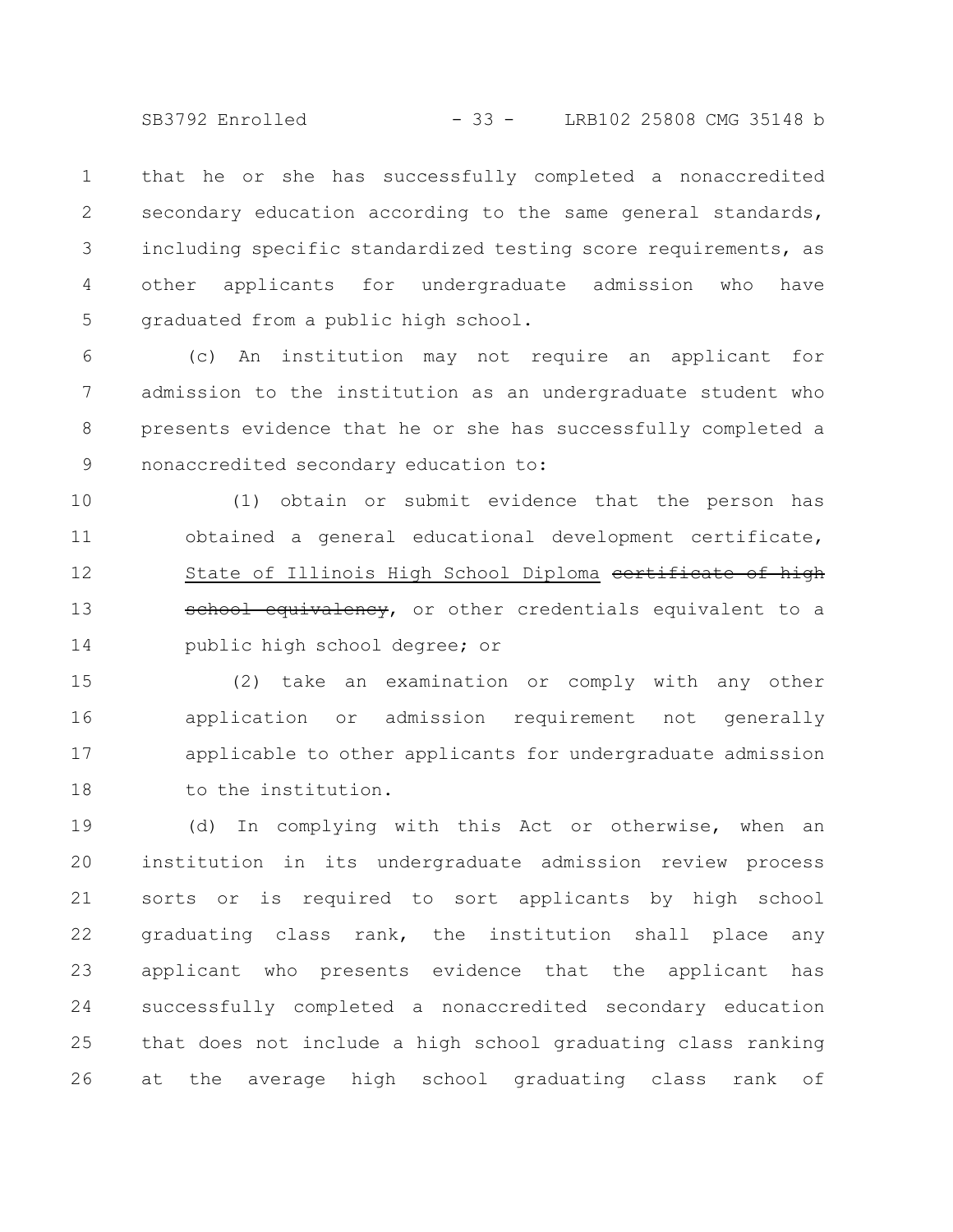that he or she has successfully completed a nonaccredited secondary education according to the same general standards, including specific standardized testing score requirements, as other applicants for undergraduate admission who have graduated from a public high school.

(c) An institution may not require an applicant for admission to the institution as an undergraduate student who presents evidence that he or she has successfully completed a nonaccredited secondary education to:

(1) obtain or submit evidence that the person has obtained a general educational development certificate, State of Illinois High School Diploma ~~certificate of high school equivalency~~, or other credentials equivalent to a public high school degree; or

(2) take an examination or comply with any other application or admission requirement not generally applicable to other applicants for undergraduate admission to the institution.

(d) In complying with this Act or otherwise, when an institution in its undergraduate admission review process sorts or is required to sort applicants by high school graduating class rank, the institution shall place any applicant who presents evidence that the applicant has successfully completed a nonaccredited secondary education that does not include a high school graduating class ranking at the average high school graduating class rank of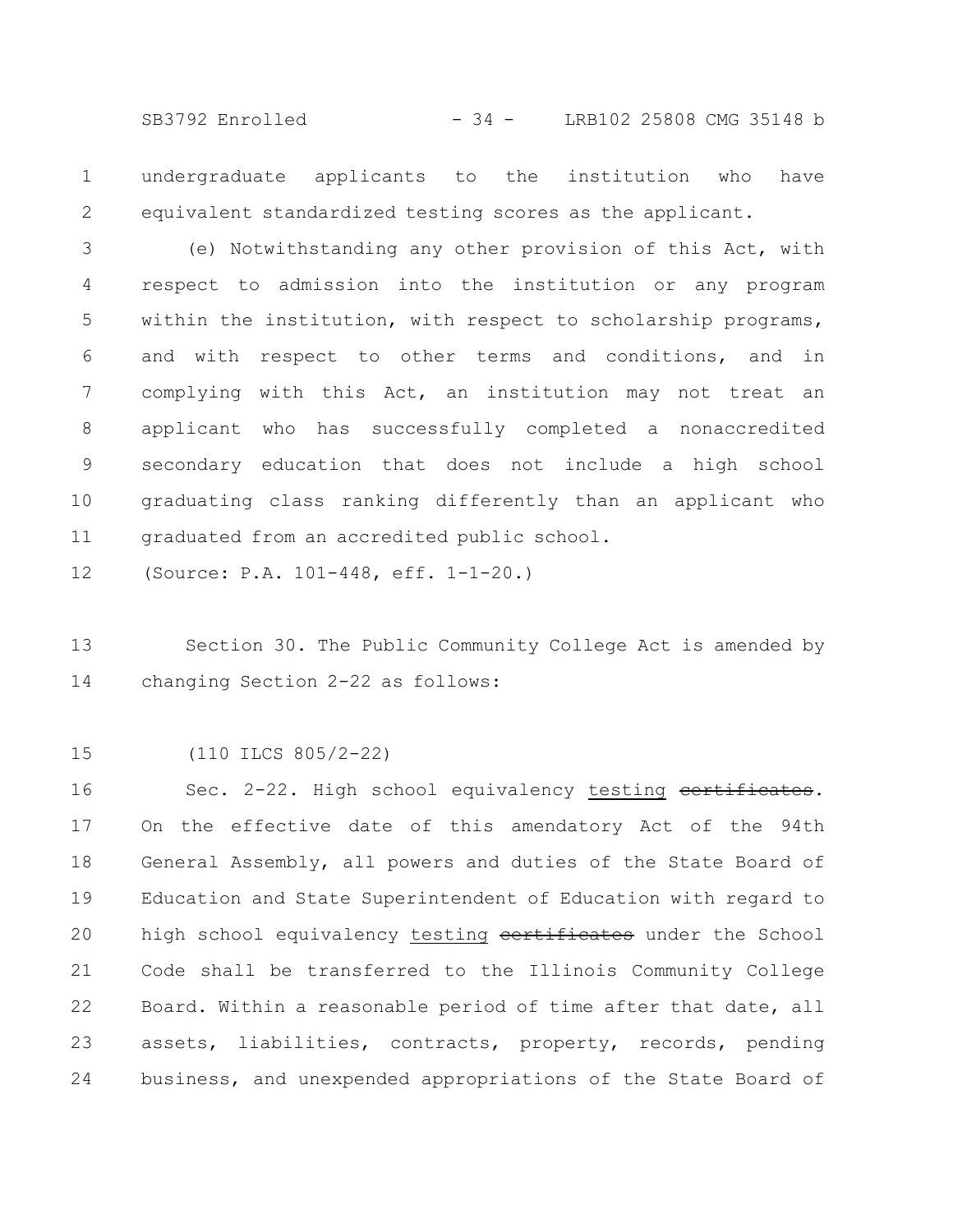undergraduate applicants to the institution who have equivalent standardized testing scores as the applicant.

(e) Notwithstanding any other provision of this Act, with respect to admission into the institution or any program within the institution, with respect to scholarship programs, and with respect to other terms and conditions, and in complying with this Act, an institution may not treat an applicant who has successfully completed a nonaccredited secondary education that does not include a high school graduating class ranking differently than an applicant who graduated from an accredited public school.

(Source: P.A. 101-448, eff. 1-1-20.)

Section 30. The Public Community College Act is amended by changing Section 2-22 as follows:

(110 ILCS 805/2-22)

Sec. 2-22. High school equivalency <u>testing</u> ~~certificates~~. On the effective date of this amendatory Act of the 94th General Assembly, all powers and duties of the State Board of Education and State Superintendent of Education with regard to high school equivalency <u>testing</u> ~~certificates~~ under the School Code shall be transferred to the Illinois Community College Board. Within a reasonable period of time after that date, all assets, liabilities, contracts, property, records, pending business, and unexpended appropriations of the State Board of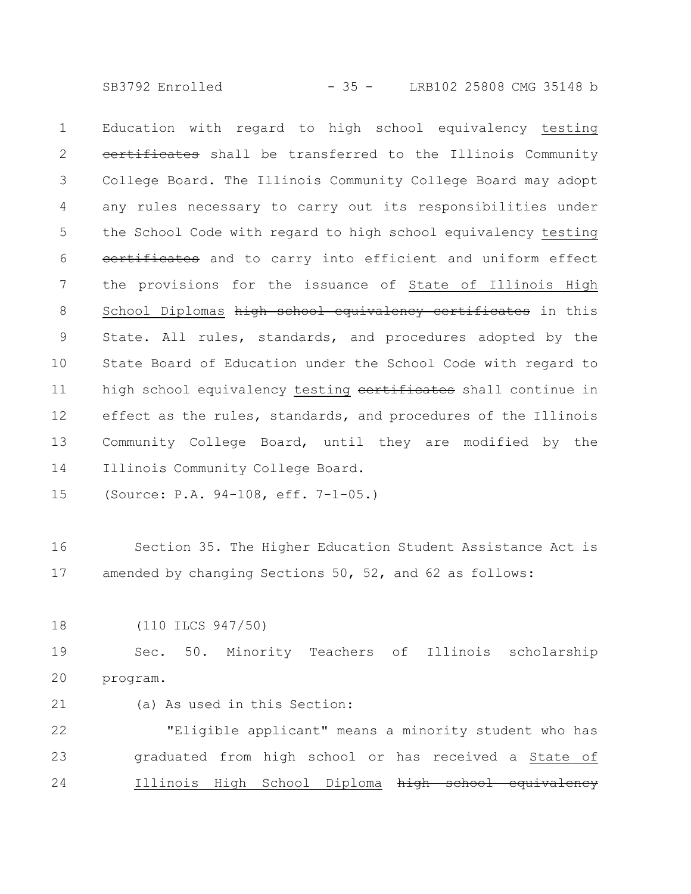Education with regard to high school equivalency <u>testing</u> ~~certificates~~ shall be transferred to the Illinois Community College Board. The Illinois Community College Board may adopt any rules necessary to carry out its responsibilities under the School Code with regard to high school equivalency <u>testing</u> ~~certificates~~ and to carry into efficient and uniform effect the provisions for the issuance of <u>State of Illinois High School Diplomas</u> ~~high school equivalency certificates~~ in this State. All rules, standards, and procedures adopted by the State Board of Education under the School Code with regard to high school equivalency <u>testing</u> ~~certificates~~ shall continue in effect as the rules, standards, and procedures of the Illinois Community College Board, until they are modified by the Illinois Community College Board.

(Source: P.A. 94-108, eff. 7-1-05.)

Section 35. The Higher Education Student Assistance Act is amended by changing Sections 50, 52, and 62 as follows:

(110 ILCS 947/50)

Sec. 50. Minority Teachers of Illinois scholarship program.

(a) As used in this Section:

"Eligible applicant" means a minority student who has graduated from high school or has received a <u>State of Illinois High School Diploma</u> ~~high school equivalency~~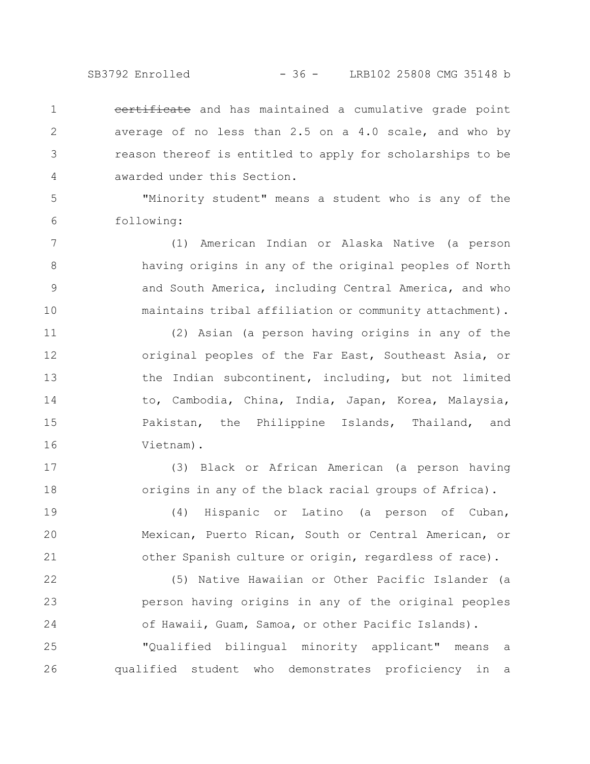~~certificate~~ and has maintained a cumulative grade point average of no less than 2.5 on a 4.0 scale, and who by reason thereof is entitled to apply for scholarships to be awarded under this Section.

"Minority student" means a student who is any of the following:

(1) American Indian or Alaska Native (a person having origins in any of the original peoples of North and South America, including Central America, and who maintains tribal affiliation or community attachment).

(2) Asian (a person having origins in any of the original peoples of the Far East, Southeast Asia, or the Indian subcontinent, including, but not limited to, Cambodia, China, India, Japan, Korea, Malaysia, Pakistan, the Philippine Islands, Thailand, and Vietnam).

(3) Black or African American (a person having origins in any of the black racial groups of Africa).

(4) Hispanic or Latino (a person of Cuban, Mexican, Puerto Rican, South or Central American, or other Spanish culture or origin, regardless of race).

(5) Native Hawaiian or Other Pacific Islander (a person having origins in any of the original peoples of Hawaii, Guam, Samoa, or other Pacific Islands).

"Qualified bilingual minority applicant" means a qualified student who demonstrates proficiency in a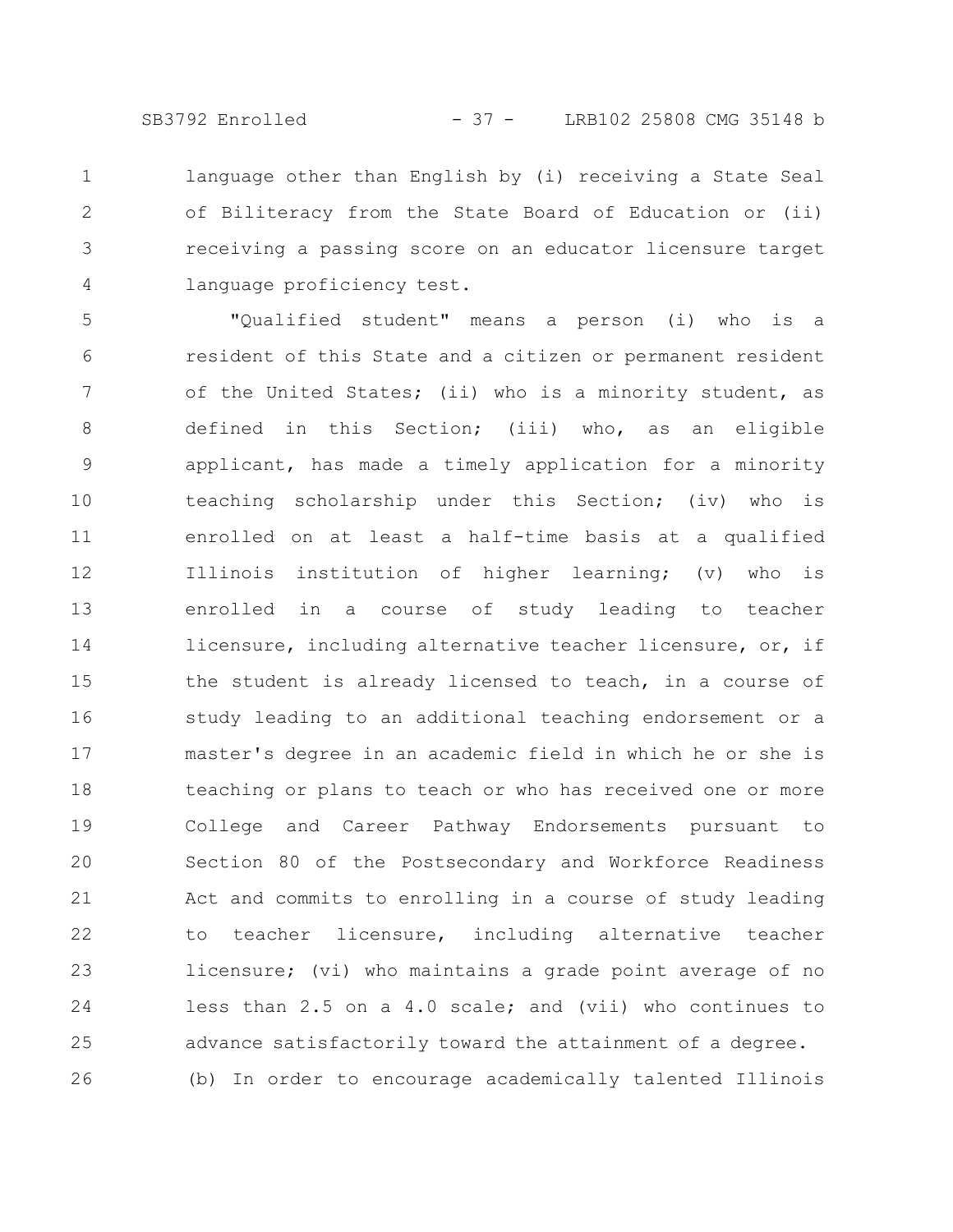language other than English by (i) receiving a State Seal of Biliteracy from the State Board of Education or (ii) receiving a passing score on an educator licensure target language proficiency test.

"Qualified student" means a person (i) who is a resident of this State and a citizen or permanent resident of the United States; (ii) who is a minority student, as defined in this Section; (iii) who, as an eligible applicant, has made a timely application for a minority teaching scholarship under this Section; (iv) who is enrolled on at least a half-time basis at a qualified Illinois institution of higher learning; (v) who is enrolled in a course of study leading to teacher licensure, including alternative teacher licensure, or, if the student is already licensed to teach, in a course of study leading to an additional teaching endorsement or a master's degree in an academic field in which he or she is teaching or plans to teach or who has received one or more College and Career Pathway Endorsements pursuant to Section 80 of the Postsecondary and Workforce Readiness Act and commits to enrolling in a course of study leading to teacher licensure, including alternative teacher licensure; (vi) who maintains a grade point average of no less than 2.5 on a 4.0 scale; and (vii) who continues to advance satisfactorily toward the attainment of a degree.

(b) In order to encourage academically talented Illinois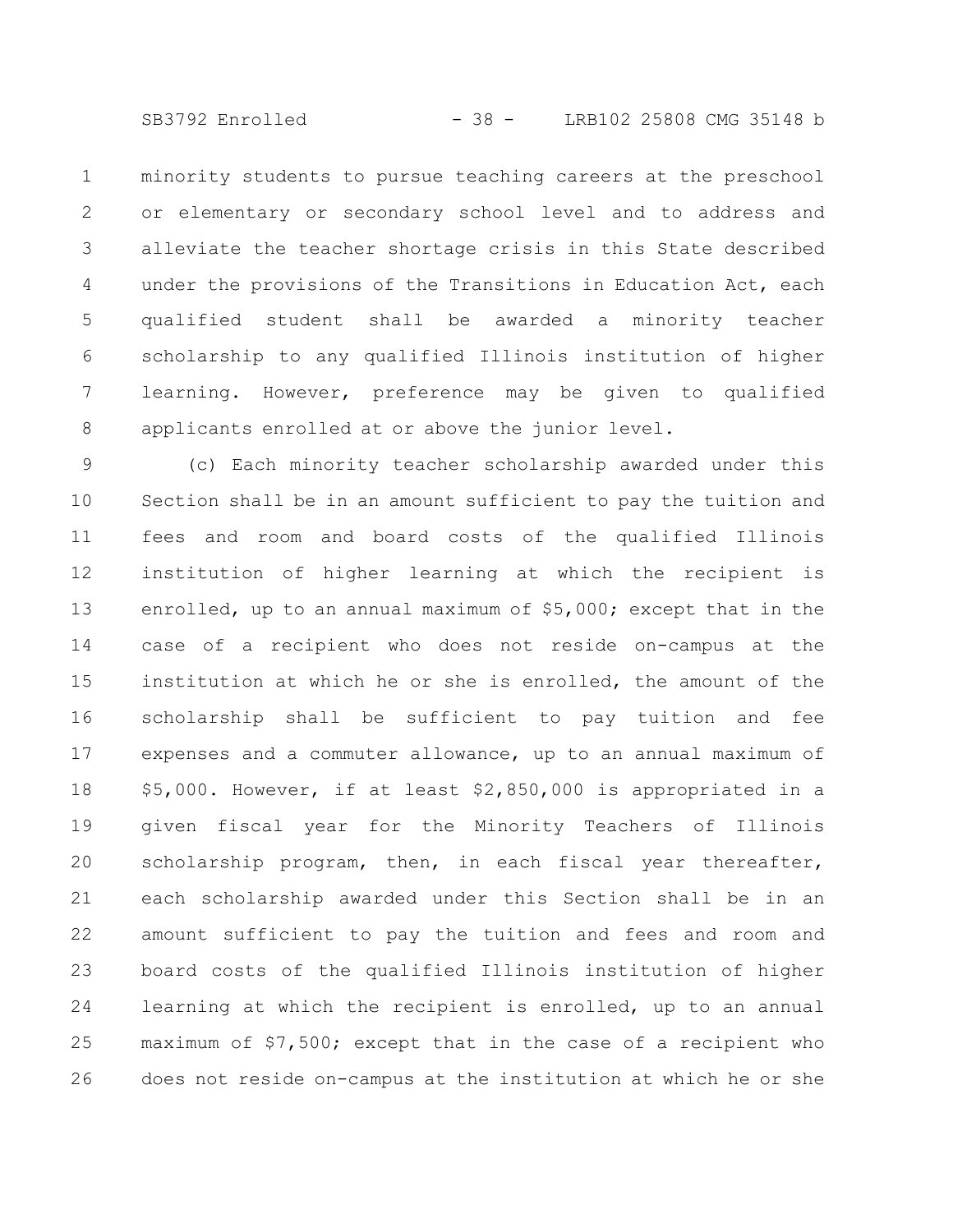minority students to pursue teaching careers at the preschool or elementary or secondary school level and to address and alleviate the teacher shortage crisis in this State described under the provisions of the Transitions in Education Act, each qualified student shall be awarded a minority teacher scholarship to any qualified Illinois institution of higher learning. However, preference may be given to qualified applicants enrolled at or above the junior level.

(c) Each minority teacher scholarship awarded under this Section shall be in an amount sufficient to pay the tuition and fees and room and board costs of the qualified Illinois institution of higher learning at which the recipient is enrolled, up to an annual maximum of $5,000; except that in the case of a recipient who does not reside on-campus at the institution at which he or she is enrolled, the amount of the scholarship shall be sufficient to pay tuition and fee expenses and a commuter allowance, up to an annual maximum of $5,000. However, if at least $2,850,000 is appropriated in a given fiscal year for the Minority Teachers of Illinois scholarship program, then, in each fiscal year thereafter, each scholarship awarded under this Section shall be in an amount sufficient to pay the tuition and fees and room and board costs of the qualified Illinois institution of higher learning at which the recipient is enrolled, up to an annual maximum of $7,500; except that in the case of a recipient who does not reside on-campus at the institution at which he or she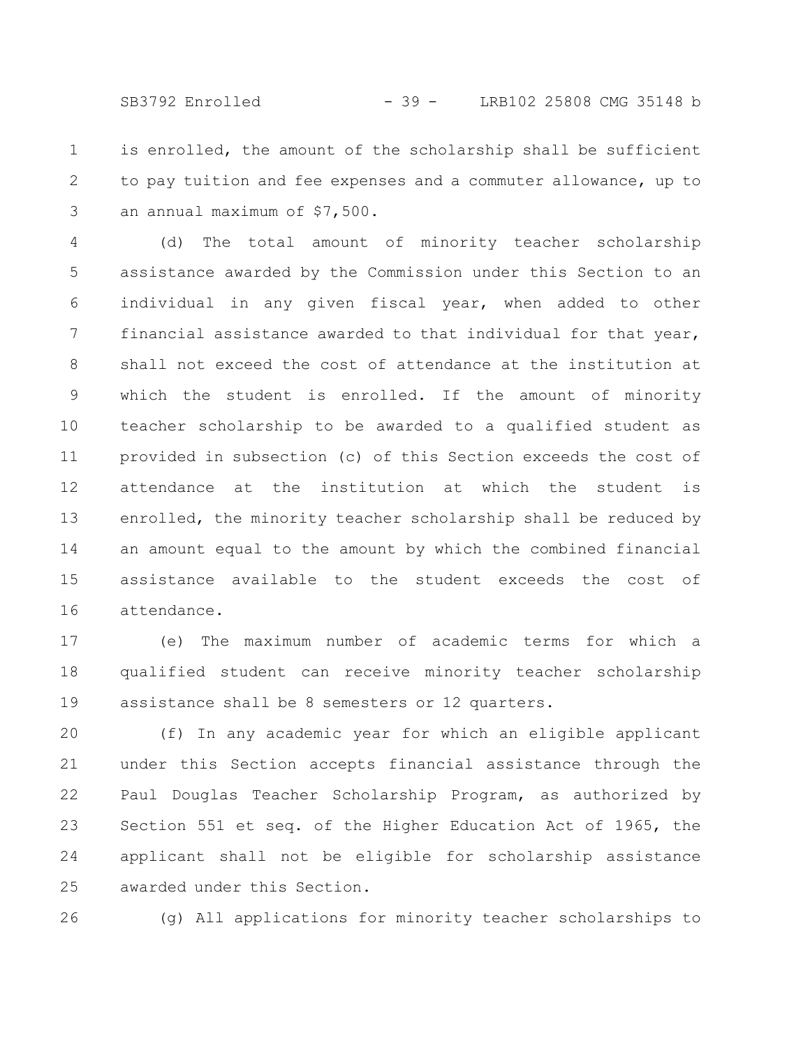is enrolled, the amount of the scholarship shall be sufficient to pay tuition and fee expenses and a commuter allowance, up to an annual maximum of $7,500.

(d) The total amount of minority teacher scholarship assistance awarded by the Commission under this Section to an individual in any given fiscal year, when added to other financial assistance awarded to that individual for that year, shall not exceed the cost of attendance at the institution at which the student is enrolled. If the amount of minority teacher scholarship to be awarded to a qualified student as provided in subsection (c) of this Section exceeds the cost of attendance at the institution at which the student is enrolled, the minority teacher scholarship shall be reduced by an amount equal to the amount by which the combined financial assistance available to the student exceeds the cost of attendance.

(e) The maximum number of academic terms for which a qualified student can receive minority teacher scholarship assistance shall be 8 semesters or 12 quarters.

(f) In any academic year for which an eligible applicant under this Section accepts financial assistance through the Paul Douglas Teacher Scholarship Program, as authorized by Section 551 et seq. of the Higher Education Act of 1965, the applicant shall not be eligible for scholarship assistance awarded under this Section.

(g) All applications for minority teacher scholarships to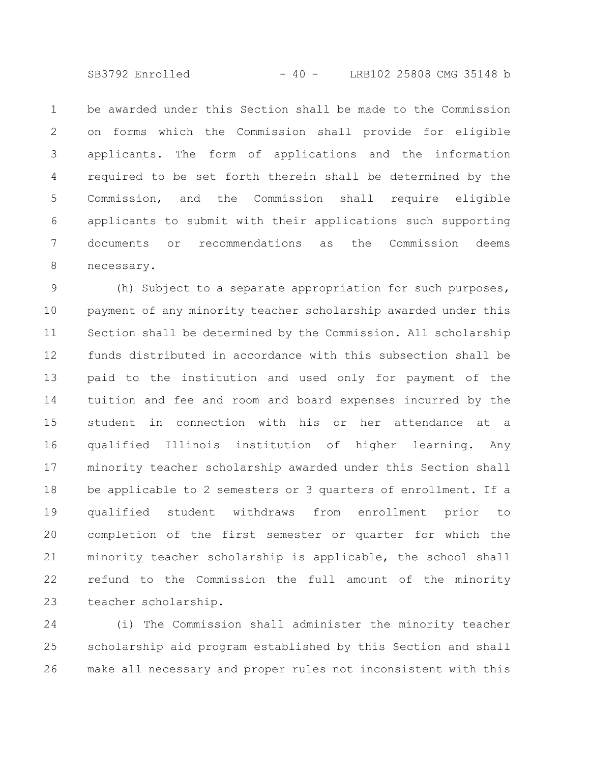be awarded under this Section shall be made to the Commission on forms which the Commission shall provide for eligible applicants. The form of applications and the information required to be set forth therein shall be determined by the Commission, and the Commission shall require eligible applicants to submit with their applications such supporting documents or recommendations as the Commission deems necessary.

(h) Subject to a separate appropriation for such purposes, payment of any minority teacher scholarship awarded under this Section shall be determined by the Commission. All scholarship funds distributed in accordance with this subsection shall be paid to the institution and used only for payment of the tuition and fee and room and board expenses incurred by the student in connection with his or her attendance at a qualified Illinois institution of higher learning. Any minority teacher scholarship awarded under this Section shall be applicable to 2 semesters or 3 quarters of enrollment. If a qualified student withdraws from enrollment prior to completion of the first semester or quarter for which the minority teacher scholarship is applicable, the school shall refund to the Commission the full amount of the minority teacher scholarship.

(i) The Commission shall administer the minority teacher scholarship aid program established by this Section and shall make all necessary and proper rules not inconsistent with this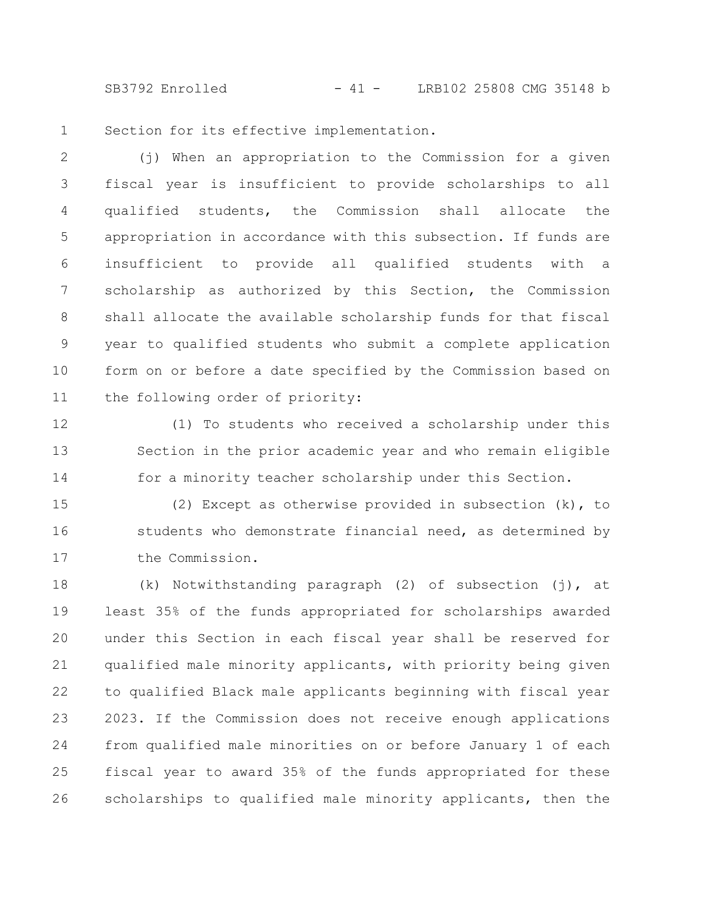Section for its effective implementation.

(j) When an appropriation to the Commission for a given fiscal year is insufficient to provide scholarships to all qualified students, the Commission shall allocate the appropriation in accordance with this subsection. If funds are insufficient to provide all qualified students with a scholarship as authorized by this Section, the Commission shall allocate the available scholarship funds for that fiscal year to qualified students who submit a complete application form on or before a date specified by the Commission based on the following order of priority:

(1) To students who received a scholarship under this Section in the prior academic year and who remain eligible for a minority teacher scholarship under this Section.

(2) Except as otherwise provided in subsection (k), to students who demonstrate financial need, as determined by the Commission.

(k) Notwithstanding paragraph (2) of subsection (j), at least 35% of the funds appropriated for scholarships awarded under this Section in each fiscal year shall be reserved for qualified male minority applicants, with priority being given to qualified Black male applicants beginning with fiscal year 2023. If the Commission does not receive enough applications from qualified male minorities on or before January 1 of each fiscal year to award 35% of the funds appropriated for these scholarships to qualified male minority applicants, then the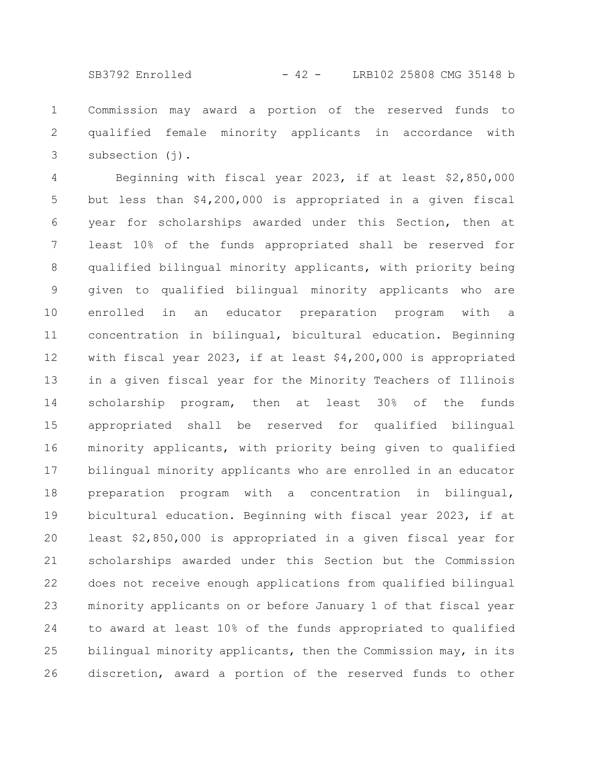Commission may award a portion of the reserved funds to qualified female minority applicants in accordance with subsection (j).

Beginning with fiscal year 2023, if at least $2,850,000 but less than $4,200,000 is appropriated in a given fiscal year for scholarships awarded under this Section, then at least 10% of the funds appropriated shall be reserved for qualified bilingual minority applicants, with priority being given to qualified bilingual minority applicants who are enrolled in an educator preparation program with a concentration in bilingual, bicultural education. Beginning with fiscal year 2023, if at least $4,200,000 is appropriated in a given fiscal year for the Minority Teachers of Illinois scholarship program, then at least 30% of the funds appropriated shall be reserved for qualified bilingual minority applicants, with priority being given to qualified bilingual minority applicants who are enrolled in an educator preparation program with a concentration in bilingual, bicultural education. Beginning with fiscal year 2023, if at least $2,850,000 is appropriated in a given fiscal year for scholarships awarded under this Section but the Commission does not receive enough applications from qualified bilingual minority applicants on or before January 1 of that fiscal year to award at least 10% of the funds appropriated to qualified bilingual minority applicants, then the Commission may, in its discretion, award a portion of the reserved funds to other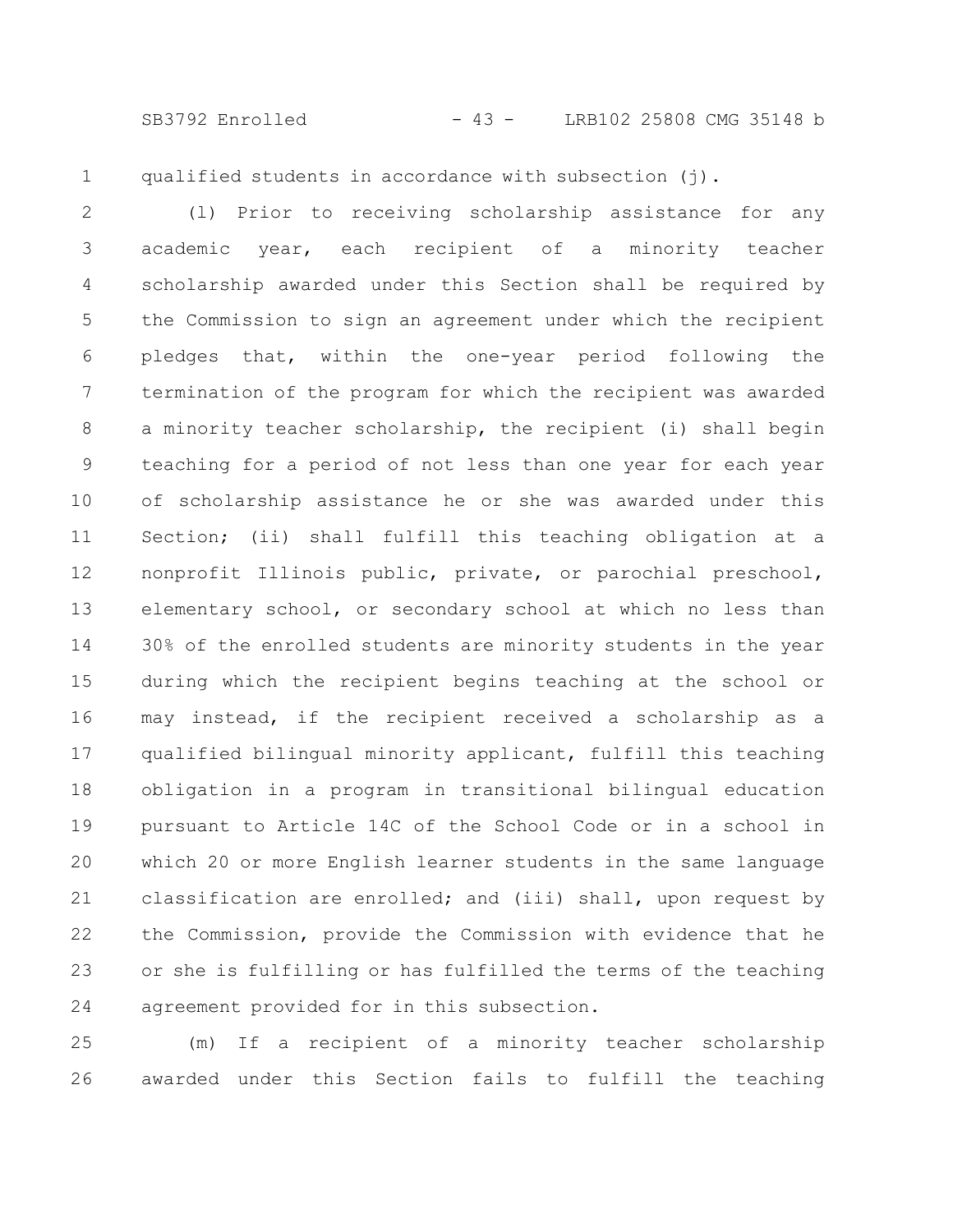qualified students in accordance with subsection (j).

(l) Prior to receiving scholarship assistance for any academic year, each recipient of a minority teacher scholarship awarded under this Section shall be required by the Commission to sign an agreement under which the recipient pledges that, within the one-year period following the termination of the program for which the recipient was awarded a minority teacher scholarship, the recipient (i) shall begin teaching for a period of not less than one year for each year of scholarship assistance he or she was awarded under this Section; (ii) shall fulfill this teaching obligation at a nonprofit Illinois public, private, or parochial preschool, elementary school, or secondary school at which no less than 30% of the enrolled students are minority students in the year during which the recipient begins teaching at the school or may instead, if the recipient received a scholarship as a qualified bilingual minority applicant, fulfill this teaching obligation in a program in transitional bilingual education pursuant to Article 14C of the School Code or in a school in which 20 or more English learner students in the same language classification are enrolled; and (iii) shall, upon request by the Commission, provide the Commission with evidence that he or she is fulfilling or has fulfilled the terms of the teaching agreement provided for in this subsection.

(m) If a recipient of a minority teacher scholarship awarded under this Section fails to fulfill the teaching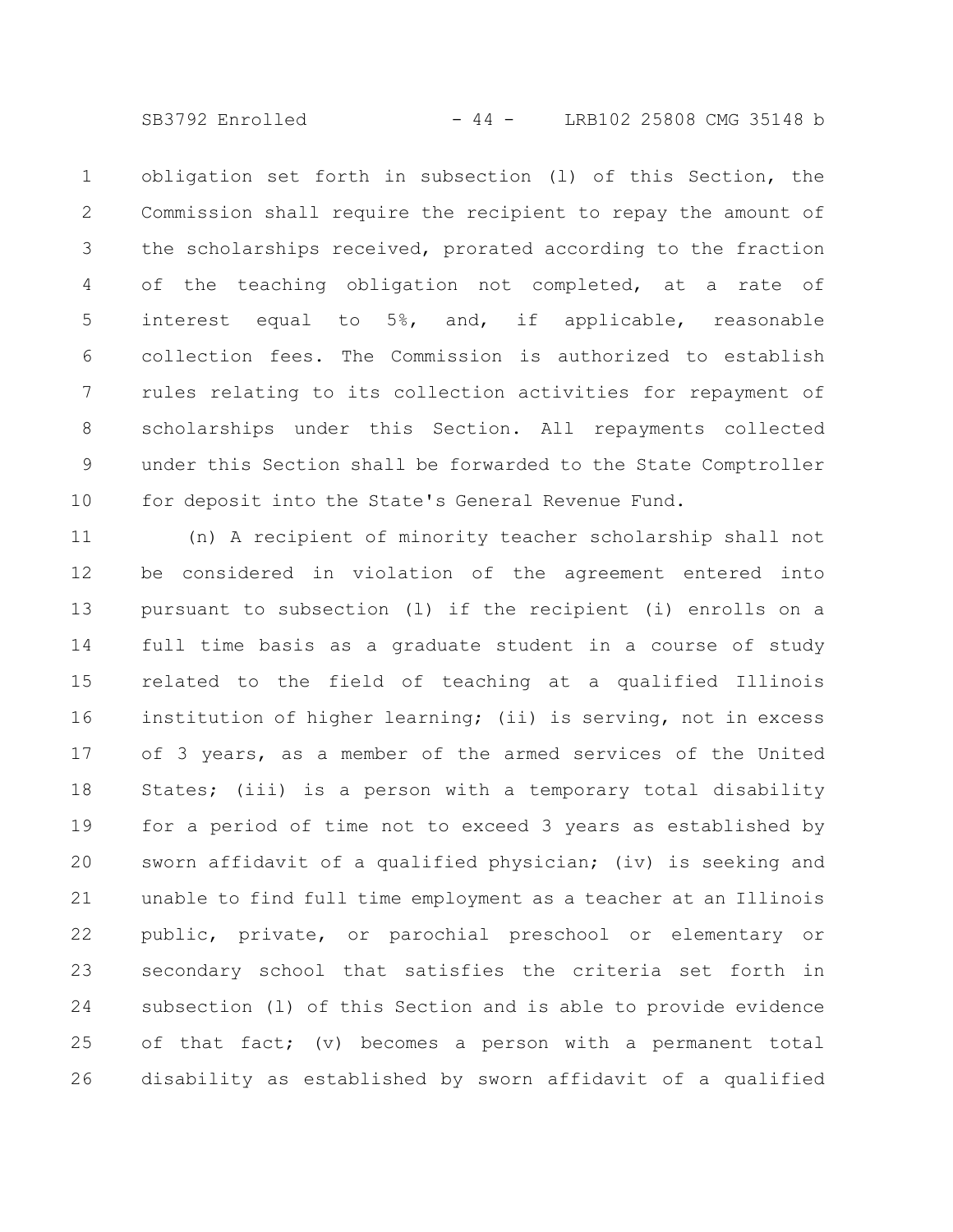obligation set forth in subsection (l) of this Section, the Commission shall require the recipient to repay the amount of the scholarships received, prorated according to the fraction of the teaching obligation not completed, at a rate of interest equal to 5%, and, if applicable, reasonable collection fees. The Commission is authorized to establish rules relating to its collection activities for repayment of scholarships under this Section. All repayments collected under this Section shall be forwarded to the State Comptroller for deposit into the State's General Revenue Fund.

(n) A recipient of minority teacher scholarship shall not be considered in violation of the agreement entered into pursuant to subsection (l) if the recipient (i) enrolls on a full time basis as a graduate student in a course of study related to the field of teaching at a qualified Illinois institution of higher learning; (ii) is serving, not in excess of 3 years, as a member of the armed services of the United States; (iii) is a person with a temporary total disability for a period of time not to exceed 3 years as established by sworn affidavit of a qualified physician; (iv) is seeking and unable to find full time employment as a teacher at an Illinois public, private, or parochial preschool or elementary or secondary school that satisfies the criteria set forth in subsection (l) of this Section and is able to provide evidence of that fact; (v) becomes a person with a permanent total disability as established by sworn affidavit of a qualified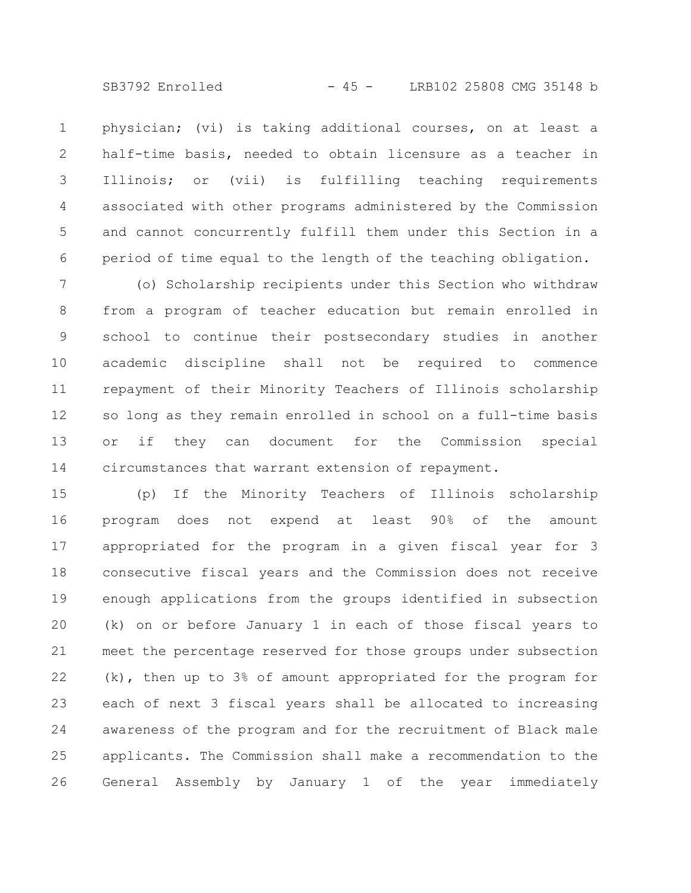physician; (vi) is taking additional courses, on at least a half-time basis, needed to obtain licensure as a teacher in Illinois; or (vii) is fulfilling teaching requirements associated with other programs administered by the Commission and cannot concurrently fulfill them under this Section in a period of time equal to the length of the teaching obligation.

(o) Scholarship recipients under this Section who withdraw from a program of teacher education but remain enrolled in school to continue their postsecondary studies in another academic discipline shall not be required to commence repayment of their Minority Teachers of Illinois scholarship so long as they remain enrolled in school on a full-time basis or if they can document for the Commission special circumstances that warrant extension of repayment.

(p) If the Minority Teachers of Illinois scholarship program does not expend at least 90% of the amount appropriated for the program in a given fiscal year for 3 consecutive fiscal years and the Commission does not receive enough applications from the groups identified in subsection (k) on or before January 1 in each of those fiscal years to meet the percentage reserved for those groups under subsection (k), then up to 3% of amount appropriated for the program for each of next 3 fiscal years shall be allocated to increasing awareness of the program and for the recruitment of Black male applicants. The Commission shall make a recommendation to the General Assembly by January 1 of the year immediately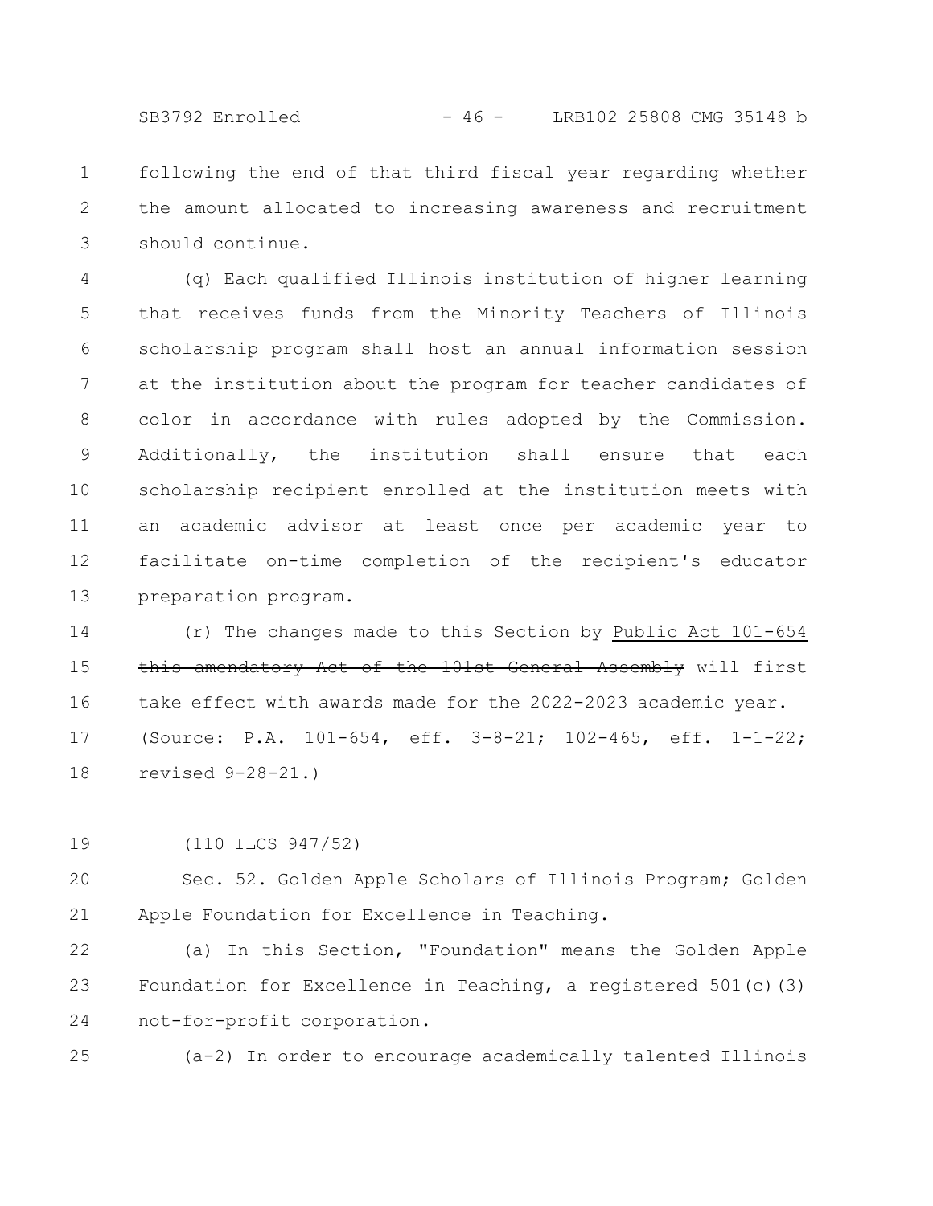following the end of that third fiscal year regarding whether the amount allocated to increasing awareness and recruitment should continue.

(q) Each qualified Illinois institution of higher learning that receives funds from the Minority Teachers of Illinois scholarship program shall host an annual information session at the institution about the program for teacher candidates of color in accordance with rules adopted by the Commission. Additionally, the institution shall ensure that each scholarship recipient enrolled at the institution meets with an academic advisor at least once per academic year to facilitate on-time completion of the recipient's educator preparation program.

(r) The changes made to this Section by Public Act 101-654 ~~this amendatory Act of the 101st General Assembly~~ will first take effect with awards made for the 2022-2023 academic year.

(Source: P.A. 101-654, eff. 3-8-21; 102-465, eff. 1-1-22; revised 9-28-21.)

(110 ILCS 947/52)

Sec. 52. Golden Apple Scholars of Illinois Program; Golden Apple Foundation for Excellence in Teaching.

(a) In this Section, "Foundation" means the Golden Apple Foundation for Excellence in Teaching, a registered 501(c)(3) not-for-profit corporation.

(a-2) In order to encourage academically talented Illinois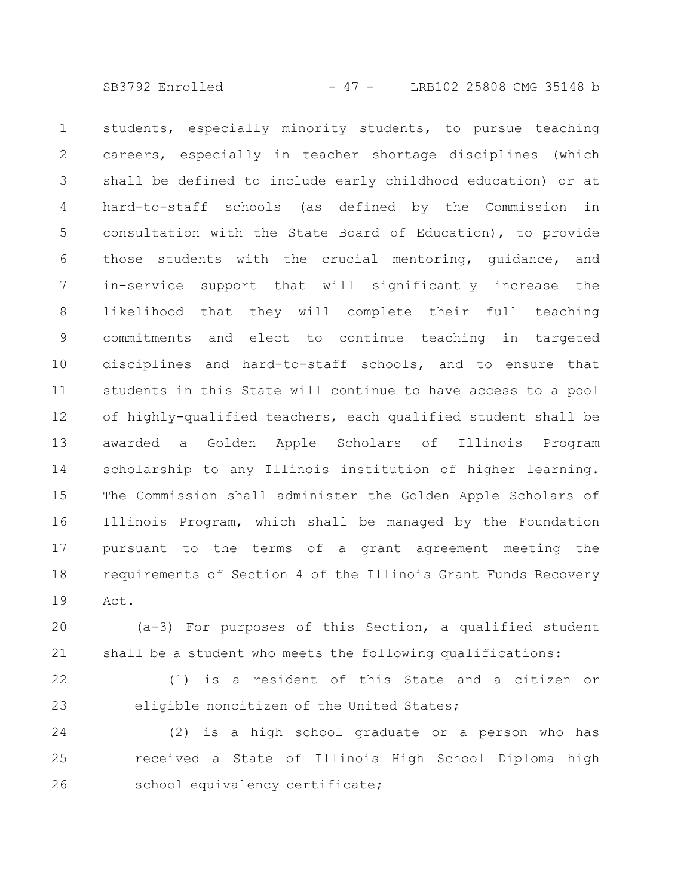students, especially minority students, to pursue teaching careers, especially in teacher shortage disciplines (which shall be defined to include early childhood education) or at hard-to-staff schools (as defined by the Commission in consultation with the State Board of Education), to provide those students with the crucial mentoring, guidance, and in-service support that will significantly increase the likelihood that they will complete their full teaching commitments and elect to continue teaching in targeted disciplines and hard-to-staff schools, and to ensure that students in this State will continue to have access to a pool of highly-qualified teachers, each qualified student shall be awarded a Golden Apple Scholars of Illinois Program scholarship to any Illinois institution of higher learning. The Commission shall administer the Golden Apple Scholars of Illinois Program, which shall be managed by the Foundation pursuant to the terms of a grant agreement meeting the requirements of Section 4 of the Illinois Grant Funds Recovery Act.

(a-3) For purposes of this Section, a qualified student shall be a student who meets the following qualifications:

(1) is a resident of this State and a citizen or eligible noncitizen of the United States;

(2) is a high school graduate or a person who has received a <u>State of Illinois High School Diploma</u> ~~high school equivalency certificate~~;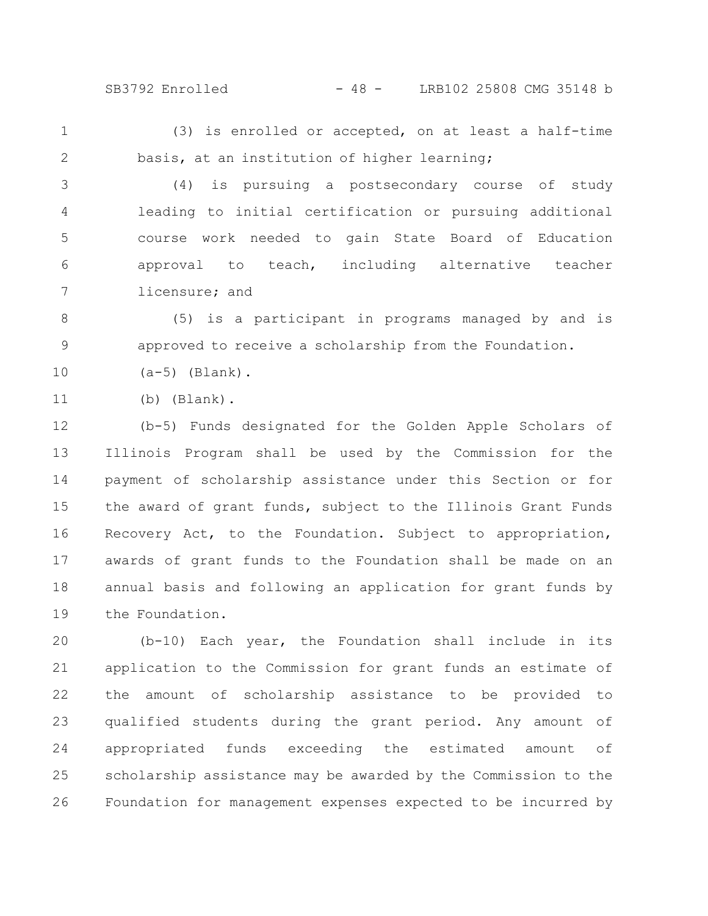(3) is enrolled or accepted, on at least a half-time basis, at an institution of higher learning;

(4) is pursuing a postsecondary course of study leading to initial certification or pursuing additional course work needed to gain State Board of Education approval to teach, including alternative teacher licensure; and

(5) is a participant in programs managed by and is approved to receive a scholarship from the Foundation.

(a-5) (Blank).

(b) (Blank).

(b-5) Funds designated for the Golden Apple Scholars of Illinois Program shall be used by the Commission for the payment of scholarship assistance under this Section or for the award of grant funds, subject to the Illinois Grant Funds Recovery Act, to the Foundation. Subject to appropriation, awards of grant funds to the Foundation shall be made on an annual basis and following an application for grant funds by the Foundation.

(b-10) Each year, the Foundation shall include in its application to the Commission for grant funds an estimate of the amount of scholarship assistance to be provided to qualified students during the grant period. Any amount of appropriated funds exceeding the estimated amount of scholarship assistance may be awarded by the Commission to the Foundation for management expenses expected to be incurred by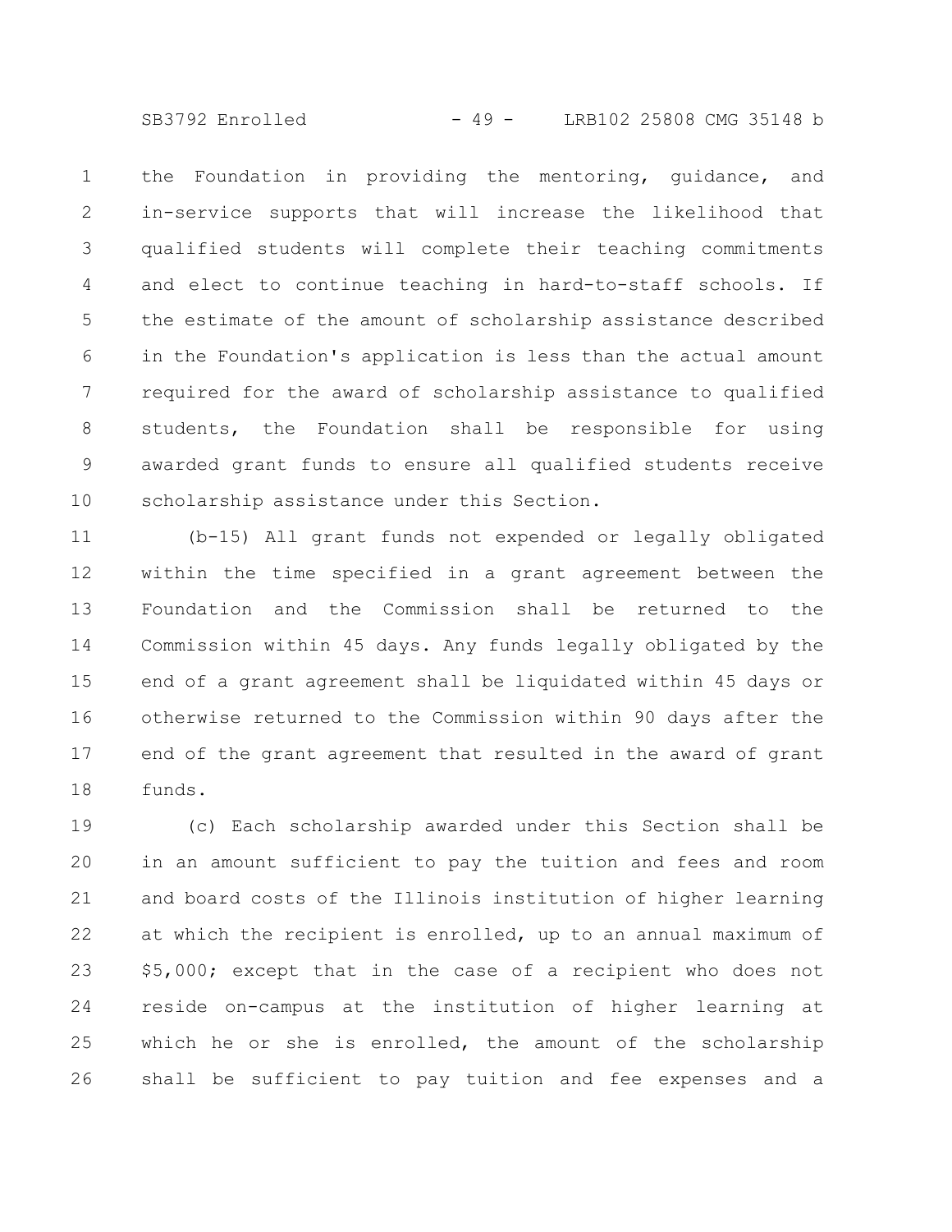the Foundation in providing the mentoring, guidance, and in-service supports that will increase the likelihood that qualified students will complete their teaching commitments and elect to continue teaching in hard-to-staff schools. If the estimate of the amount of scholarship assistance described in the Foundation's application is less than the actual amount required for the award of scholarship assistance to qualified students, the Foundation shall be responsible for using awarded grant funds to ensure all qualified students receive scholarship assistance under this Section.

(b-15) All grant funds not expended or legally obligated within the time specified in a grant agreement between the Foundation and the Commission shall be returned to the Commission within 45 days. Any funds legally obligated by the end of a grant agreement shall be liquidated within 45 days or otherwise returned to the Commission within 90 days after the end of the grant agreement that resulted in the award of grant funds.

(c) Each scholarship awarded under this Section shall be in an amount sufficient to pay the tuition and fees and room and board costs of the Illinois institution of higher learning at which the recipient is enrolled, up to an annual maximum of $5,000; except that in the case of a recipient who does not reside on-campus at the institution of higher learning at which he or she is enrolled, the amount of the scholarship shall be sufficient to pay tuition and fee expenses and a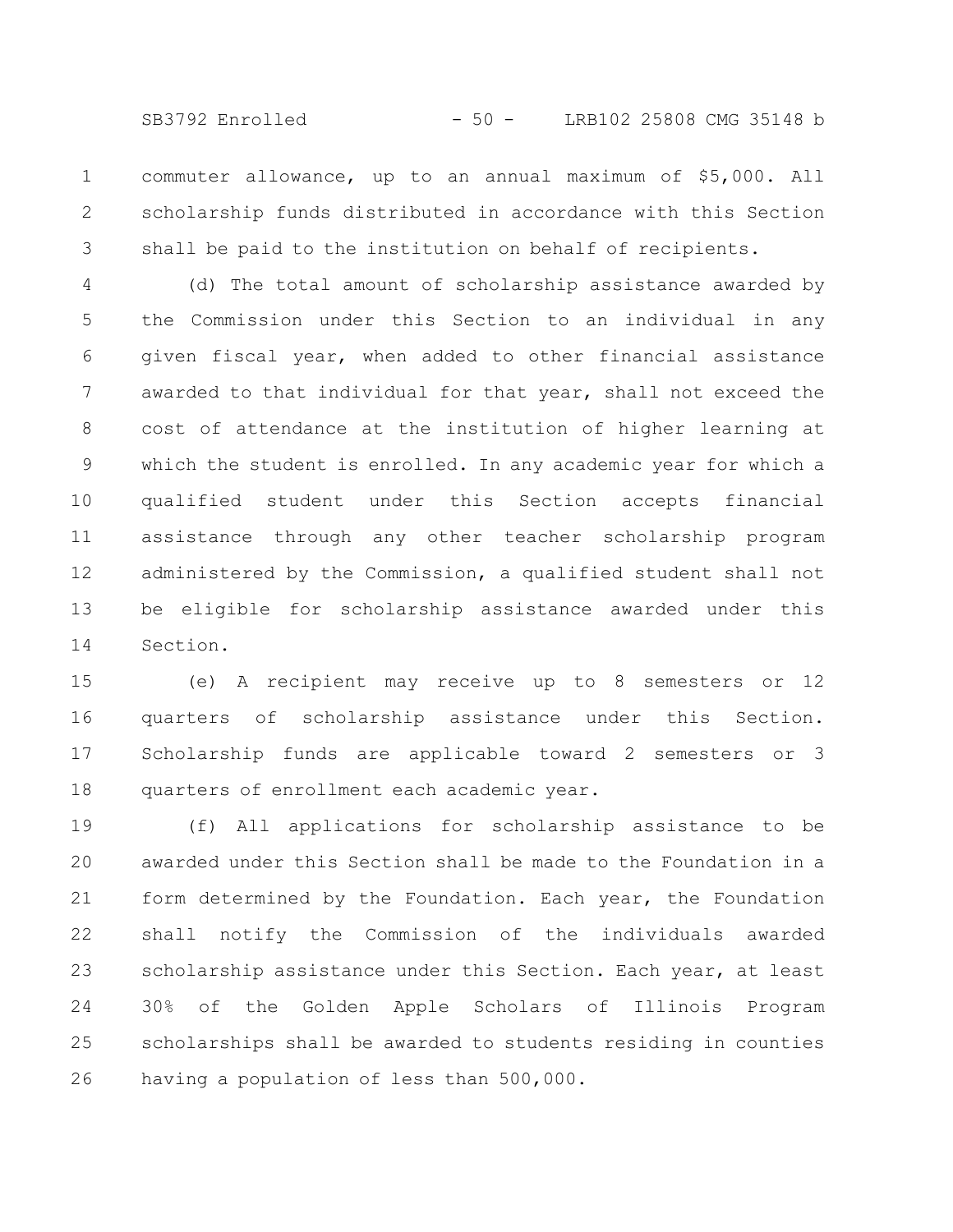commuter allowance, up to an annual maximum of $5,000. All scholarship funds distributed in accordance with this Section shall be paid to the institution on behalf of recipients.

(d) The total amount of scholarship assistance awarded by the Commission under this Section to an individual in any given fiscal year, when added to other financial assistance awarded to that individual for that year, shall not exceed the cost of attendance at the institution of higher learning at which the student is enrolled. In any academic year for which a qualified student under this Section accepts financial assistance through any other teacher scholarship program administered by the Commission, a qualified student shall not be eligible for scholarship assistance awarded under this Section.

(e) A recipient may receive up to 8 semesters or 12 quarters of scholarship assistance under this Section. Scholarship funds are applicable toward 2 semesters or 3 quarters of enrollment each academic year.

(f) All applications for scholarship assistance to be awarded under this Section shall be made to the Foundation in a form determined by the Foundation. Each year, the Foundation shall notify the Commission of the individuals awarded scholarship assistance under this Section. Each year, at least 30% of the Golden Apple Scholars of Illinois Program scholarships shall be awarded to students residing in counties having a population of less than 500,000.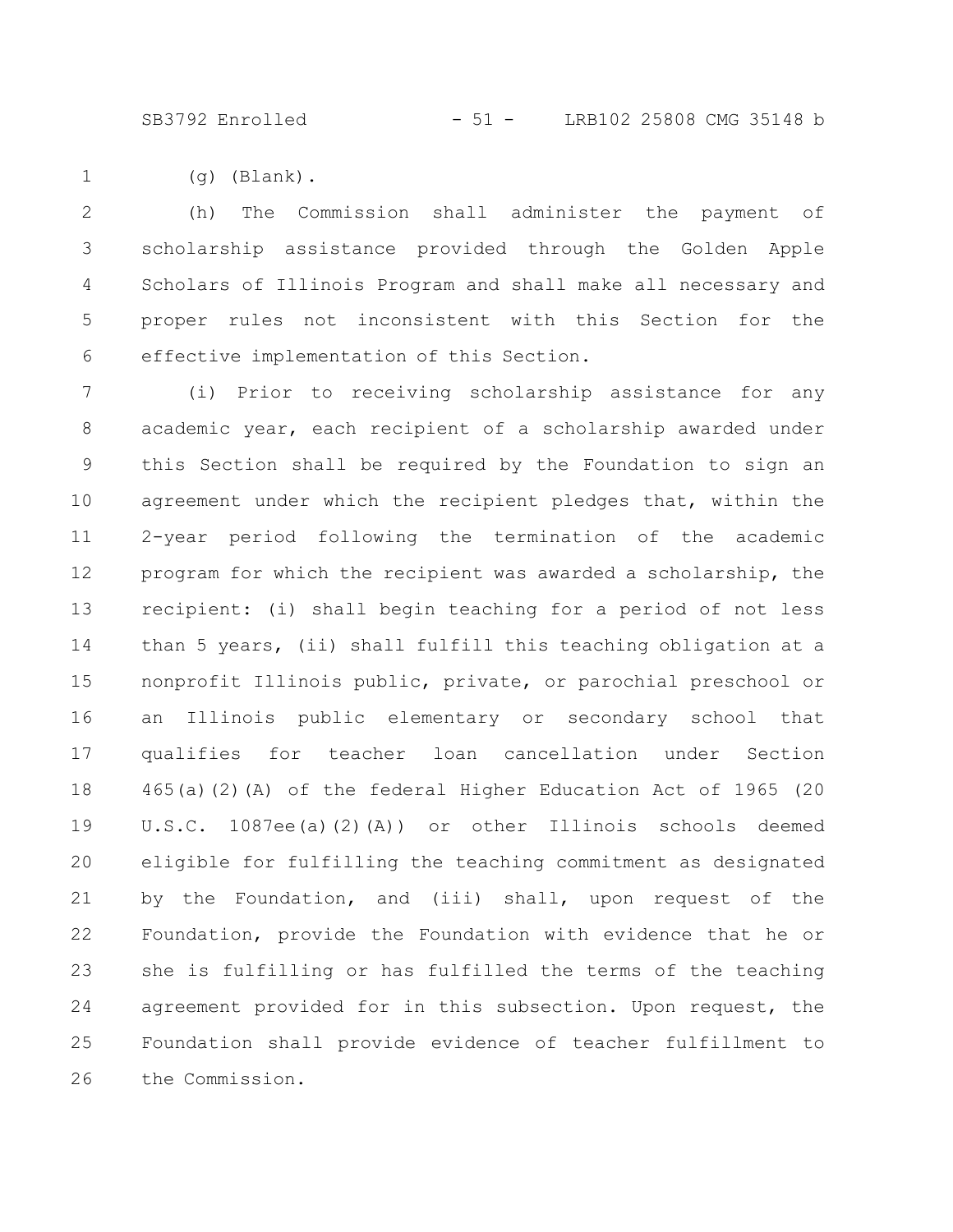(g) (Blank).

(h) The Commission shall administer the payment of scholarship assistance provided through the Golden Apple Scholars of Illinois Program and shall make all necessary and proper rules not inconsistent with this Section for the effective implementation of this Section.

(i) Prior to receiving scholarship assistance for any academic year, each recipient of a scholarship awarded under this Section shall be required by the Foundation to sign an agreement under which the recipient pledges that, within the 2-year period following the termination of the academic program for which the recipient was awarded a scholarship, the recipient: (i) shall begin teaching for a period of not less than 5 years, (ii) shall fulfill this teaching obligation at a nonprofit Illinois public, private, or parochial preschool or an Illinois public elementary or secondary school that qualifies for teacher loan cancellation under Section 465(a)(2)(A) of the federal Higher Education Act of 1965 (20 U.S.C. 1087ee(a)(2)(A)) or other Illinois schools deemed eligible for fulfilling the teaching commitment as designated by the Foundation, and (iii) shall, upon request of the Foundation, provide the Foundation with evidence that he or she is fulfilling or has fulfilled the terms of the teaching agreement provided for in this subsection. Upon request, the Foundation shall provide evidence of teacher fulfillment to the Commission.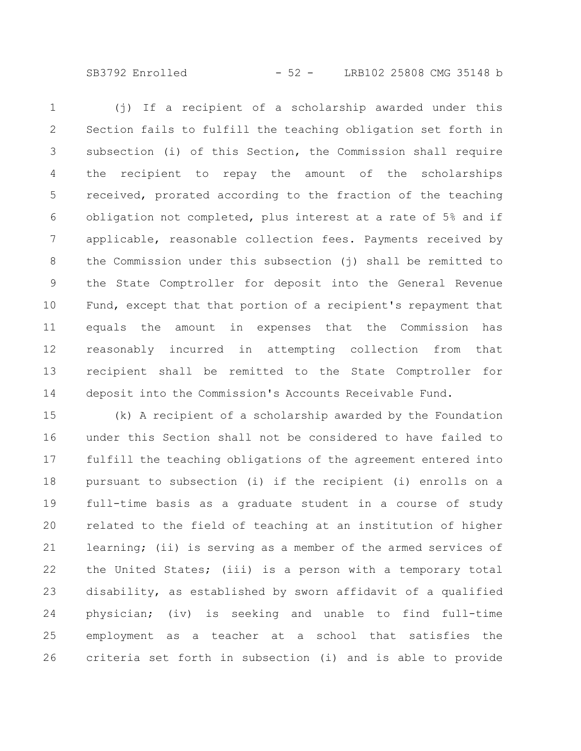(j) If a recipient of a scholarship awarded under this Section fails to fulfill the teaching obligation set forth in subsection (i) of this Section, the Commission shall require the recipient to repay the amount of the scholarships received, prorated according to the fraction of the teaching obligation not completed, plus interest at a rate of 5% and if applicable, reasonable collection fees. Payments received by the Commission under this subsection (j) shall be remitted to the State Comptroller for deposit into the General Revenue Fund, except that that portion of a recipient's repayment that equals the amount in expenses that the Commission has reasonably incurred in attempting collection from that recipient shall be remitted to the State Comptroller for deposit into the Commission's Accounts Receivable Fund.

(k) A recipient of a scholarship awarded by the Foundation under this Section shall not be considered to have failed to fulfill the teaching obligations of the agreement entered into pursuant to subsection (i) if the recipient (i) enrolls on a full-time basis as a graduate student in a course of study related to the field of teaching at an institution of higher learning; (ii) is serving as a member of the armed services of the United States; (iii) is a person with a temporary total disability, as established by sworn affidavit of a qualified physician; (iv) is seeking and unable to find full-time employment as a teacher at a school that satisfies the criteria set forth in subsection (i) and is able to provide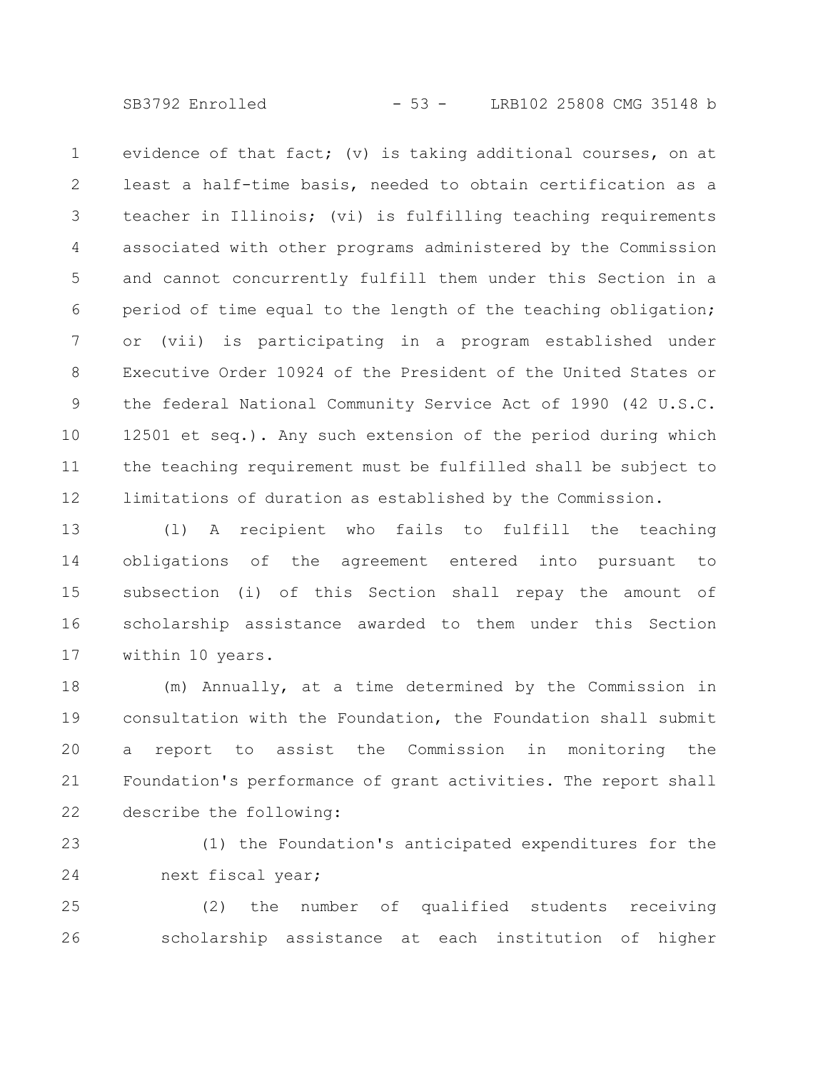evidence of that fact; (v) is taking additional courses, on at least a half-time basis, needed to obtain certification as a teacher in Illinois; (vi) is fulfilling teaching requirements associated with other programs administered by the Commission and cannot concurrently fulfill them under this Section in a period of time equal to the length of the teaching obligation; or (vii) is participating in a program established under Executive Order 10924 of the President of the United States or the federal National Community Service Act of 1990 (42 U.S.C. 12501 et seq.). Any such extension of the period during which the teaching requirement must be fulfilled shall be subject to limitations of duration as established by the Commission.

(l) A recipient who fails to fulfill the teaching obligations of the agreement entered into pursuant to subsection (i) of this Section shall repay the amount of scholarship assistance awarded to them under this Section within 10 years.

(m) Annually, at a time determined by the Commission in consultation with the Foundation, the Foundation shall submit a report to assist the Commission in monitoring the Foundation's performance of grant activities. The report shall describe the following:

(1) the Foundation's anticipated expenditures for the next fiscal year;

(2) the number of qualified students receiving scholarship assistance at each institution of higher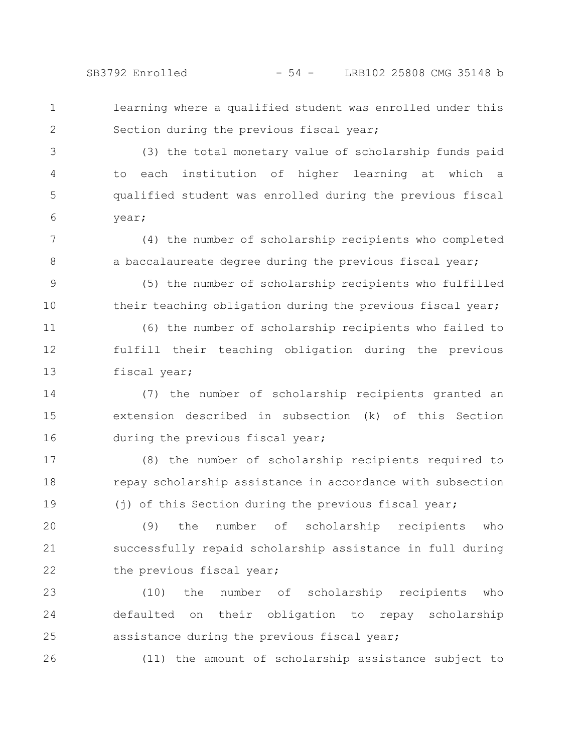learning where a qualified student was enrolled under this Section during the previous fiscal year;

(3) the total monetary value of scholarship funds paid to each institution of higher learning at which a qualified student was enrolled during the previous fiscal year;

(4) the number of scholarship recipients who completed a baccalaureate degree during the previous fiscal year;

(5) the number of scholarship recipients who fulfilled their teaching obligation during the previous fiscal year;

(6) the number of scholarship recipients who failed to fulfill their teaching obligation during the previous fiscal year;

(7) the number of scholarship recipients granted an extension described in subsection (k) of this Section during the previous fiscal year;

(8) the number of scholarship recipients required to repay scholarship assistance in accordance with subsection (j) of this Section during the previous fiscal year;

(9) the number of scholarship recipients who successfully repaid scholarship assistance in full during the previous fiscal year;

(10) the number of scholarship recipients who defaulted on their obligation to repay scholarship assistance during the previous fiscal year;

(11) the amount of scholarship assistance subject to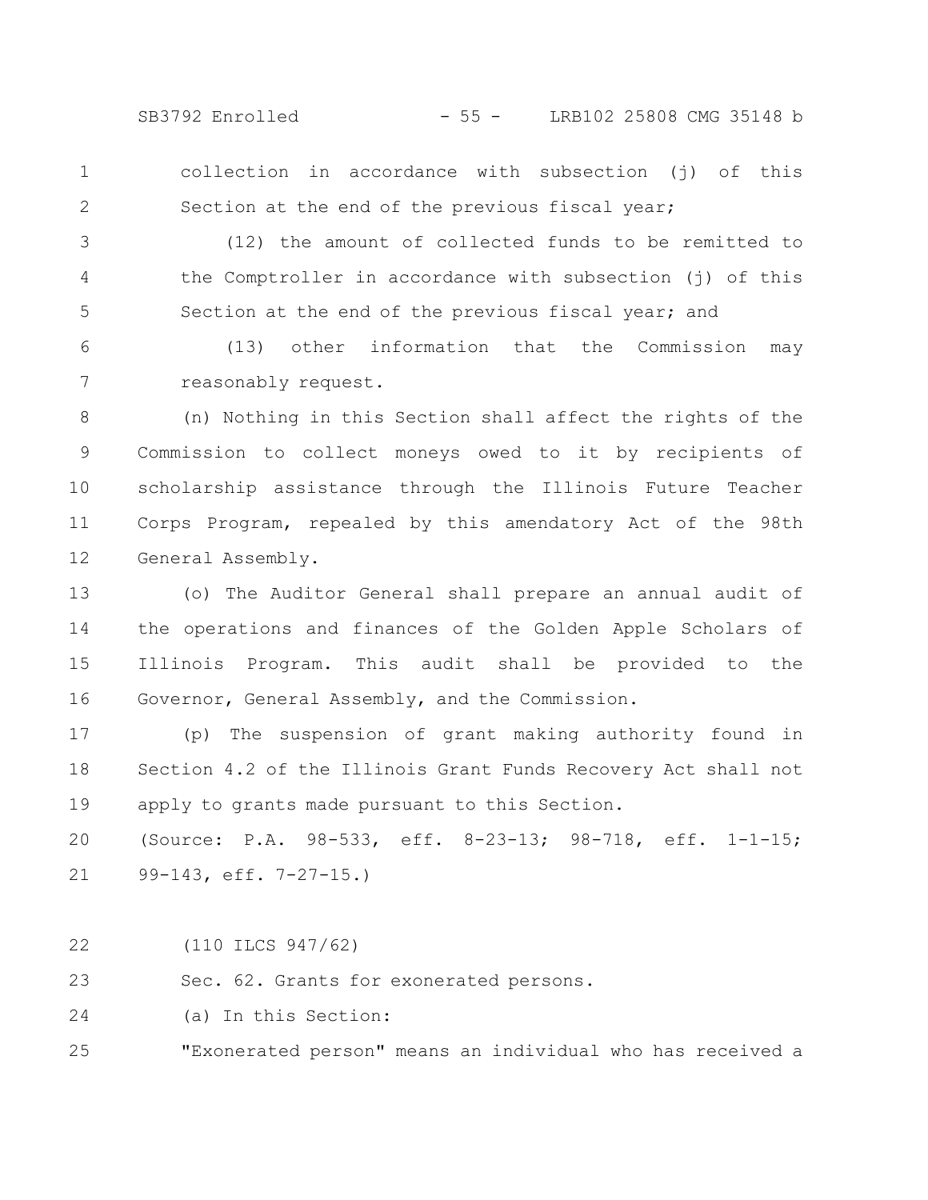collection in accordance with subsection (j) of this Section at the end of the previous fiscal year;

(12) the amount of collected funds to be remitted to the Comptroller in accordance with subsection (j) of this Section at the end of the previous fiscal year; and

(13) other information that the Commission may reasonably request.

(n) Nothing in this Section shall affect the rights of the Commission to collect moneys owed to it by recipients of scholarship assistance through the Illinois Future Teacher Corps Program, repealed by this amendatory Act of the 98th General Assembly.

(o) The Auditor General shall prepare an annual audit of the operations and finances of the Golden Apple Scholars of Illinois Program. This audit shall be provided to the Governor, General Assembly, and the Commission.

(p) The suspension of grant making authority found in Section 4.2 of the Illinois Grant Funds Recovery Act shall not apply to grants made pursuant to this Section.

(Source: P.A. 98-533, eff. 8-23-13; 98-718, eff. 1-1-15; 99-143, eff. 7-27-15.)

(110 ILCS 947/62)

Sec. 62. Grants for exonerated persons.

(a) In this Section:

"Exonerated person" means an individual who has received a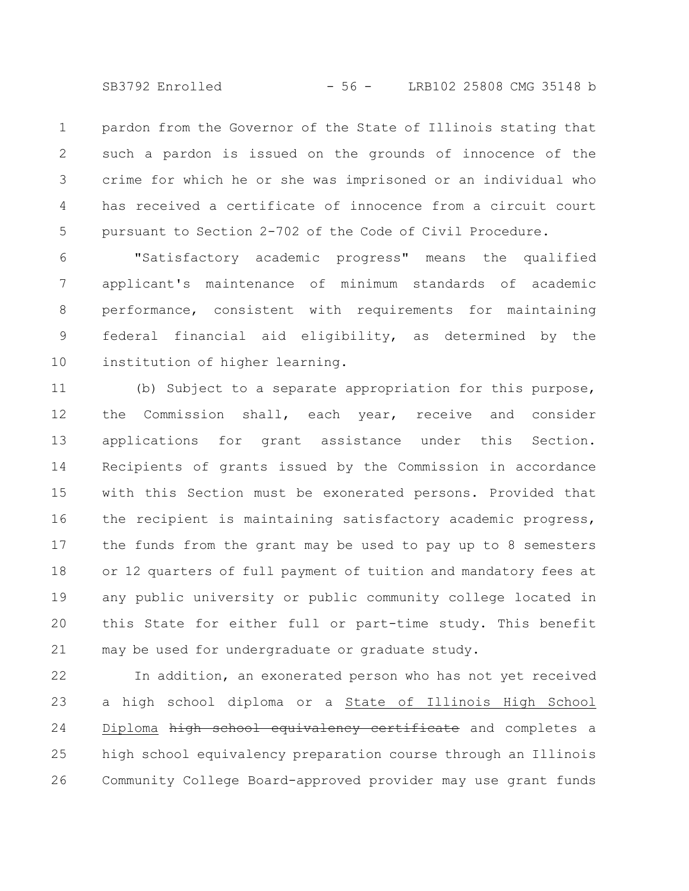pardon from the Governor of the State of Illinois stating that such a pardon is issued on the grounds of innocence of the crime for which he or she was imprisoned or an individual who has received a certificate of innocence from a circuit court pursuant to Section 2-702 of the Code of Civil Procedure.

"Satisfactory academic progress" means the qualified applicant's maintenance of minimum standards of academic performance, consistent with requirements for maintaining federal financial aid eligibility, as determined by the institution of higher learning.

(b) Subject to a separate appropriation for this purpose, the Commission shall, each year, receive and consider applications for grant assistance under this Section. Recipients of grants issued by the Commission in accordance with this Section must be exonerated persons. Provided that the recipient is maintaining satisfactory academic progress, the funds from the grant may be used to pay up to 8 semesters or 12 quarters of full payment of tuition and mandatory fees at any public university or public community college located in this State for either full or part-time study. This benefit may be used for undergraduate or graduate study.

In addition, an exonerated person who has not yet received a high school diploma or a State of Illinois High School Diploma ~~high school equivalency certificate~~ and completes a high school equivalency preparation course through an Illinois Community College Board-approved provider may use grant funds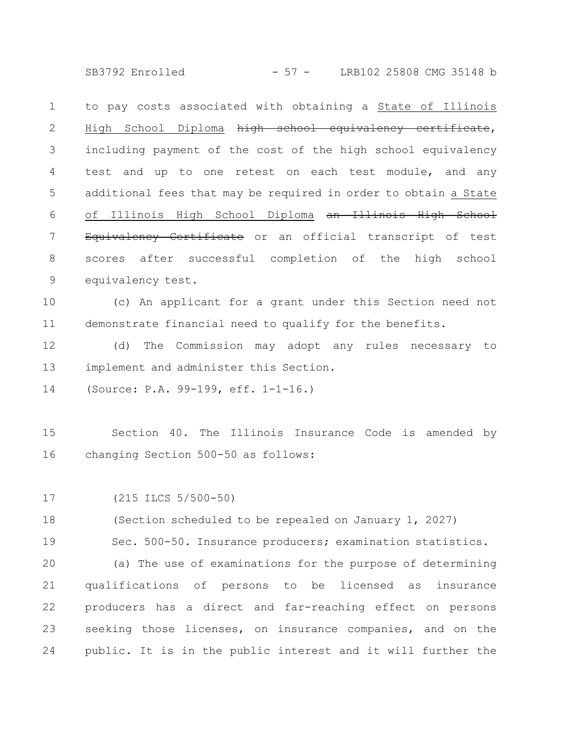to pay costs associated with obtaining a <u>State of Illinois High School Diploma</u> ~~high school equivalency certificate~~, including payment of the cost of the high school equivalency test and up to one retest on each test module, and any additional fees that may be required in order to obtain <u>a State of Illinois High School Diploma</u> ~~an Illinois High School Equivalency Certificate~~ or an official transcript of test scores after successful completion of the high school equivalency test.

(c) An applicant for a grant under this Section need not demonstrate financial need to qualify for the benefits.

(d) The Commission may adopt any rules necessary to implement and administer this Section.

(Source: P.A. 99-199, eff. 1-1-16.)

Section 40. The Illinois Insurance Code is amended by changing Section 500-50 as follows:

(215 ILCS 5/500-50)

(Section scheduled to be repealed on January 1, 2027)

Sec. 500-50. Insurance producers; examination statistics.

(a) The use of examinations for the purpose of determining qualifications of persons to be licensed as insurance producers has a direct and far-reaching effect on persons seeking those licenses, on insurance companies, and on the public. It is in the public interest and it will further the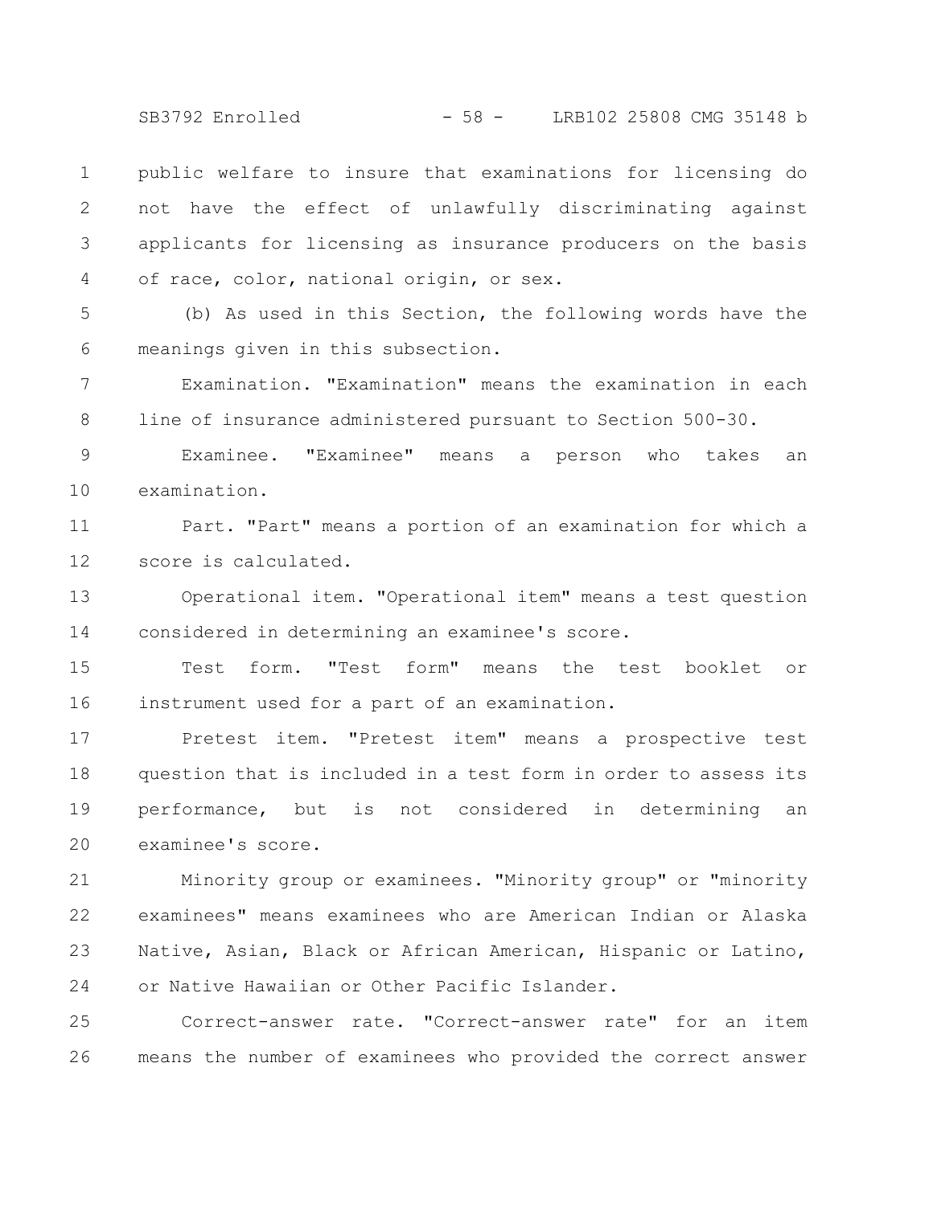public welfare to insure that examinations for licensing do not have the effect of unlawfully discriminating against applicants for licensing as insurance producers on the basis of race, color, national origin, or sex.

(b) As used in this Section, the following words have the meanings given in this subsection.

Examination. "Examination" means the examination in each line of insurance administered pursuant to Section 500-30.

Examinee. "Examinee" means a person who takes an examination.

Part. "Part" means a portion of an examination for which a score is calculated.

Operational item. "Operational item" means a test question considered in determining an examinee's score.

Test form. "Test form" means the test booklet or instrument used for a part of an examination.

Pretest item. "Pretest item" means a prospective test question that is included in a test form in order to assess its performance, but is not considered in determining an examinee's score.

Minority group or examinees. "Minority group" or "minority examinees" means examinees who are American Indian or Alaska Native, Asian, Black or African American, Hispanic or Latino, or Native Hawaiian or Other Pacific Islander.

Correct-answer rate. "Correct-answer rate" for an item means the number of examinees who provided the correct answer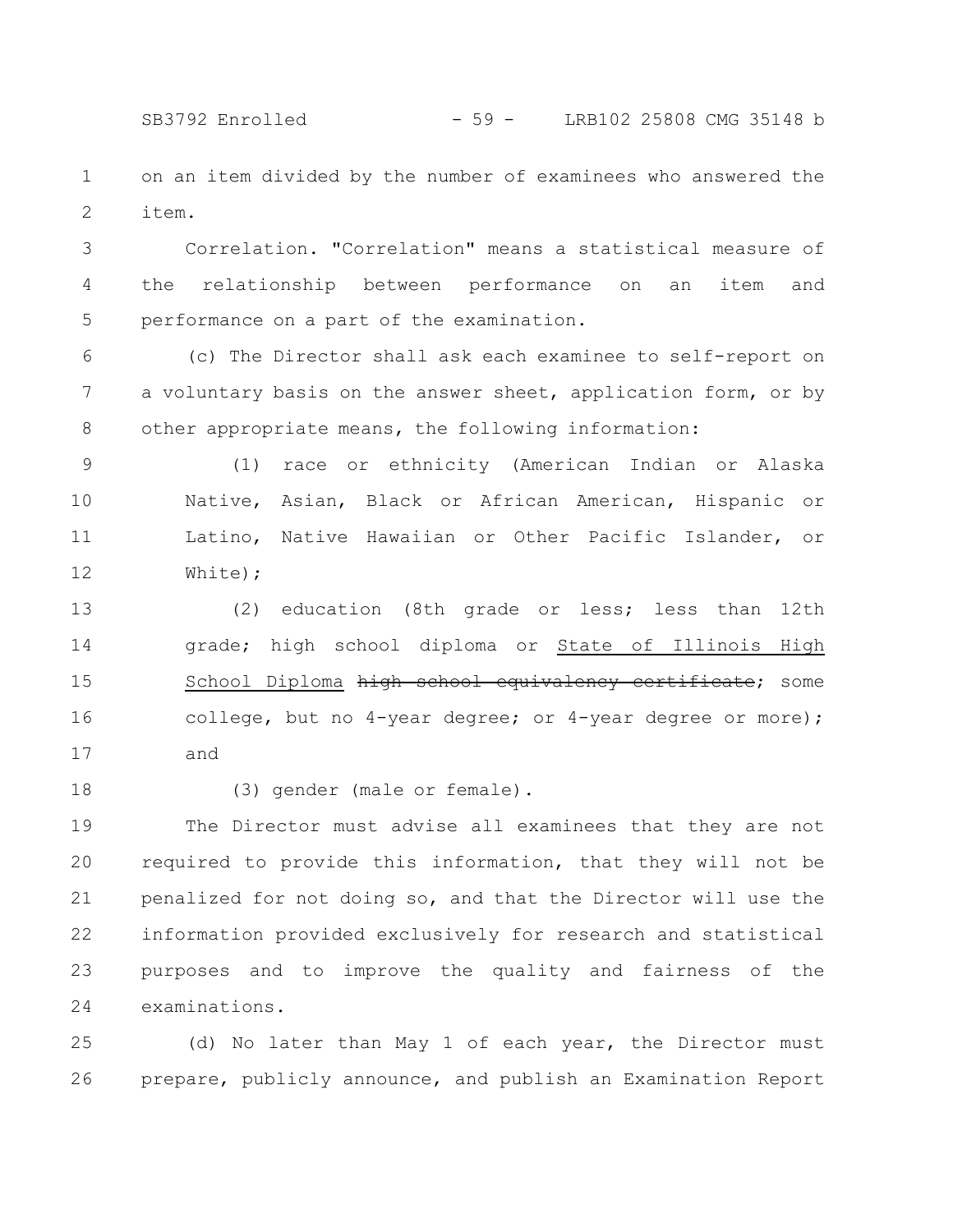on an item divided by the number of examinees who answered the item.

Correlation. "Correlation" means a statistical measure of the relationship between performance on an item and performance on a part of the examination.

(c) The Director shall ask each examinee to self-report on a voluntary basis on the answer sheet, application form, or by other appropriate means, the following information:

(1) race or ethnicity (American Indian or Alaska Native, Asian, Black or African American, Hispanic or Latino, Native Hawaiian or Other Pacific Islander, or White);

(2) education (8th grade or less; less than 12th grade; high school diploma or <u>State of Illinois High School Diploma</u> ~~high school equivalency certificate~~; some college, but no 4-year degree; or 4-year degree or more); and

(3) gender (male or female).

The Director must advise all examinees that they are not required to provide this information, that they will not be penalized for not doing so, and that the Director will use the information provided exclusively for research and statistical purposes and to improve the quality and fairness of the examinations.

(d) No later than May 1 of each year, the Director must prepare, publicly announce, and publish an Examination Report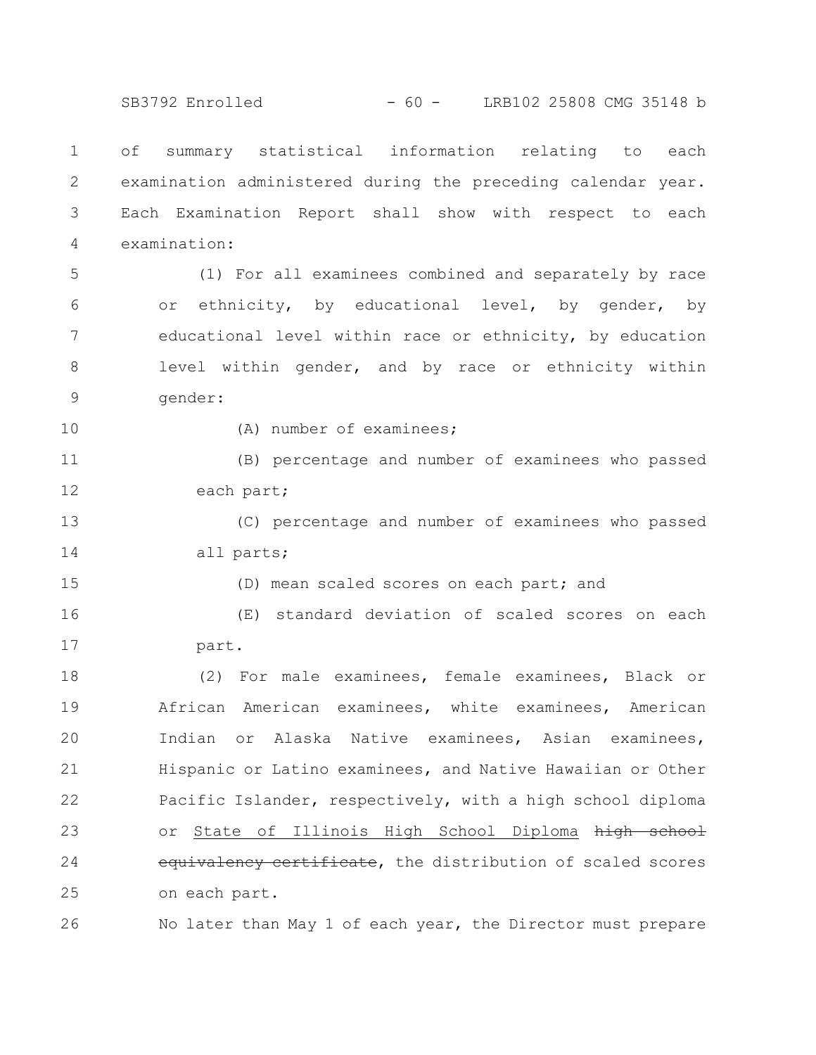of summary statistical information relating to each examination administered during the preceding calendar year. Each Examination Report shall show with respect to each examination:

(1) For all examinees combined and separately by race or ethnicity, by educational level, by gender, by educational level within race or ethnicity, by education level within gender, and by race or ethnicity within gender:

(A) number of examinees;

(B) percentage and number of examinees who passed each part;

(C) percentage and number of examinees who passed all parts;

(D) mean scaled scores on each part; and

(E) standard deviation of scaled scores on each part.

(2) For male examinees, female examinees, Black or African American examinees, white examinees, American Indian or Alaska Native examinees, Asian examinees, Hispanic or Latino examinees, and Native Hawaiian or Other Pacific Islander, respectively, with a high school diploma or State of Illinois High School Diploma ~~high school equivalency certificate~~, the distribution of scaled scores on each part.

No later than May 1 of each year, the Director must prepare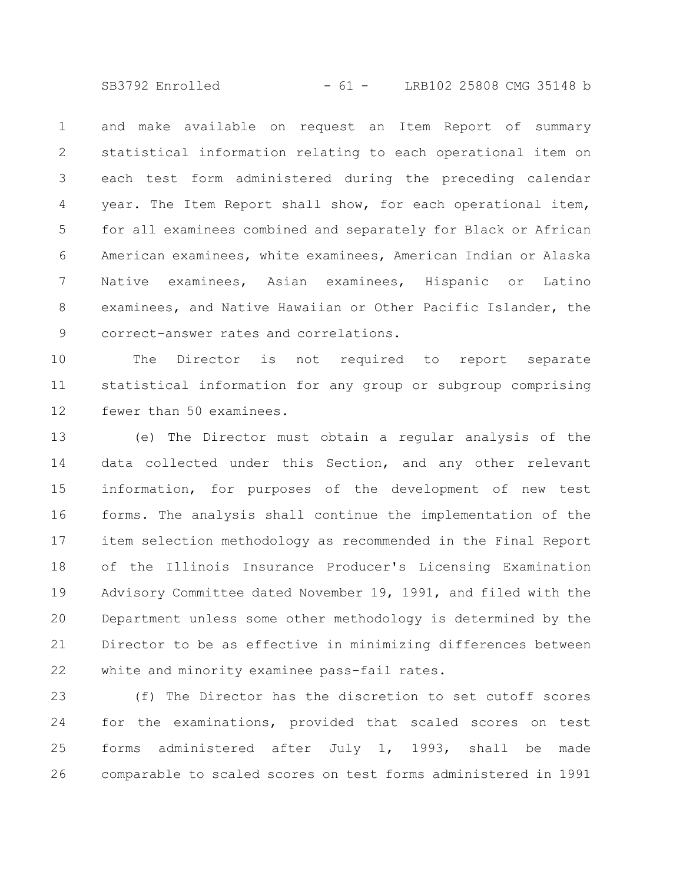and make available on request an Item Report of summary statistical information relating to each operational item on each test form administered during the preceding calendar year. The Item Report shall show, for each operational item, for all examinees combined and separately for Black or African American examinees, white examinees, American Indian or Alaska Native examinees, Asian examinees, Hispanic or Latino examinees, and Native Hawaiian or Other Pacific Islander, the correct-answer rates and correlations.

The Director is not required to report separate statistical information for any group or subgroup comprising fewer than 50 examinees.

(e) The Director must obtain a regular analysis of the data collected under this Section, and any other relevant information, for purposes of the development of new test forms. The analysis shall continue the implementation of the item selection methodology as recommended in the Final Report of the Illinois Insurance Producer's Licensing Examination Advisory Committee dated November 19, 1991, and filed with the Department unless some other methodology is determined by the Director to be as effective in minimizing differences between white and minority examinee pass-fail rates.

(f) The Director has the discretion to set cutoff scores for the examinations, provided that scaled scores on test forms administered after July 1, 1993, shall be made comparable to scaled scores on test forms administered in 1991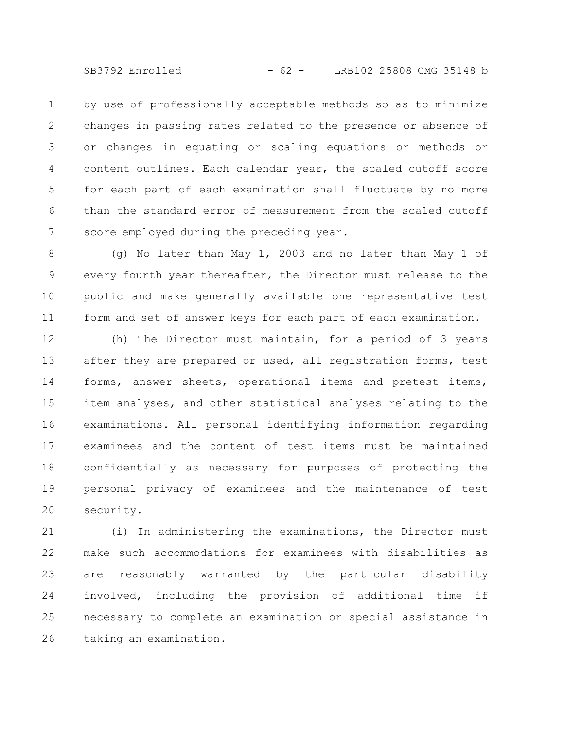by use of professionally acceptable methods so as to minimize changes in passing rates related to the presence or absence of or changes in equating or scaling equations or methods or content outlines. Each calendar year, the scaled cutoff score for each part of each examination shall fluctuate by no more than the standard error of measurement from the scaled cutoff score employed during the preceding year.

(g) No later than May 1, 2003 and no later than May 1 of every fourth year thereafter, the Director must release to the public and make generally available one representative test form and set of answer keys for each part of each examination.

(h) The Director must maintain, for a period of 3 years after they are prepared or used, all registration forms, test forms, answer sheets, operational items and pretest items, item analyses, and other statistical analyses relating to the examinations. All personal identifying information regarding examinees and the content of test items must be maintained confidentially as necessary for purposes of protecting the personal privacy of examinees and the maintenance of test security.

(i) In administering the examinations, the Director must make such accommodations for examinees with disabilities as are reasonably warranted by the particular disability involved, including the provision of additional time if necessary to complete an examination or special assistance in taking an examination.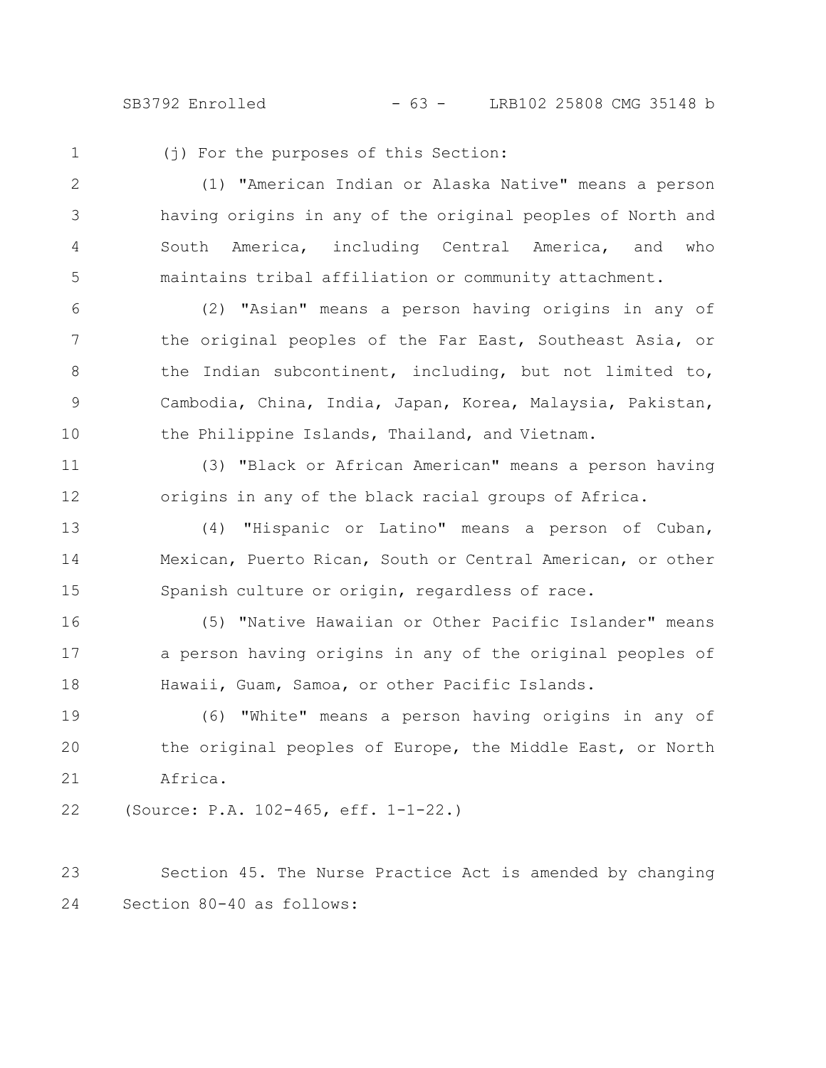(j) For the purposes of this Section:

(1) "American Indian or Alaska Native" means a person having origins in any of the original peoples of North and South America, including Central America, and who maintains tribal affiliation or community attachment.

(2) "Asian" means a person having origins in any of the original peoples of the Far East, Southeast Asia, or the Indian subcontinent, including, but not limited to, Cambodia, China, India, Japan, Korea, Malaysia, Pakistan, the Philippine Islands, Thailand, and Vietnam.

(3) "Black or African American" means a person having origins in any of the black racial groups of Africa.

(4) "Hispanic or Latino" means a person of Cuban, Mexican, Puerto Rican, South or Central American, or other Spanish culture or origin, regardless of race.

(5) "Native Hawaiian or Other Pacific Islander" means a person having origins in any of the original peoples of Hawaii, Guam, Samoa, or other Pacific Islands.

(6) "White" means a person having origins in any of the original peoples of Europe, the Middle East, or North Africa.

(Source: P.A. 102-465, eff. 1-1-22.)

Section 45. The Nurse Practice Act is amended by changing Section 80-40 as follows: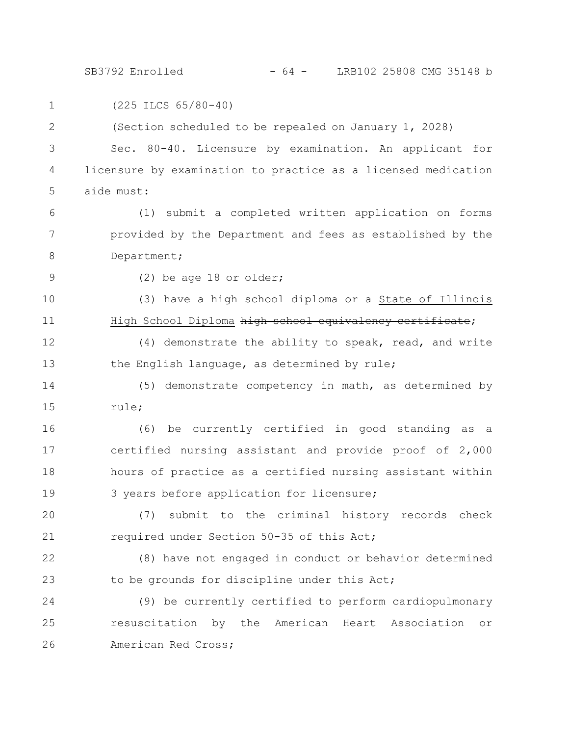(225 ILCS 65/80-40)

(Section scheduled to be repealed on January 1, 2028)

Sec. 80-40. Licensure by examination. An applicant for licensure by examination to practice as a licensed medication aide must:

(1) submit a completed written application on forms provided by the Department and fees as established by the Department;

(2) be age 18 or older;

(3) have a high school diploma or a <u>State of Illinois High School Diploma</u> ~~high school equivalency certificate~~;

(4) demonstrate the ability to speak, read, and write the English language, as determined by rule;

(5) demonstrate competency in math, as determined by rule;

(6) be currently certified in good standing as a certified nursing assistant and provide proof of 2,000 hours of practice as a certified nursing assistant within 3 years before application for licensure;

(7) submit to the criminal history records check required under Section 50-35 of this Act;

(8) have not engaged in conduct or behavior determined to be grounds for discipline under this Act;

(9) be currently certified to perform cardiopulmonary resuscitation by the American Heart Association or American Red Cross;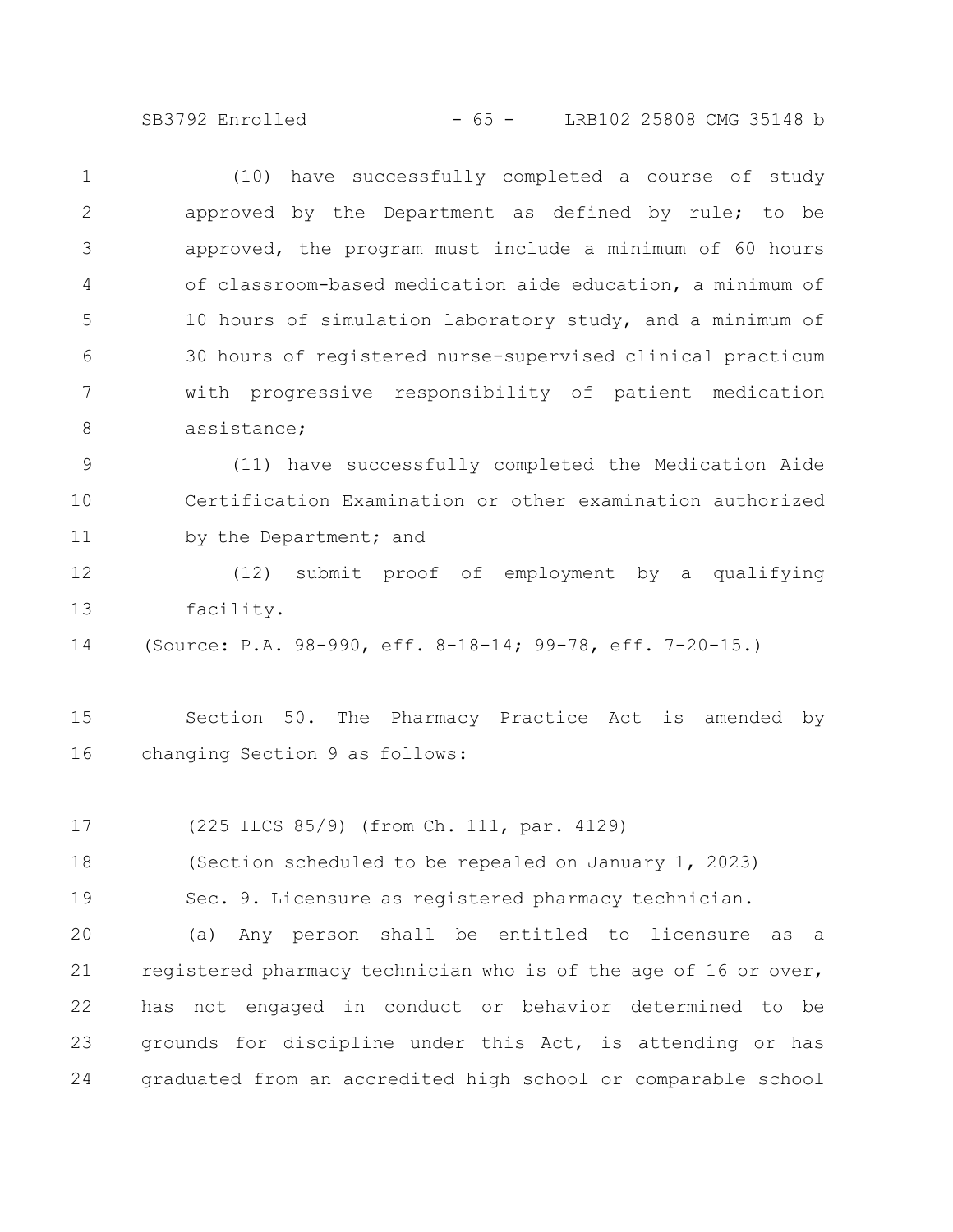(10) have successfully completed a course of study approved by the Department as defined by rule; to be approved, the program must include a minimum of 60 hours of classroom-based medication aide education, a minimum of 10 hours of simulation laboratory study, and a minimum of 30 hours of registered nurse-supervised clinical practicum with progressive responsibility of patient medication assistance;

(11) have successfully completed the Medication Aide Certification Examination or other examination authorized by the Department; and

(12) submit proof of employment by a qualifying facility.

(Source: P.A. 98-990, eff. 8-18-14; 99-78, eff. 7-20-15.)

Section 50. The Pharmacy Practice Act is amended by changing Section 9 as follows:

(225 ILCS 85/9) (from Ch. 111, par. 4129)

(Section scheduled to be repealed on January 1, 2023)

Sec. 9. Licensure as registered pharmacy technician.

(a) Any person shall be entitled to licensure as a registered pharmacy technician who is of the age of 16 or over, has not engaged in conduct or behavior determined to be grounds for discipline under this Act, is attending or has graduated from an accredited high school or comparable school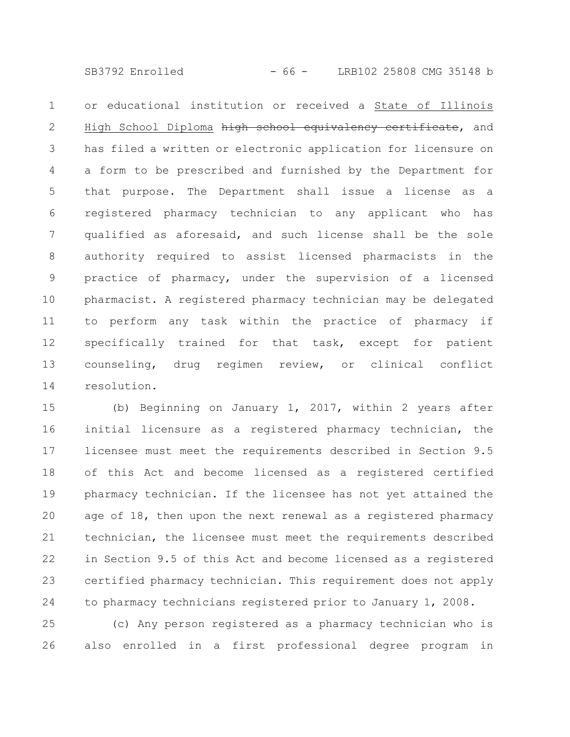or educational institution or received a State of Illinois High School Diploma ~~high school equivalency certificate~~, and has filed a written or electronic application for licensure on a form to be prescribed and furnished by the Department for that purpose. The Department shall issue a license as a registered pharmacy technician to any applicant who has qualified as aforesaid, and such license shall be the sole authority required to assist licensed pharmacists in the practice of pharmacy, under the supervision of a licensed pharmacist. A registered pharmacy technician may be delegated to perform any task within the practice of pharmacy if specifically trained for that task, except for patient counseling, drug regimen review, or clinical conflict resolution.

(b) Beginning on January 1, 2017, within 2 years after initial licensure as a registered pharmacy technician, the licensee must meet the requirements described in Section 9.5 of this Act and become licensed as a registered certified pharmacy technician. If the licensee has not yet attained the age of 18, then upon the next renewal as a registered pharmacy technician, the licensee must meet the requirements described in Section 9.5 of this Act and become licensed as a registered certified pharmacy technician. This requirement does not apply to pharmacy technicians registered prior to January 1, 2008.

(c) Any person registered as a pharmacy technician who is also enrolled in a first professional degree program in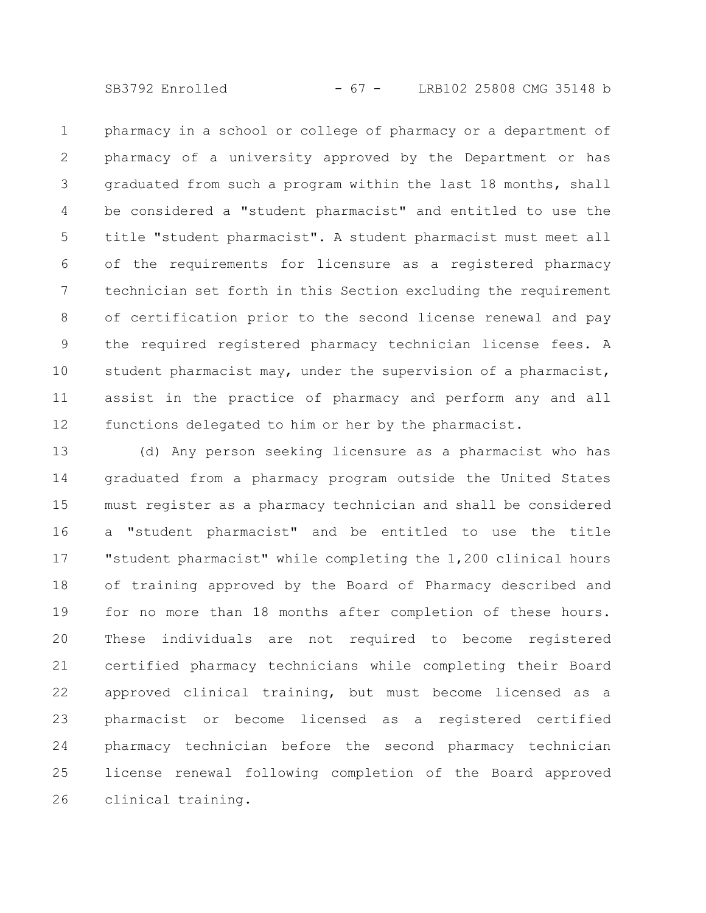pharmacy in a school or college of pharmacy or a department of pharmacy of a university approved by the Department or has graduated from such a program within the last 18 months, shall be considered a "student pharmacist" and entitled to use the title "student pharmacist". A student pharmacist must meet all of the requirements for licensure as a registered pharmacy technician set forth in this Section excluding the requirement of certification prior to the second license renewal and pay the required registered pharmacy technician license fees. A student pharmacist may, under the supervision of a pharmacist, assist in the practice of pharmacy and perform any and all functions delegated to him or her by the pharmacist.

(d) Any person seeking licensure as a pharmacist who has graduated from a pharmacy program outside the United States must register as a pharmacy technician and shall be considered a "student pharmacist" and be entitled to use the title "student pharmacist" while completing the 1,200 clinical hours of training approved by the Board of Pharmacy described and for no more than 18 months after completion of these hours. These individuals are not required to become registered certified pharmacy technicians while completing their Board approved clinical training, but must become licensed as a pharmacist or become licensed as a registered certified pharmacy technician before the second pharmacy technician license renewal following completion of the Board approved clinical training.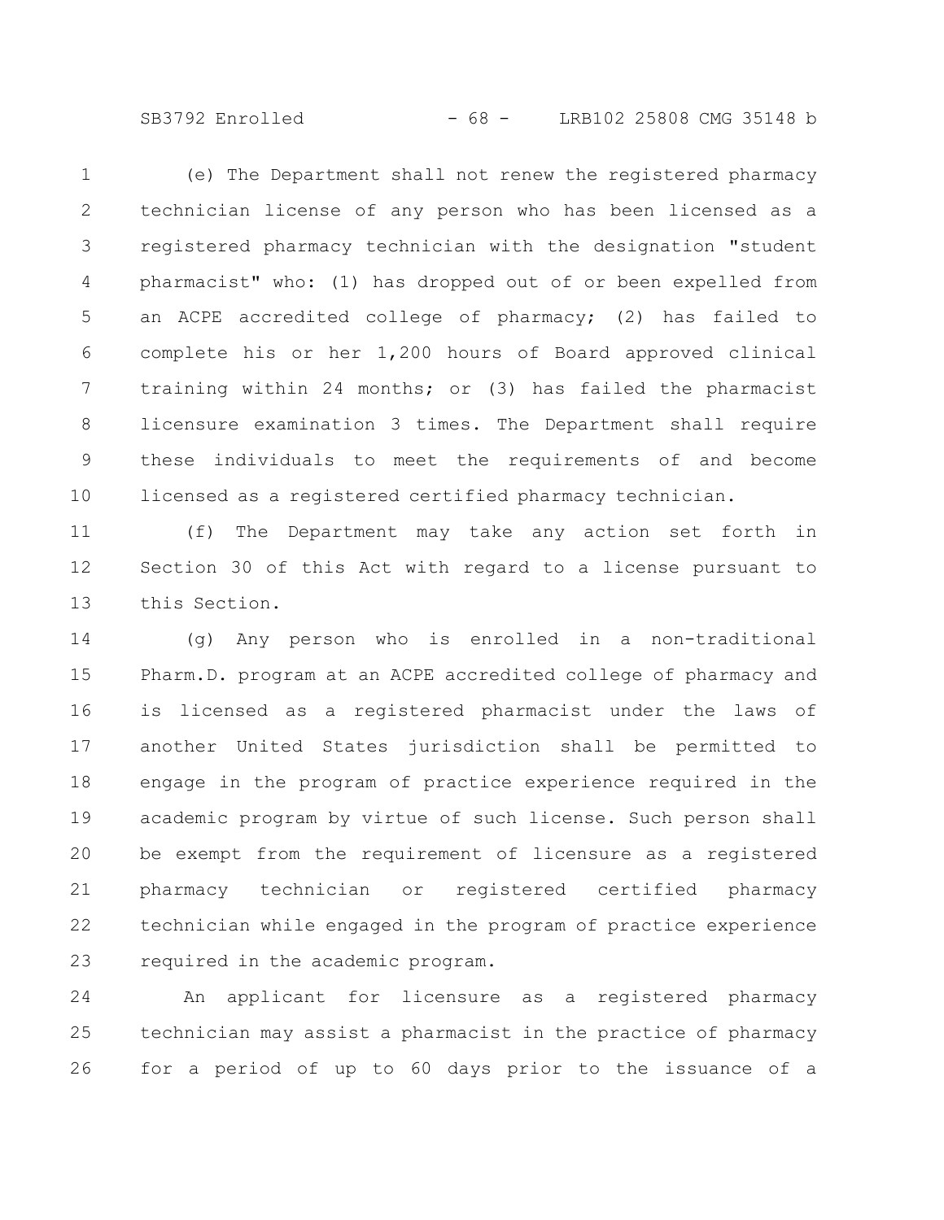(e) The Department shall not renew the registered pharmacy technician license of any person who has been licensed as a registered pharmacy technician with the designation "student pharmacist" who: (1) has dropped out of or been expelled from an ACPE accredited college of pharmacy; (2) has failed to complete his or her 1,200 hours of Board approved clinical training within 24 months; or (3) has failed the pharmacist licensure examination 3 times. The Department shall require these individuals to meet the requirements of and become licensed as a registered certified pharmacy technician.

(f) The Department may take any action set forth in Section 30 of this Act with regard to a license pursuant to this Section.

(g) Any person who is enrolled in a non-traditional Pharm.D. program at an ACPE accredited college of pharmacy and is licensed as a registered pharmacist under the laws of another United States jurisdiction shall be permitted to engage in the program of practice experience required in the academic program by virtue of such license. Such person shall be exempt from the requirement of licensure as a registered pharmacy technician or registered certified pharmacy technician while engaged in the program of practice experience required in the academic program.

An applicant for licensure as a registered pharmacy technician may assist a pharmacist in the practice of pharmacy for a period of up to 60 days prior to the issuance of a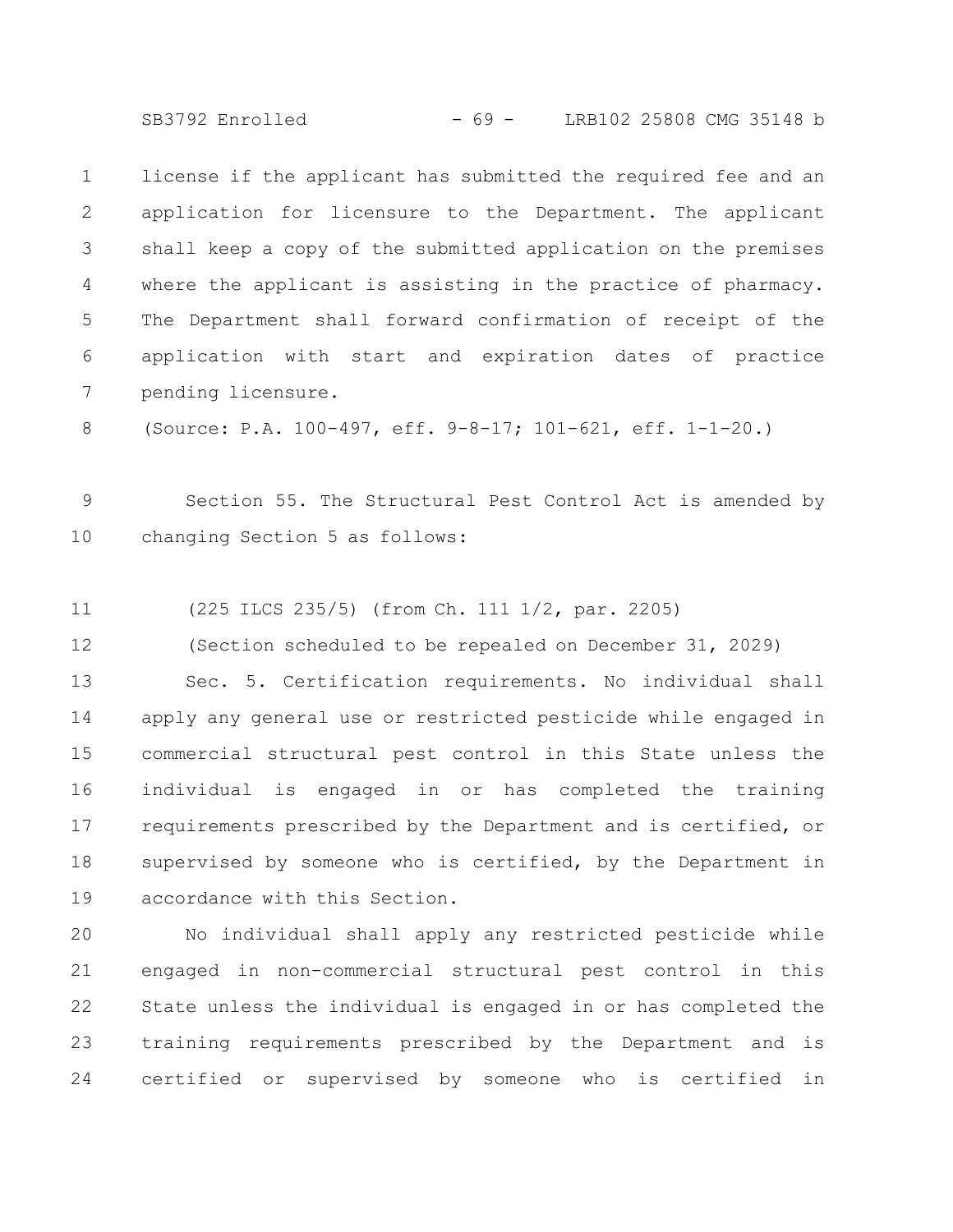license if the applicant has submitted the required fee and an application for licensure to the Department. The applicant shall keep a copy of the submitted application on the premises where the applicant is assisting in the practice of pharmacy. The Department shall forward confirmation of receipt of the application with start and expiration dates of practice pending licensure.

(Source: P.A. 100-497, eff. 9-8-17; 101-621, eff. 1-1-20.)

Section 55. The Structural Pest Control Act is amended by changing Section 5 as follows:

(225 ILCS 235/5) (from Ch. 111 1/2, par. 2205)

(Section scheduled to be repealed on December 31, 2029)

Sec. 5. Certification requirements. No individual shall apply any general use or restricted pesticide while engaged in commercial structural pest control in this State unless the individual is engaged in or has completed the training requirements prescribed by the Department and is certified, or supervised by someone who is certified, by the Department in accordance with this Section.

No individual shall apply any restricted pesticide while engaged in non-commercial structural pest control in this State unless the individual is engaged in or has completed the training requirements prescribed by the Department and is certified or supervised by someone who is certified in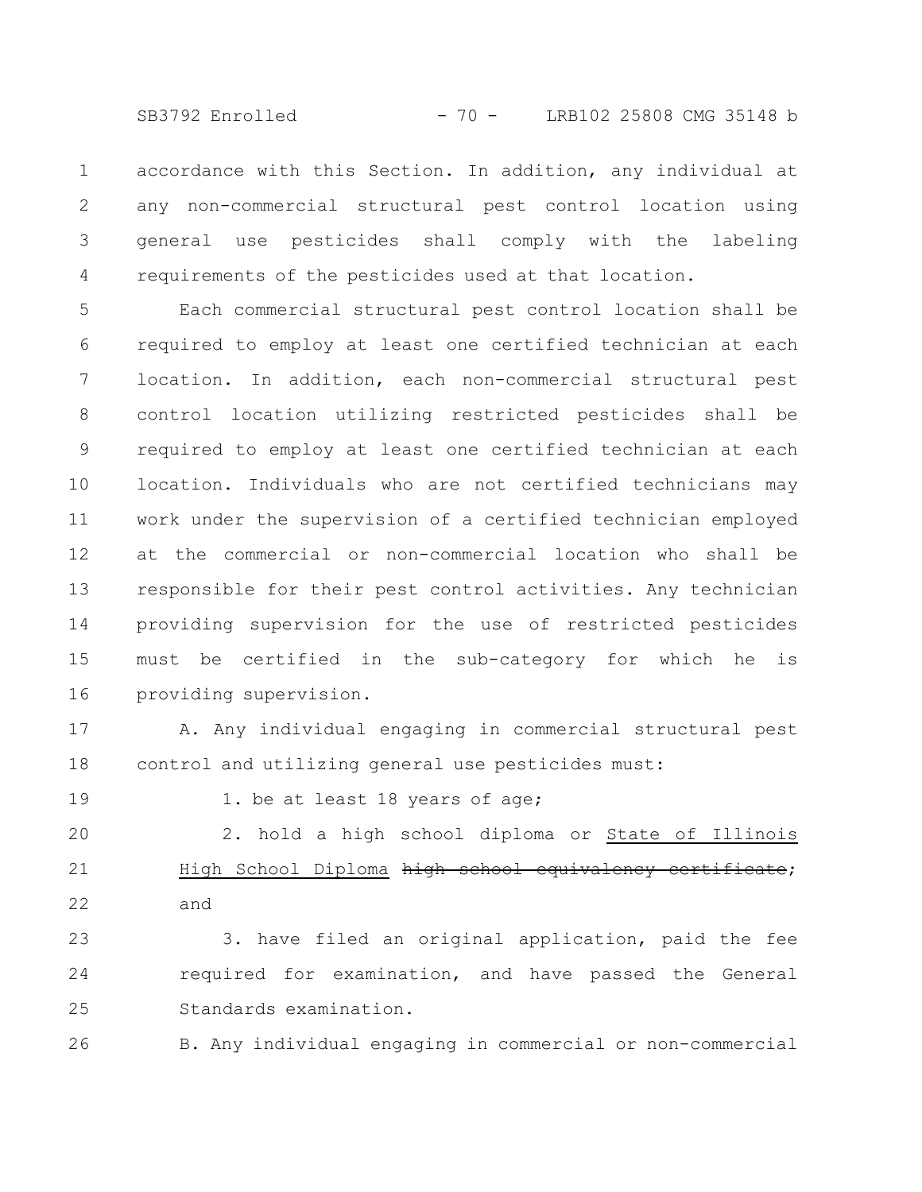accordance with this Section. In addition, any individual at any non-commercial structural pest control location using general use pesticides shall comply with the labeling requirements of the pesticides used at that location.

Each commercial structural pest control location shall be required to employ at least one certified technician at each location. In addition, each non-commercial structural pest control location utilizing restricted pesticides shall be required to employ at least one certified technician at each location. Individuals who are not certified technicians may work under the supervision of a certified technician employed at the commercial or non-commercial location who shall be responsible for their pest control activities. Any technician providing supervision for the use of restricted pesticides must be certified in the sub-category for which he is providing supervision.

A. Any individual engaging in commercial structural pest control and utilizing general use pesticides must:

1. be at least 18 years of age;

2. hold a high school diploma or State of Illinois High School Diploma ~~high school equivalency certificate~~; and

3. have filed an original application, paid the fee required for examination, and have passed the General Standards examination.

B. Any individual engaging in commercial or non-commercial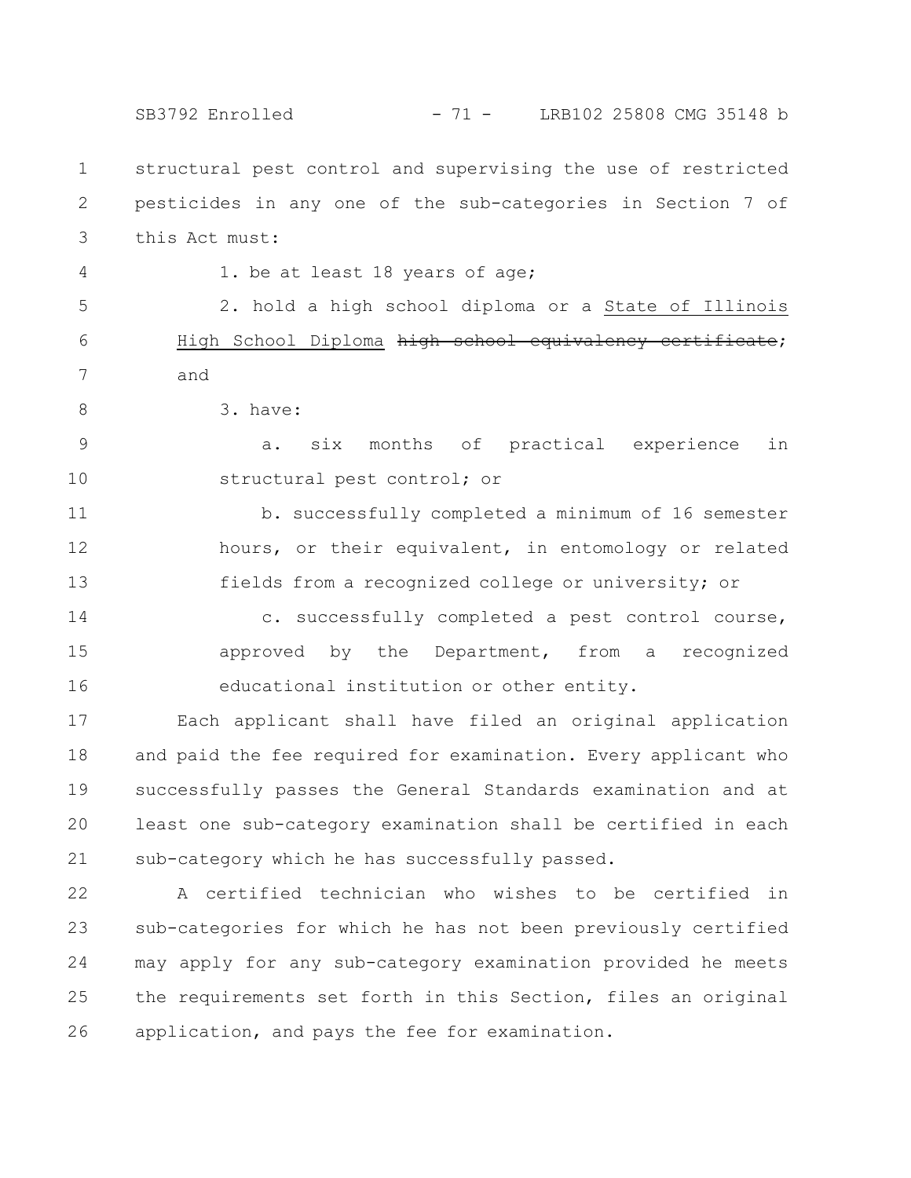structural pest control and supervising the use of restricted pesticides in any one of the sub-categories in Section 7 of this Act must:

1. be at least 18 years of age;

2. hold a high school diploma or a State of Illinois High School Diploma ~~high school equivalency certificate~~; and

3. have:

a. six months of practical experience in structural pest control; or

b. successfully completed a minimum of 16 semester hours, or their equivalent, in entomology or related fields from a recognized college or university; or

c. successfully completed a pest control course, approved by the Department, from a recognized educational institution or other entity.

Each applicant shall have filed an original application and paid the fee required for examination. Every applicant who successfully passes the General Standards examination and at least one sub-category examination shall be certified in each sub-category which he has successfully passed.

A certified technician who wishes to be certified in sub-categories for which he has not been previously certified may apply for any sub-category examination provided he meets the requirements set forth in this Section, files an original application, and pays the fee for examination.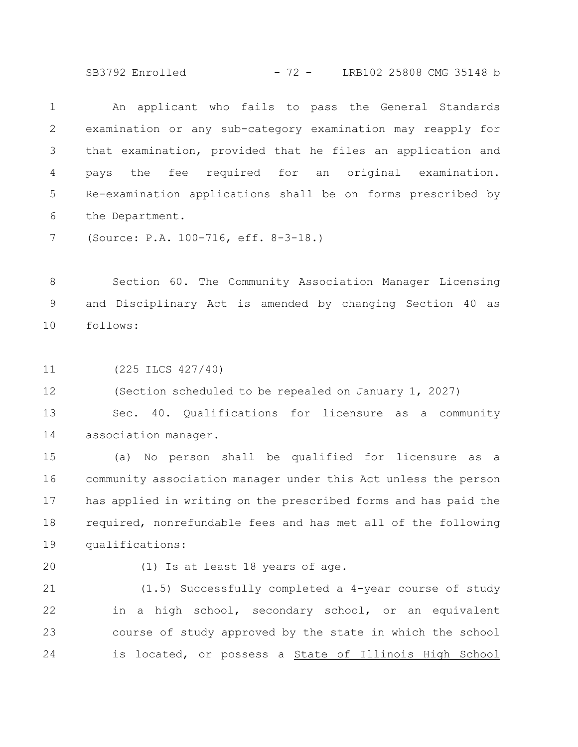An applicant who fails to pass the General Standards examination or any sub-category examination may reapply for that examination, provided that he files an application and pays the fee required for an original examination. Re-examination applications shall be on forms prescribed by the Department.

(Source: P.A. 100-716, eff. 8-3-18.)

Section 60. The Community Association Manager Licensing and Disciplinary Act is amended by changing Section 40 as follows:

(225 ILCS 427/40)

(Section scheduled to be repealed on January 1, 2027)

Sec. 40. Qualifications for licensure as a community association manager.

(a) No person shall be qualified for licensure as a community association manager under this Act unless the person has applied in writing on the prescribed forms and has paid the required, nonrefundable fees and has met all of the following qualifications:

(1) Is at least 18 years of age.

(1.5) Successfully completed a 4-year course of study in a high school, secondary school, or an equivalent course of study approved by the state in which the school is located, or possess a State of Illinois High School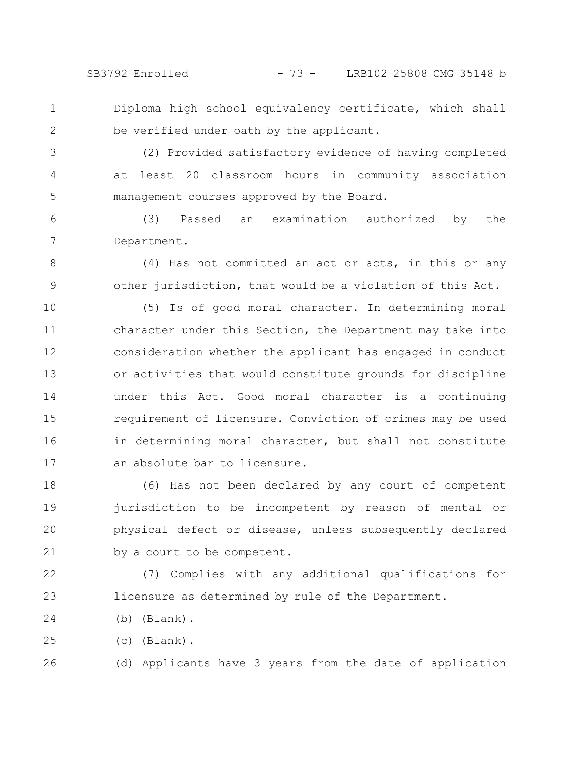Diploma ~~high school equivalency certificate~~, which shall be verified under oath by the applicant.

(2) Provided satisfactory evidence of having completed at least 20 classroom hours in community association management courses approved by the Board.

(3) Passed an examination authorized by the Department.

(4) Has not committed an act or acts, in this or any other jurisdiction, that would be a violation of this Act.

(5) Is of good moral character. In determining moral character under this Section, the Department may take into consideration whether the applicant has engaged in conduct or activities that would constitute grounds for discipline under this Act. Good moral character is a continuing requirement of licensure. Conviction of crimes may be used in determining moral character, but shall not constitute an absolute bar to licensure.

(6) Has not been declared by any court of competent jurisdiction to be incompetent by reason of mental or physical defect or disease, unless subsequently declared by a court to be competent.

(7) Complies with any additional qualifications for licensure as determined by rule of the Department.

(b) (Blank).

(c) (Blank).

(d) Applicants have 3 years from the date of application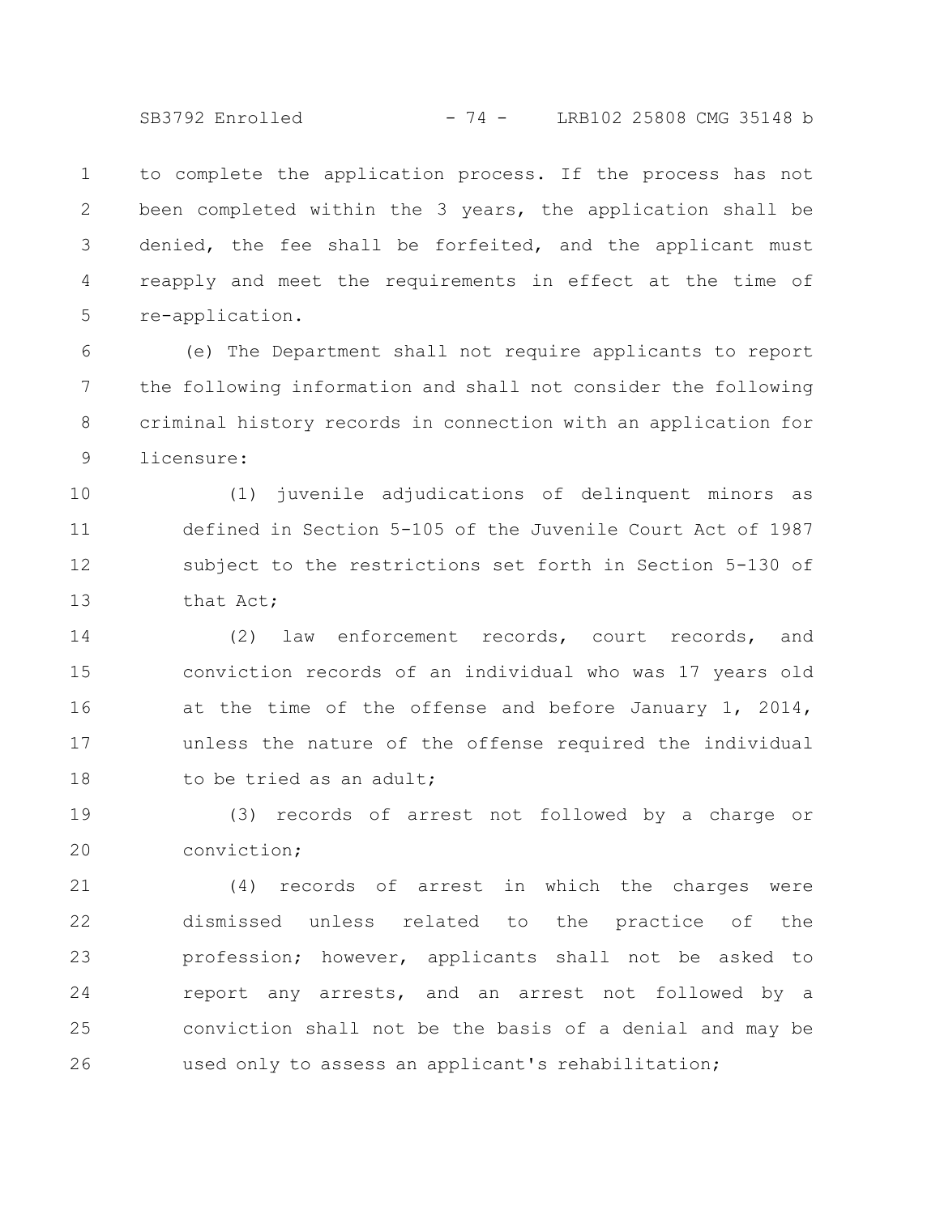to complete the application process. If the process has not been completed within the 3 years, the application shall be denied, the fee shall be forfeited, and the applicant must reapply and meet the requirements in effect at the time of re-application.

(e) The Department shall not require applicants to report the following information and shall not consider the following criminal history records in connection with an application for licensure:

(1) juvenile adjudications of delinquent minors as defined in Section 5-105 of the Juvenile Court Act of 1987 subject to the restrictions set forth in Section 5-130 of that Act;

(2) law enforcement records, court records, and conviction records of an individual who was 17 years old at the time of the offense and before January 1, 2014, unless the nature of the offense required the individual to be tried as an adult;

(3) records of arrest not followed by a charge or conviction;

(4) records of arrest in which the charges were dismissed unless related to the practice of the profession; however, applicants shall not be asked to report any arrests, and an arrest not followed by a conviction shall not be the basis of a denial and may be used only to assess an applicant's rehabilitation;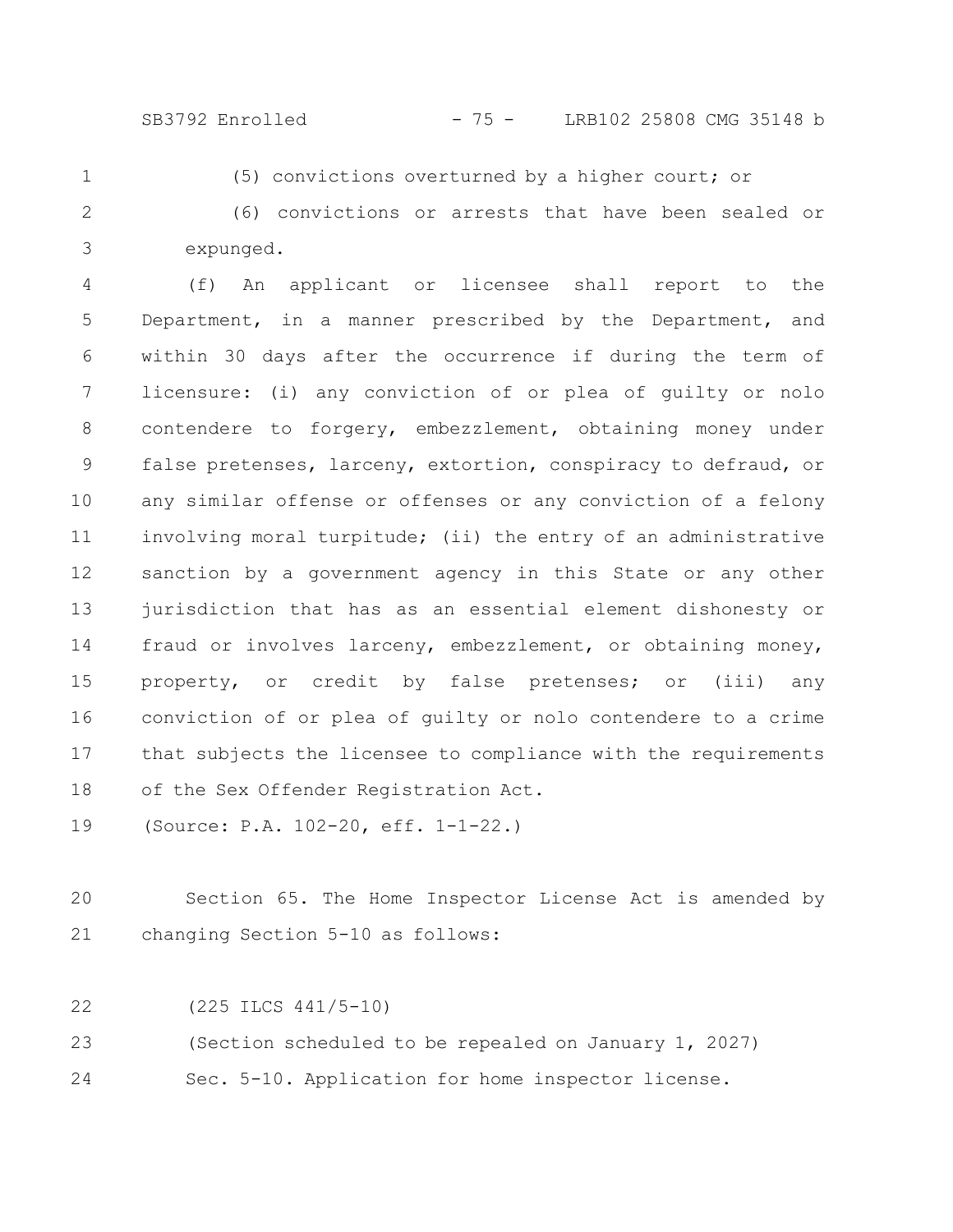(5) convictions overturned by a higher court; or

(6) convictions or arrests that have been sealed or expunged.

(f) An applicant or licensee shall report to the Department, in a manner prescribed by the Department, and within 30 days after the occurrence if during the term of licensure: (i) any conviction of or plea of guilty or nolo contendere to forgery, embezzlement, obtaining money under false pretenses, larceny, extortion, conspiracy to defraud, or any similar offense or offenses or any conviction of a felony involving moral turpitude; (ii) the entry of an administrative sanction by a government agency in this State or any other jurisdiction that has as an essential element dishonesty or fraud or involves larceny, embezzlement, or obtaining money, property, or credit by false pretenses; or (iii) any conviction of or plea of guilty or nolo contendere to a crime that subjects the licensee to compliance with the requirements of the Sex Offender Registration Act.

(Source: P.A. 102-20, eff. 1-1-22.)

Section 65. The Home Inspector License Act is amended by changing Section 5-10 as follows:

(225 ILCS 441/5-10)

(Section scheduled to be repealed on January 1, 2027)

Sec. 5-10. Application for home inspector license.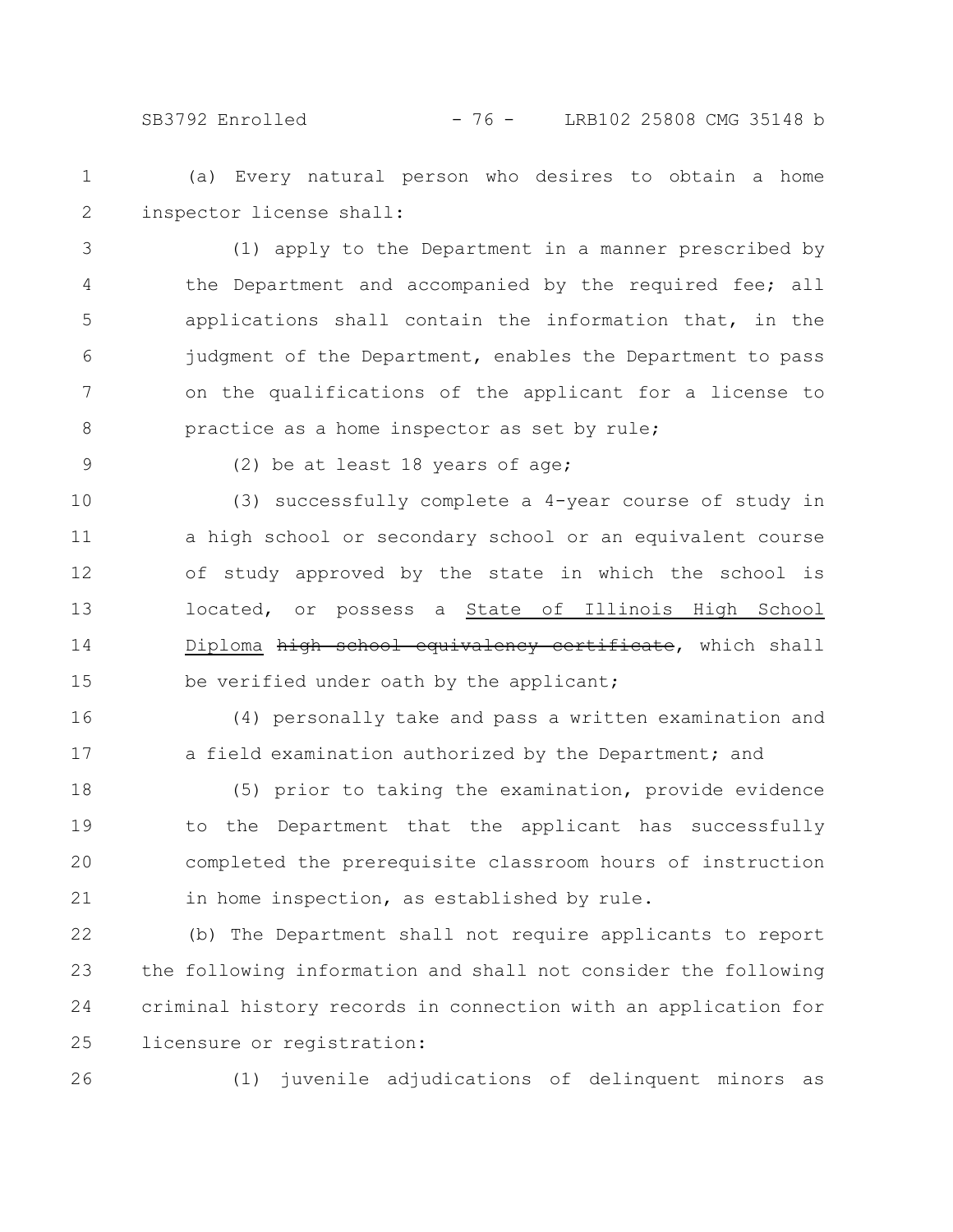(a) Every natural person who desires to obtain a home inspector license shall:

(1) apply to the Department in a manner prescribed by the Department and accompanied by the required fee; all applications shall contain the information that, in the judgment of the Department, enables the Department to pass on the qualifications of the applicant for a license to practice as a home inspector as set by rule;

(2) be at least 18 years of age;

(3) successfully complete a 4-year course of study in a high school or secondary school or an equivalent course of study approved by the state in which the school is located, or possess a <u>State of Illinois High School Diploma</u> ~~high school equivalency certificate~~, which shall be verified under oath by the applicant;

(4) personally take and pass a written examination and a field examination authorized by the Department; and

(5) prior to taking the examination, provide evidence to the Department that the applicant has successfully completed the prerequisite classroom hours of instruction in home inspection, as established by rule.

(b) The Department shall not require applicants to report the following information and shall not consider the following criminal history records in connection with an application for licensure or registration:

(1) juvenile adjudications of delinquent minors as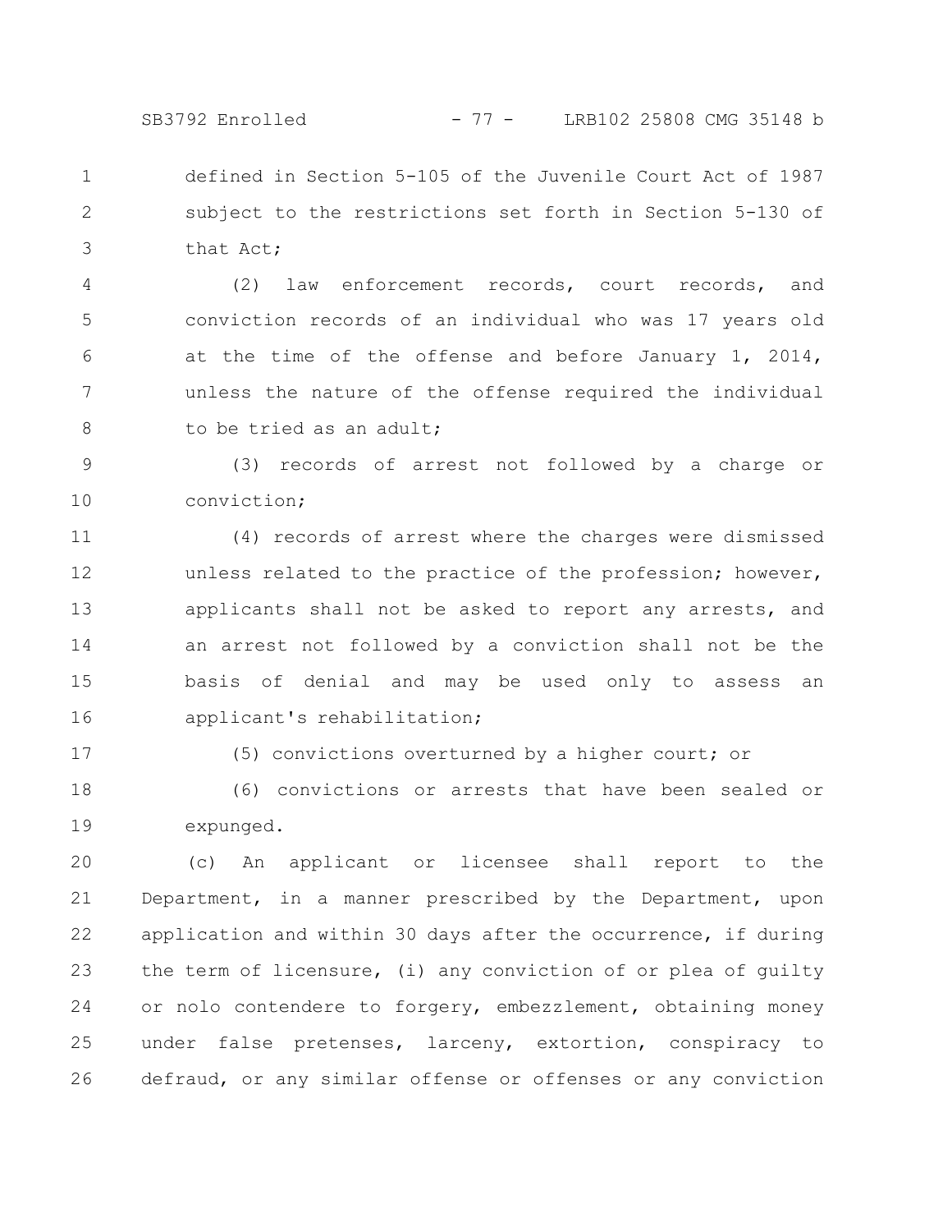defined in Section 5-105 of the Juvenile Court Act of 1987 subject to the restrictions set forth in Section 5-130 of that Act;

(2) law enforcement records, court records, and conviction records of an individual who was 17 years old at the time of the offense and before January 1, 2014, unless the nature of the offense required the individual to be tried as an adult;

(3) records of arrest not followed by a charge or conviction;

(4) records of arrest where the charges were dismissed unless related to the practice of the profession; however, applicants shall not be asked to report any arrests, and an arrest not followed by a conviction shall not be the basis of denial and may be used only to assess an applicant's rehabilitation;

(5) convictions overturned by a higher court; or

(6) convictions or arrests that have been sealed or expunged.

(c) An applicant or licensee shall report to the Department, in a manner prescribed by the Department, upon application and within 30 days after the occurrence, if during the term of licensure, (i) any conviction of or plea of guilty or nolo contendere to forgery, embezzlement, obtaining money under false pretenses, larceny, extortion, conspiracy to defraud, or any similar offense or offenses or any conviction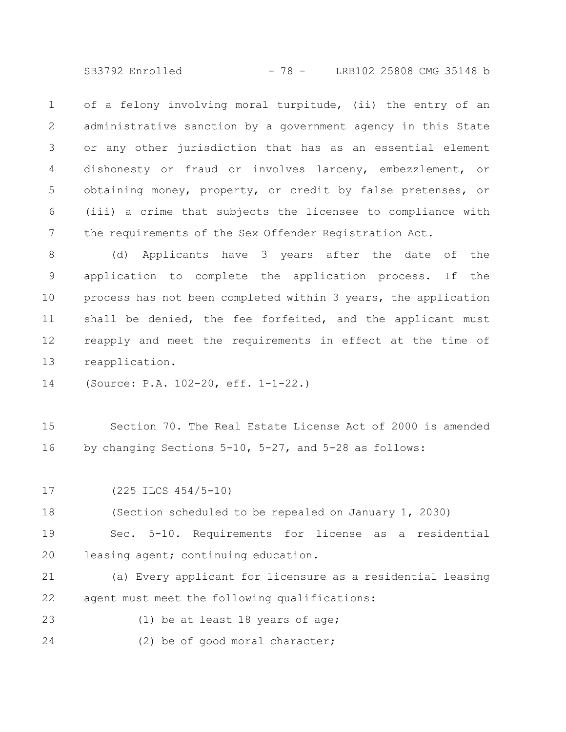of a felony involving moral turpitude, (ii) the entry of an administrative sanction by a government agency in this State or any other jurisdiction that has as an essential element dishonesty or fraud or involves larceny, embezzlement, or obtaining money, property, or credit by false pretenses, or (iii) a crime that subjects the licensee to compliance with the requirements of the Sex Offender Registration Act.

(d) Applicants have 3 years after the date of the application to complete the application process. If the process has not been completed within 3 years, the application shall be denied, the fee forfeited, and the applicant must reapply and meet the requirements in effect at the time of reapplication.

(Source: P.A. 102-20, eff. 1-1-22.)

Section 70. The Real Estate License Act of 2000 is amended by changing Sections 5-10, 5-27, and 5-28 as follows:

(225 ILCS 454/5-10)

(Section scheduled to be repealed on January 1, 2030)

Sec. 5-10. Requirements for license as a residential leasing agent; continuing education.

(a) Every applicant for licensure as a residential leasing agent must meet the following qualifications:

(1) be at least 18 years of age;

(2) be of good moral character;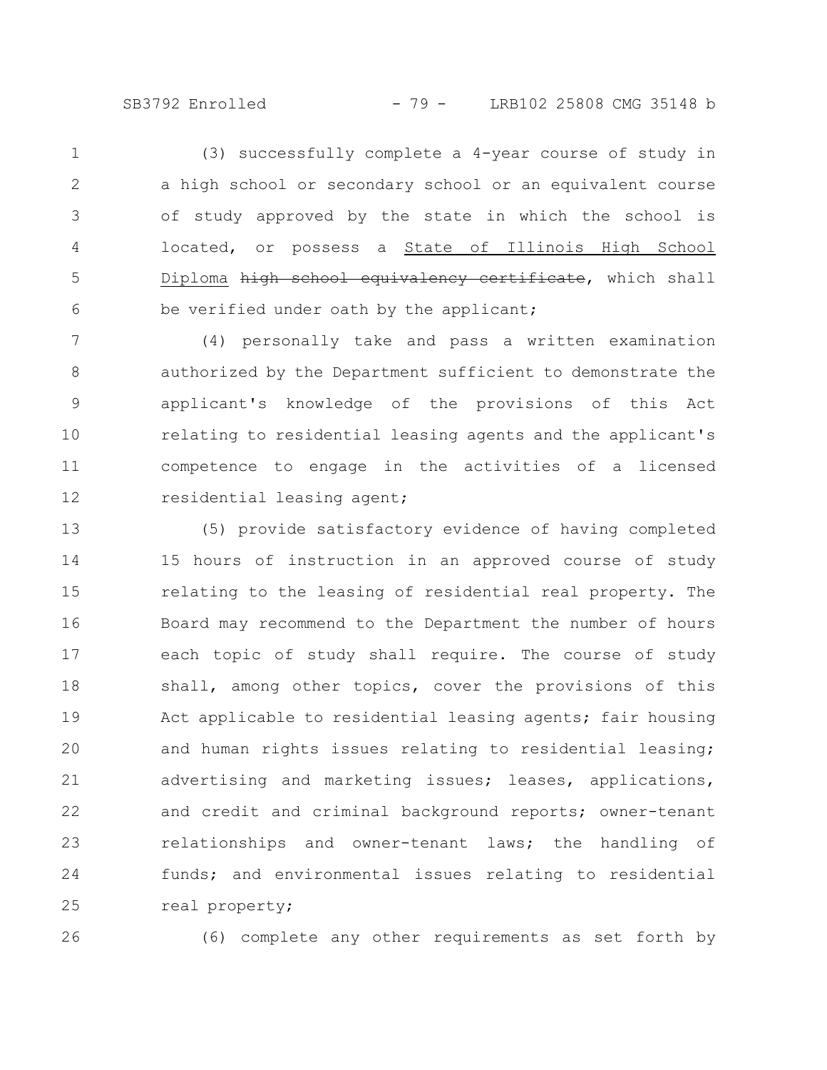(3) successfully complete a 4-year course of study in a high school or secondary school or an equivalent course of study approved by the state in which the school is located, or possess a State of Illinois High School Diploma ~~high school equivalency certificate~~, which shall be verified under oath by the applicant;

(4) personally take and pass a written examination authorized by the Department sufficient to demonstrate the applicant's knowledge of the provisions of this Act relating to residential leasing agents and the applicant's competence to engage in the activities of a licensed residential leasing agent;

(5) provide satisfactory evidence of having completed 15 hours of instruction in an approved course of study relating to the leasing of residential real property. The Board may recommend to the Department the number of hours each topic of study shall require. The course of study shall, among other topics, cover the provisions of this Act applicable to residential leasing agents; fair housing and human rights issues relating to residential leasing; advertising and marketing issues; leases, applications, and credit and criminal background reports; owner-tenant relationships and owner-tenant laws; the handling of funds; and environmental issues relating to residential real property;

(6) complete any other requirements as set forth by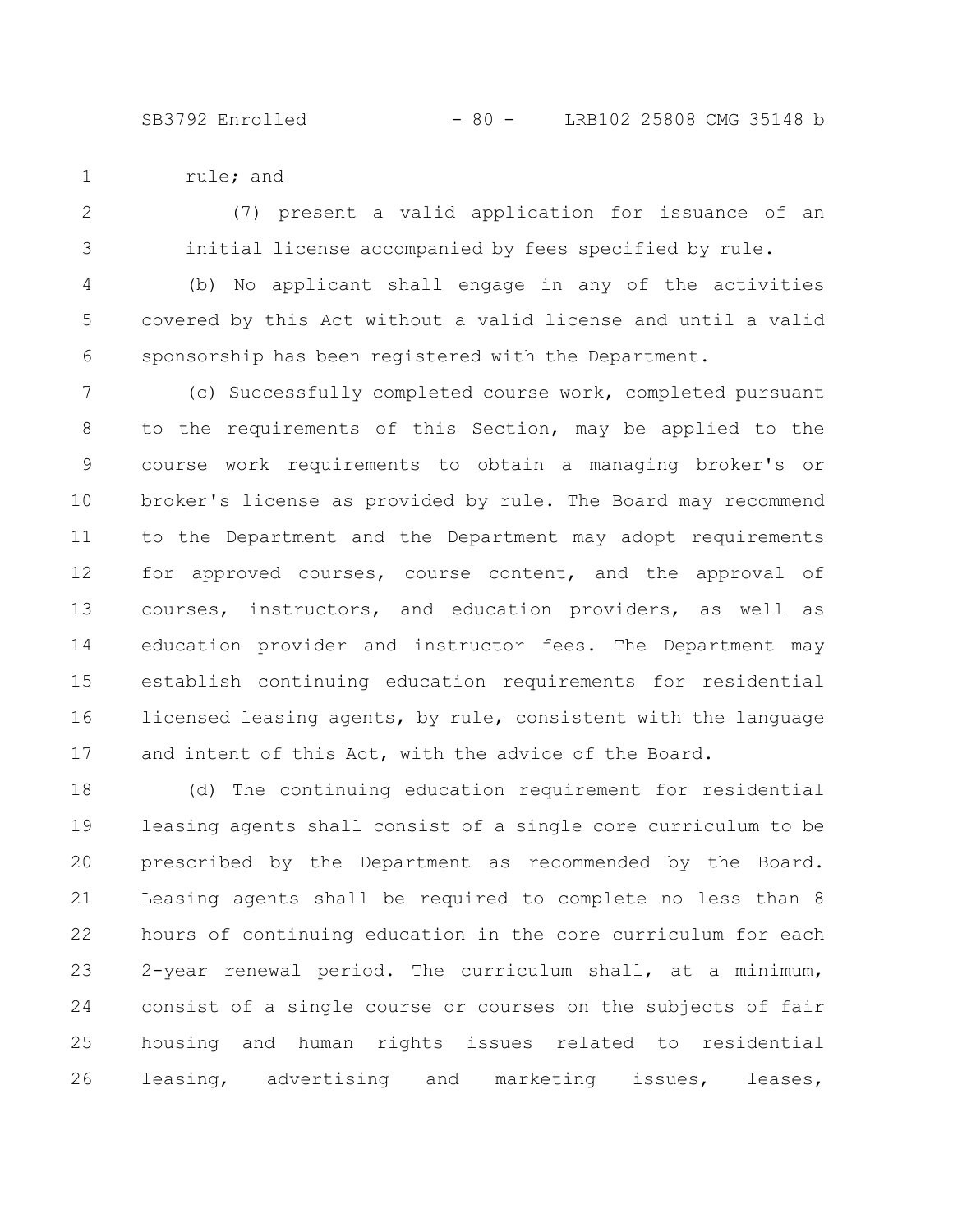rule; and

(7) present a valid application for issuance of an initial license accompanied by fees specified by rule.

(b) No applicant shall engage in any of the activities covered by this Act without a valid license and until a valid sponsorship has been registered with the Department.

(c) Successfully completed course work, completed pursuant to the requirements of this Section, may be applied to the course work requirements to obtain a managing broker's or broker's license as provided by rule. The Board may recommend to the Department and the Department may adopt requirements for approved courses, course content, and the approval of courses, instructors, and education providers, as well as education provider and instructor fees. The Department may establish continuing education requirements for residential licensed leasing agents, by rule, consistent with the language and intent of this Act, with the advice of the Board.

(d) The continuing education requirement for residential leasing agents shall consist of a single core curriculum to be prescribed by the Department as recommended by the Board. Leasing agents shall be required to complete no less than 8 hours of continuing education in the core curriculum for each 2-year renewal period. The curriculum shall, at a minimum, consist of a single course or courses on the subjects of fair housing and human rights issues related to residential leasing, advertising and marketing issues, leases,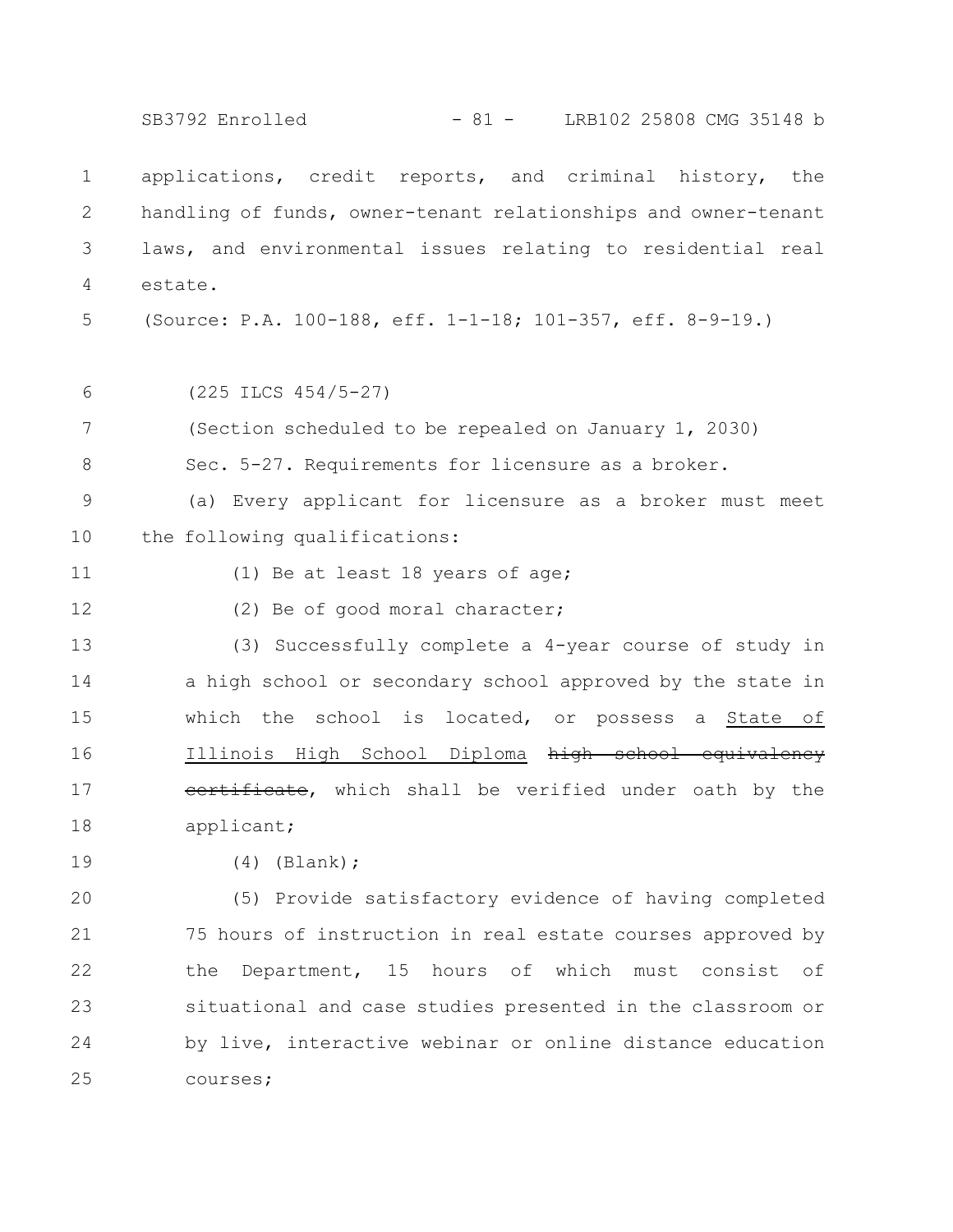applications, credit reports, and criminal history, the handling of funds, owner-tenant relationships and owner-tenant laws, and environmental issues relating to residential real estate.

(Source: P.A. 100-188, eff. 1-1-18; 101-357, eff. 8-9-19.)

(225 ILCS 454/5-27)

(Section scheduled to be repealed on January 1, 2030)

Sec. 5-27. Requirements for licensure as a broker.

(a) Every applicant for licensure as a broker must meet the following qualifications:

(1) Be at least 18 years of age;

(2) Be of good moral character;

(3) Successfully complete a 4-year course of study in a high school or secondary school approved by the state in which the school is located, or possess a <u>State of Illinois High School Diploma</u> ~~high school equivalency certificate~~, which shall be verified under oath by the applicant;

(4) (Blank);

(5) Provide satisfactory evidence of having completed 75 hours of instruction in real estate courses approved by the Department, 15 hours of which must consist of situational and case studies presented in the classroom or by live, interactive webinar or online distance education courses;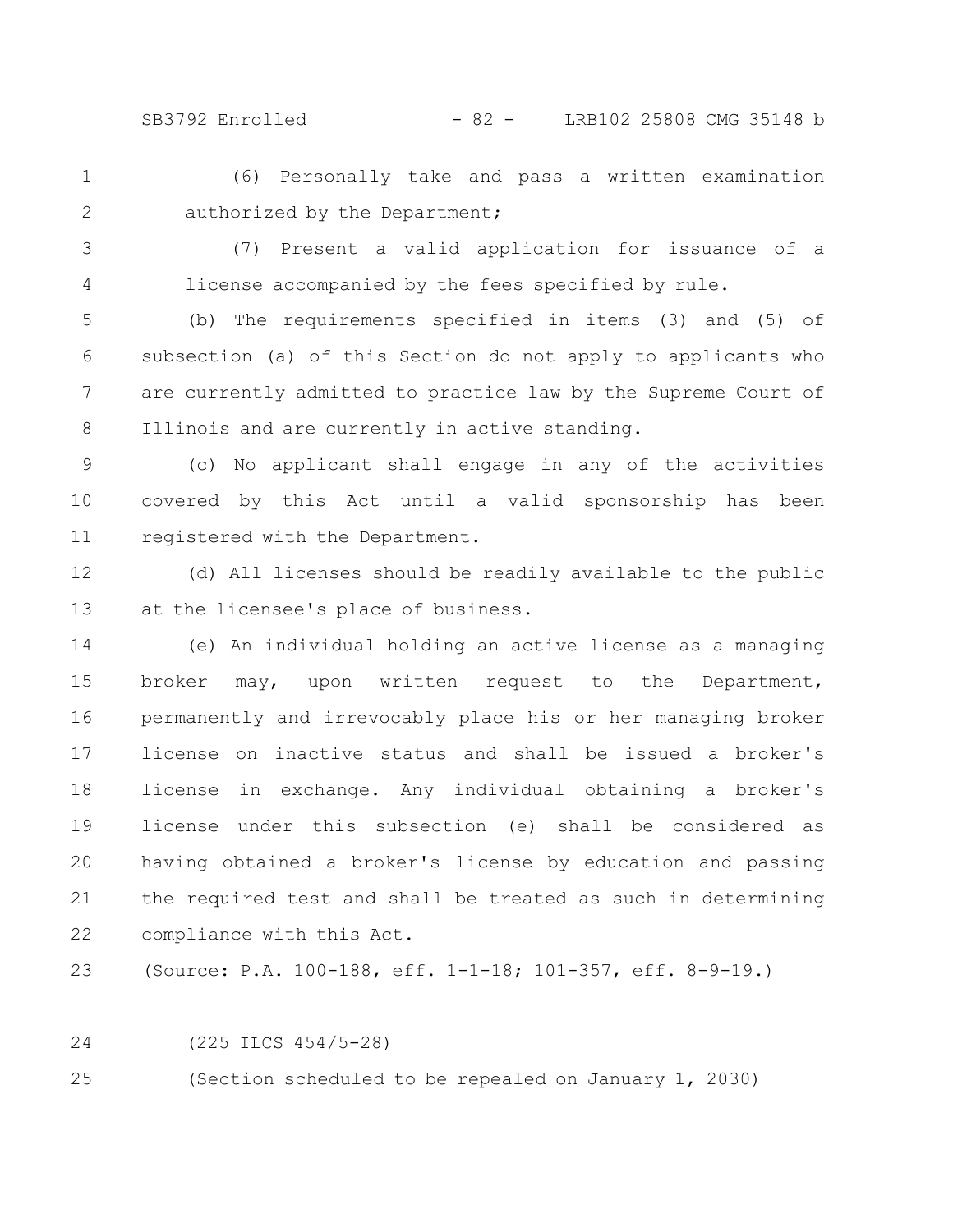(6) Personally take and pass a written examination authorized by the Department;

(7) Present a valid application for issuance of a license accompanied by the fees specified by rule.

(b) The requirements specified in items (3) and (5) of subsection (a) of this Section do not apply to applicants who are currently admitted to practice law by the Supreme Court of Illinois and are currently in active standing.

(c) No applicant shall engage in any of the activities covered by this Act until a valid sponsorship has been registered with the Department.

(d) All licenses should be readily available to the public at the licensee's place of business.

(e) An individual holding an active license as a managing broker may, upon written request to the Department, permanently and irrevocably place his or her managing broker license on inactive status and shall be issued a broker's license in exchange. Any individual obtaining a broker's license under this subsection (e) shall be considered as having obtained a broker's license by education and passing the required test and shall be treated as such in determining compliance with this Act.

(Source: P.A. 100-188, eff. 1-1-18; 101-357, eff. 8-9-19.)

(225 ILCS 454/5-28)

(Section scheduled to be repealed on January 1, 2030)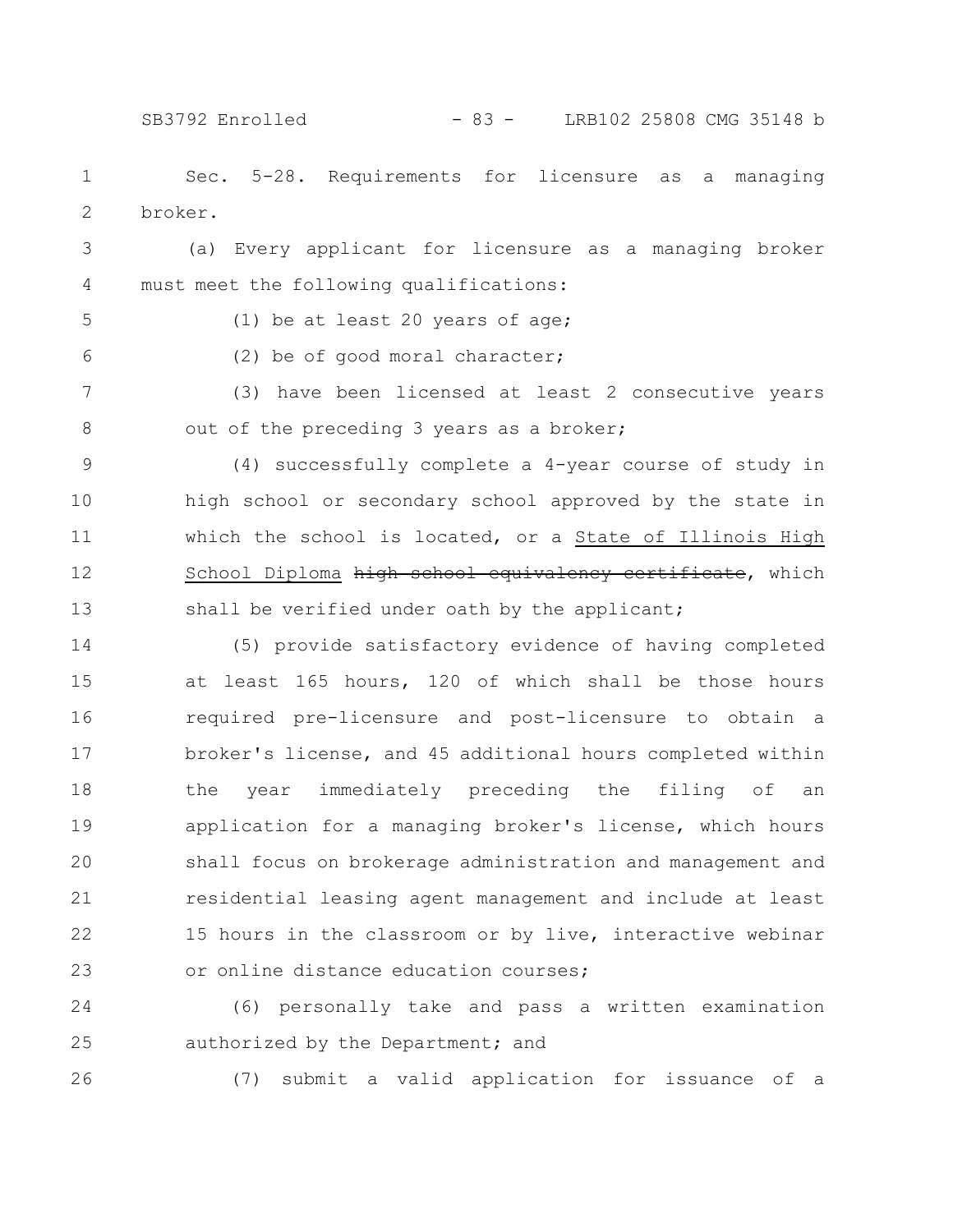Sec. 5-28. Requirements for licensure as a managing broker.

(a) Every applicant for licensure as a managing broker must meet the following qualifications:

(1) be at least 20 years of age;

(2) be of good moral character;

(3) have been licensed at least 2 consecutive years out of the preceding 3 years as a broker;

(4) successfully complete a 4-year course of study in high school or secondary school approved by the state in which the school is located, or a <u>State of Illinois High School Diploma</u> ~~high school equivalency certificate~~, which shall be verified under oath by the applicant;

(5) provide satisfactory evidence of having completed at least 165 hours, 120 of which shall be those hours required pre-licensure and post-licensure to obtain a broker's license, and 45 additional hours completed within the year immediately preceding the filing of an application for a managing broker's license, which hours shall focus on brokerage administration and management and residential leasing agent management and include at least 15 hours in the classroom or by live, interactive webinar or online distance education courses;

(6) personally take and pass a written examination authorized by the Department; and

(7) submit a valid application for issuance of a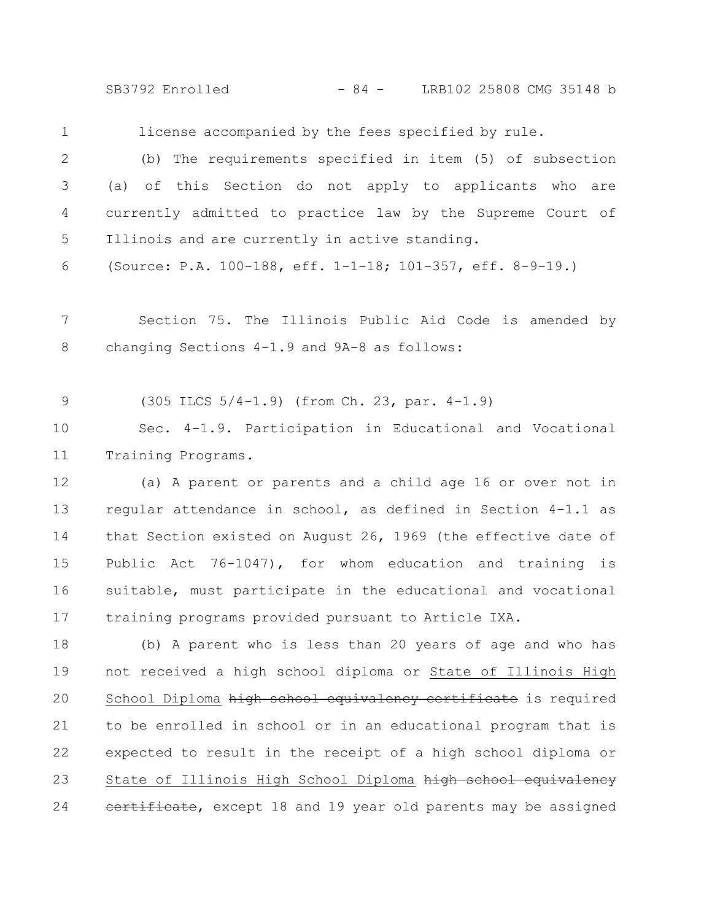license accompanied by the fees specified by rule.

(b) The requirements specified in item (5) of subsection (a) of this Section do not apply to applicants who are currently admitted to practice law by the Supreme Court of Illinois and are currently in active standing.

(Source: P.A. 100-188, eff. 1-1-18; 101-357, eff. 8-9-19.)

Section 75. The Illinois Public Aid Code is amended by changing Sections 4-1.9 and 9A-8 as follows:

(305 ILCS 5/4-1.9) (from Ch. 23, par. 4-1.9)

Sec. 4-1.9. Participation in Educational and Vocational Training Programs.

(a) A parent or parents and a child age 16 or over not in regular attendance in school, as defined in Section 4-1.1 as that Section existed on August 26, 1969 (the effective date of Public Act 76-1047), for whom education and training is suitable, must participate in the educational and vocational training programs provided pursuant to Article IXA.

(b) A parent who is less than 20 years of age and who has not received a high school diploma or <u>State of Illinois High School Diploma</u> ~~high school equivalency certificate~~ is required to be enrolled in school or in an educational program that is expected to result in the receipt of a high school diploma or <u>State of Illinois High School Diploma</u> ~~high school equivalency certificate~~, except 18 and 19 year old parents may be assigned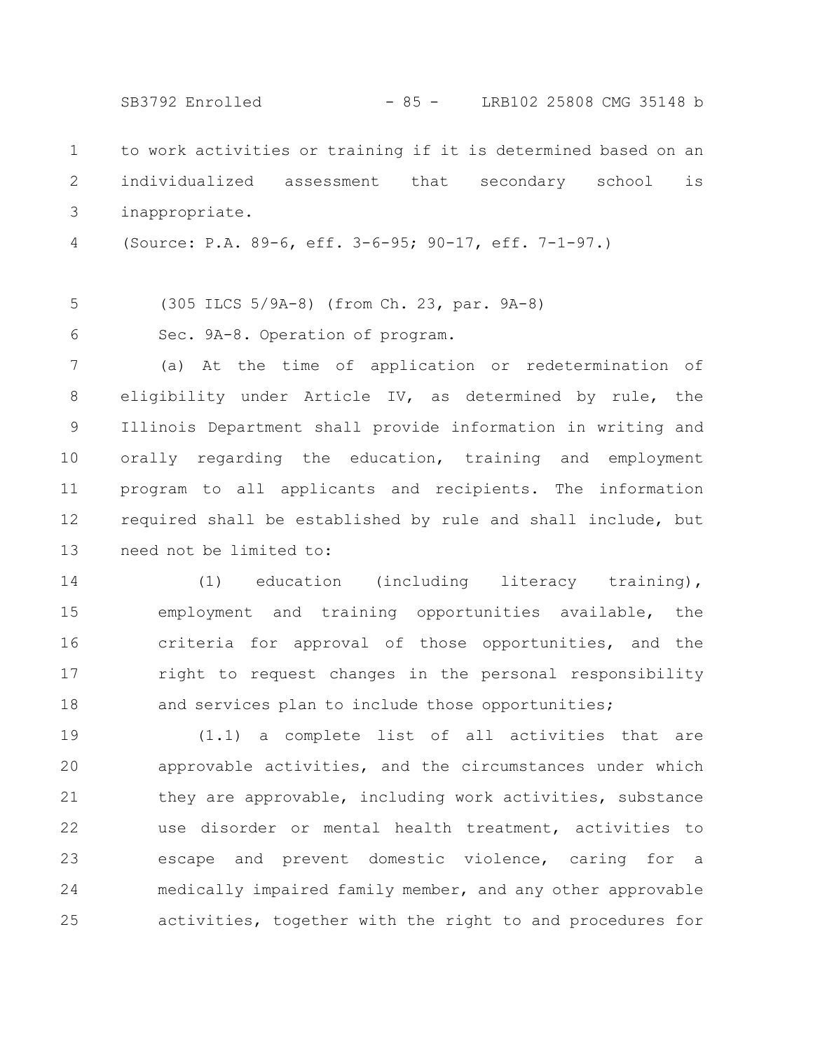to work activities or training if it is determined based on an individualized assessment that secondary school is inappropriate.

(Source: P.A. 89-6, eff. 3-6-95; 90-17, eff. 7-1-97.)

(305 ILCS 5/9A-8) (from Ch. 23, par. 9A-8)

Sec. 9A-8. Operation of program.

(a) At the time of application or redetermination of eligibility under Article IV, as determined by rule, the Illinois Department shall provide information in writing and orally regarding the education, training and employment program to all applicants and recipients. The information required shall be established by rule and shall include, but need not be limited to:

(1) education (including literacy training), employment and training opportunities available, the criteria for approval of those opportunities, and the right to request changes in the personal responsibility and services plan to include those opportunities;

(1.1) a complete list of all activities that are approvable activities, and the circumstances under which they are approvable, including work activities, substance use disorder or mental health treatment, activities to escape and prevent domestic violence, caring for a medically impaired family member, and any other approvable activities, together with the right to and procedures for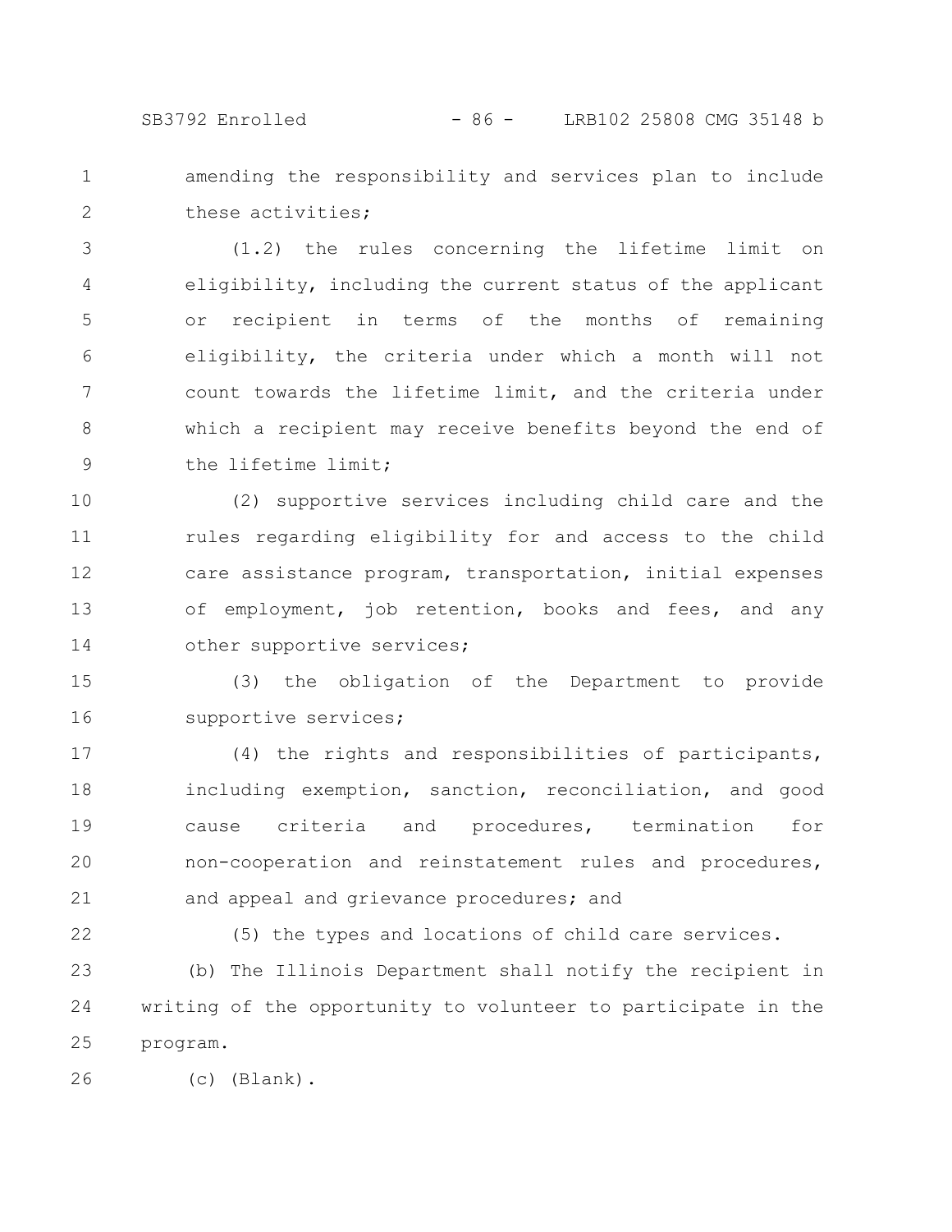amending the responsibility and services plan to include these activities;

(1.2) the rules concerning the lifetime limit on eligibility, including the current status of the applicant or recipient in terms of the months of remaining eligibility, the criteria under which a month will not count towards the lifetime limit, and the criteria under which a recipient may receive benefits beyond the end of the lifetime limit;

(2) supportive services including child care and the rules regarding eligibility for and access to the child care assistance program, transportation, initial expenses of employment, job retention, books and fees, and any other supportive services;

(3) the obligation of the Department to provide supportive services;

(4) the rights and responsibilities of participants, including exemption, sanction, reconciliation, and good cause criteria and procedures, termination for non-cooperation and reinstatement rules and procedures, and appeal and grievance procedures; and

(5) the types and locations of child care services.

(b) The Illinois Department shall notify the recipient in writing of the opportunity to volunteer to participate in the program.

(c) (Blank).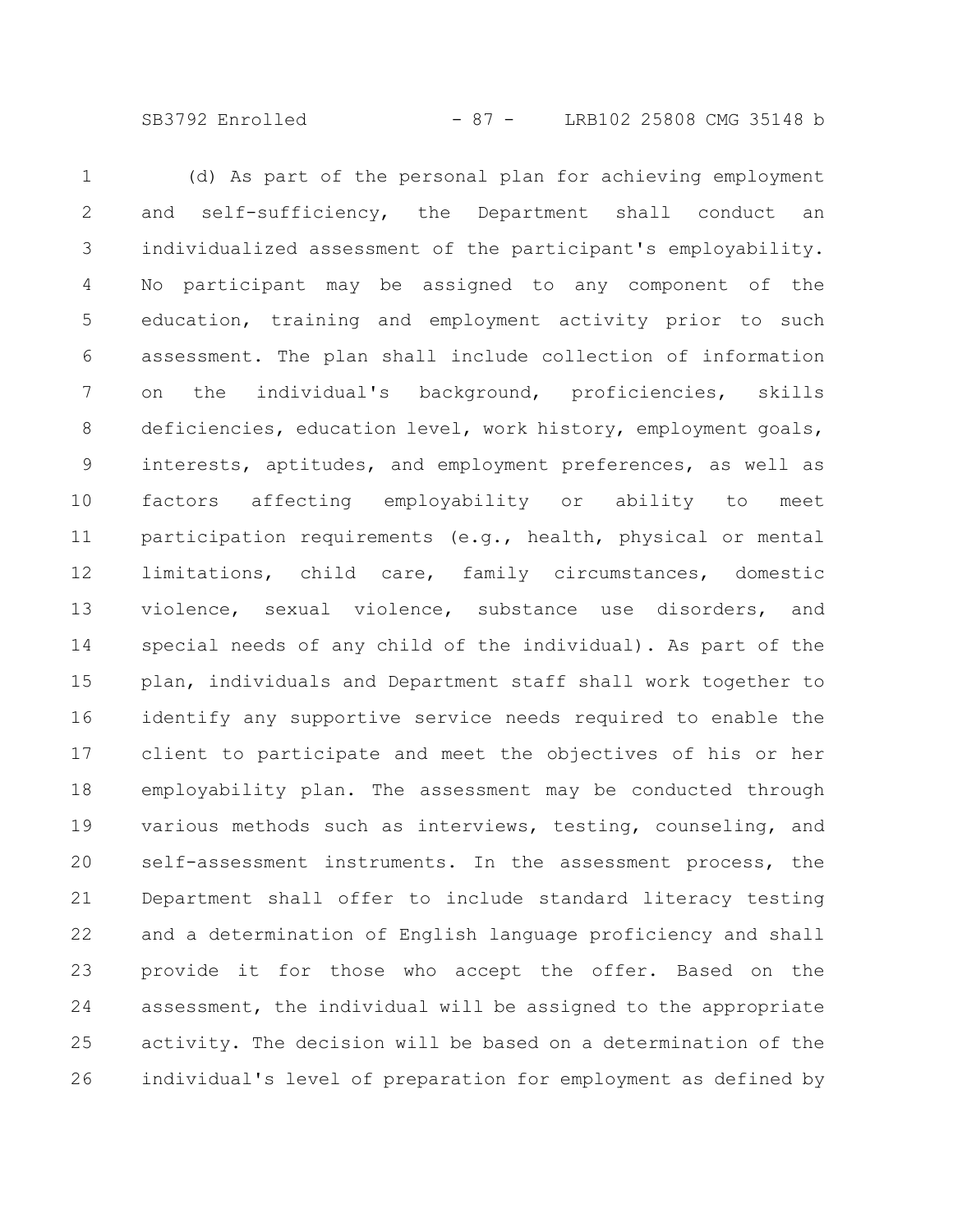(d) As part of the personal plan for achieving employment and self-sufficiency, the Department shall conduct an individualized assessment of the participant's employability. No participant may be assigned to any component of the education, training and employment activity prior to such assessment. The plan shall include collection of information on the individual's background, proficiencies, skills deficiencies, education level, work history, employment goals, interests, aptitudes, and employment preferences, as well as factors affecting employability or ability to meet participation requirements (e.g., health, physical or mental limitations, child care, family circumstances, domestic violence, sexual violence, substance use disorders, and special needs of any child of the individual). As part of the plan, individuals and Department staff shall work together to identify any supportive service needs required to enable the client to participate and meet the objectives of his or her employability plan. The assessment may be conducted through various methods such as interviews, testing, counseling, and self-assessment instruments. In the assessment process, the Department shall offer to include standard literacy testing and a determination of English language proficiency and shall provide it for those who accept the offer. Based on the assessment, the individual will be assigned to the appropriate activity. The decision will be based on a determination of the individual's level of preparation for employment as defined by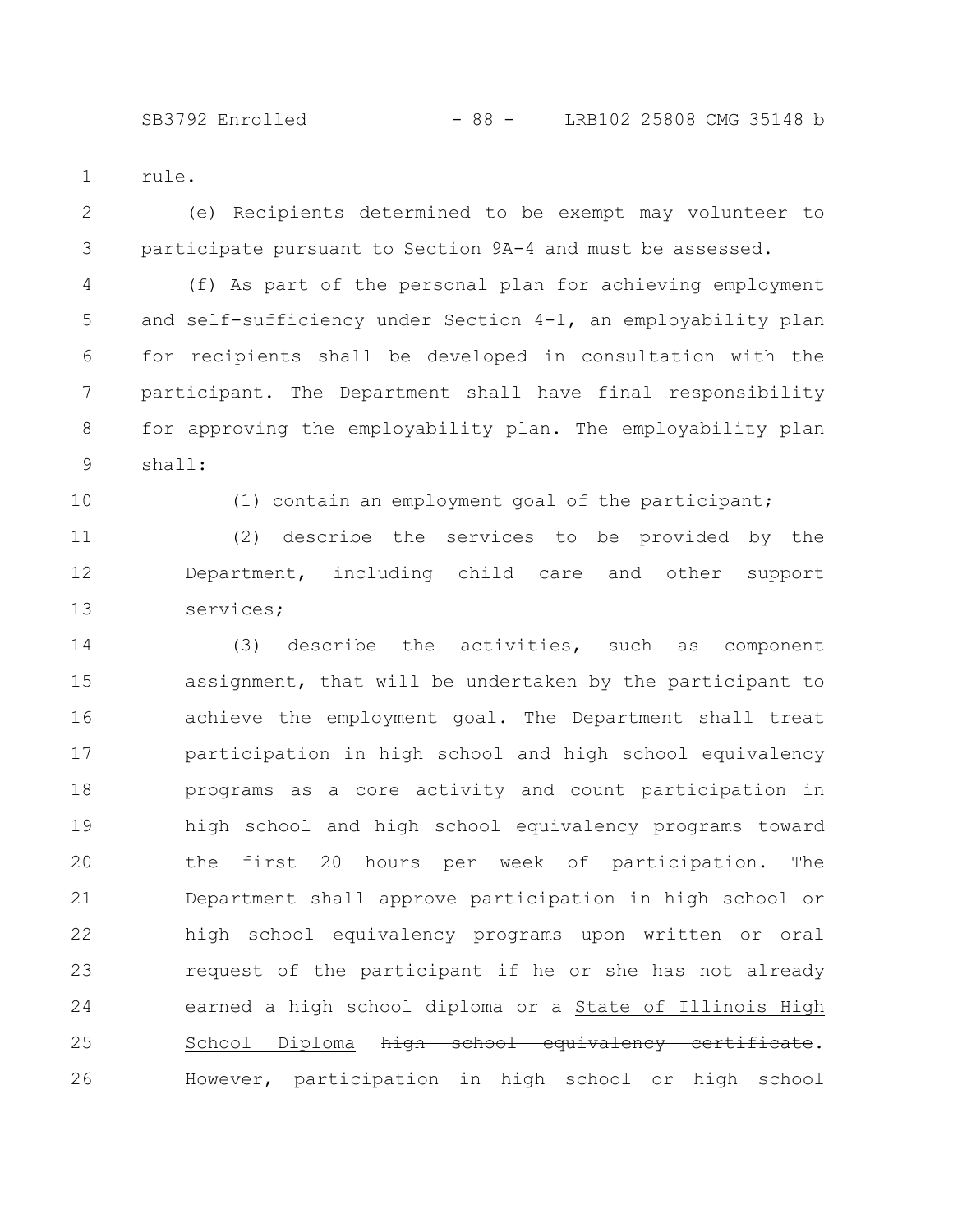rule.

(e) Recipients determined to be exempt may volunteer to participate pursuant to Section 9A-4 and must be assessed.

(f) As part of the personal plan for achieving employment and self-sufficiency under Section 4-1, an employability plan for recipients shall be developed in consultation with the participant. The Department shall have final responsibility for approving the employability plan. The employability plan shall:

(1) contain an employment goal of the participant;

(2) describe the services to be provided by the Department, including child care and other support services;

(3) describe the activities, such as component assignment, that will be undertaken by the participant to achieve the employment goal. The Department shall treat participation in high school and high school equivalency programs as a core activity and count participation in high school and high school equivalency programs toward the first 20 hours per week of participation. The Department shall approve participation in high school or high school equivalency programs upon written or oral request of the participant if he or she has not already earned a high school diploma or a <u>State of Illinois High School Diploma</u> ~~high school equivalency certificate~~. However, participation in high school or high school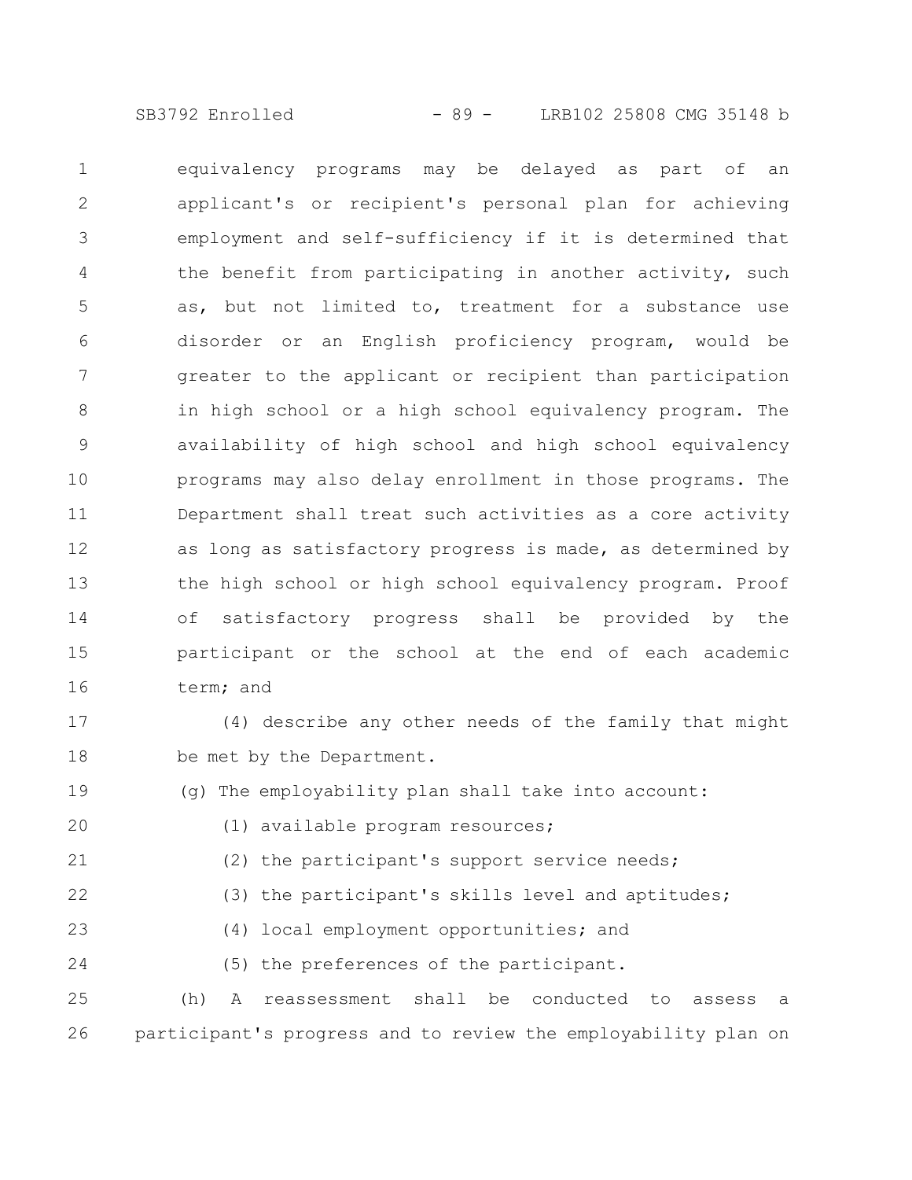equivalency programs may be delayed as part of an applicant's or recipient's personal plan for achieving employment and self-sufficiency if it is determined that the benefit from participating in another activity, such as, but not limited to, treatment for a substance use disorder or an English proficiency program, would be greater to the applicant or recipient than participation in high school or a high school equivalency program. The availability of high school and high school equivalency programs may also delay enrollment in those programs. The Department shall treat such activities as a core activity as long as satisfactory progress is made, as determined by the high school or high school equivalency program. Proof of satisfactory progress shall be provided by the participant or the school at the end of each academic term; and

(4) describe any other needs of the family that might be met by the Department.

(g) The employability plan shall take into account:

(1) available program resources;

(2) the participant's support service needs;

(3) the participant's skills level and aptitudes;

(4) local employment opportunities; and

(5) the preferences of the participant.

(h) A reassessment shall be conducted to assess a participant's progress and to review the employability plan on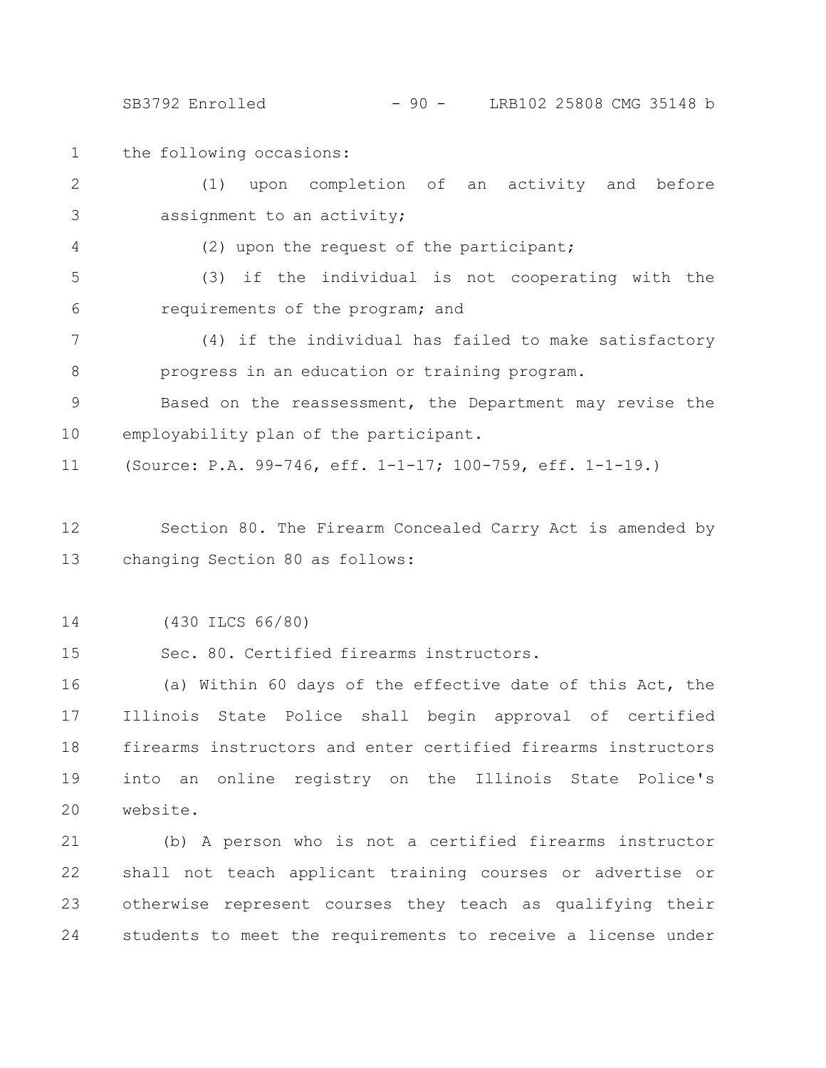the following occasions:

(1) upon completion of an activity and before assignment to an activity;

(2) upon the request of the participant;

(3) if the individual is not cooperating with the requirements of the program; and

(4) if the individual has failed to make satisfactory progress in an education or training program.

Based on the reassessment, the Department may revise the employability plan of the participant.

(Source: P.A. 99-746, eff. 1-1-17; 100-759, eff. 1-1-19.)

Section 80. The Firearm Concealed Carry Act is amended by changing Section 80 as follows:

(430 ILCS 66/80)

Sec. 80. Certified firearms instructors.

(a) Within 60 days of the effective date of this Act, the Illinois State Police shall begin approval of certified firearms instructors and enter certified firearms instructors into an online registry on the Illinois State Police's website.

(b) A person who is not a certified firearms instructor shall not teach applicant training courses or advertise or otherwise represent courses they teach as qualifying their students to meet the requirements to receive a license under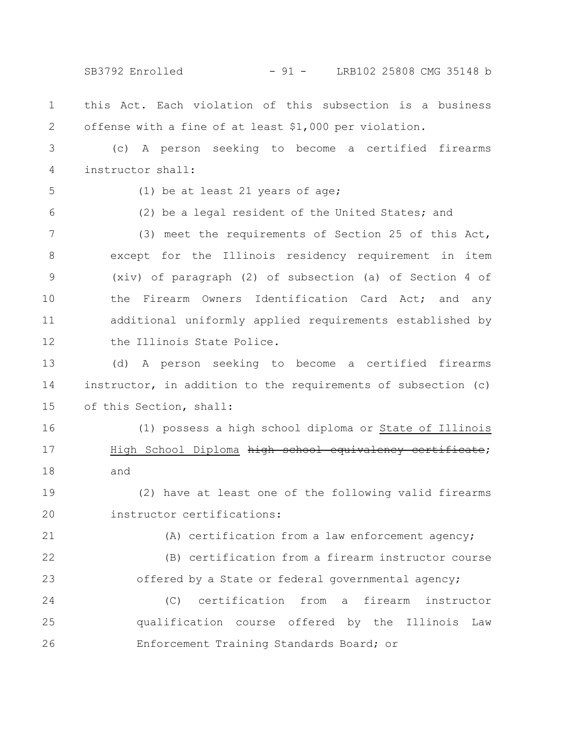this Act. Each violation of this subsection is a business offense with a fine of at least $1,000 per violation.

(c) A person seeking to become a certified firearms instructor shall:

(1) be at least 21 years of age;

(2) be a legal resident of the United States; and

(3) meet the requirements of Section 25 of this Act, except for the Illinois residency requirement in item (xiv) of paragraph (2) of subsection (a) of Section 4 of the Firearm Owners Identification Card Act; and any additional uniformly applied requirements established by the Illinois State Police.

(d) A person seeking to become a certified firearms instructor, in addition to the requirements of subsection (c) of this Section, shall:

(1) possess a high school diploma or <u>State of Illinois High School Diploma</u> ~~high school equivalency certificate~~; and

(2) have at least one of the following valid firearms instructor certifications:

(A) certification from a law enforcement agency;

(B) certification from a firearm instructor course offered by a State or federal governmental agency;

(C) certification from a firearm instructor qualification course offered by the Illinois Law Enforcement Training Standards Board; or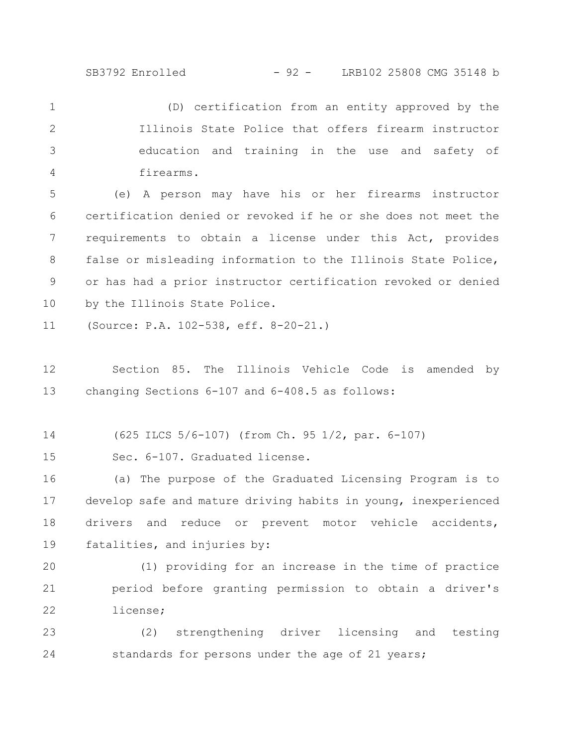(D) certification from an entity approved by the Illinois State Police that offers firearm instructor education and training in the use and safety of firearms.

(e) A person may have his or her firearms instructor certification denied or revoked if he or she does not meet the requirements to obtain a license under this Act, provides false or misleading information to the Illinois State Police, or has had a prior instructor certification revoked or denied by the Illinois State Police.

(Source: P.A. 102-538, eff. 8-20-21.)

Section 85. The Illinois Vehicle Code is amended by changing Sections 6-107 and 6-408.5 as follows:

(625 ILCS 5/6-107) (from Ch. 95 1/2, par. 6-107)

Sec. 6-107. Graduated license.

(a) The purpose of the Graduated Licensing Program is to develop safe and mature driving habits in young, inexperienced drivers and reduce or prevent motor vehicle accidents, fatalities, and injuries by:

(1) providing for an increase in the time of practice period before granting permission to obtain a driver's license;

(2) strengthening driver licensing and testing standards for persons under the age of 21 years;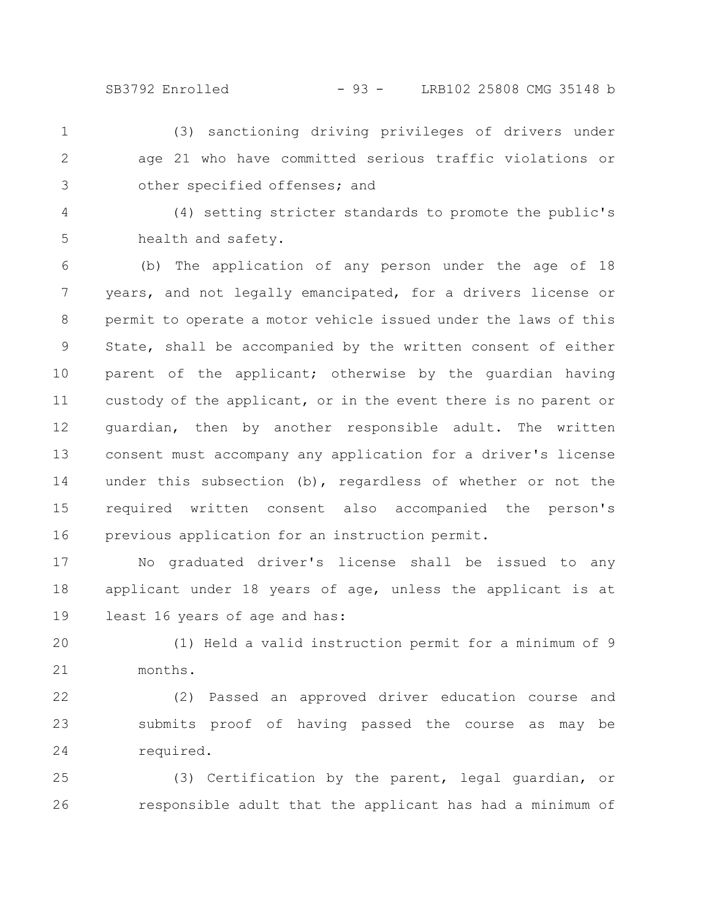(3) sanctioning driving privileges of drivers under age 21 who have committed serious traffic violations or other specified offenses; and

(4) setting stricter standards to promote the public's health and safety.

(b) The application of any person under the age of 18 years, and not legally emancipated, for a drivers license or permit to operate a motor vehicle issued under the laws of this State, shall be accompanied by the written consent of either parent of the applicant; otherwise by the guardian having custody of the applicant, or in the event there is no parent or guardian, then by another responsible adult. The written consent must accompany any application for a driver's license under this subsection (b), regardless of whether or not the required written consent also accompanied the person's previous application for an instruction permit.

No graduated driver's license shall be issued to any applicant under 18 years of age, unless the applicant is at least 16 years of age and has:

(1) Held a valid instruction permit for a minimum of 9 months.

(2) Passed an approved driver education course and submits proof of having passed the course as may be required.

(3) Certification by the parent, legal guardian, or responsible adult that the applicant has had a minimum of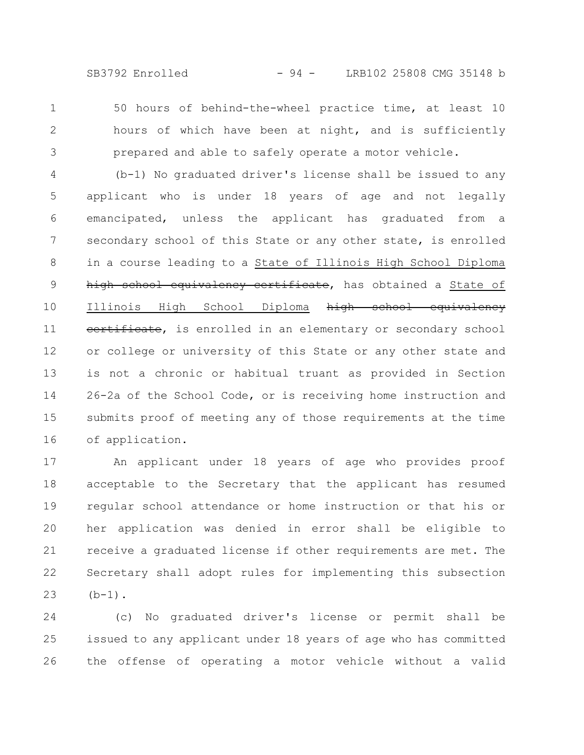50 hours of behind-the-wheel practice time, at least 10 hours of which have been at night, and is sufficiently prepared and able to safely operate a motor vehicle.

(b-1) No graduated driver's license shall be issued to any applicant who is under 18 years of age and not legally emancipated, unless the applicant has graduated from a secondary school of this State or any other state, is enrolled in a course leading to a State of Illinois High School Diploma ~~high school equivalency certificate~~, has obtained a State of Illinois High School Diploma ~~high school equivalency certificate~~, is enrolled in an elementary or secondary school or college or university of this State or any other state and is not a chronic or habitual truant as provided in Section 26-2a of the School Code, or is receiving home instruction and submits proof of meeting any of those requirements at the time of application.

An applicant under 18 years of age who provides proof acceptable to the Secretary that the applicant has resumed regular school attendance or home instruction or that his or her application was denied in error shall be eligible to receive a graduated license if other requirements are met. The Secretary shall adopt rules for implementing this subsection (b-1).

(c) No graduated driver's license or permit shall be issued to any applicant under 18 years of age who has committed the offense of operating a motor vehicle without a valid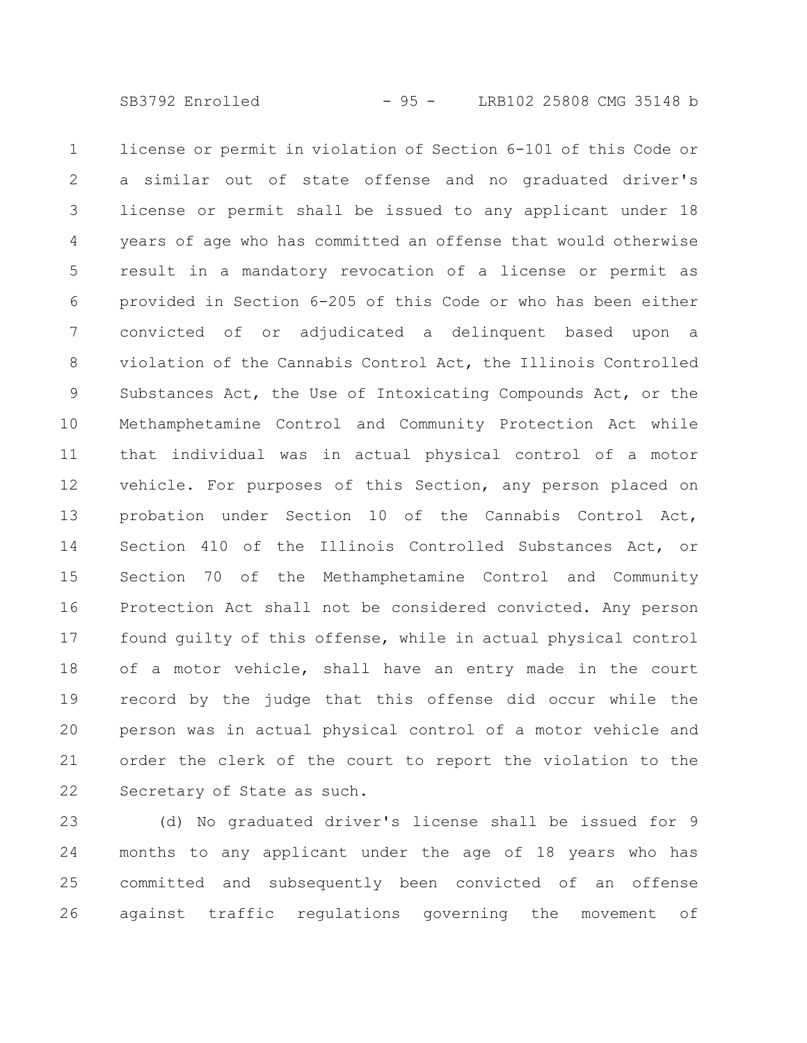license or permit in violation of Section 6-101 of this Code or a similar out of state offense and no graduated driver's license or permit shall be issued to any applicant under 18 years of age who has committed an offense that would otherwise result in a mandatory revocation of a license or permit as provided in Section 6-205 of this Code or who has been either convicted of or adjudicated a delinquent based upon a violation of the Cannabis Control Act, the Illinois Controlled Substances Act, the Use of Intoxicating Compounds Act, or the Methamphetamine Control and Community Protection Act while that individual was in actual physical control of a motor vehicle. For purposes of this Section, any person placed on probation under Section 10 of the Cannabis Control Act, Section 410 of the Illinois Controlled Substances Act, or Section 70 of the Methamphetamine Control and Community Protection Act shall not be considered convicted. Any person found guilty of this offense, while in actual physical control of a motor vehicle, shall have an entry made in the court record by the judge that this offense did occur while the person was in actual physical control of a motor vehicle and order the clerk of the court to report the violation to the Secretary of State as such.

(d) No graduated driver's license shall be issued for 9 months to any applicant under the age of 18 years who has committed and subsequently been convicted of an offense against traffic regulations governing the movement of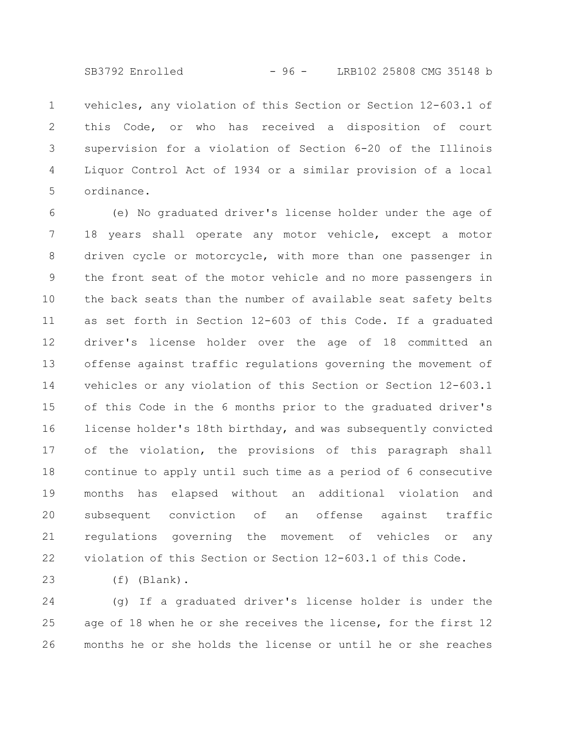vehicles, any violation of this Section or Section 12-603.1 of this Code, or who has received a disposition of court supervision for a violation of Section 6-20 of the Illinois Liquor Control Act of 1934 or a similar provision of a local ordinance.

(e) No graduated driver's license holder under the age of 18 years shall operate any motor vehicle, except a motor driven cycle or motorcycle, with more than one passenger in the front seat of the motor vehicle and no more passengers in the back seats than the number of available seat safety belts as set forth in Section 12-603 of this Code. If a graduated driver's license holder over the age of 18 committed an offense against traffic regulations governing the movement of vehicles or any violation of this Section or Section 12-603.1 of this Code in the 6 months prior to the graduated driver's license holder's 18th birthday, and was subsequently convicted of the violation, the provisions of this paragraph shall continue to apply until such time as a period of 6 consecutive months has elapsed without an additional violation and subsequent conviction of an offense against traffic regulations governing the movement of vehicles or any violation of this Section or Section 12-603.1 of this Code.

(f) (Blank).

(g) If a graduated driver's license holder is under the age of 18 when he or she receives the license, for the first 12 months he or she holds the license or until he or she reaches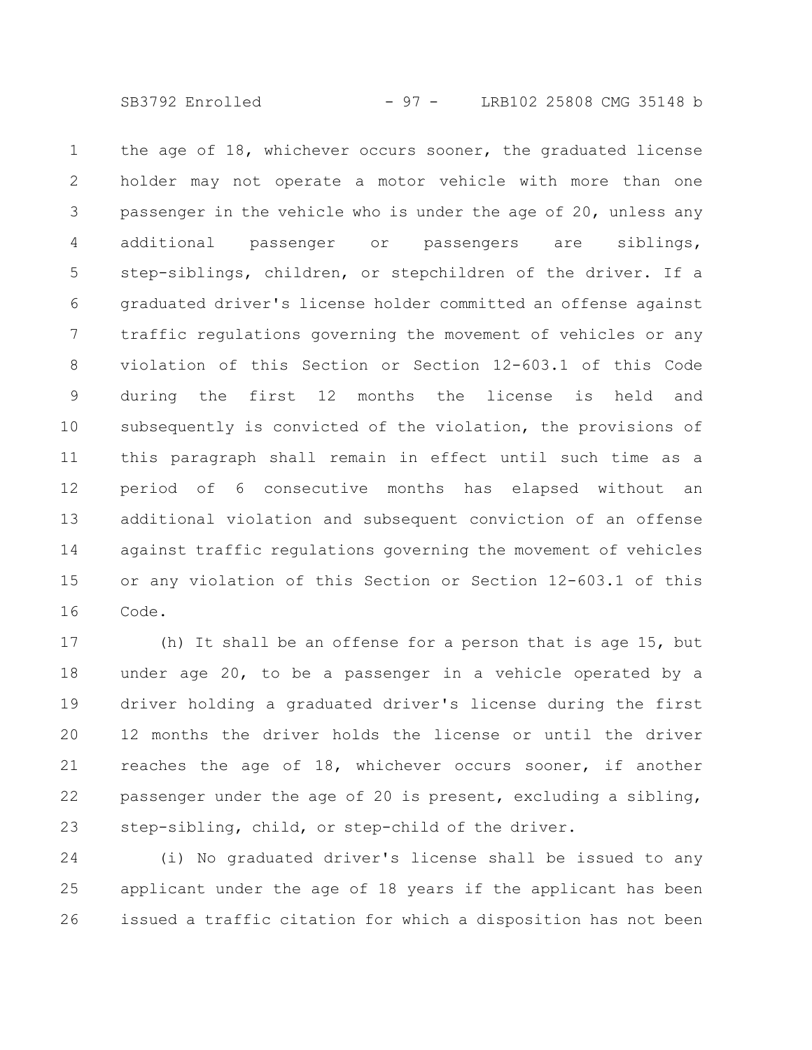the age of 18, whichever occurs sooner, the graduated license holder may not operate a motor vehicle with more than one passenger in the vehicle who is under the age of 20, unless any additional passenger or passengers are siblings, step-siblings, children, or stepchildren of the driver. If a graduated driver's license holder committed an offense against traffic regulations governing the movement of vehicles or any violation of this Section or Section 12-603.1 of this Code during the first 12 months the license is held and subsequently is convicted of the violation, the provisions of this paragraph shall remain in effect until such time as a period of 6 consecutive months has elapsed without an additional violation and subsequent conviction of an offense against traffic regulations governing the movement of vehicles or any violation of this Section or Section 12-603.1 of this Code.

(h) It shall be an offense for a person that is age 15, but under age 20, to be a passenger in a vehicle operated by a driver holding a graduated driver's license during the first 12 months the driver holds the license or until the driver reaches the age of 18, whichever occurs sooner, if another passenger under the age of 20 is present, excluding a sibling, step-sibling, child, or step-child of the driver.

(i) No graduated driver's license shall be issued to any applicant under the age of 18 years if the applicant has been issued a traffic citation for which a disposition has not been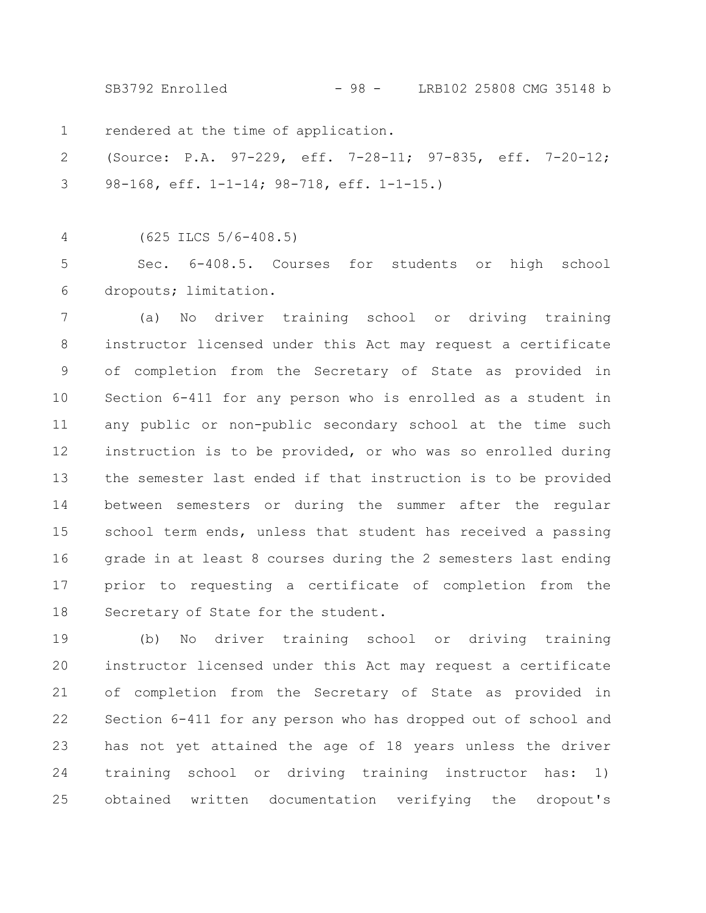rendered at the time of application.

(Source: P.A. 97-229, eff. 7-28-11; 97-835, eff. 7-20-12; 98-168, eff. 1-1-14; 98-718, eff. 1-1-15.)

(625 ILCS 5/6-408.5)

Sec. 6-408.5. Courses for students or high school dropouts; limitation.

(a) No driver training school or driving training instructor licensed under this Act may request a certificate of completion from the Secretary of State as provided in Section 6-411 for any person who is enrolled as a student in any public or non-public secondary school at the time such instruction is to be provided, or who was so enrolled during the semester last ended if that instruction is to be provided between semesters or during the summer after the regular school term ends, unless that student has received a passing grade in at least 8 courses during the 2 semesters last ending prior to requesting a certificate of completion from the Secretary of State for the student.

(b) No driver training school or driving training instructor licensed under this Act may request a certificate of completion from the Secretary of State as provided in Section 6-411 for any person who has dropped out of school and has not yet attained the age of 18 years unless the driver training school or driving training instructor has: 1) obtained written documentation verifying the dropout's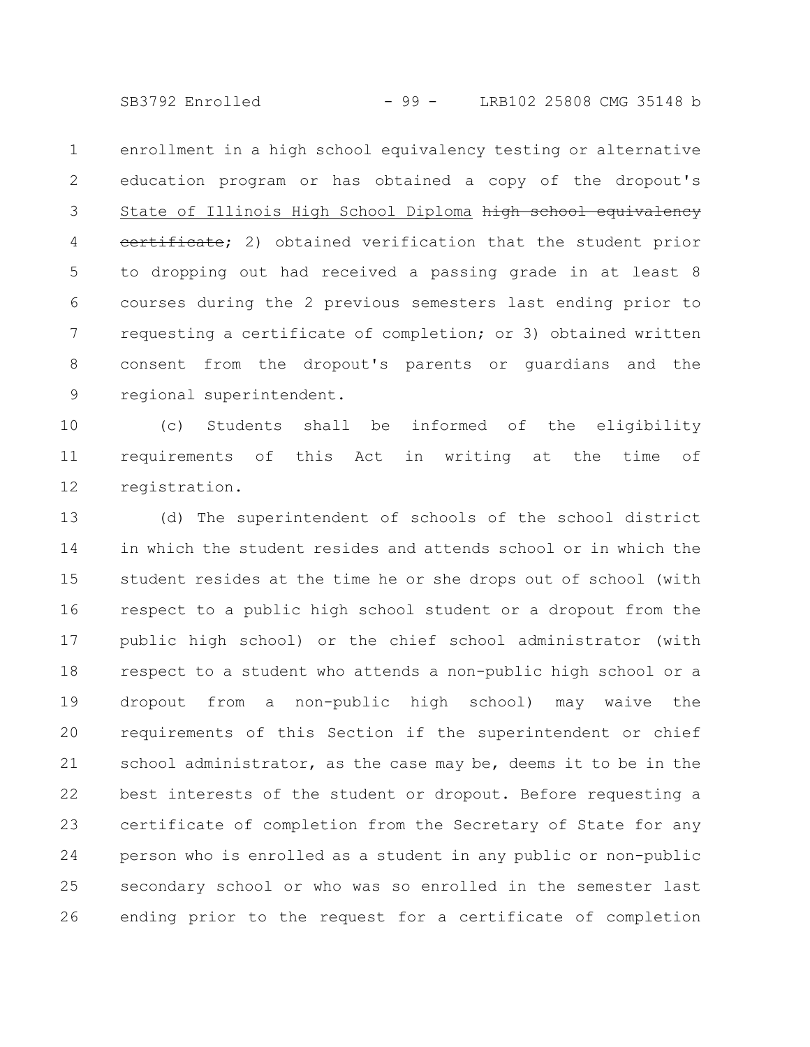enrollment in a high school equivalency testing or alternative education program or has obtained a copy of the dropout's <u>State of Illinois High School Diploma</u> ~~high school equivalency certificate~~; 2) obtained verification that the student prior to dropping out had received a passing grade in at least 8 courses during the 2 previous semesters last ending prior to requesting a certificate of completion; or 3) obtained written consent from the dropout's parents or guardians and the regional superintendent.

(c) Students shall be informed of the eligibility requirements of this Act in writing at the time of registration.

(d) The superintendent of schools of the school district in which the student resides and attends school or in which the student resides at the time he or she drops out of school (with respect to a public high school student or a dropout from the public high school) or the chief school administrator (with respect to a student who attends a non-public high school or a dropout from a non-public high school) may waive the requirements of this Section if the superintendent or chief school administrator, as the case may be, deems it to be in the best interests of the student or dropout. Before requesting a certificate of completion from the Secretary of State for any person who is enrolled as a student in any public or non-public secondary school or who was so enrolled in the semester last ending prior to the request for a certificate of completion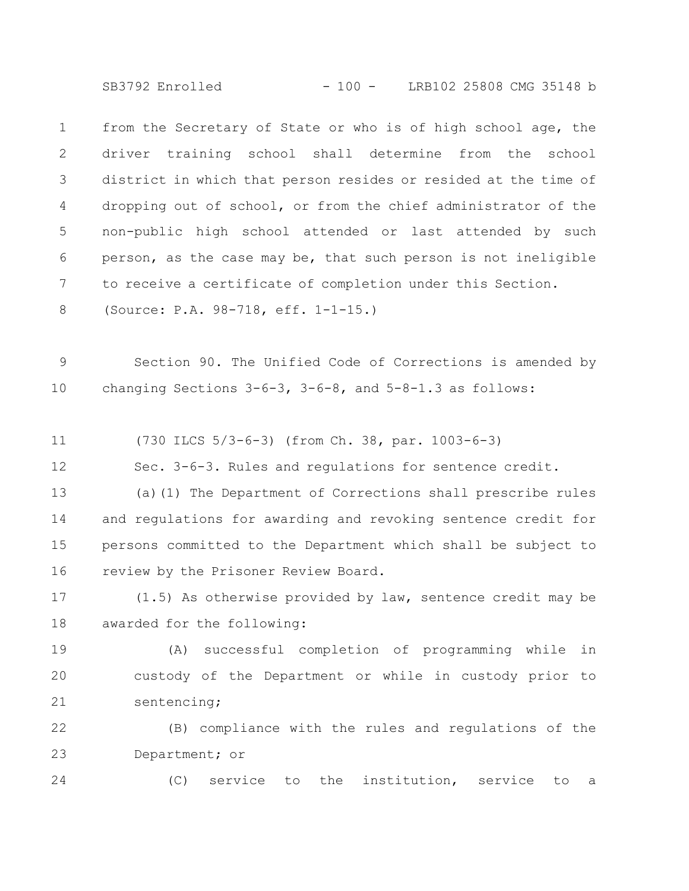from the Secretary of State or who is of high school age, the driver training school shall determine from the school district in which that person resides or resided at the time of dropping out of school, or from the chief administrator of the non-public high school attended or last attended by such person, as the case may be, that such person is not ineligible to receive a certificate of completion under this Section.

(Source: P.A. 98-718, eff. 1-1-15.)

Section 90. The Unified Code of Corrections is amended by changing Sections 3-6-3, 3-6-8, and 5-8-1.3 as follows:

(730 ILCS 5/3-6-3) (from Ch. 38, par. 1003-6-3)

Sec. 3-6-3. Rules and regulations for sentence credit.

(a)(1) The Department of Corrections shall prescribe rules and regulations for awarding and revoking sentence credit for persons committed to the Department which shall be subject to review by the Prisoner Review Board.

(1.5) As otherwise provided by law, sentence credit may be awarded for the following:

(A) successful completion of programming while in custody of the Department or while in custody prior to sentencing;

(B) compliance with the rules and regulations of the Department; or

(C) service to the institution, service to a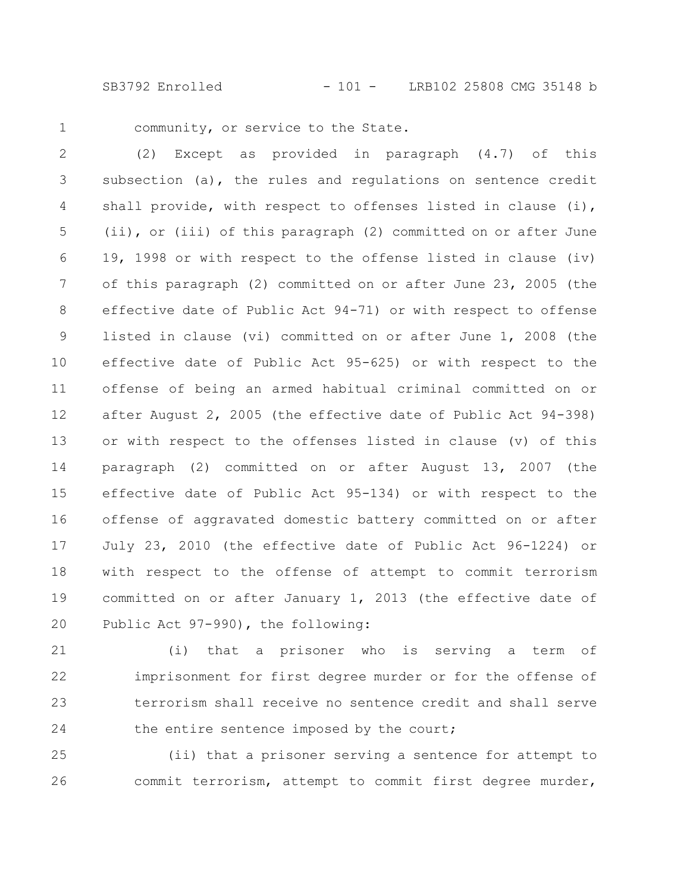community, or service to the State.

(2) Except as provided in paragraph (4.7) of this subsection (a), the rules and regulations on sentence credit shall provide, with respect to offenses listed in clause (i), (ii), or (iii) of this paragraph (2) committed on or after June 19, 1998 or with respect to the offense listed in clause (iv) of this paragraph (2) committed on or after June 23, 2005 (the effective date of Public Act 94-71) or with respect to offense listed in clause (vi) committed on or after June 1, 2008 (the effective date of Public Act 95-625) or with respect to the offense of being an armed habitual criminal committed on or after August 2, 2005 (the effective date of Public Act 94-398) or with respect to the offenses listed in clause (v) of this paragraph (2) committed on or after August 13, 2007 (the effective date of Public Act 95-134) or with respect to the offense of aggravated domestic battery committed on or after July 23, 2010 (the effective date of Public Act 96-1224) or with respect to the offense of attempt to commit terrorism committed on or after January 1, 2013 (the effective date of Public Act 97-990), the following:

(i) that a prisoner who is serving a term of imprisonment for first degree murder or for the offense of terrorism shall receive no sentence credit and shall serve the entire sentence imposed by the court;

(ii) that a prisoner serving a sentence for attempt to commit terrorism, attempt to commit first degree murder,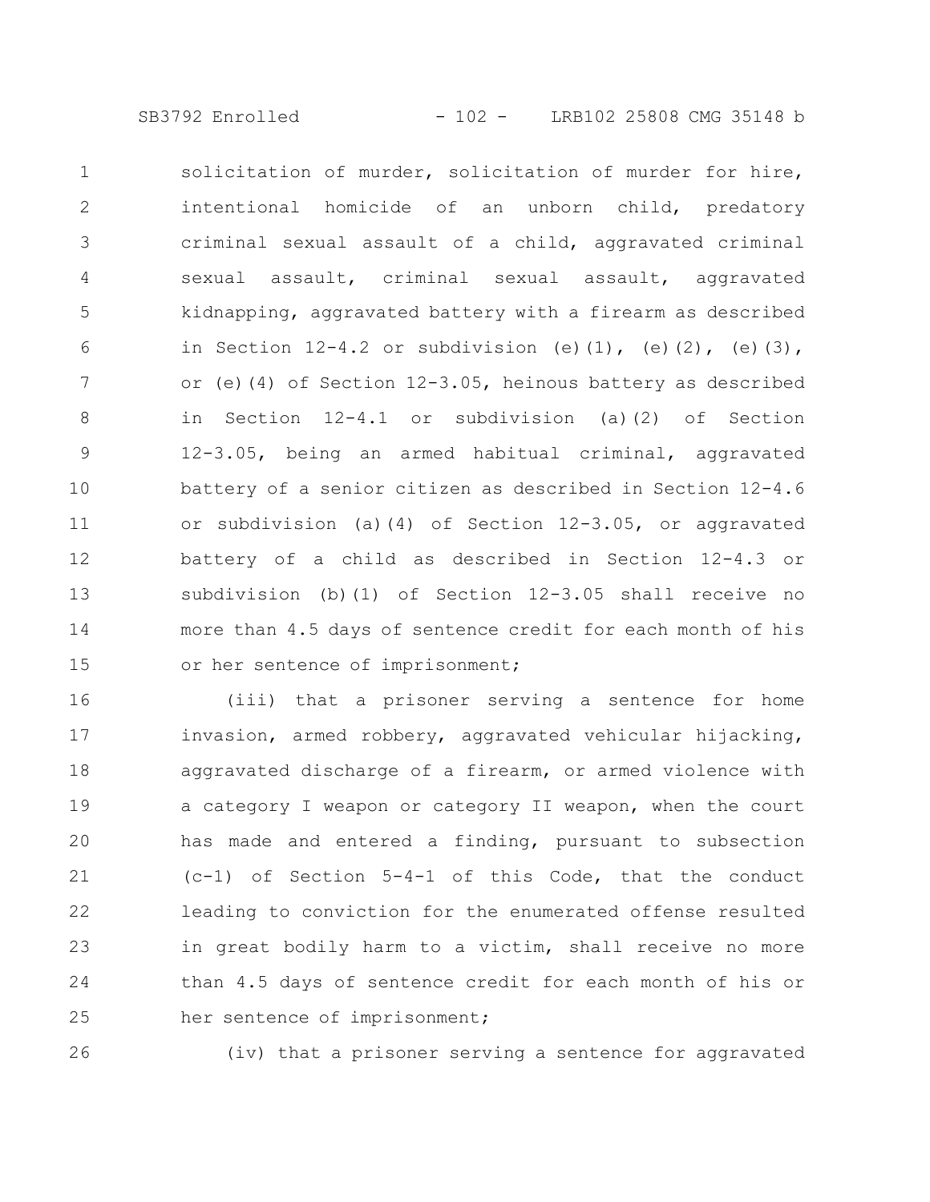solicitation of murder, solicitation of murder for hire, intentional homicide of an unborn child, predatory criminal sexual assault of a child, aggravated criminal sexual assault, criminal sexual assault, aggravated kidnapping, aggravated battery with a firearm as described in Section 12-4.2 or subdivision (e)(1), (e)(2), (e)(3), or (e)(4) of Section 12-3.05, heinous battery as described in Section 12-4.1 or subdivision (a)(2) of Section 12-3.05, being an armed habitual criminal, aggravated battery of a senior citizen as described in Section 12-4.6 or subdivision (a)(4) of Section 12-3.05, or aggravated battery of a child as described in Section 12-4.3 or subdivision (b)(1) of Section 12-3.05 shall receive no more than 4.5 days of sentence credit for each month of his or her sentence of imprisonment;

(iii) that a prisoner serving a sentence for home invasion, armed robbery, aggravated vehicular hijacking, aggravated discharge of a firearm, or armed violence with a category I weapon or category II weapon, when the court has made and entered a finding, pursuant to subsection (c-1) of Section 5-4-1 of this Code, that the conduct leading to conviction for the enumerated offense resulted in great bodily harm to a victim, shall receive no more than 4.5 days of sentence credit for each month of his or her sentence of imprisonment;

(iv) that a prisoner serving a sentence for aggravated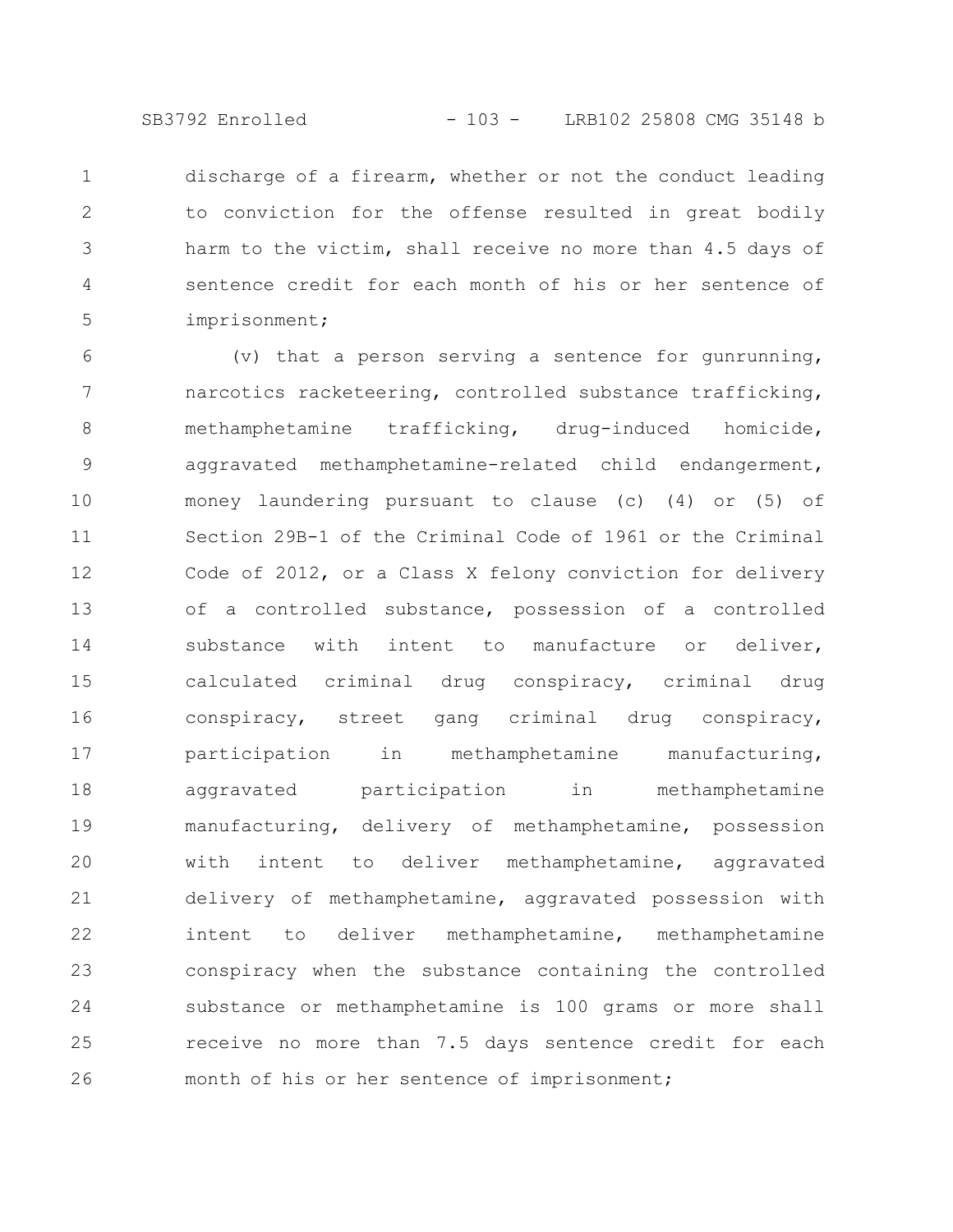discharge of a firearm, whether or not the conduct leading to conviction for the offense resulted in great bodily harm to the victim, shall receive no more than 4.5 days of sentence credit for each month of his or her sentence of imprisonment;

(v) that a person serving a sentence for gunrunning, narcotics racketeering, controlled substance trafficking, methamphetamine trafficking, drug-induced homicide, aggravated methamphetamine-related child endangerment, money laundering pursuant to clause (c) (4) or (5) of Section 29B-1 of the Criminal Code of 1961 or the Criminal Code of 2012, or a Class X felony conviction for delivery of a controlled substance, possession of a controlled substance with intent to manufacture or deliver, calculated criminal drug conspiracy, criminal drug conspiracy, street gang criminal drug conspiracy, participation in methamphetamine manufacturing, aggravated participation in methamphetamine manufacturing, delivery of methamphetamine, possession with intent to deliver methamphetamine, aggravated delivery of methamphetamine, aggravated possession with intent to deliver methamphetamine, methamphetamine conspiracy when the substance containing the controlled substance or methamphetamine is 100 grams or more shall receive no more than 7.5 days sentence credit for each month of his or her sentence of imprisonment;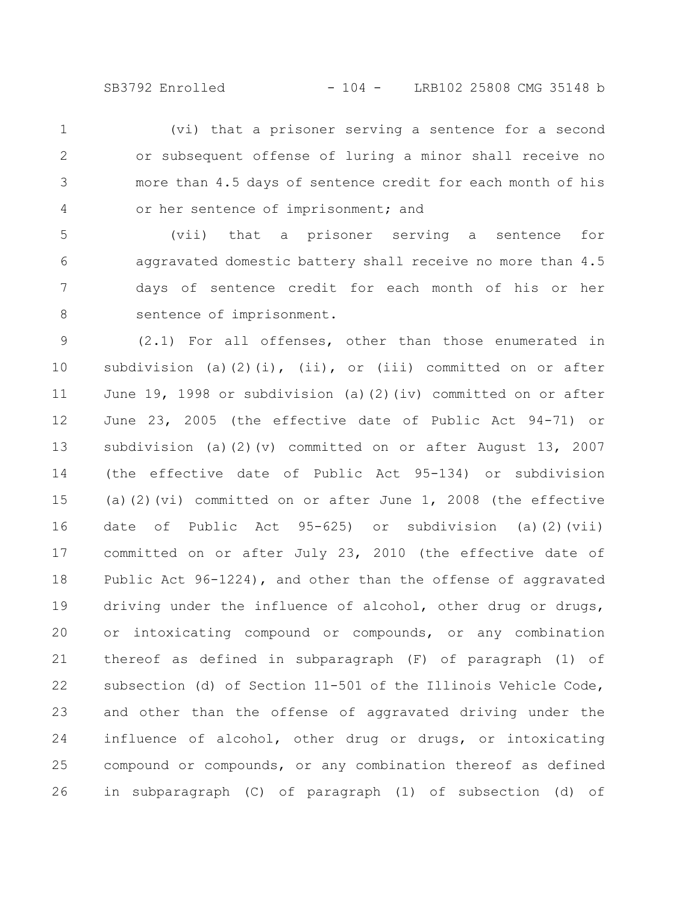(vi) that a prisoner serving a sentence for a second or subsequent offense of luring a minor shall receive no more than 4.5 days of sentence credit for each month of his or her sentence of imprisonment; and

(vii) that a prisoner serving a sentence for aggravated domestic battery shall receive no more than 4.5 days of sentence credit for each month of his or her sentence of imprisonment.

(2.1) For all offenses, other than those enumerated in subdivision (a)(2)(i), (ii), or (iii) committed on or after June 19, 1998 or subdivision (a)(2)(iv) committed on or after June 23, 2005 (the effective date of Public Act 94-71) or subdivision (a)(2)(v) committed on or after August 13, 2007 (the effective date of Public Act 95-134) or subdivision (a)(2)(vi) committed on or after June 1, 2008 (the effective date of Public Act 95-625) or subdivision (a)(2)(vii) committed on or after July 23, 2010 (the effective date of Public Act 96-1224), and other than the offense of aggravated driving under the influence of alcohol, other drug or drugs, or intoxicating compound or compounds, or any combination thereof as defined in subparagraph (F) of paragraph (1) of subsection (d) of Section 11-501 of the Illinois Vehicle Code, and other than the offense of aggravated driving under the influence of alcohol, other drug or drugs, or intoxicating compound or compounds, or any combination thereof as defined in subparagraph (C) of paragraph (1) of subsection (d) of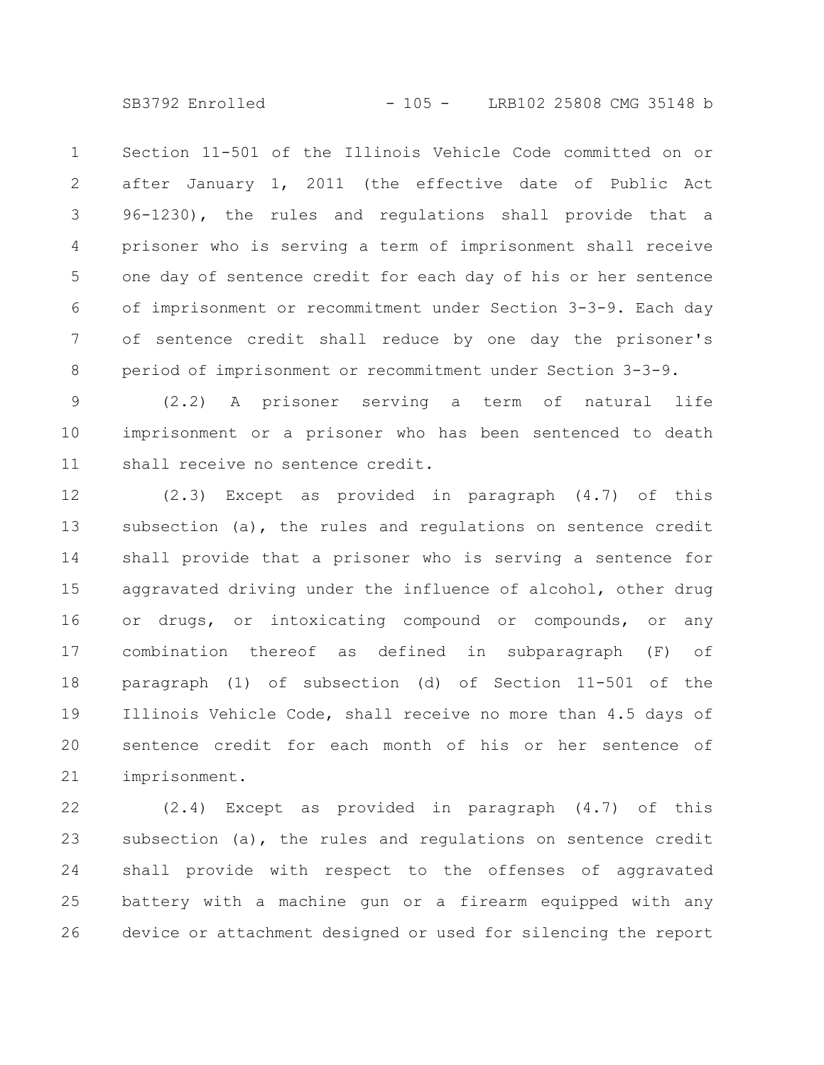Section 11-501 of the Illinois Vehicle Code committed on or after January 1, 2011 (the effective date of Public Act 96-1230), the rules and regulations shall provide that a prisoner who is serving a term of imprisonment shall receive one day of sentence credit for each day of his or her sentence of imprisonment or recommitment under Section 3-3-9. Each day of sentence credit shall reduce by one day the prisoner's period of imprisonment or recommitment under Section 3-3-9.

(2.2) A prisoner serving a term of natural life imprisonment or a prisoner who has been sentenced to death shall receive no sentence credit.

(2.3) Except as provided in paragraph (4.7) of this subsection (a), the rules and regulations on sentence credit shall provide that a prisoner who is serving a sentence for aggravated driving under the influence of alcohol, other drug or drugs, or intoxicating compound or compounds, or any combination thereof as defined in subparagraph (F) of paragraph (1) of subsection (d) of Section 11-501 of the Illinois Vehicle Code, shall receive no more than 4.5 days of sentence credit for each month of his or her sentence of imprisonment.

(2.4) Except as provided in paragraph (4.7) of this subsection (a), the rules and regulations on sentence credit shall provide with respect to the offenses of aggravated battery with a machine gun or a firearm equipped with any device or attachment designed or used for silencing the report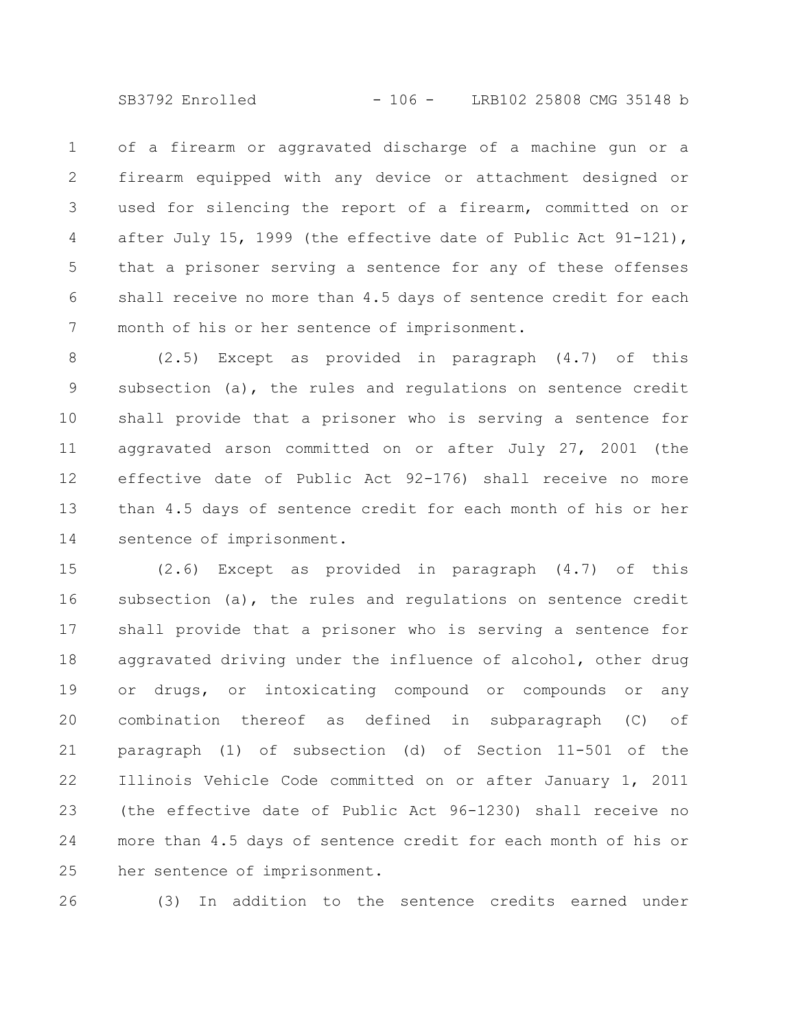of a firearm or aggravated discharge of a machine gun or a firearm equipped with any device or attachment designed or used for silencing the report of a firearm, committed on or after July 15, 1999 (the effective date of Public Act 91-121), that a prisoner serving a sentence for any of these offenses shall receive no more than 4.5 days of sentence credit for each month of his or her sentence of imprisonment.

(2.5) Except as provided in paragraph (4.7) of this subsection (a), the rules and regulations on sentence credit shall provide that a prisoner who is serving a sentence for aggravated arson committed on or after July 27, 2001 (the effective date of Public Act 92-176) shall receive no more than 4.5 days of sentence credit for each month of his or her sentence of imprisonment.

(2.6) Except as provided in paragraph (4.7) of this subsection (a), the rules and regulations on sentence credit shall provide that a prisoner who is serving a sentence for aggravated driving under the influence of alcohol, other drug or drugs, or intoxicating compound or compounds or any combination thereof as defined in subparagraph (C) of paragraph (1) of subsection (d) of Section 11-501 of the Illinois Vehicle Code committed on or after January 1, 2011 (the effective date of Public Act 96-1230) shall receive no more than 4.5 days of sentence credit for each month of his or her sentence of imprisonment.

(3) In addition to the sentence credits earned under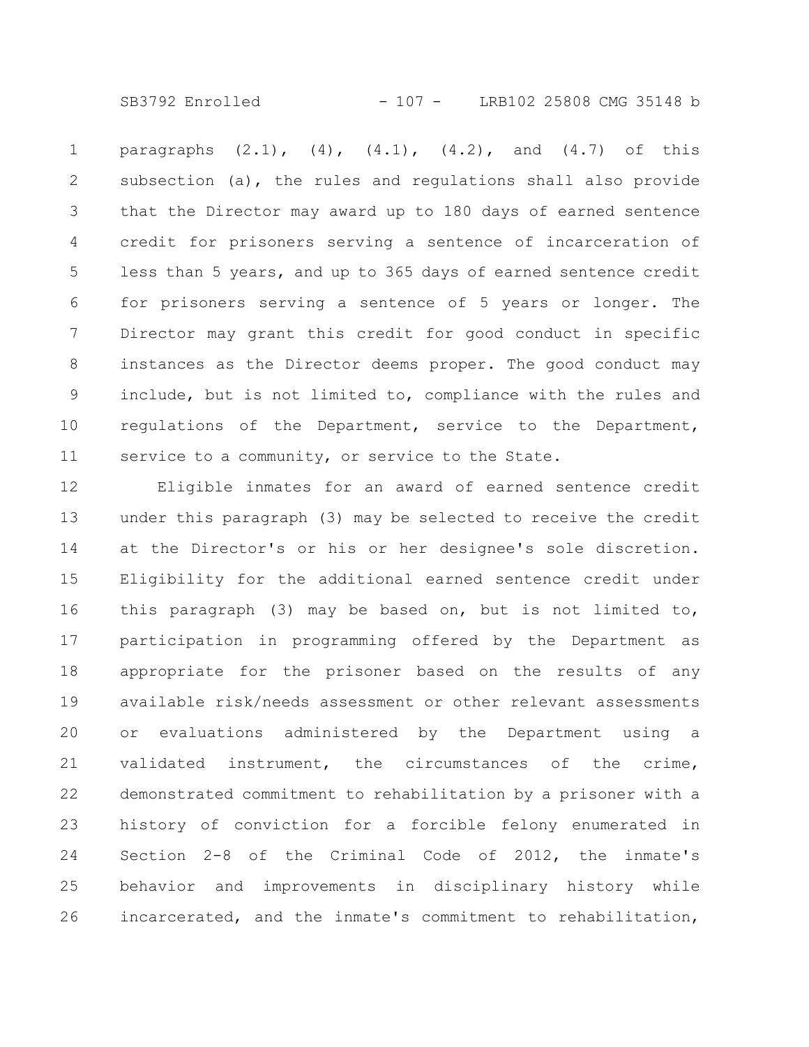paragraphs (2.1), (4), (4.1), (4.2), and (4.7) of this subsection (a), the rules and regulations shall also provide that the Director may award up to 180 days of earned sentence credit for prisoners serving a sentence of incarceration of less than 5 years, and up to 365 days of earned sentence credit for prisoners serving a sentence of 5 years or longer. The Director may grant this credit for good conduct in specific instances as the Director deems proper. The good conduct may include, but is not limited to, compliance with the rules and regulations of the Department, service to the Department, service to a community, or service to the State.

Eligible inmates for an award of earned sentence credit under this paragraph (3) may be selected to receive the credit at the Director's or his or her designee's sole discretion. Eligibility for the additional earned sentence credit under this paragraph (3) may be based on, but is not limited to, participation in programming offered by the Department as appropriate for the prisoner based on the results of any available risk/needs assessment or other relevant assessments or evaluations administered by the Department using a validated instrument, the circumstances of the crime, demonstrated commitment to rehabilitation by a prisoner with a history of conviction for a forcible felony enumerated in Section 2-8 of the Criminal Code of 2012, the inmate's behavior and improvements in disciplinary history while incarcerated, and the inmate's commitment to rehabilitation,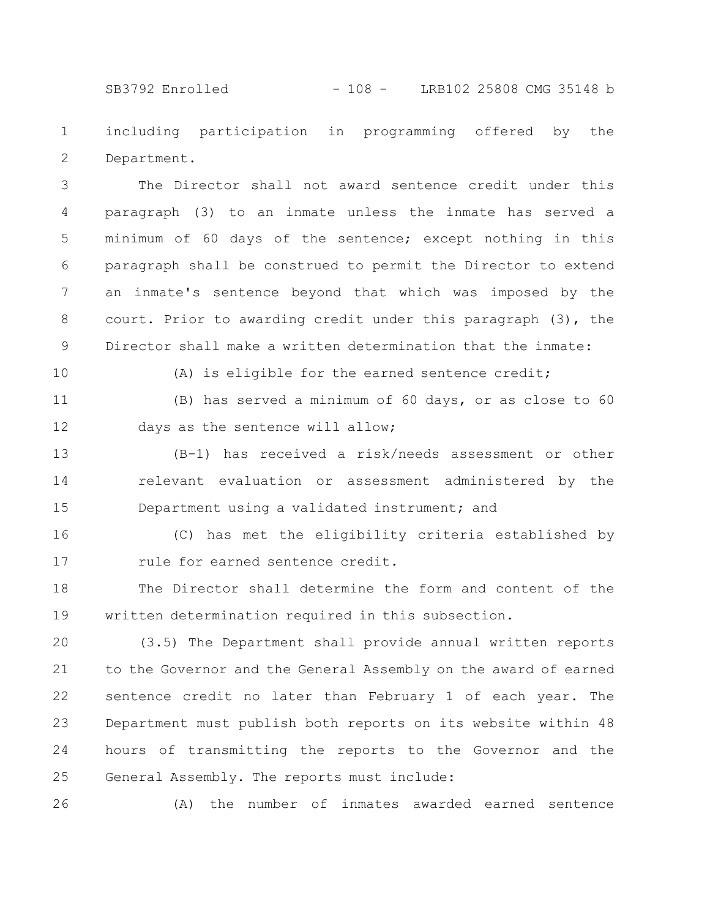including participation in programming offered by the Department.

The Director shall not award sentence credit under this paragraph (3) to an inmate unless the inmate has served a minimum of 60 days of the sentence; except nothing in this paragraph shall be construed to permit the Director to extend an inmate's sentence beyond that which was imposed by the court. Prior to awarding credit under this paragraph (3), the Director shall make a written determination that the inmate:

(A) is eligible for the earned sentence credit;

(B) has served a minimum of 60 days, or as close to 60 days as the sentence will allow;

(B-1) has received a risk/needs assessment or other relevant evaluation or assessment administered by the Department using a validated instrument; and

(C) has met the eligibility criteria established by rule for earned sentence credit.

The Director shall determine the form and content of the written determination required in this subsection.

(3.5) The Department shall provide annual written reports to the Governor and the General Assembly on the award of earned sentence credit no later than February 1 of each year. The Department must publish both reports on its website within 48 hours of transmitting the reports to the Governor and the General Assembly. The reports must include:

(A) the number of inmates awarded earned sentence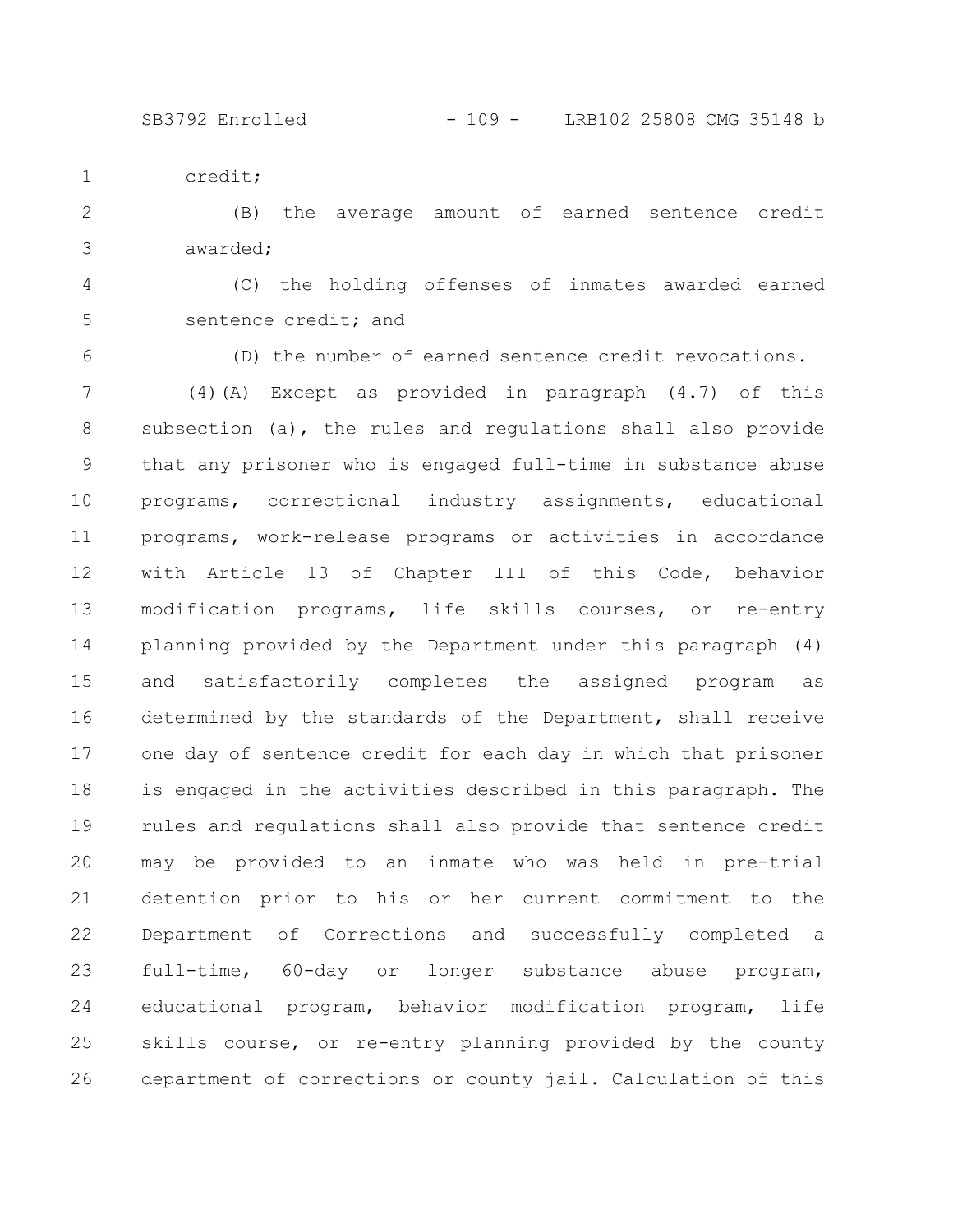credit;

(B) the average amount of earned sentence credit awarded;

(C) the holding offenses of inmates awarded earned sentence credit; and

(D) the number of earned sentence credit revocations.

(4)(A) Except as provided in paragraph (4.7) of this subsection (a), the rules and regulations shall also provide that any prisoner who is engaged full-time in substance abuse programs, correctional industry assignments, educational programs, work-release programs or activities in accordance with Article 13 of Chapter III of this Code, behavior modification programs, life skills courses, or re-entry planning provided by the Department under this paragraph (4) and satisfactorily completes the assigned program as determined by the standards of the Department, shall receive one day of sentence credit for each day in which that prisoner is engaged in the activities described in this paragraph. The rules and regulations shall also provide that sentence credit may be provided to an inmate who was held in pre-trial detention prior to his or her current commitment to the Department of Corrections and successfully completed a full-time, 60-day or longer substance abuse program, educational program, behavior modification program, life skills course, or re-entry planning provided by the county department of corrections or county jail. Calculation of this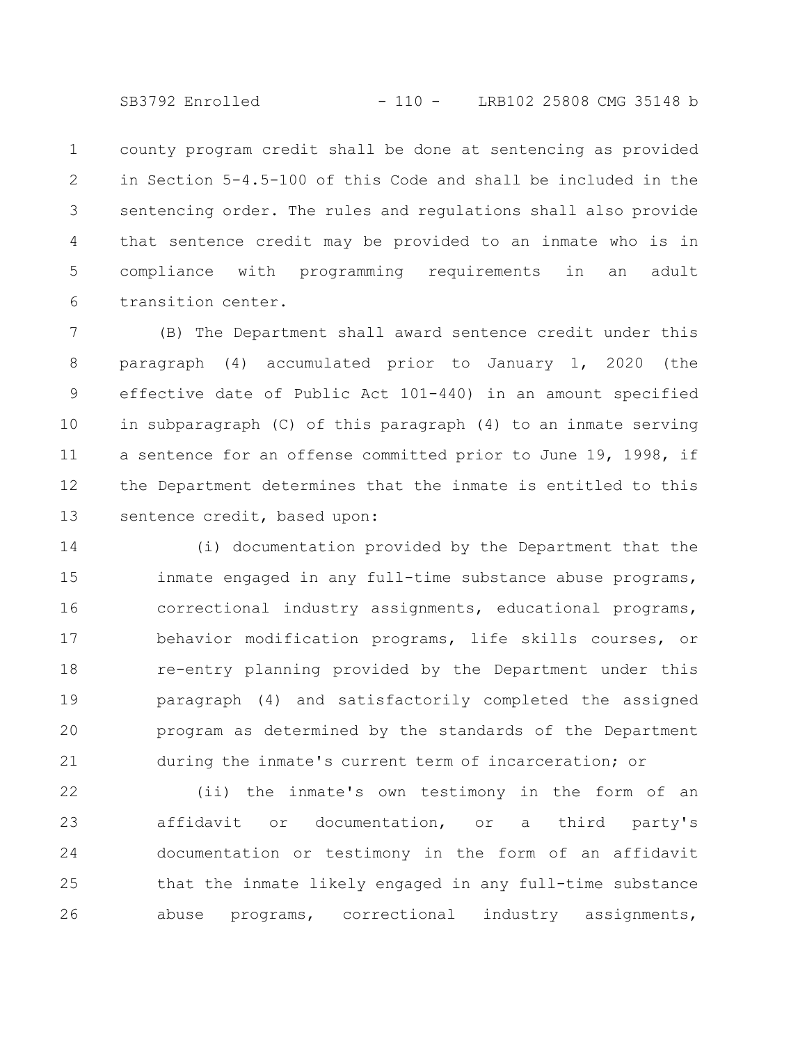county program credit shall be done at sentencing as provided in Section 5-4.5-100 of this Code and shall be included in the sentencing order. The rules and regulations shall also provide that sentence credit may be provided to an inmate who is in compliance with programming requirements in an adult transition center.

(B) The Department shall award sentence credit under this paragraph (4) accumulated prior to January 1, 2020 (the effective date of Public Act 101-440) in an amount specified in subparagraph (C) of this paragraph (4) to an inmate serving a sentence for an offense committed prior to June 19, 1998, if the Department determines that the inmate is entitled to this sentence credit, based upon:

(i) documentation provided by the Department that the inmate engaged in any full-time substance abuse programs, correctional industry assignments, educational programs, behavior modification programs, life skills courses, or re-entry planning provided by the Department under this paragraph (4) and satisfactorily completed the assigned program as determined by the standards of the Department during the inmate's current term of incarceration; or

(ii) the inmate's own testimony in the form of an affidavit or documentation, or a third party's documentation or testimony in the form of an affidavit that the inmate likely engaged in any full-time substance abuse programs, correctional industry assignments,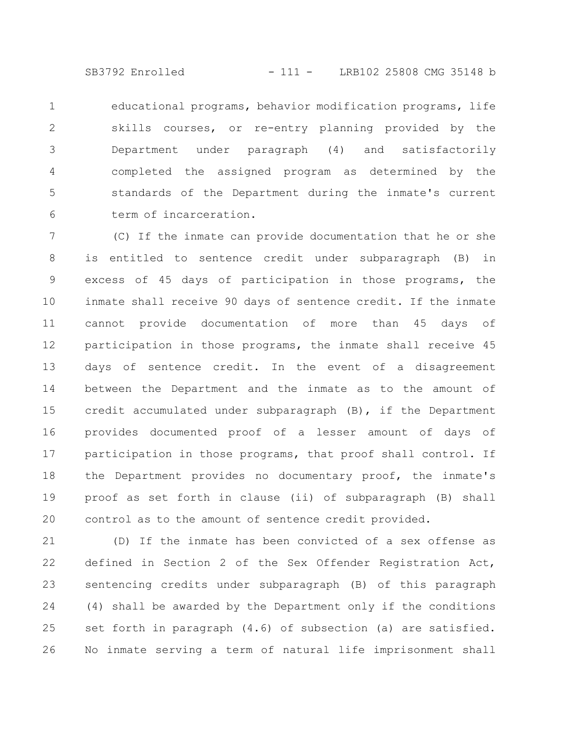educational programs, behavior modification programs, life skills courses, or re-entry planning provided by the Department under paragraph (4) and satisfactorily completed the assigned program as determined by the standards of the Department during the inmate's current term of incarceration.

(C) If the inmate can provide documentation that he or she is entitled to sentence credit under subparagraph (B) in excess of 45 days of participation in those programs, the inmate shall receive 90 days of sentence credit. If the inmate cannot provide documentation of more than 45 days of participation in those programs, the inmate shall receive 45 days of sentence credit. In the event of a disagreement between the Department and the inmate as to the amount of credit accumulated under subparagraph (B), if the Department provides documented proof of a lesser amount of days of participation in those programs, that proof shall control. If the Department provides no documentary proof, the inmate's proof as set forth in clause (ii) of subparagraph (B) shall control as to the amount of sentence credit provided.

(D) If the inmate has been convicted of a sex offense as defined in Section 2 of the Sex Offender Registration Act, sentencing credits under subparagraph (B) of this paragraph (4) shall be awarded by the Department only if the conditions set forth in paragraph (4.6) of subsection (a) are satisfied. No inmate serving a term of natural life imprisonment shall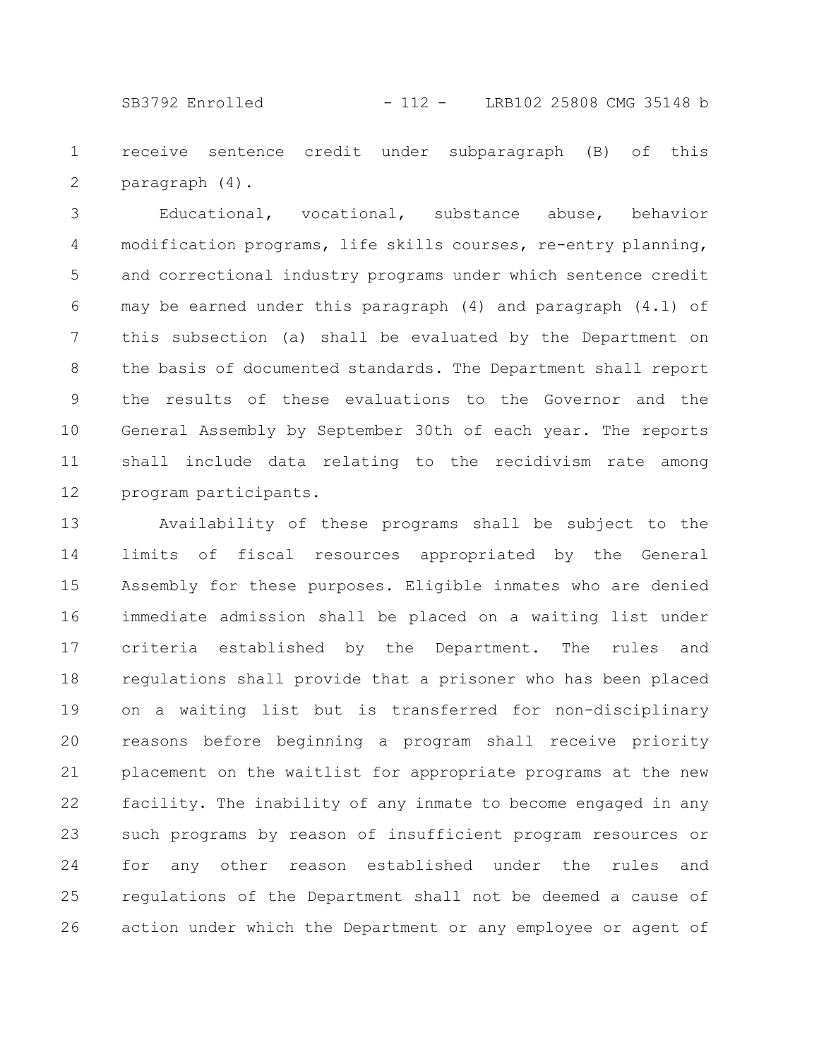receive sentence credit under subparagraph (B) of this paragraph (4).

Educational, vocational, substance abuse, behavior modification programs, life skills courses, re-entry planning, and correctional industry programs under which sentence credit may be earned under this paragraph (4) and paragraph (4.1) of this subsection (a) shall be evaluated by the Department on the basis of documented standards. The Department shall report the results of these evaluations to the Governor and the General Assembly by September 30th of each year. The reports shall include data relating to the recidivism rate among program participants.

Availability of these programs shall be subject to the limits of fiscal resources appropriated by the General Assembly for these purposes. Eligible inmates who are denied immediate admission shall be placed on a waiting list under criteria established by the Department. The rules and regulations shall provide that a prisoner who has been placed on a waiting list but is transferred for non-disciplinary reasons before beginning a program shall receive priority placement on the waitlist for appropriate programs at the new facility. The inability of any inmate to become engaged in any such programs by reason of insufficient program resources or for any other reason established under the rules and regulations of the Department shall not be deemed a cause of action under which the Department or any employee or agent of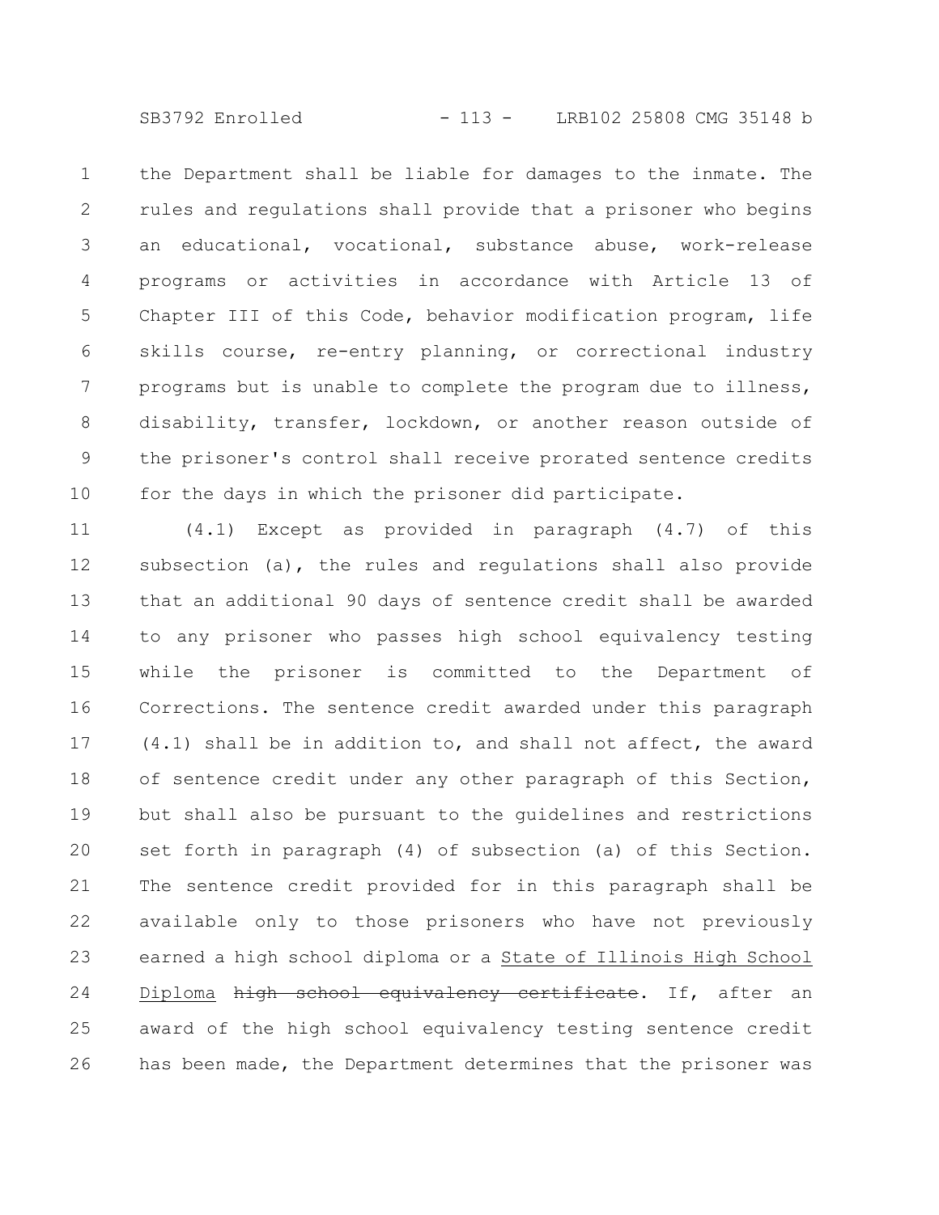the Department shall be liable for damages to the inmate. The rules and regulations shall provide that a prisoner who begins an educational, vocational, substance abuse, work-release programs or activities in accordance with Article 13 of Chapter III of this Code, behavior modification program, life skills course, re-entry planning, or correctional industry programs but is unable to complete the program due to illness, disability, transfer, lockdown, or another reason outside of the prisoner's control shall receive prorated sentence credits for the days in which the prisoner did participate.

(4.1) Except as provided in paragraph (4.7) of this subsection (a), the rules and regulations shall also provide that an additional 90 days of sentence credit shall be awarded to any prisoner who passes high school equivalency testing while the prisoner is committed to the Department of Corrections. The sentence credit awarded under this paragraph (4.1) shall be in addition to, and shall not affect, the award of sentence credit under any other paragraph of this Section, but shall also be pursuant to the guidelines and restrictions set forth in paragraph (4) of subsection (a) of this Section. The sentence credit provided for in this paragraph shall be available only to those prisoners who have not previously earned a high school diploma or a <u>State of Illinois High School Diploma</u> ~~high school equivalency certificate~~. If, after an award of the high school equivalency testing sentence credit has been made, the Department determines that the prisoner was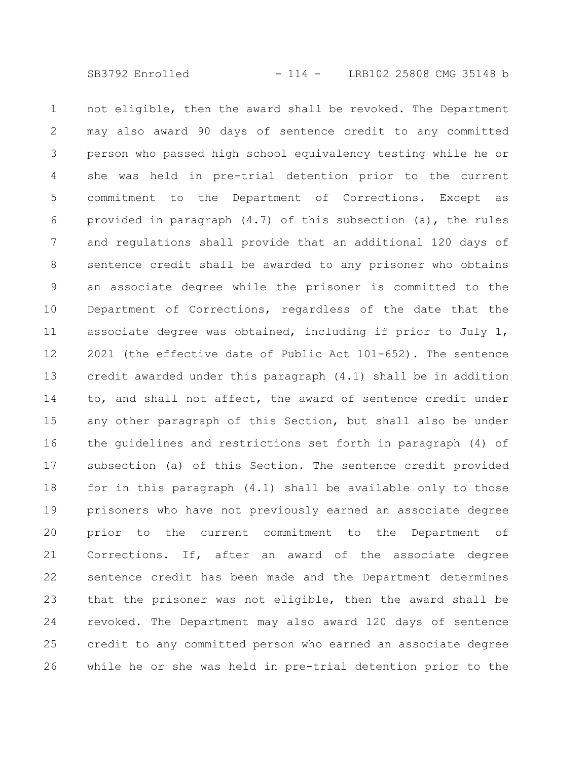not eligible, then the award shall be revoked. The Department may also award 90 days of sentence credit to any committed person who passed high school equivalency testing while he or she was held in pre-trial detention prior to the current commitment to the Department of Corrections. Except as provided in paragraph (4.7) of this subsection (a), the rules and regulations shall provide that an additional 120 days of sentence credit shall be awarded to any prisoner who obtains an associate degree while the prisoner is committed to the Department of Corrections, regardless of the date that the associate degree was obtained, including if prior to July 1, 2021 (the effective date of Public Act 101-652). The sentence credit awarded under this paragraph (4.1) shall be in addition to, and shall not affect, the award of sentence credit under any other paragraph of this Section, but shall also be under the guidelines and restrictions set forth in paragraph (4) of subsection (a) of this Section. The sentence credit provided for in this paragraph (4.1) shall be available only to those prisoners who have not previously earned an associate degree prior to the current commitment to the Department of Corrections. If, after an award of the associate degree sentence credit has been made and the Department determines that the prisoner was not eligible, then the award shall be revoked. The Department may also award 120 days of sentence credit to any committed person who earned an associate degree while he or she was held in pre-trial detention prior to the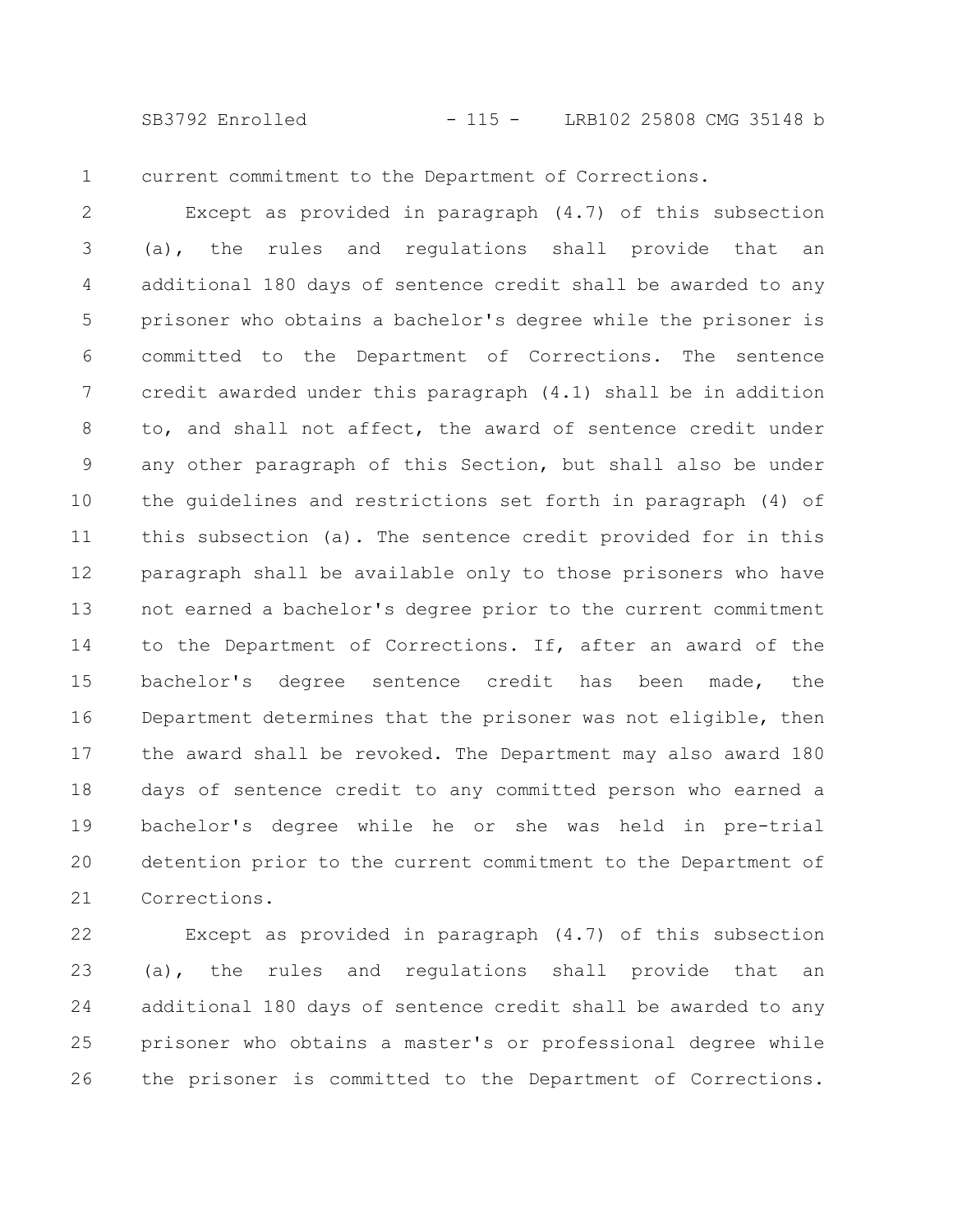current commitment to the Department of Corrections.

Except as provided in paragraph (4.7) of this subsection (a), the rules and regulations shall provide that an additional 180 days of sentence credit shall be awarded to any prisoner who obtains a bachelor's degree while the prisoner is committed to the Department of Corrections. The sentence credit awarded under this paragraph (4.1) shall be in addition to, and shall not affect, the award of sentence credit under any other paragraph of this Section, but shall also be under the guidelines and restrictions set forth in paragraph (4) of this subsection (a). The sentence credit provided for in this paragraph shall be available only to those prisoners who have not earned a bachelor's degree prior to the current commitment to the Department of Corrections. If, after an award of the bachelor's degree sentence credit has been made, the Department determines that the prisoner was not eligible, then the award shall be revoked. The Department may also award 180 days of sentence credit to any committed person who earned a bachelor's degree while he or she was held in pre-trial detention prior to the current commitment to the Department of Corrections.

Except as provided in paragraph (4.7) of this subsection (a), the rules and regulations shall provide that an additional 180 days of sentence credit shall be awarded to any prisoner who obtains a master's or professional degree while the prisoner is committed to the Department of Corrections.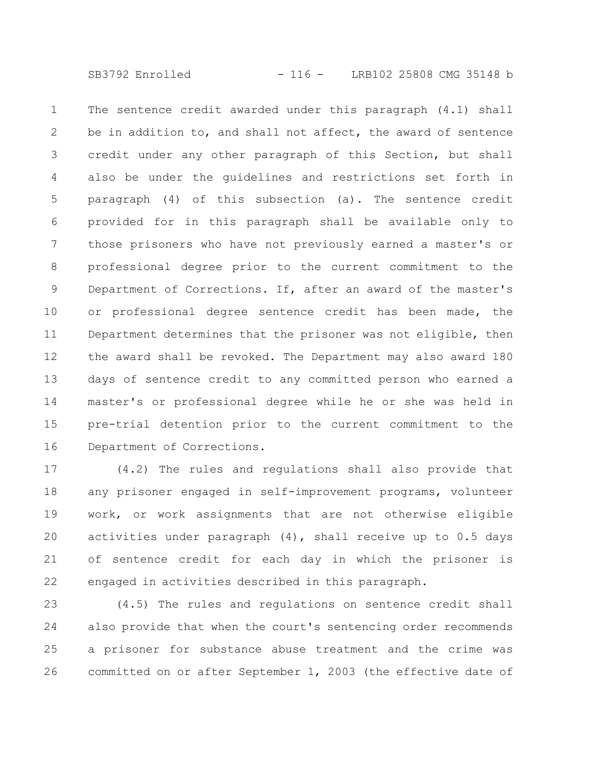The sentence credit awarded under this paragraph (4.1) shall be in addition to, and shall not affect, the award of sentence credit under any other paragraph of this Section, but shall also be under the guidelines and restrictions set forth in paragraph (4) of this subsection (a). The sentence credit provided for in this paragraph shall be available only to those prisoners who have not previously earned a master's or professional degree prior to the current commitment to the Department of Corrections. If, after an award of the master's or professional degree sentence credit has been made, the Department determines that the prisoner was not eligible, then the award shall be revoked. The Department may also award 180 days of sentence credit to any committed person who earned a master's or professional degree while he or she was held in pre-trial detention prior to the current commitment to the Department of Corrections.

(4.2) The rules and regulations shall also provide that any prisoner engaged in self-improvement programs, volunteer work, or work assignments that are not otherwise eligible activities under paragraph (4), shall receive up to 0.5 days of sentence credit for each day in which the prisoner is engaged in activities described in this paragraph.

(4.5) The rules and regulations on sentence credit shall also provide that when the court's sentencing order recommends a prisoner for substance abuse treatment and the crime was committed on or after September 1, 2003 (the effective date of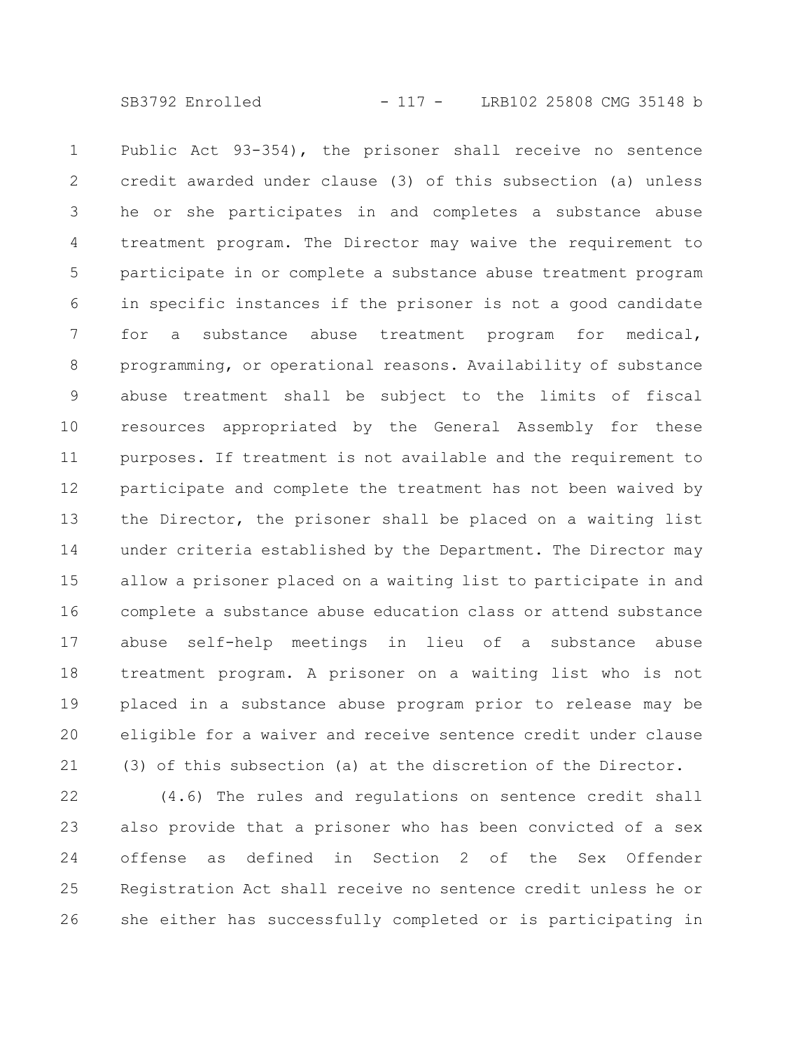Public Act 93-354), the prisoner shall receive no sentence credit awarded under clause (3) of this subsection (a) unless he or she participates in and completes a substance abuse treatment program. The Director may waive the requirement to participate in or complete a substance abuse treatment program in specific instances if the prisoner is not a good candidate for a substance abuse treatment program for medical, programming, or operational reasons. Availability of substance abuse treatment shall be subject to the limits of fiscal resources appropriated by the General Assembly for these purposes. If treatment is not available and the requirement to participate and complete the treatment has not been waived by the Director, the prisoner shall be placed on a waiting list under criteria established by the Department. The Director may allow a prisoner placed on a waiting list to participate in and complete a substance abuse education class or attend substance abuse self-help meetings in lieu of a substance abuse treatment program. A prisoner on a waiting list who is not placed in a substance abuse program prior to release may be eligible for a waiver and receive sentence credit under clause (3) of this subsection (a) at the discretion of the Director.

(4.6) The rules and regulations on sentence credit shall also provide that a prisoner who has been convicted of a sex offense as defined in Section 2 of the Sex Offender Registration Act shall receive no sentence credit unless he or she either has successfully completed or is participating in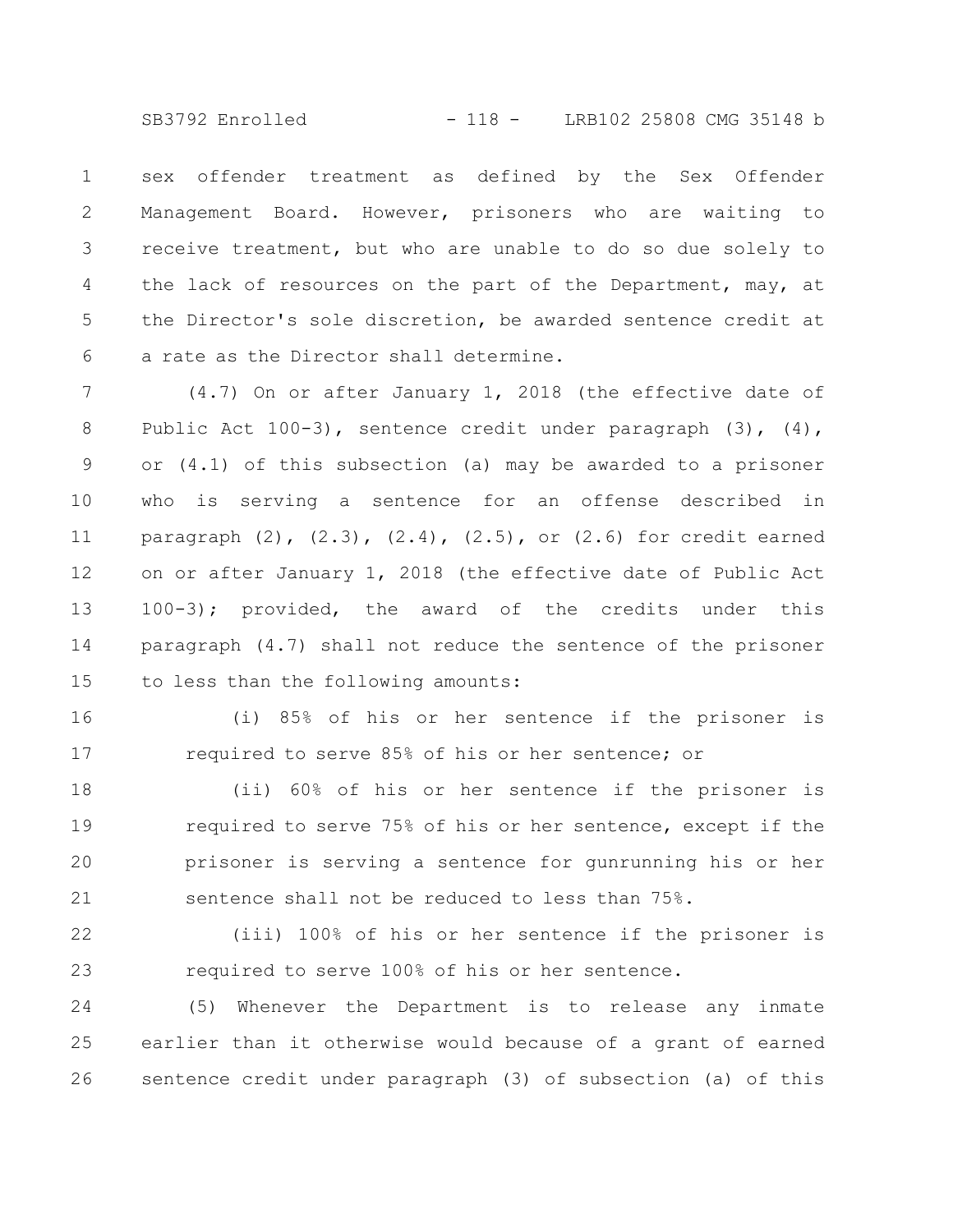sex offender treatment as defined by the Sex Offender Management Board. However, prisoners who are waiting to receive treatment, but who are unable to do so due solely to the lack of resources on the part of the Department, may, at the Director's sole discretion, be awarded sentence credit at a rate as the Director shall determine.

(4.7) On or after January 1, 2018 (the effective date of Public Act 100-3), sentence credit under paragraph (3), (4), or (4.1) of this subsection (a) may be awarded to a prisoner who is serving a sentence for an offense described in paragraph (2), (2.3), (2.4), (2.5), or (2.6) for credit earned on or after January 1, 2018 (the effective date of Public Act 100-3); provided, the award of the credits under this paragraph (4.7) shall not reduce the sentence of the prisoner to less than the following amounts:

(i) 85% of his or her sentence if the prisoner is required to serve 85% of his or her sentence; or

(ii) 60% of his or her sentence if the prisoner is required to serve 75% of his or her sentence, except if the prisoner is serving a sentence for gunrunning his or her sentence shall not be reduced to less than 75%.

(iii) 100% of his or her sentence if the prisoner is required to serve 100% of his or her sentence.

(5) Whenever the Department is to release any inmate earlier than it otherwise would because of a grant of earned sentence credit under paragraph (3) of subsection (a) of this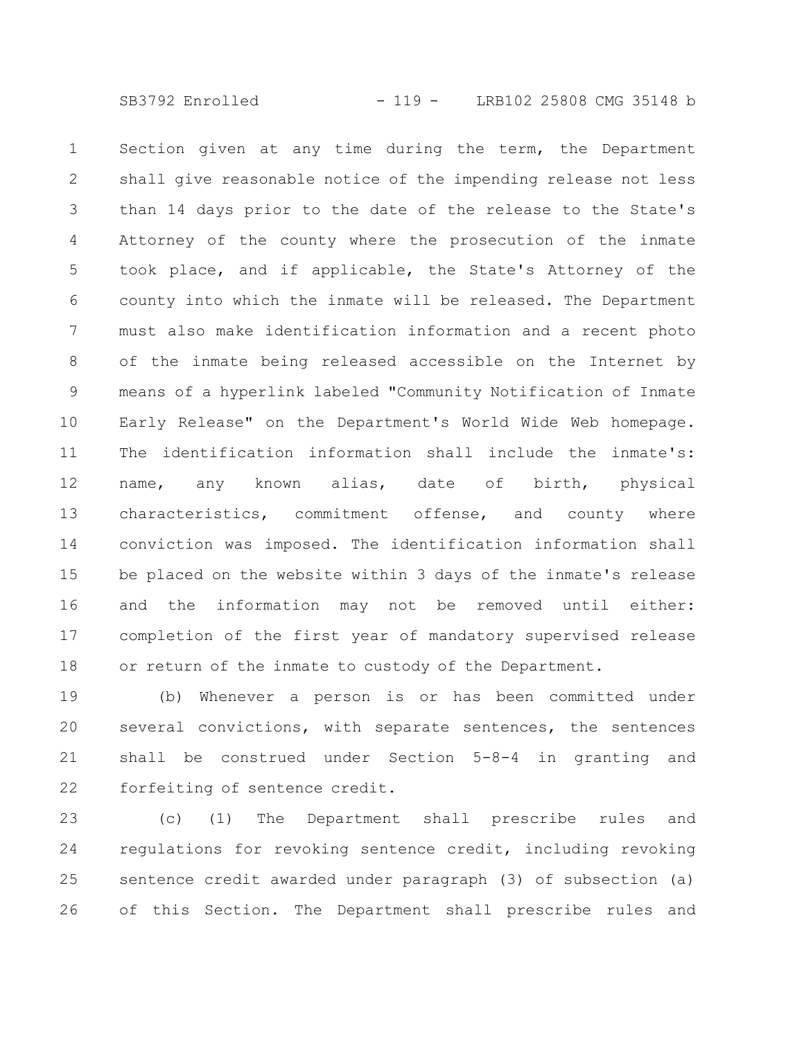Section given at any time during the term, the Department shall give reasonable notice of the impending release not less than 14 days prior to the date of the release to the State's Attorney of the county where the prosecution of the inmate took place, and if applicable, the State's Attorney of the county into which the inmate will be released. The Department must also make identification information and a recent photo of the inmate being released accessible on the Internet by means of a hyperlink labeled "Community Notification of Inmate Early Release" on the Department's World Wide Web homepage. The identification information shall include the inmate's: name, any known alias, date of birth, physical characteristics, commitment offense, and county where conviction was imposed. The identification information shall be placed on the website within 3 days of the inmate's release and the information may not be removed until either: completion of the first year of mandatory supervised release or return of the inmate to custody of the Department.

(b) Whenever a person is or has been committed under several convictions, with separate sentences, the sentences shall be construed under Section 5-8-4 in granting and forfeiting of sentence credit.

(c) (1) The Department shall prescribe rules and regulations for revoking sentence credit, including revoking sentence credit awarded under paragraph (3) of subsection (a) of this Section. The Department shall prescribe rules and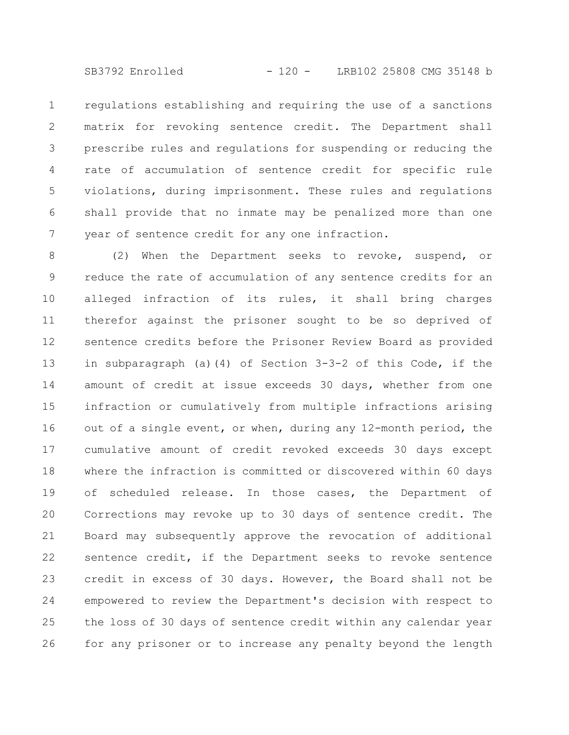regulations establishing and requiring the use of a sanctions matrix for revoking sentence credit. The Department shall prescribe rules and regulations for suspending or reducing the rate of accumulation of sentence credit for specific rule violations, during imprisonment. These rules and regulations shall provide that no inmate may be penalized more than one year of sentence credit for any one infraction.

(2) When the Department seeks to revoke, suspend, or reduce the rate of accumulation of any sentence credits for an alleged infraction of its rules, it shall bring charges therefor against the prisoner sought to be so deprived of sentence credits before the Prisoner Review Board as provided in subparagraph (a)(4) of Section 3-3-2 of this Code, if the amount of credit at issue exceeds 30 days, whether from one infraction or cumulatively from multiple infractions arising out of a single event, or when, during any 12-month period, the cumulative amount of credit revoked exceeds 30 days except where the infraction is committed or discovered within 60 days of scheduled release. In those cases, the Department of Corrections may revoke up to 30 days of sentence credit. The Board may subsequently approve the revocation of additional sentence credit, if the Department seeks to revoke sentence credit in excess of 30 days. However, the Board shall not be empowered to review the Department's decision with respect to the loss of 30 days of sentence credit within any calendar year for any prisoner or to increase any penalty beyond the length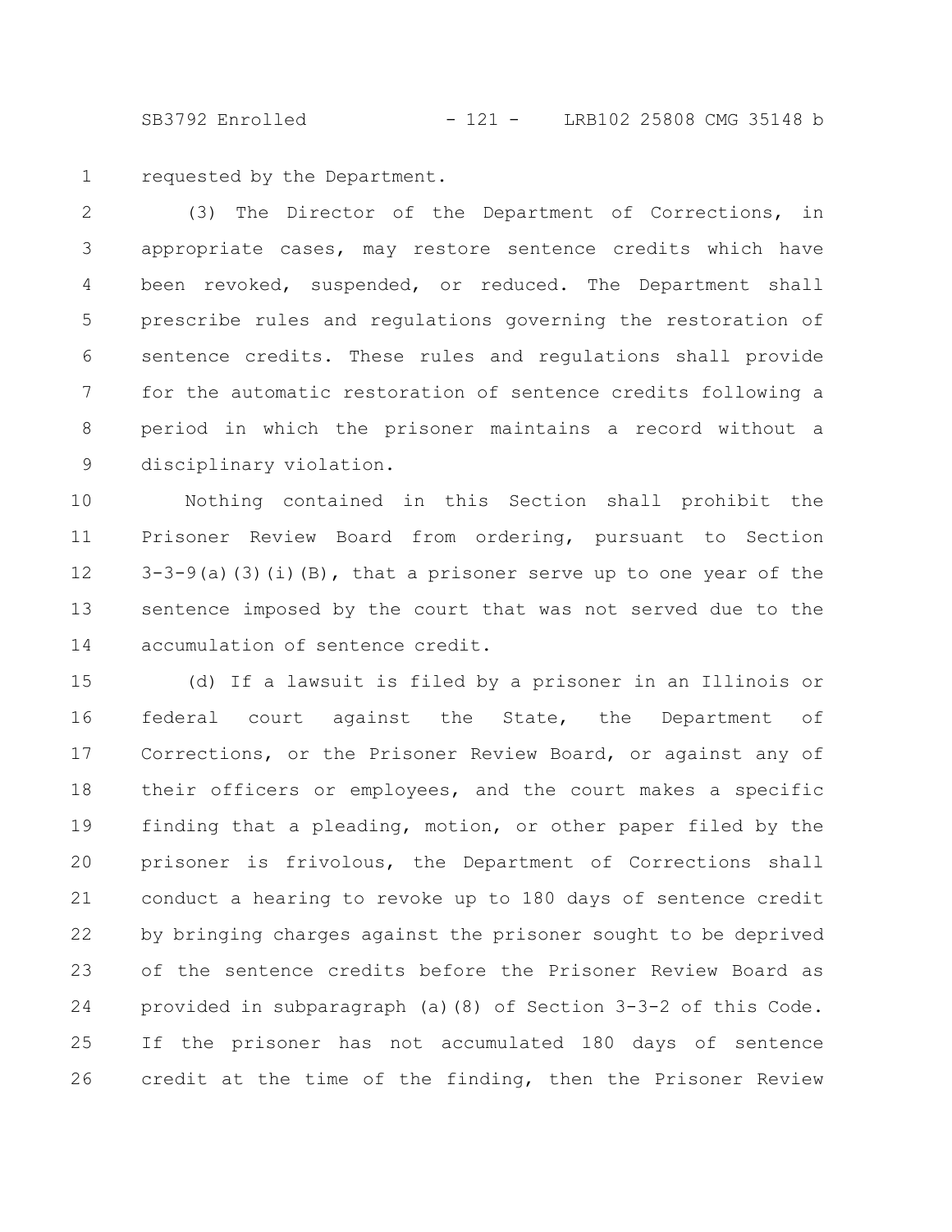requested by the Department.

(3) The Director of the Department of Corrections, in appropriate cases, may restore sentence credits which have been revoked, suspended, or reduced. The Department shall prescribe rules and regulations governing the restoration of sentence credits. These rules and regulations shall provide for the automatic restoration of sentence credits following a period in which the prisoner maintains a record without a disciplinary violation.

Nothing contained in this Section shall prohibit the Prisoner Review Board from ordering, pursuant to Section 3-3-9(a)(3)(i)(B), that a prisoner serve up to one year of the sentence imposed by the court that was not served due to the accumulation of sentence credit.

(d) If a lawsuit is filed by a prisoner in an Illinois or federal court against the State, the Department of Corrections, or the Prisoner Review Board, or against any of their officers or employees, and the court makes a specific finding that a pleading, motion, or other paper filed by the prisoner is frivolous, the Department of Corrections shall conduct a hearing to revoke up to 180 days of sentence credit by bringing charges against the prisoner sought to be deprived of the sentence credits before the Prisoner Review Board as provided in subparagraph (a)(8) of Section 3-3-2 of this Code. If the prisoner has not accumulated 180 days of sentence credit at the time of the finding, then the Prisoner Review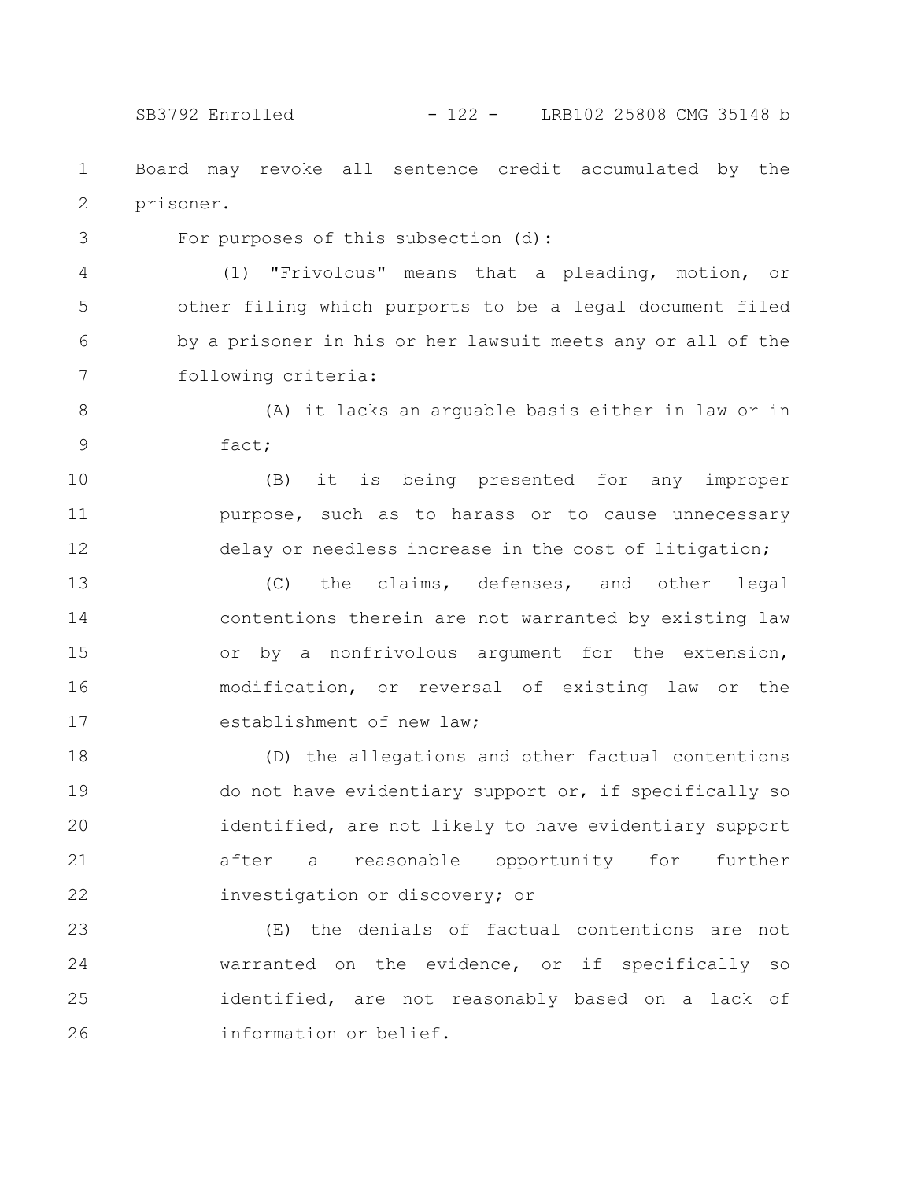Board may revoke all sentence credit accumulated by the prisoner.

For purposes of this subsection (d):

(1) "Frivolous" means that a pleading, motion, or other filing which purports to be a legal document filed by a prisoner in his or her lawsuit meets any or all of the following criteria:

(A) it lacks an arguable basis either in law or in fact;

(B) it is being presented for any improper purpose, such as to harass or to cause unnecessary delay or needless increase in the cost of litigation;

(C) the claims, defenses, and other legal contentions therein are not warranted by existing law or by a nonfrivolous argument for the extension, modification, or reversal of existing law or the establishment of new law;

(D) the allegations and other factual contentions do not have evidentiary support or, if specifically so identified, are not likely to have evidentiary support after a reasonable opportunity for further investigation or discovery; or

(E) the denials of factual contentions are not warranted on the evidence, or if specifically so identified, are not reasonably based on a lack of information or belief.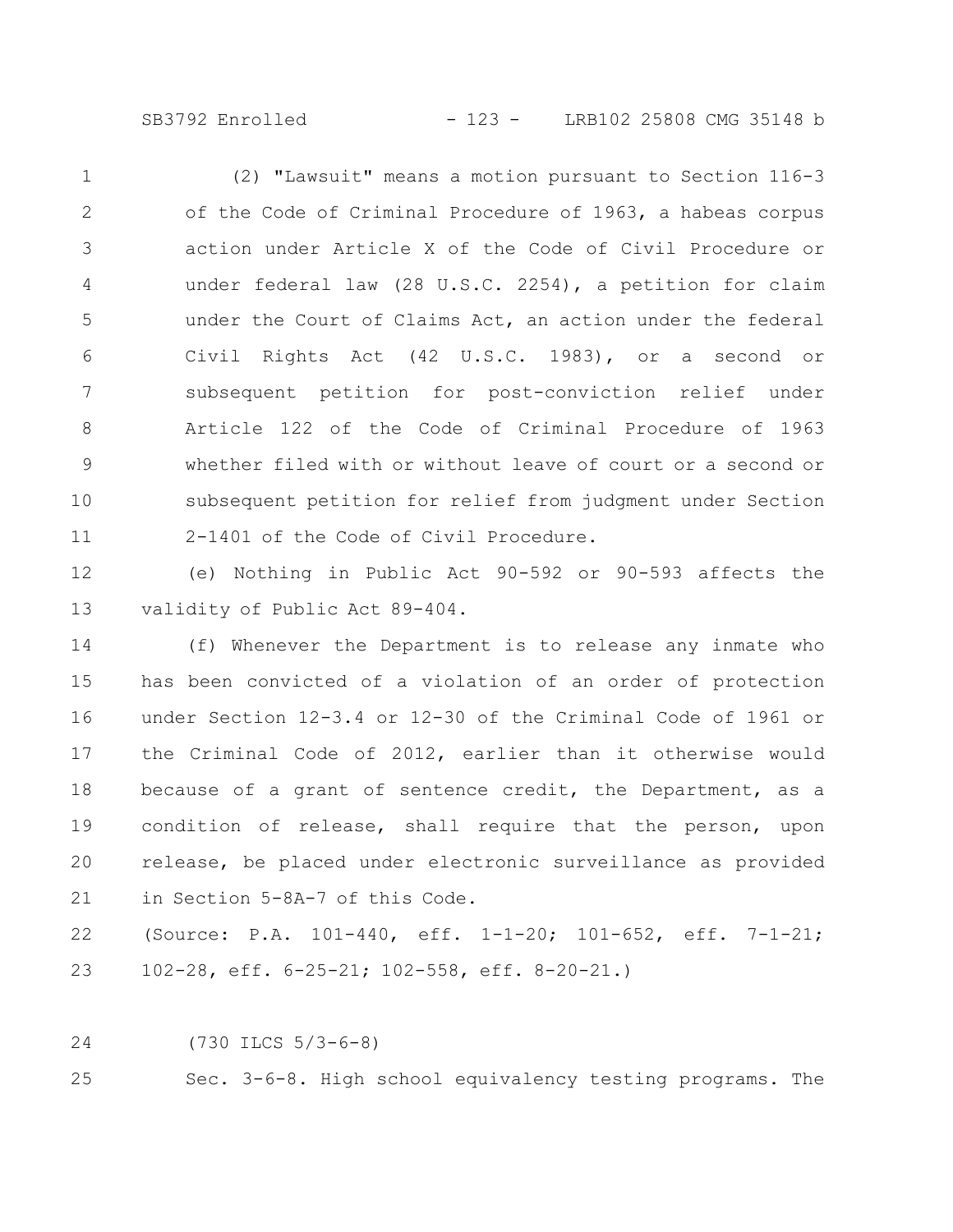(2) "Lawsuit" means a motion pursuant to Section 116-3 of the Code of Criminal Procedure of 1963, a habeas corpus action under Article X of the Code of Civil Procedure or under federal law (28 U.S.C. 2254), a petition for claim under the Court of Claims Act, an action under the federal Civil Rights Act (42 U.S.C. 1983), or a second or subsequent petition for post-conviction relief under Article 122 of the Code of Criminal Procedure of 1963 whether filed with or without leave of court or a second or subsequent petition for relief from judgment under Section 2-1401 of the Code of Civil Procedure.

(e) Nothing in Public Act 90-592 or 90-593 affects the validity of Public Act 89-404.

(f) Whenever the Department is to release any inmate who has been convicted of a violation of an order of protection under Section 12-3.4 or 12-30 of the Criminal Code of 1961 or the Criminal Code of 2012, earlier than it otherwise would because of a grant of sentence credit, the Department, as a condition of release, shall require that the person, upon release, be placed under electronic surveillance as provided in Section 5-8A-7 of this Code.

(Source: P.A. 101-440, eff. 1-1-20; 101-652, eff. 7-1-21; 102-28, eff. 6-25-21; 102-558, eff. 8-20-21.)

(730 ILCS 5/3-6-8)

Sec. 3-6-8. High school equivalency testing programs. The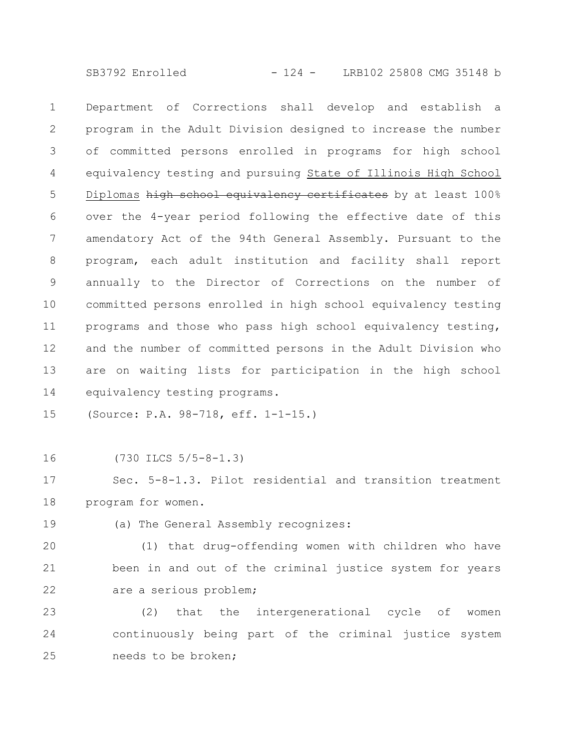Department of Corrections shall develop and establish a program in the Adult Division designed to increase the number of committed persons enrolled in programs for high school equivalency testing and pursuing <u>State of Illinois High School Diplomas</u> ~~high school equivalency certificates~~ by at least 100% over the 4-year period following the effective date of this amendatory Act of the 94th General Assembly. Pursuant to the program, each adult institution and facility shall report annually to the Director of Corrections on the number of committed persons enrolled in high school equivalency testing programs and those who pass high school equivalency testing, and the number of committed persons in the Adult Division who are on waiting lists for participation in the high school equivalency testing programs.

(Source: P.A. 98-718, eff. 1-1-15.)

(730 ILCS 5/5-8-1.3)

Sec. 5-8-1.3. Pilot residential and transition treatment program for women.

(a) The General Assembly recognizes:

(1) that drug-offending women with children who have been in and out of the criminal justice system for years are a serious problem;

(2) that the intergenerational cycle of women continuously being part of the criminal justice system needs to be broken;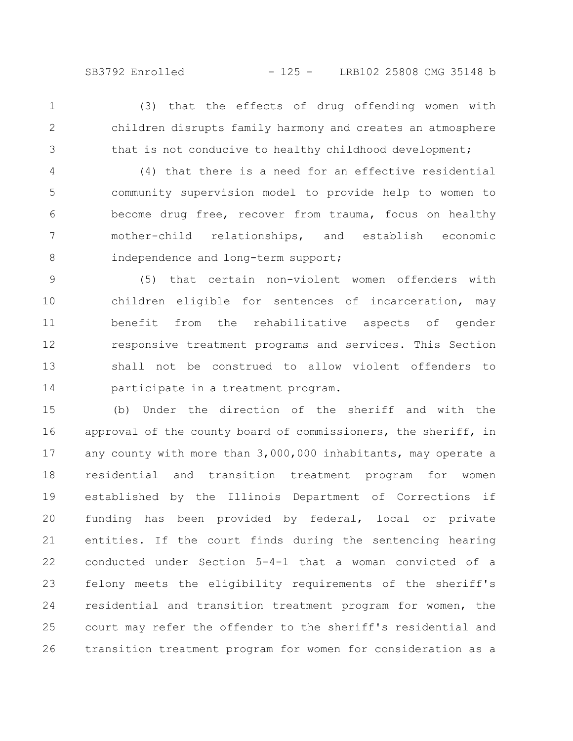(3) that the effects of drug offending women with children disrupts family harmony and creates an atmosphere that is not conducive to healthy childhood development;

(4) that there is a need for an effective residential community supervision model to provide help to women to become drug free, recover from trauma, focus on healthy mother-child relationships, and establish economic independence and long-term support;

(5) that certain non-violent women offenders with children eligible for sentences of incarceration, may benefit from the rehabilitative aspects of gender responsive treatment programs and services. This Section shall not be construed to allow violent offenders to participate in a treatment program.

(b) Under the direction of the sheriff and with the approval of the county board of commissioners, the sheriff, in any county with more than 3,000,000 inhabitants, may operate a residential and transition treatment program for women established by the Illinois Department of Corrections if funding has been provided by federal, local or private entities. If the court finds during the sentencing hearing conducted under Section 5-4-1 that a woman convicted of a felony meets the eligibility requirements of the sheriff's residential and transition treatment program for women, the court may refer the offender to the sheriff's residential and transition treatment program for women for consideration as a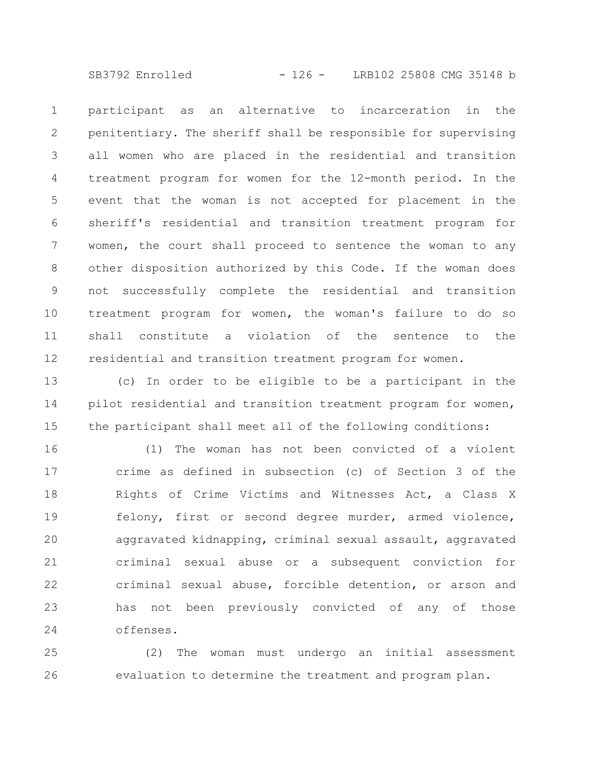participant as an alternative to incarceration in the penitentiary. The sheriff shall be responsible for supervising all women who are placed in the residential and transition treatment program for women for the 12-month period. In the event that the woman is not accepted for placement in the sheriff's residential and transition treatment program for women, the court shall proceed to sentence the woman to any other disposition authorized by this Code. If the woman does not successfully complete the residential and transition treatment program for women, the woman's failure to do so shall constitute a violation of the sentence to the residential and transition treatment program for women.

(c) In order to be eligible to be a participant in the pilot residential and transition treatment program for women, the participant shall meet all of the following conditions:

(1) The woman has not been convicted of a violent crime as defined in subsection (c) of Section 3 of the Rights of Crime Victims and Witnesses Act, a Class X felony, first or second degree murder, armed violence, aggravated kidnapping, criminal sexual assault, aggravated criminal sexual abuse or a subsequent conviction for criminal sexual abuse, forcible detention, or arson and has not been previously convicted of any of those offenses.

(2) The woman must undergo an initial assessment evaluation to determine the treatment and program plan.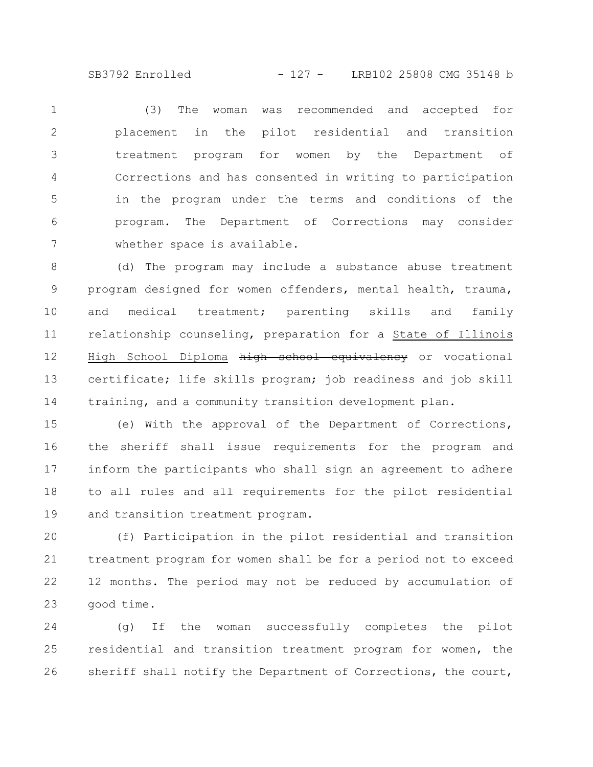(3) The woman was recommended and accepted for placement in the pilot residential and transition treatment program for women by the Department of Corrections and has consented in writing to participation in the program under the terms and conditions of the program. The Department of Corrections may consider whether space is available.

(d) The program may include a substance abuse treatment program designed for women offenders, mental health, trauma, and medical treatment; parenting skills and family relationship counseling, preparation for a <u>State of Illinois High School Diploma</u> ~~high school equivalency~~ or vocational certificate; life skills program; job readiness and job skill training, and a community transition development plan.

(e) With the approval of the Department of Corrections, the sheriff shall issue requirements for the program and inform the participants who shall sign an agreement to adhere to all rules and all requirements for the pilot residential and transition treatment program.

(f) Participation in the pilot residential and transition treatment program for women shall be for a period not to exceed 12 months. The period may not be reduced by accumulation of good time.

(g) If the woman successfully completes the pilot residential and transition treatment program for women, the sheriff shall notify the Department of Corrections, the court,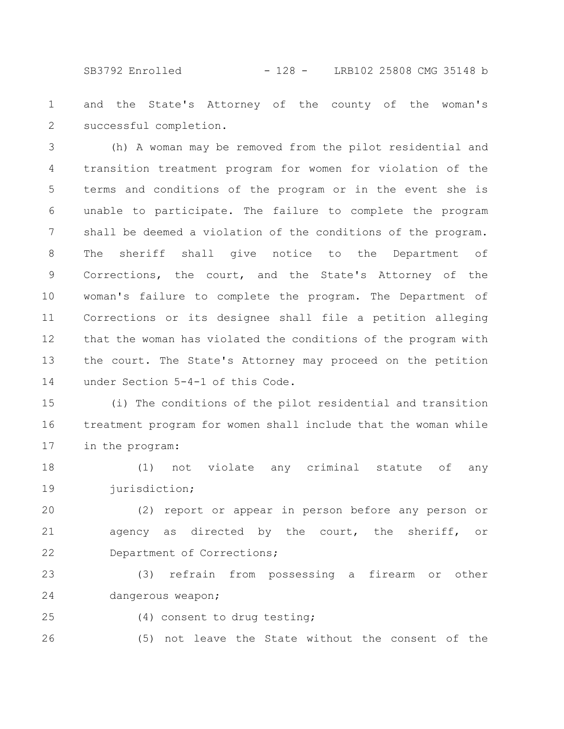and the State's Attorney of the county of the woman's successful completion.

(h) A woman may be removed from the pilot residential and transition treatment program for women for violation of the terms and conditions of the program or in the event she is unable to participate. The failure to complete the program shall be deemed a violation of the conditions of the program. The sheriff shall give notice to the Department of Corrections, the court, and the State's Attorney of the woman's failure to complete the program. The Department of Corrections or its designee shall file a petition alleging that the woman has violated the conditions of the program with the court. The State's Attorney may proceed on the petition under Section 5-4-1 of this Code.

(i) The conditions of the pilot residential and transition treatment program for women shall include that the woman while in the program:

(1) not violate any criminal statute of any jurisdiction;

(2) report or appear in person before any person or agency as directed by the court, the sheriff, or Department of Corrections;

(3) refrain from possessing a firearm or other dangerous weapon;

(4) consent to drug testing;

(5) not leave the State without the consent of the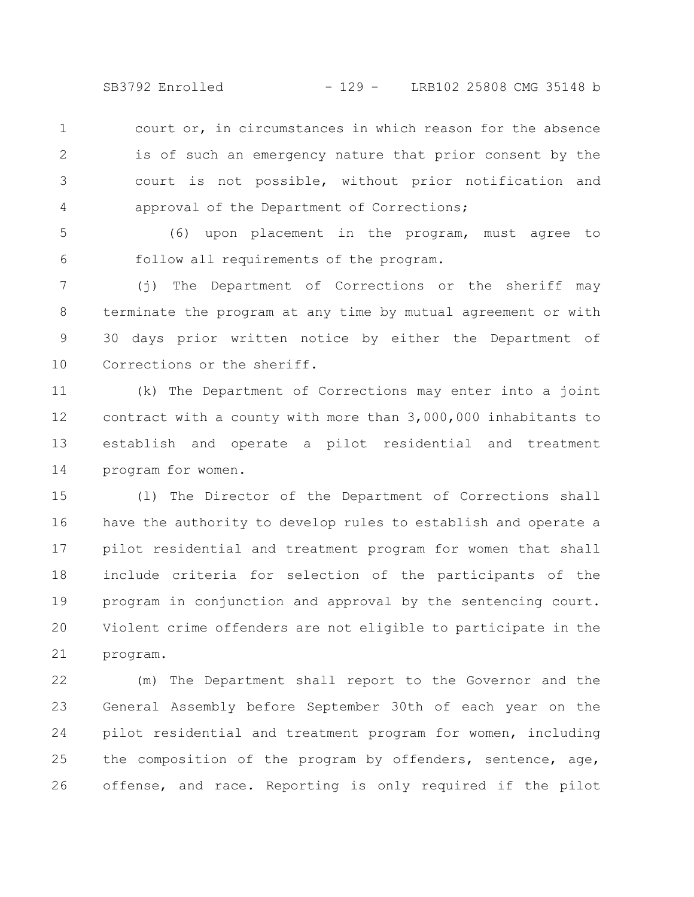court or, in circumstances in which reason for the absence is of such an emergency nature that prior consent by the court is not possible, without prior notification and approval of the Department of Corrections;

(6) upon placement in the program, must agree to follow all requirements of the program.

(j) The Department of Corrections or the sheriff may terminate the program at any time by mutual agreement or with 30 days prior written notice by either the Department of Corrections or the sheriff.

(k) The Department of Corrections may enter into a joint contract with a county with more than 3,000,000 inhabitants to establish and operate a pilot residential and treatment program for women.

(l) The Director of the Department of Corrections shall have the authority to develop rules to establish and operate a pilot residential and treatment program for women that shall include criteria for selection of the participants of the program in conjunction and approval by the sentencing court. Violent crime offenders are not eligible to participate in the program.

(m) The Department shall report to the Governor and the General Assembly before September 30th of each year on the pilot residential and treatment program for women, including the composition of the program by offenders, sentence, age, offense, and race. Reporting is only required if the pilot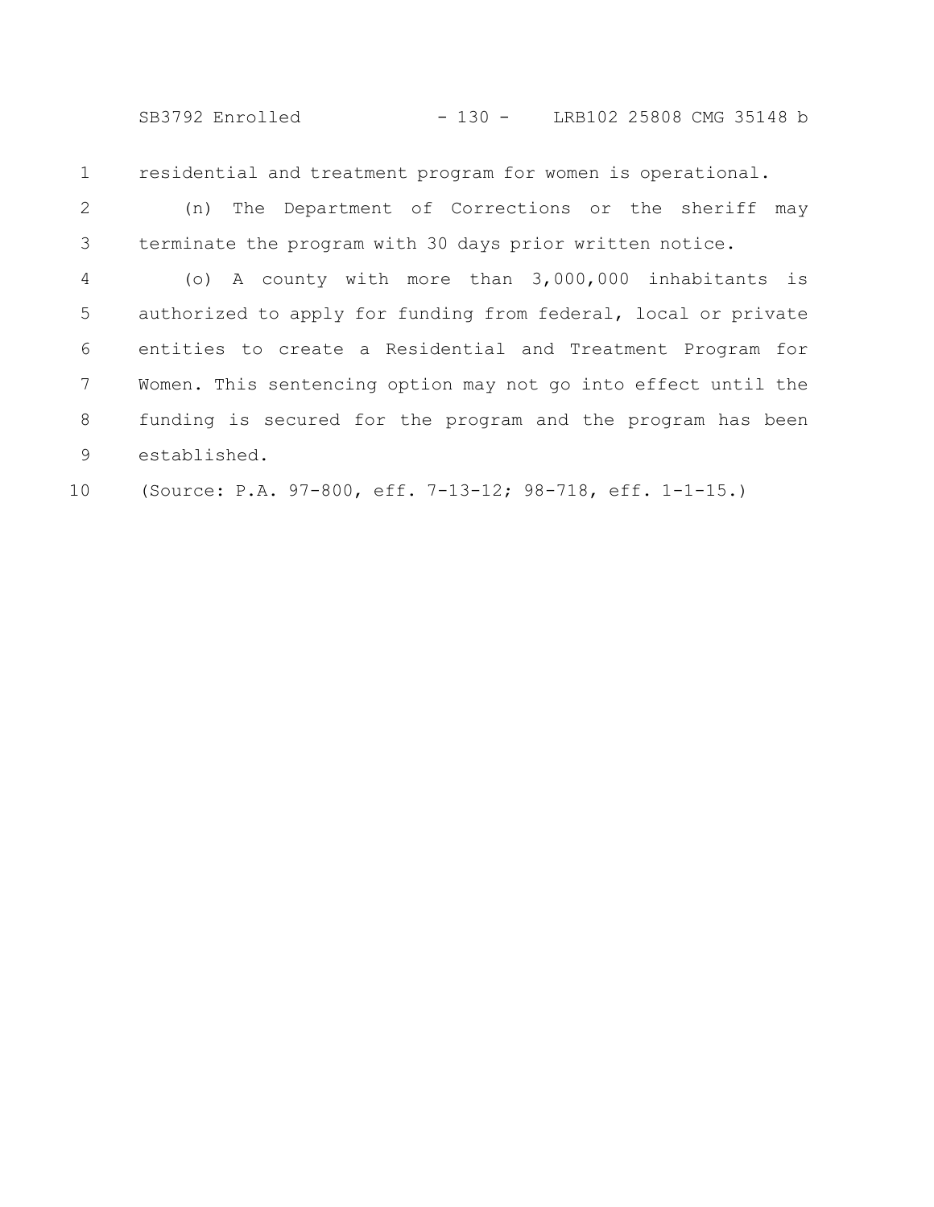residential and treatment program for women is operational.

(n) The Department of Corrections or the sheriff may terminate the program with 30 days prior written notice.

(o) A county with more than 3,000,000 inhabitants is authorized to apply for funding from federal, local or private entities to create a Residential and Treatment Program for Women. This sentencing option may not go into effect until the funding is secured for the program and the program has been established.

(Source: P.A. 97-800, eff. 7-13-12; 98-718, eff. 1-1-15.)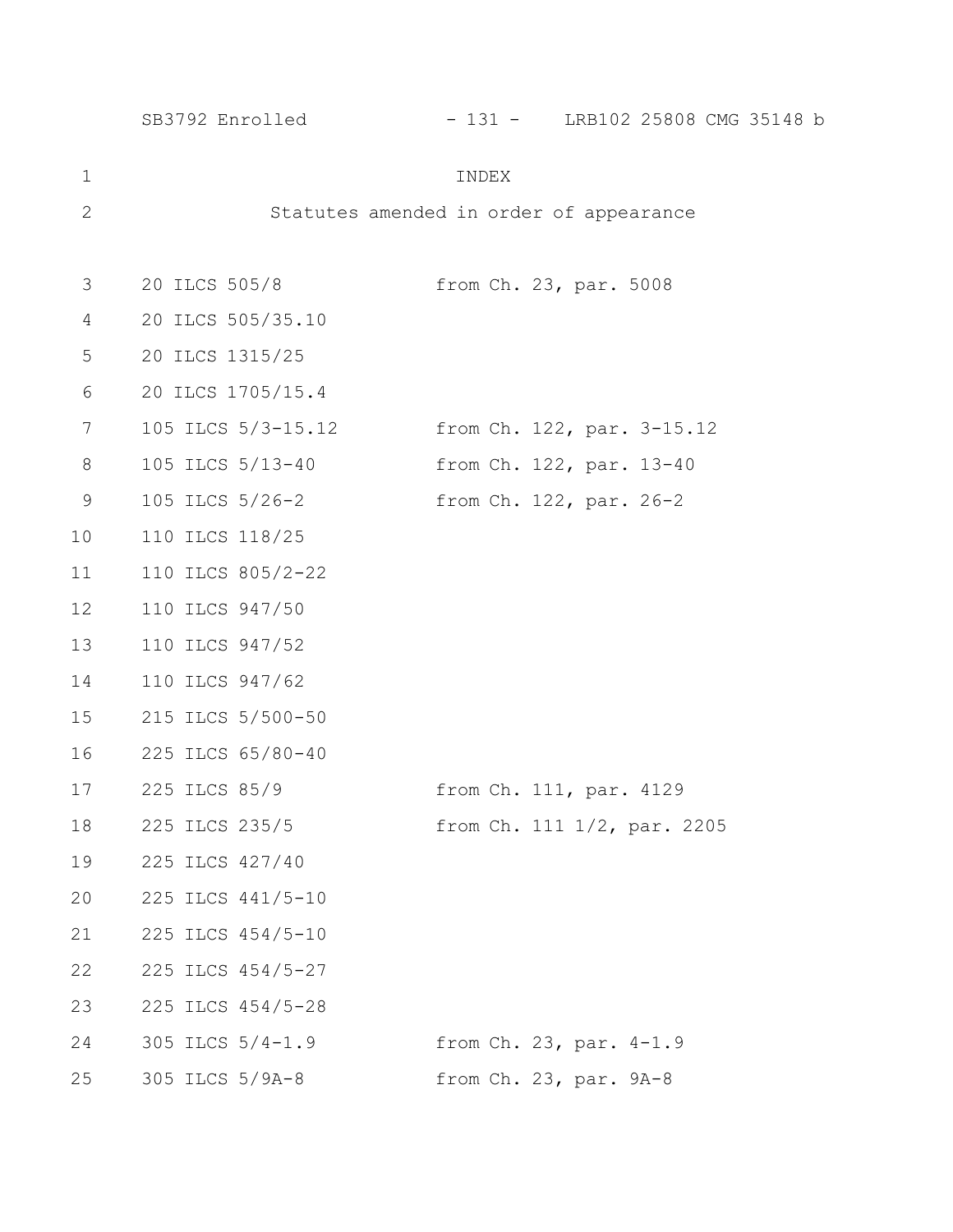# INDEX

## Statutes amended in order of appearance

| | |
|---|---|
| 20 ILCS 505/8 | from Ch. 23, par. 5008 |
| 20 ILCS 505/35.10 | |
| 20 ILCS 1315/25 | |
| 20 ILCS 1705/15.4 | |
| 105 ILCS 5/3-15.12 | from Ch. 122, par. 3-15.12 |
| 105 ILCS 5/13-40 | from Ch. 122, par. 13-40 |
| 105 ILCS 5/26-2 | from Ch. 122, par. 26-2 |
| 110 ILCS 118/25 | |
| 110 ILCS 805/2-22 | |
| 110 ILCS 947/50 | |
| 110 ILCS 947/52 | |
| 110 ILCS 947/62 | |
| 215 ILCS 5/500-50 | |
| 225 ILCS 65/80-40 | |
| 225 ILCS 85/9 | from Ch. 111, par. 4129 |
| 225 ILCS 235/5 | from Ch. 111 1/2, par. 2205 |
| 225 ILCS 427/40 | |
| 225 ILCS 441/5-10 | |
| 225 ILCS 454/5-10 | |
| 225 ILCS 454/5-27 | |
| 225 ILCS 454/5-28 | |
| 305 ILCS 5/4-1.9 | from Ch. 23, par. 4-1.9 |
| 305 ILCS 5/9A-8 | from Ch. 23, par. 9A-8 |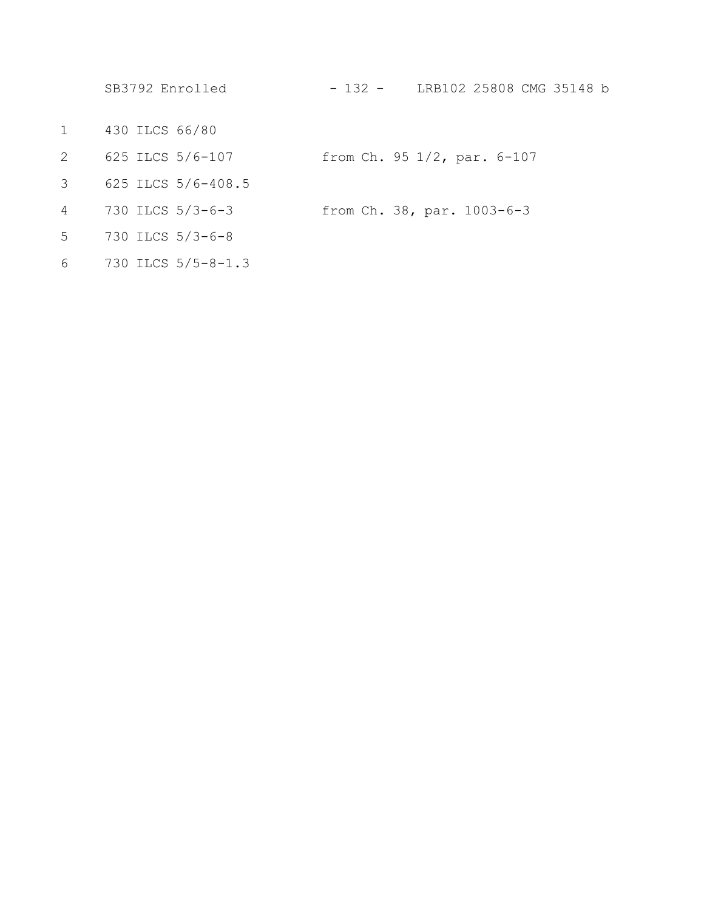| | |
|---|---|
| 430 ILCS 66/80 | |
| 625 ILCS 5/6-107 | from Ch. 95 1/2, par. 6-107 |
| 625 ILCS 5/6-408.5 | |
| 730 ILCS 5/3-6-3 | from Ch. 38, par. 1003-6-3 |
| 730 ILCS 5/3-6-8 | |
| 730 ILCS 5/5-8-1.3 | |